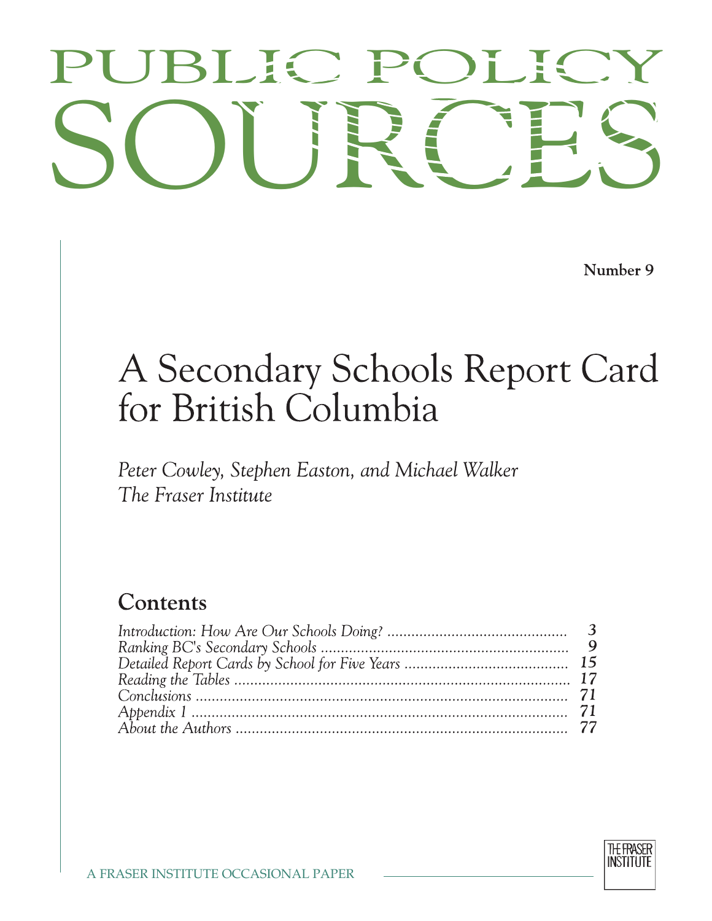# PUBLIC POLICY SOURCES

Number 9

# A Secondary Schools Report Card for British Columbia

*Peter Cowley, Stephen Easton, and Michael Walker*
*The Fraser Institute*

## Contents

| | |
|---|---|
| *Introduction: How Are Our Schools Doing?* | *3* |
| *Ranking BC's Secondary Schools* | *9* |
| *Detailed Report Cards by School for Five Years* | *15* |
| *Reading the Tables* | *17* |
| *Conclusions* | *71* |
| *Appendix 1* | *71* |
| *About the Authors* | *77* |

A FRASER INSTITUTE OCCASIONAL PAPER

THE FRASER INSTITUTE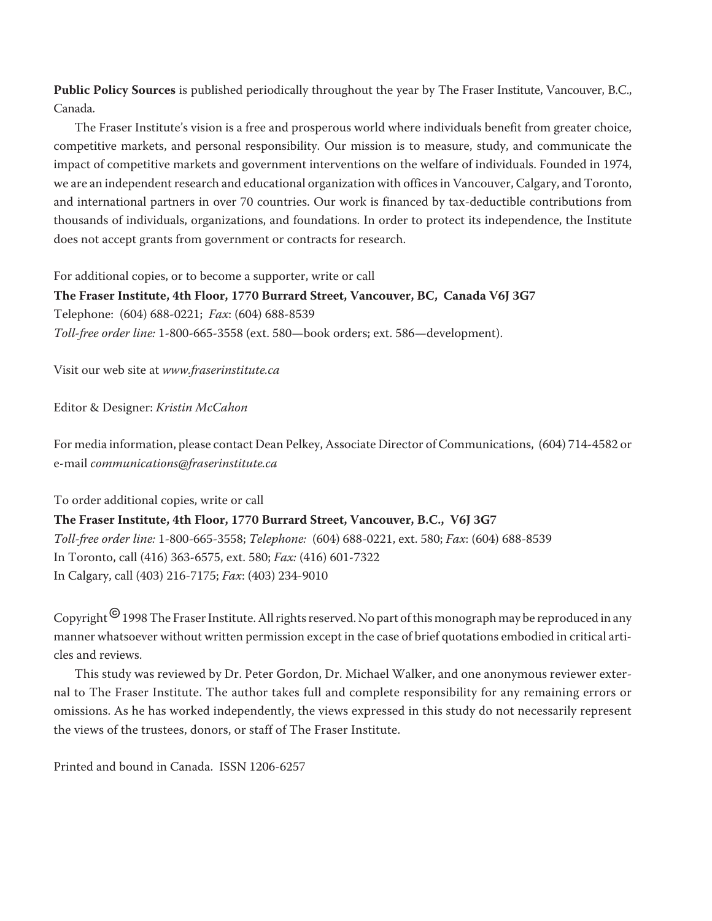**Public Policy Sources** is published periodically throughout the year by The Fraser Institute, Vancouver, B.C., Canada.

The Fraser Institute's vision is a free and prosperous world where individuals benefit from greater choice, competitive markets, and personal responsibility. Our mission is to measure, study, and communicate the impact of competitive markets and government interventions on the welfare of individuals. Founded in 1974, we are an independent research and educational organization with offices in Vancouver, Calgary, and Toronto, and international partners in over 70 countries. Our work is financed by tax-deductible contributions from thousands of individuals, organizations, and foundations. In order to protect its independence, the Institute does not accept grants from government or contracts for research.

For additional copies, or to become a supporter, write or call
**The Fraser Institute, 4th Floor, 1770 Burrard Street, Vancouver, BC, Canada V6J 3G7**
Telephone: (604) 688-0221; *Fax*: (604) 688-8539
*Toll-free order line:* 1-800-665-3558 (ext. 580—book orders; ext. 586—development).

Visit our web site at *www.fraserinstitute.ca*

Editor & Designer: *Kristin McCahon*

For media information, please contact Dean Pelkey, Associate Director of Communications, (604) 714-4582 or e-mail *communications@fraserinstitute.ca*

To order additional copies, write or call
**The Fraser Institute, 4th Floor, 1770 Burrard Street, Vancouver, B.C., V6J 3G7**
*Toll-free order line:* 1-800-665-3558; *Telephone:* (604) 688-0221, ext. 580; *Fax*: (604) 688-8539
In Toronto, call (416) 363-6575, ext. 580; *Fax:* (416) 601-7322
In Calgary, call (403) 216-7175; *Fax*: (403) 234-9010

Copyright © 1998 The Fraser Institute. All rights reserved. No part of this monograph may be reproduced in any manner whatsoever without written permission except in the case of brief quotations embodied in critical articles and reviews.

This study was reviewed by Dr. Peter Gordon, Dr. Michael Walker, and one anonymous reviewer external to The Fraser Institute. The author takes full and complete responsibility for any remaining errors or omissions. As he has worked independently, the views expressed in this study do not necessarily represent the views of the trustees, donors, or staff of The Fraser Institute.

Printed and bound in Canada. ISSN 1206-6257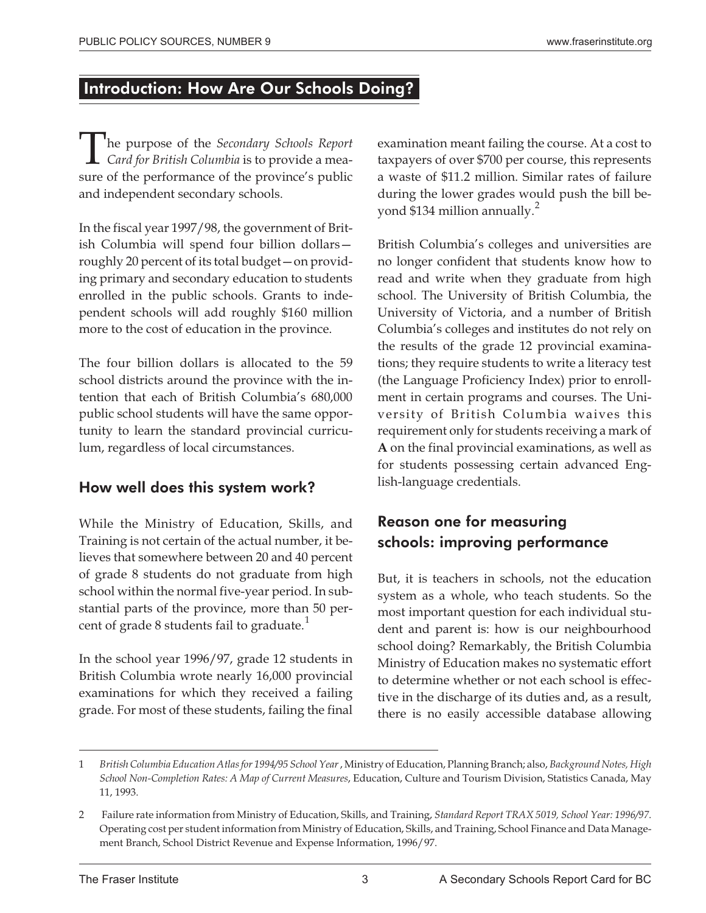## Introduction: How Are Our Schools Doing?

The purpose of the *Secondary Schools Report Card for British Columbia* is to provide a measure of the performance of the province's public and independent secondary schools.

In the fiscal year 1997/98, the government of British Columbia will spend four billion dollars—roughly 20 percent of its total budget—on providing primary and secondary education to students enrolled in the public schools. Grants to independent schools will add roughly $160 million more to the cost of education in the province.

The four billion dollars is allocated to the 59 school districts around the province with the intention that each of British Columbia's 680,000 public school students will have the same opportunity to learn the standard provincial curriculum, regardless of local circumstances.

### How well does this system work?

While the Ministry of Education, Skills, and Training is not certain of the actual number, it believes that somewhere between 20 and 40 percent of grade 8 students do not graduate from high school within the normal five-year period. In substantial parts of the province, more than 50 percent of grade 8 students fail to graduate.[1]

In the school year 1996/97, grade 12 students in British Columbia wrote nearly 16,000 provincial examinations for which they received a failing grade. For most of these students, failing the final examination meant failing the course. At a cost to taxpayers of over $700 per course, this represents a waste of $11.2 million. Similar rates of failure during the lower grades would push the bill beyond $134 million annually.[2]

British Columbia's colleges and universities are no longer confident that students know how to read and write when they graduate from high school. The University of British Columbia, the University of Victoria, and a number of British Columbia's colleges and institutes do not rely on the results of the grade 12 provincial examinations; they require students to write a literacy test (the Language Proficiency Index) prior to enrollment in certain programs and courses. The University of British Columbia waives this requirement only for students receiving a mark of **A** on the final provincial examinations, as well as for students possessing certain advanced English-language credentials.

### Reason one for measuring schools: improving performance

But, it is teachers in schools, not the education system as a whole, who teach students. So the most important question for each individual student and parent is: how is our neighbourhood school doing? Remarkably, the British Columbia Ministry of Education makes no systematic effort to determine whether or not each school is effective in the discharge of its duties and, as a result, there is no easily accessible database allowing

---

1 *British Columbia Education Atlas for 1994/95 School Year*, Ministry of Education, Planning Branch; also, *Background Notes, High School Non-Completion Rates: A Map of Current Measures*, Education, Culture and Tourism Division, Statistics Canada, May 11, 1993.

2 Failure rate information from Ministry of Education, Skills, and Training, *Standard Report TRAX 5019, School Year: 1996/97*. Operating cost per student information from Ministry of Education, Skills, and Training, School Finance and Data Management Branch, School District Revenue and Expense Information, 1996/97.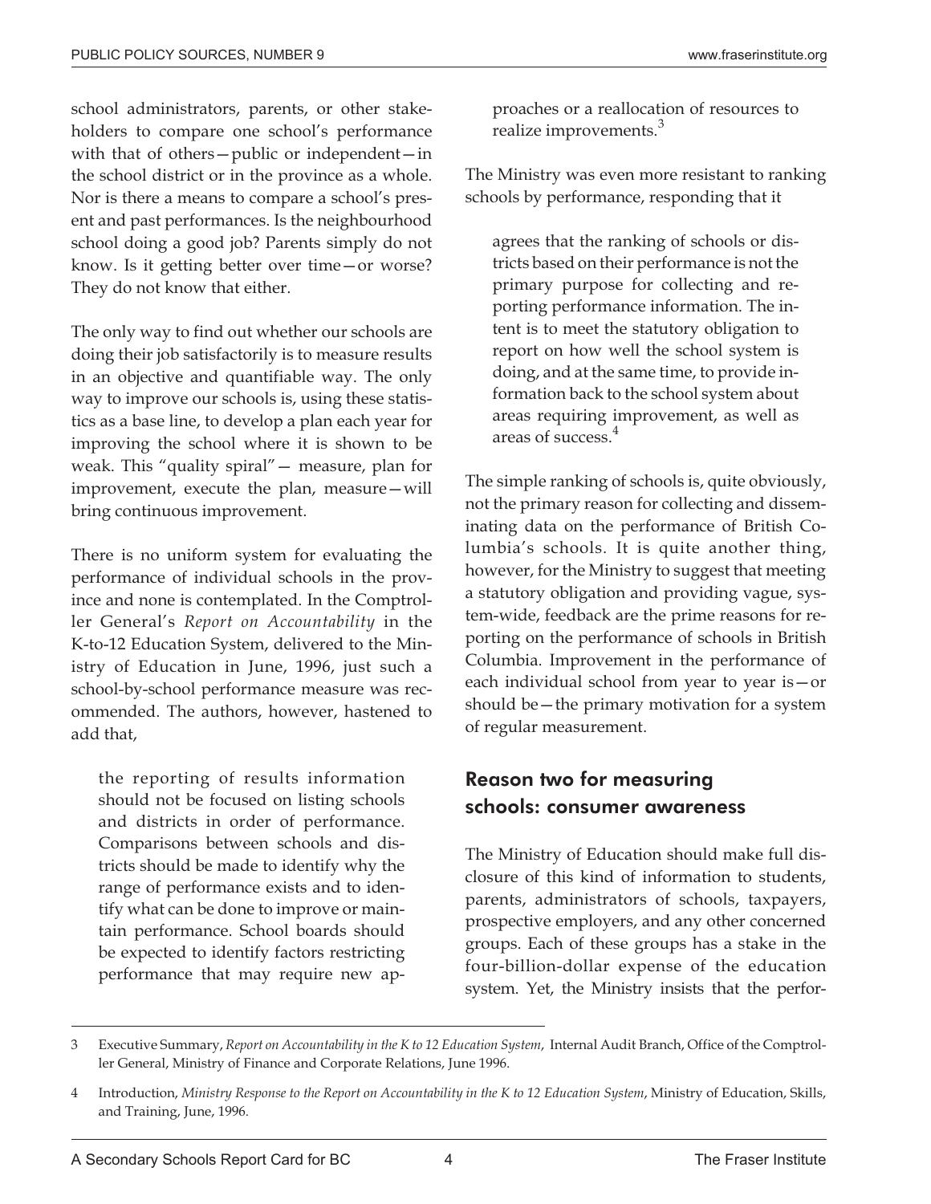school administrators, parents, or other stakeholders to compare one school's performance with that of others—public or independent—in the school district or in the province as a whole. Nor is there a means to compare a school's present and past performances. Is the neighbourhood school doing a good job? Parents simply do not know. Is it getting better over time—or worse? They do not know that either.

The only way to find out whether our schools are doing their job satisfactorily is to measure results in an objective and quantifiable way. The only way to improve our schools is, using these statistics as a base line, to develop a plan each year for improving the school where it is shown to be weak. This "quality spiral"— measure, plan for improvement, execute the plan, measure—will bring continuous improvement.

There is no uniform system for evaluating the performance of individual schools in the province and none is contemplated. In the Comptroller General's *Report on Accountability* in the K-to-12 Education System, delivered to the Ministry of Education in June, 1996, just such a school-by-school performance measure was recommended. The authors, however, hastened to add that,

> the reporting of results information should not be focused on listing schools and districts in order of performance. Comparisons between schools and districts should be made to identify why the range of performance exists and to identify what can be done to improve or maintain performance. School boards should be expected to identify factors restricting performance that may require new approaches or a reallocation of resources to realize improvements.[3]

The Ministry was even more resistant to ranking schools by performance, responding that it

> agrees that the ranking of schools or districts based on their performance is not the primary purpose for collecting and reporting performance information. The intent is to meet the statutory obligation to report on how well the school system is doing, and at the same time, to provide information back to the school system about areas requiring improvement, as well as areas of success.[4]

The simple ranking of schools is, quite obviously, not the primary reason for collecting and disseminating data on the performance of British Columbia's schools. It is quite another thing, however, for the Ministry to suggest that meeting a statutory obligation and providing vague, system-wide, feedback are the prime reasons for reporting on the performance of schools in British Columbia. Improvement in the performance of each individual school from year to year is—or should be—the primary motivation for a system of regular measurement.

## Reason two for measuring schools: consumer awareness

The Ministry of Education should make full disclosure of this kind of information to students, parents, administrators of schools, taxpayers, prospective employers, and any other concerned groups. Each of these groups has a stake in the four-billion-dollar expense of the education system. Yet, the Ministry insists that the perfor-

---

3 Executive Summary, *Report on Accountability in the K to 12 Education System*, Internal Audit Branch, Office of the Comptroller General, Ministry of Finance and Corporate Relations, June 1996.

4 Introduction, *Ministry Response to the Report on Accountability in the K to 12 Education System*, Ministry of Education, Skills, and Training, June, 1996.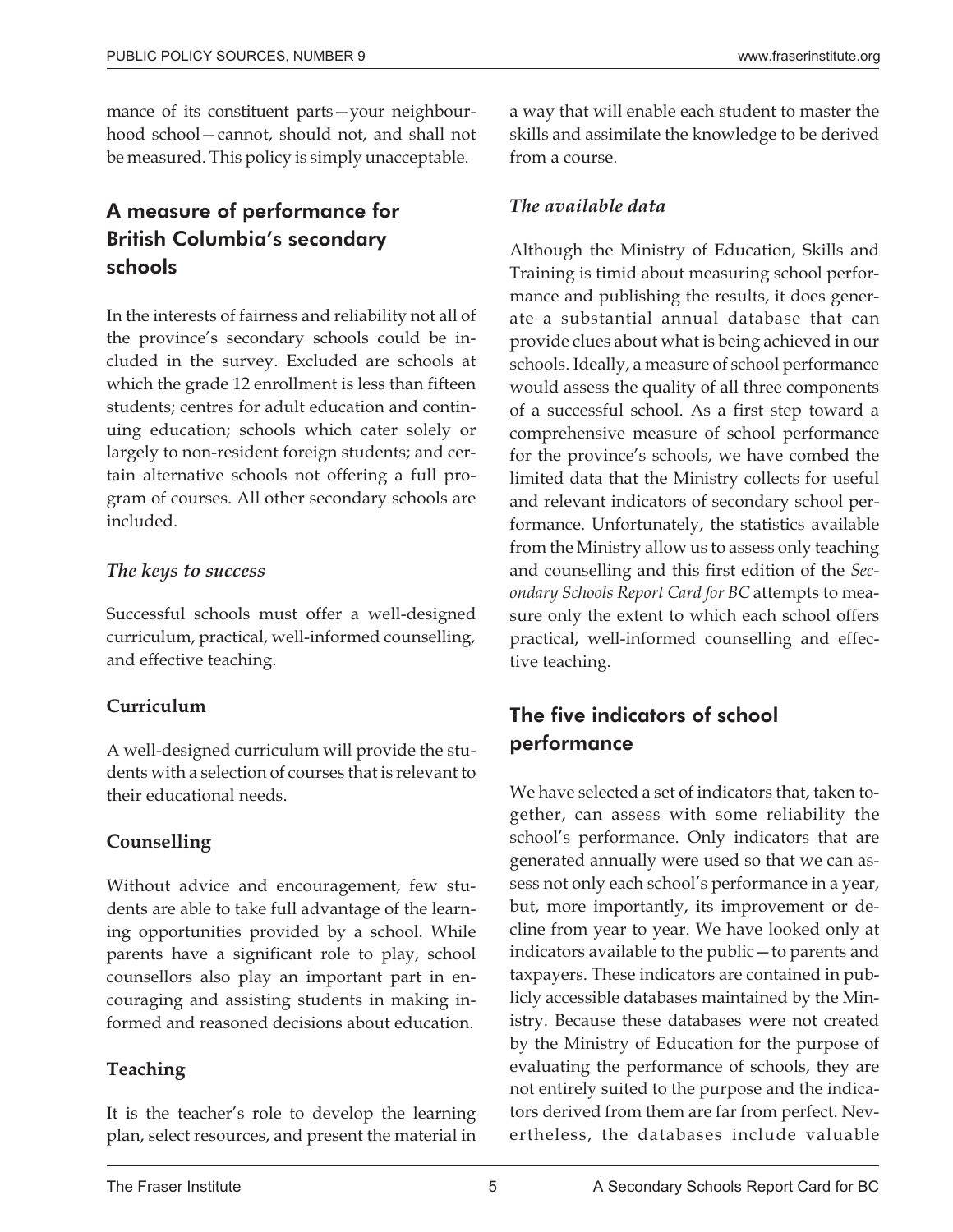mance of its constituent parts—your neighbourhood school—cannot, should not, and shall not be measured. This policy is simply unacceptable.

## A measure of performance for British Columbia's secondary schools

In the interests of fairness and reliability not all of the province's secondary schools could be included in the survey. Excluded are schools at which the grade 12 enrollment is less than fifteen students; centres for adult education and continuing education; schools which cater solely or largely to non-resident foreign students; and certain alternative schools not offering a full program of courses. All other secondary schools are included.

### *The keys to success*

Successful schools must offer a well-designed curriculum, practical, well-informed counselling, and effective teaching.

#### Curriculum

A well-designed curriculum will provide the students with a selection of courses that is relevant to their educational needs.

#### Counselling

Without advice and encouragement, few students are able to take full advantage of the learning opportunities provided by a school. While parents have a significant role to play, school counsellors also play an important part in encouraging and assisting students in making informed and reasoned decisions about education.

#### Teaching

It is the teacher's role to develop the learning plan, select resources, and present the material in a way that will enable each student to master the skills and assimilate the knowledge to be derived from a course.

### *The available data*

Although the Ministry of Education, Skills and Training is timid about measuring school performance and publishing the results, it does generate a substantial annual database that can provide clues about what is being achieved in our schools. Ideally, a measure of school performance would assess the quality of all three components of a successful school. As a first step toward a comprehensive measure of school performance for the province's schools, we have combed the limited data that the Ministry collects for useful and relevant indicators of secondary school performance. Unfortunately, the statistics available from the Ministry allow us to assess only teaching and counselling and this first edition of the *Secondary Schools Report Card for BC* attempts to measure only the extent to which each school offers practical, well-informed counselling and effective teaching.

## The five indicators of school performance

We have selected a set of indicators that, taken together, can assess with some reliability the school's performance. Only indicators that are generated annually were used so that we can assess not only each school's performance in a year, but, more importantly, its improvement or decline from year to year. We have looked only at indicators available to the public—to parents and taxpayers. These indicators are contained in publicly accessible databases maintained by the Ministry. Because these databases were not created by the Ministry of Education for the purpose of evaluating the performance of schools, they are not entirely suited to the purpose and the indicators derived from them are far from perfect. Nevertheless, the databases include valuable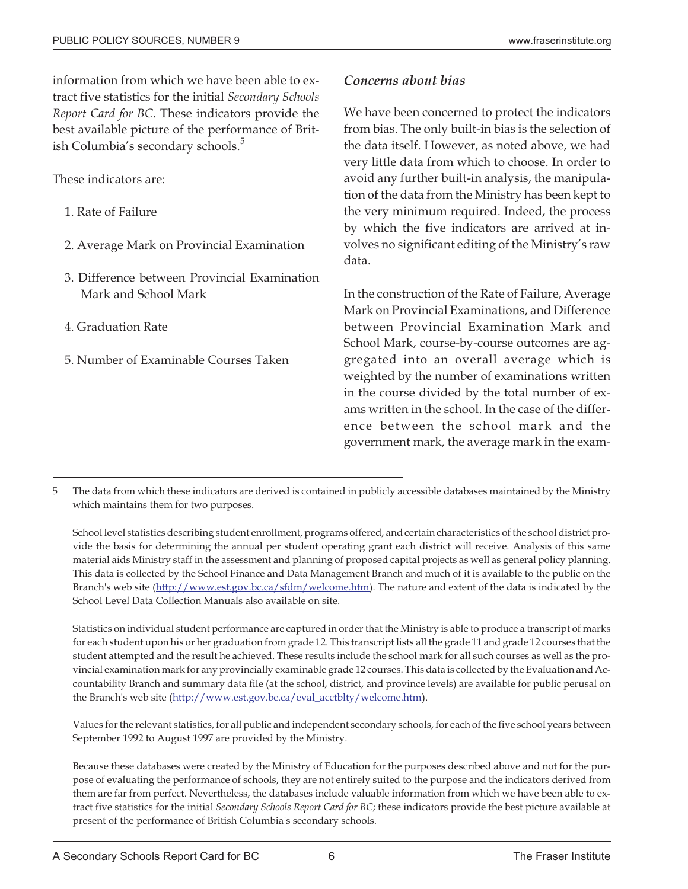information from which we have been able to extract five statistics for the initial *Secondary Schools Report Card for BC*. These indicators provide the best available picture of the performance of British Columbia's secondary schools.[5]

These indicators are:

1. Rate of Failure
2. Average Mark on Provincial Examination
3. Difference between Provincial Examination Mark and School Mark
4. Graduation Rate
5. Number of Examinable Courses Taken

### *Concerns about bias*

We have been concerned to protect the indicators from bias. The only built-in bias is the selection of the data itself. However, as noted above, we had very little data from which to choose. In order to avoid any further built-in analysis, the manipulation of the data from the Ministry has been kept to the very minimum required. Indeed, the process by which the five indicators are arrived at involves no significant editing of the Ministry's raw data.

In the construction of the Rate of Failure, Average Mark on Provincial Examinations, and Difference between Provincial Examination Mark and School Mark, course-by-course outcomes are aggregated into an overall average which is weighted by the number of examinations written in the course divided by the total number of exams written in the school. In the case of the difference between the school mark and the government mark, the average mark in the exam-

---

5 The data from which these indicators are derived is contained in publicly accessible databases maintained by the Ministry which maintains them for two purposes.

School level statistics describing student enrollment, programs offered, and certain characteristics of the school district provide the basis for determining the annual per student operating grant each district will receive. Analysis of this same material aids Ministry staff in the assessment and planning of proposed capital projects as well as general policy planning. This data is collected by the School Finance and Data Management Branch and much of it is available to the public on the Branch's web site (http://www.est.gov.bc.ca/sfdm/welcome.htm). The nature and extent of the data is indicated by the School Level Data Collection Manuals also available on site.

Statistics on individual student performance are captured in order that the Ministry is able to produce a transcript of marks for each student upon his or her graduation from grade 12. This transcript lists all the grade 11 and grade 12 courses that the student attempted and the result he achieved. These results include the school mark for all such courses as well as the provincial examination mark for any provincially examinable grade 12 courses. This data is collected by the Evaluation and Accountability Branch and summary data file (at the school, district, and province levels) are available for public perusal on the Branch's web site (http://www.est.gov.bc.ca/eval_acctblty/welcome.htm).

Values for the relevant statistics, for all public and independent secondary schools, for each of the five school years between September 1992 to August 1997 are provided by the Ministry.

Because these databases were created by the Ministry of Education for the purposes described above and not for the purpose of evaluating the performance of schools, they are not entirely suited to the purpose and the indicators derived from them are far from perfect. Nevertheless, the databases include valuable information from which we have been able to extract five statistics for the initial *Secondary Schools Report Card for BC*; these indicators provide the best picture available at present of the performance of British Columbia's secondary schools.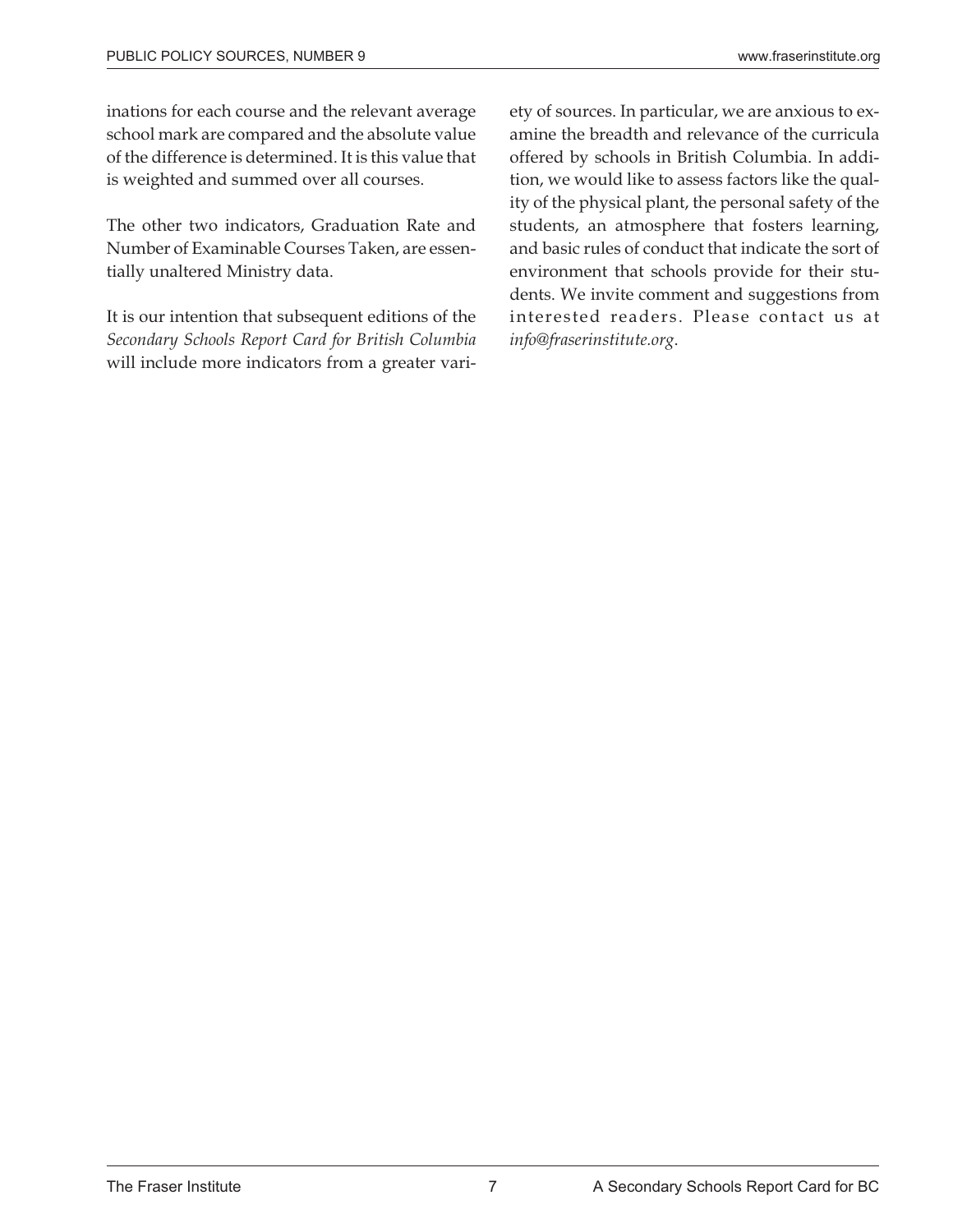inations for each course and the relevant average school mark are compared and the absolute value of the difference is determined. It is this value that is weighted and summed over all courses.

The other two indicators, Graduation Rate and Number of Examinable Courses Taken, are essentially unaltered Ministry data.

It is our intention that subsequent editions of the *Secondary Schools Report Card for British Columbia* will include more indicators from a greater variety of sources. In particular, we are anxious to examine the breadth and relevance of the curricula offered by schools in British Columbia. In addition, we would like to assess factors like the quality of the physical plant, the personal safety of the students, an atmosphere that fosters learning, and basic rules of conduct that indicate the sort of environment that schools provide for their students. We invite comment and suggestions from interested readers. Please contact us at *info@fraserinstitute.org*.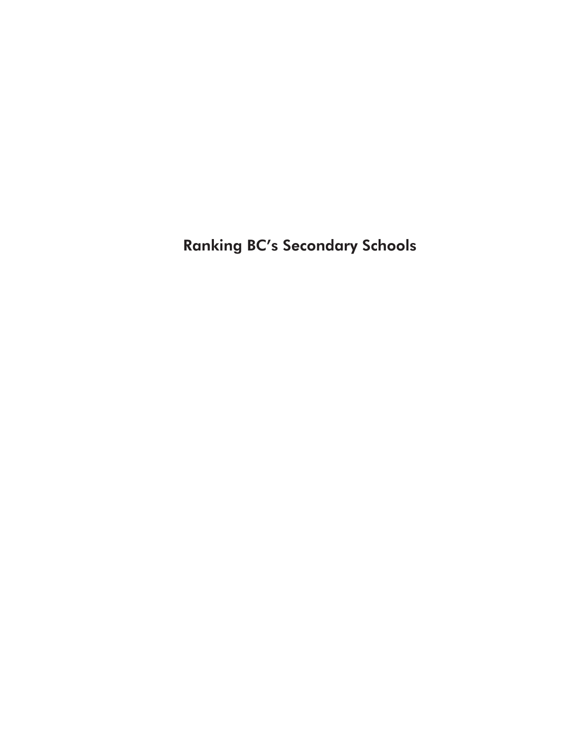# Ranking BC's Secondary Schools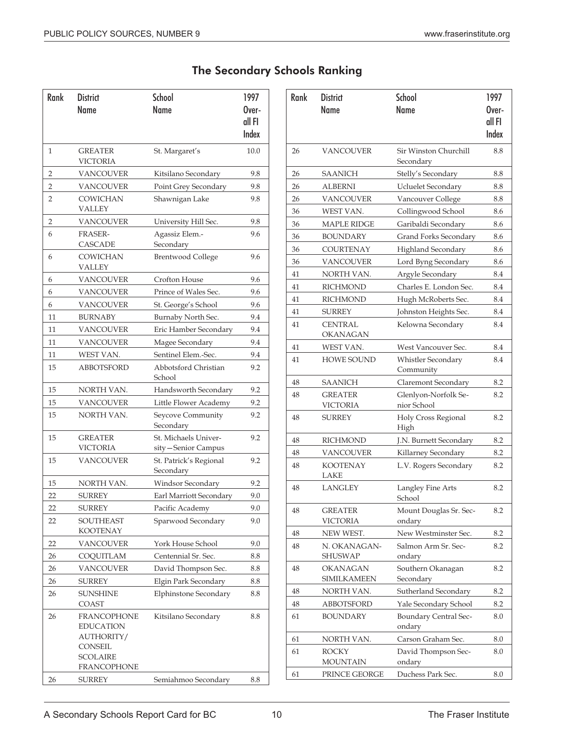## The Secondary Schools Ranking

| Rank | District Name | School Name | 1997 Over-all FI Index |
|---|---|---|---|
| 1 | GREATER VICTORIA | St. Margaret's | 10.0 |
| 2 | VANCOUVER | Kitsilano Secondary | 9.8 |
| 2 | VANCOUVER | Point Grey Secondary | 9.8 |
| 2 | COWICHAN VALLEY | Shawnigan Lake | 9.8 |
| 2 | VANCOUVER | University Hill Sec. | 9.8 |
| 6 | FRASER-CASCADE | Agassiz Elem.-Secondary | 9.6 |
| 6 | COWICHAN VALLEY | Brentwood College | 9.6 |
| 6 | VANCOUVER | Crofton House | 9.6 |
| 6 | VANCOUVER | Prince of Wales Sec. | 9.6 |
| 6 | VANCOUVER | St. George's School | 9.6 |
| 11 | BURNABY | Burnaby North Sec. | 9.4 |
| 11 | VANCOUVER | Eric Hamber Secondary | 9.4 |
| 11 | VANCOUVER | Magee Secondary | 9.4 |
| 11 | WEST VAN. | Sentinel Elem.-Sec. | 9.4 |
| 15 | ABBOTSFORD | Abbotsford Christian School | 9.2 |
| 15 | NORTH VAN. | Handsworth Secondary | 9.2 |
| 15 | VANCOUVER | Little Flower Academy | 9.2 |
| 15 | NORTH VAN. | Seycove Community Secondary | 9.2 |
| 15 | GREATER VICTORIA | St. Michaels University—Senior Campus | 9.2 |
| 15 | VANCOUVER | St. Patrick's Regional Secondary | 9.2 |
| 15 | NORTH VAN. | Windsor Secondary | 9.2 |
| 22 | SURREY | Earl Marriott Secondary | 9.0 |
| 22 | SURREY | Pacific Academy | 9.0 |
| 22 | SOUTHEAST KOOTENAY | Sparwood Secondary | 9.0 |
| 22 | VANCOUVER | York House School | 9.0 |
| 26 | COQUITLAM | Centennial Sr. Sec. | 8.8 |
| 26 | VANCOUVER | David Thompson Sec. | 8.8 |
| 26 | SURREY | Elgin Park Secondary | 8.8 |
| 26 | SUNSHINE COAST | Elphinstone Secondary | 8.8 |
| 26 | FRANCOPHONE EDUCATION AUTHORITY/ CONSEIL SCOLAIRE FRANCOPHONE | Kitsilano Secondary | 8.8 |
| 26 | SURREY | Semiahmoo Secondary | 8.8 |
| 26 | VANCOUVER | Sir Winston Churchill Secondary | 8.8 |
| 26 | SAANICH | Stelly's Secondary | 8.8 |
| 26 | ALBERNI | Ucluelet Secondary | 8.8 |
| 26 | VANCOUVER | Vancouver College | 8.8 |
| 36 | WEST VAN. | Collingwood School | 8.6 |
| 36 | MAPLE RIDGE | Garibaldi Secondary | 8.6 |
| 36 | BOUNDARY | Grand Forks Secondary | 8.6 |
| 36 | COURTENAY | Highland Secondary | 8.6 |
| 36 | VANCOUVER | Lord Byng Secondary | 8.6 |
| 41 | NORTH VAN. | Argyle Secondary | 8.4 |
| 41 | RICHMOND | Charles E. London Sec. | 8.4 |
| 41 | RICHMOND | Hugh McRoberts Sec. | 8.4 |
| 41 | SURREY | Johnston Heights Sec. | 8.4 |
| 41 | CENTRAL OKANAGAN | Kelowna Secondary | 8.4 |
| 41 | WEST VAN. | West Vancouver Sec. | 8.4 |
| 41 | HOWE SOUND | Whistler Secondary Community | 8.4 |
| 48 | SAANICH | Claremont Secondary | 8.2 |
| 48 | GREATER VICTORIA | Glenlyon-Norfolk Senior School | 8.2 |
| 48 | SURREY | Holy Cross Regional High | 8.2 |
| 48 | RICHMOND | J.N. Burnett Secondary | 8.2 |
| 48 | VANCOUVER | Killarney Secondary | 8.2 |
| 48 | KOOTENAY LAKE | L.V. Rogers Secondary | 8.2 |
| 48 | LANGLEY | Langley Fine Arts School | 8.2 |
| 48 | GREATER VICTORIA | Mount Douglas Sr. Secondary | 8.2 |
| 48 | NEW WEST. | New Westminster Sec. | 8.2 |
| 48 | N. OKANAGAN-SHUSWAP | Salmon Arm Sr. Secondary | 8.2 |
| 48 | OKANAGAN SIMILKAMEEN | Southern Okanagan Secondary | 8.2 |
| 48 | NORTH VAN. | Sutherland Secondary | 8.2 |
| 48 | ABBOTSFORD | Yale Secondary School | 8.2 |
| 61 | BOUNDARY | Boundary Central Secondary | 8.0 |
| 61 | NORTH VAN. | Carson Graham Sec. | 8.0 |
| 61 | ROCKY MOUNTAIN | David Thompson Secondary | 8.0 |
| 61 | PRINCE GEORGE | Duchess Park Sec. | 8.0 |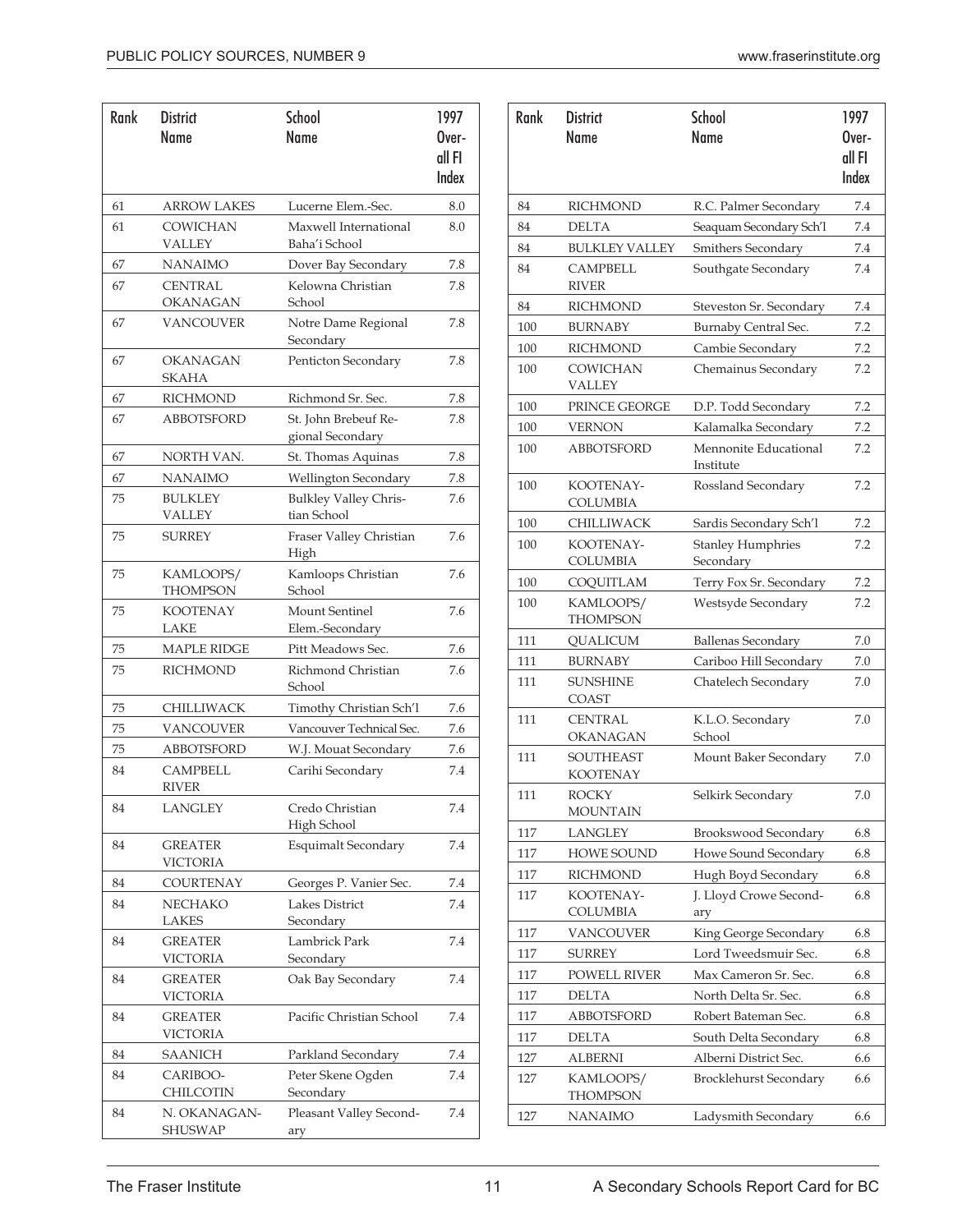| Rank | District Name | School Name | 1997 Overall FI Index |
|---|---|---|---|
| 61 | ARROW LAKES | Lucerne Elem.-Sec. | 8.0 |
| 61 | COWICHAN VALLEY | Maxwell International Baha'i School | 8.0 |
| 67 | NANAIMO | Dover Bay Secondary | 7.8 |
| 67 | CENTRAL OKANAGAN | Kelowna Christian School | 7.8 |
| 67 | VANCOUVER | Notre Dame Regional Secondary | 7.8 |
| 67 | OKANAGAN SKAHA | Penticton Secondary | 7.8 |
| 67 | RICHMOND | Richmond Sr. Sec. | 7.8 |
| 67 | ABBOTSFORD | St. John Brebeuf Regional Secondary | 7.8 |
| 67 | NORTH VAN. | St. Thomas Aquinas | 7.8 |
| 67 | NANAIMO | Wellington Secondary | 7.8 |
| 75 | BULKLEY VALLEY | Bulkley Valley Christian School | 7.6 |
| 75 | SURREY | Fraser Valley Christian High | 7.6 |
| 75 | KAMLOOPS/ THOMPSON | Kamloops Christian School | 7.6 |
| 75 | KOOTENAY LAKE | Mount Sentinel Elem.-Secondary | 7.6 |
| 75 | MAPLE RIDGE | Pitt Meadows Sec. | 7.6 |
| 75 | RICHMOND | Richmond Christian School | 7.6 |
| 75 | CHILLIWACK | Timothy Christian Sch'l | 7.6 |
| 75 | VANCOUVER | Vancouver Technical Sec. | 7.6 |
| 75 | ABBOTSFORD | W.J. Mouat Secondary | 7.6 |
| 84 | CAMPBELL RIVER | Carihi Secondary | 7.4 |
| 84 | LANGLEY | Credo Christian High School | 7.4 |
| 84 | GREATER VICTORIA | Esquimalt Secondary | 7.4 |
| 84 | COURTENAY | Georges P. Vanier Sec. | 7.4 |
| 84 | NECHAKO LAKES | Lakes District Secondary | 7.4 |
| 84 | GREATER VICTORIA | Lambrick Park Secondary | 7.4 |
| 84 | GREATER VICTORIA | Oak Bay Secondary | 7.4 |
| 84 | GREATER VICTORIA | Pacific Christian School | 7.4 |
| 84 | SAANICH | Parkland Secondary | 7.4 |
| 84 | CARIBOO-CHILCOTIN | Peter Skene Ogden Secondary | 7.4 |
| 84 | N. OKANAGAN-SHUSWAP | Pleasant Valley Secondary | 7.4 |
| 84 | RICHMOND | R.C. Palmer Secondary | 7.4 |
| 84 | DELTA | Seaquam Secondary Sch'l | 7.4 |
| 84 | BULKLEY VALLEY | Smithers Secondary | 7.4 |
| 84 | CAMPBELL RIVER | Southgate Secondary | 7.4 |
| 84 | RICHMOND | Steveston Sr. Secondary | 7.4 |
| 100 | BURNABY | Burnaby Central Sec. | 7.2 |
| 100 | RICHMOND | Cambie Secondary | 7.2 |
| 100 | COWICHAN VALLEY | Chemainus Secondary | 7.2 |
| 100 | PRINCE GEORGE | D.P. Todd Secondary | 7.2 |
| 100 | VERNON | Kalamalka Secondary | 7.2 |
| 100 | ABBOTSFORD | Mennonite Educational Institute | 7.2 |
| 100 | KOOTENAY-COLUMBIA | Rossland Secondary | 7.2 |
| 100 | CHILLIWACK | Sardis Secondary Sch'l | 7.2 |
| 100 | KOOTENAY-COLUMBIA | Stanley Humphries Secondary | 7.2 |
| 100 | COQUITLAM | Terry Fox Sr. Secondary | 7.2 |
| 100 | KAMLOOPS/ THOMPSON | Westsyde Secondary | 7.2 |
| 111 | QUALICUM | Ballenas Secondary | 7.0 |
| 111 | BURNABY | Cariboo Hill Secondary | 7.0 |
| 111 | SUNSHINE COAST | Chatelech Secondary | 7.0 |
| 111 | CENTRAL OKANAGAN | K.L.O. Secondary School | 7.0 |
| 111 | SOUTHEAST KOOTENAY | Mount Baker Secondary | 7.0 |
| 111 | ROCKY MOUNTAIN | Selkirk Secondary | 7.0 |
| 117 | LANGLEY | Brookswood Secondary | 6.8 |
| 117 | HOWE SOUND | Howe Sound Secondary | 6.8 |
| 117 | RICHMOND | Hugh Boyd Secondary | 6.8 |
| 117 | KOOTENAY-COLUMBIA | J. Lloyd Crowe Secondary | 6.8 |
| 117 | VANCOUVER | King George Secondary | 6.8 |
| 117 | SURREY | Lord Tweedsmuir Sec. | 6.8 |
| 117 | POWELL RIVER | Max Cameron Sr. Sec. | 6.8 |
| 117 | DELTA | North Delta Sr. Sec. | 6.8 |
| 117 | ABBOTSFORD | Robert Bateman Sec. | 6.8 |
| 117 | DELTA | South Delta Secondary | 6.8 |
| 127 | ALBERNI | Alberni District Sec. | 6.6 |
| 127 | KAMLOOPS/ THOMPSON | Brocklehurst Secondary | 6.6 |
| 127 | NANAIMO | Ladysmith Secondary | 6.6 |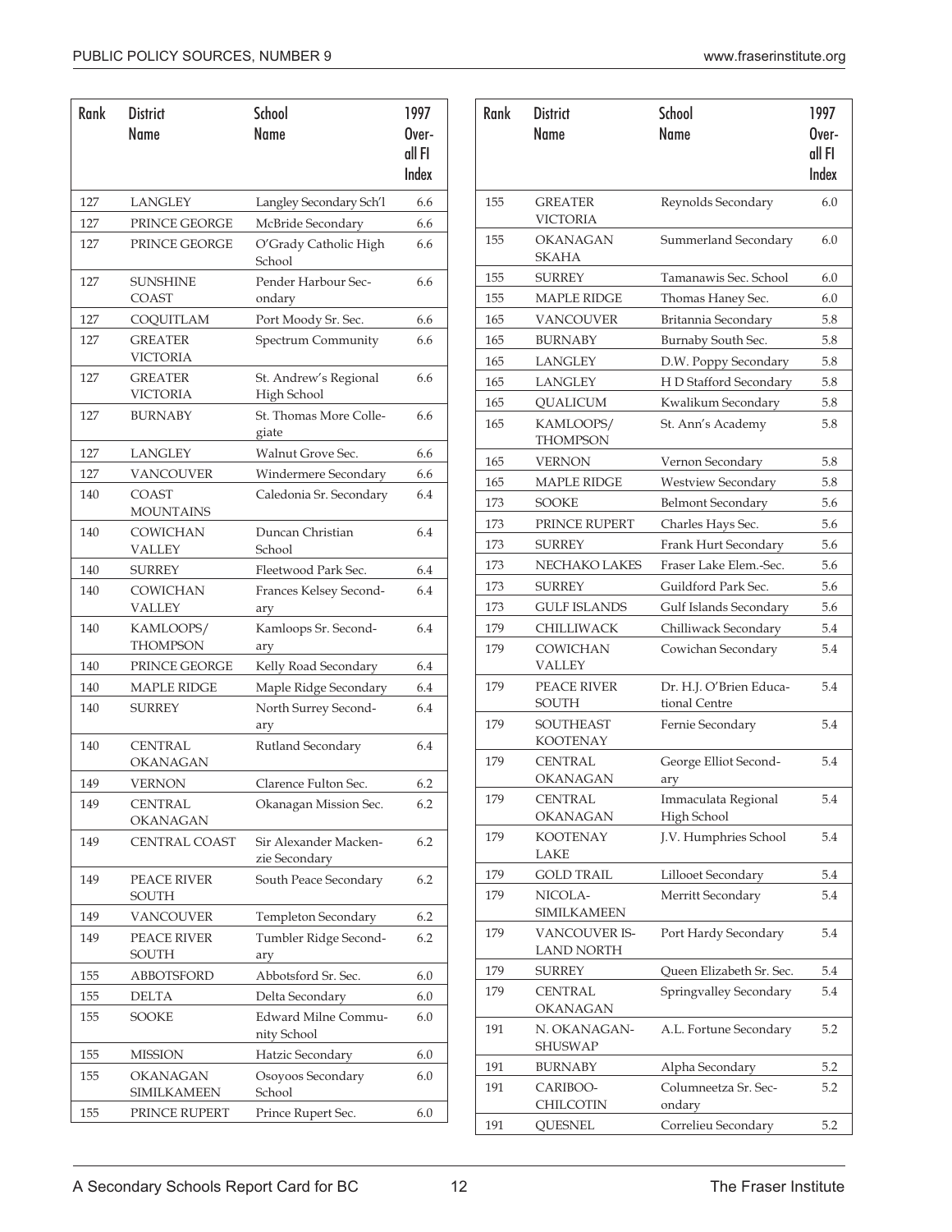| Rank | District Name | School Name | 1997 Overall FI Index |
|---|---|---|---|
| 127 | LANGLEY | Langley Secondary Sch'l | 6.6 |
| 127 | PRINCE GEORGE | McBride Secondary | 6.6 |
| 127 | PRINCE GEORGE | O'Grady Catholic High School | 6.6 |
| 127 | SUNSHINE COAST | Pender Harbour Secondary | 6.6 |
| 127 | COQUITLAM | Port Moody Sr. Sec. | 6.6 |
| 127 | GREATER VICTORIA | Spectrum Community | 6.6 |
| 127 | GREATER VICTORIA | St. Andrew's Regional High School | 6.6 |
| 127 | BURNABY | St. Thomas More Collegiate | 6.6 |
| 127 | LANGLEY | Walnut Grove Sec. | 6.6 |
| 127 | VANCOUVER | Windermere Secondary | 6.6 |
| 140 | COAST MOUNTAINS | Caledonia Sr. Secondary | 6.4 |
| 140 | COWICHAN VALLEY | Duncan Christian School | 6.4 |
| 140 | SURREY | Fleetwood Park Sec. | 6.4 |
| 140 | COWICHAN VALLEY | Frances Kelsey Secondary | 6.4 |
| 140 | KAMLOOPS/ THOMPSON | Kamloops Sr. Secondary | 6.4 |
| 140 | PRINCE GEORGE | Kelly Road Secondary | 6.4 |
| 140 | MAPLE RIDGE | Maple Ridge Secondary | 6.4 |
| 140 | SURREY | North Surrey Secondary | 6.4 |
| 140 | CENTRAL OKANAGAN | Rutland Secondary | 6.4 |
| 149 | VERNON | Clarence Fulton Sec. | 6.2 |
| 149 | CENTRAL OKANAGAN | Okanagan Mission Sec. | 6.2 |
| 149 | CENTRAL COAST | Sir Alexander Mackenzie Secondary | 6.2 |
| 149 | PEACE RIVER SOUTH | South Peace Secondary | 6.2 |
| 149 | VANCOUVER | Templeton Secondary | 6.2 |
| 149 | PEACE RIVER SOUTH | Tumbler Ridge Secondary | 6.2 |
| 155 | ABBOTSFORD | Abbotsford Sr. Sec. | 6.0 |
| 155 | DELTA | Delta Secondary | 6.0 |
| 155 | SOOKE | Edward Milne Community School | 6.0 |
| 155 | MISSION | Hatzic Secondary | 6.0 |
| 155 | OKANAGAN SIMILKAMEEN | Osoyoos Secondary School | 6.0 |
| 155 | PRINCE RUPERT | Prince Rupert Sec. | 6.0 |
| 155 | GREATER VICTORIA | Reynolds Secondary | 6.0 |
| 155 | OKANAGAN SKAHA | Summerland Secondary | 6.0 |
| 155 | SURREY | Tamanawis Sec. School | 6.0 |
| 155 | MAPLE RIDGE | Thomas Haney Sec. | 6.0 |
| 165 | VANCOUVER | Britannia Secondary | 5.8 |
| 165 | BURNABY | Burnaby South Sec. | 5.8 |
| 165 | LANGLEY | D.W. Poppy Secondary | 5.8 |
| 165 | LANGLEY | H D Stafford Secondary | 5.8 |
| 165 | QUALICUM | Kwalikum Secondary | 5.8 |
| 165 | KAMLOOPS/ THOMPSON | St. Ann's Academy | 5.8 |
| 165 | VERNON | Vernon Secondary | 5.8 |
| 165 | MAPLE RIDGE | Westview Secondary | 5.8 |
| 173 | SOOKE | Belmont Secondary | 5.6 |
| 173 | PRINCE RUPERT | Charles Hays Sec. | 5.6 |
| 173 | SURREY | Frank Hurt Secondary | 5.6 |
| 173 | NECHAKO LAKES | Fraser Lake Elem.-Sec. | 5.6 |
| 173 | SURREY | Guildford Park Sec. | 5.6 |
| 173 | GULF ISLANDS | Gulf Islands Secondary | 5.6 |
| 179 | CHILLIWACK | Chilliwack Secondary | 5.4 |
| 179 | COWICHAN VALLEY | Cowichan Secondary | 5.4 |
| 179 | PEACE RIVER SOUTH | Dr. H.J. O'Brien Educational Centre | 5.4 |
| 179 | SOUTHEAST KOOTENAY | Fernie Secondary | 5.4 |
| 179 | CENTRAL OKANAGAN | George Elliot Secondary | 5.4 |
| 179 | CENTRAL OKANAGAN | Immaculata Regional High School | 5.4 |
| 179 | KOOTENAY LAKE | J.V. Humphries School | 5.4 |
| 179 | GOLD TRAIL | Lillooet Secondary | 5.4 |
| 179 | NICOLA-SIMILKAMEEN | Merritt Secondary | 5.4 |
| 179 | VANCOUVER ISLAND NORTH | Port Hardy Secondary | 5.4 |
| 179 | SURREY | Queen Elizabeth Sr. Sec. | 5.4 |
| 179 | CENTRAL OKANAGAN | Springvalley Secondary | 5.4 |
| 191 | N. OKANAGAN-SHUSWAP | A.L. Fortune Secondary | 5.2 |
| 191 | BURNABY | Alpha Secondary | 5.2 |
| 191 | CARIBOO-CHILCOTIN | Columneetza Sr. Secondary | 5.2 |
| 191 | QUESNEL | Correlieu Secondary | 5.2 |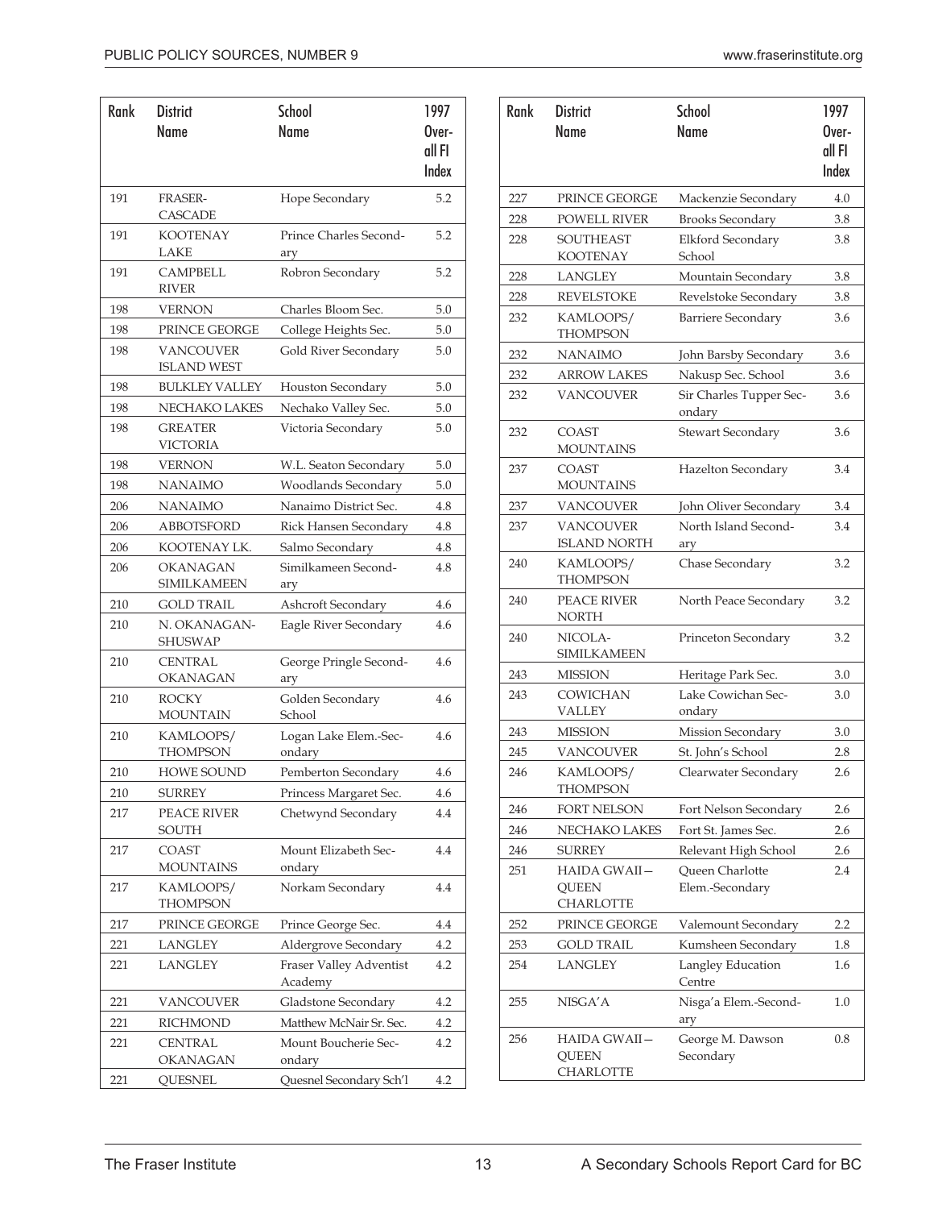| Rank | District Name | School Name | 1997 Overall FI Index |
|---|---|---|---|
| 191 | FRASER-CASCADE | Hope Secondary | 5.2 |
| 191 | KOOTENAY LAKE | Prince Charles Secondary | 5.2 |
| 191 | CAMPBELL RIVER | Robron Secondary | 5.2 |
| 198 | VERNON | Charles Bloom Sec. | 5.0 |
| 198 | PRINCE GEORGE | College Heights Sec. | 5.0 |
| 198 | VANCOUVER ISLAND WEST | Gold River Secondary | 5.0 |
| 198 | BULKLEY VALLEY | Houston Secondary | 5.0 |
| 198 | NECHAKO LAKES | Nechako Valley Sec. | 5.0 |
| 198 | GREATER VICTORIA | Victoria Secondary | 5.0 |
| 198 | VERNON | W.L. Seaton Secondary | 5.0 |
| 198 | NANAIMO | Woodlands Secondary | 5.0 |
| 206 | NANAIMO | Nanaimo District Sec. | 4.8 |
| 206 | ABBOTSFORD | Rick Hansen Secondary | 4.8 |
| 206 | KOOTENAY LK. | Salmo Secondary | 4.8 |
| 206 | OKANAGAN SIMILKAMEEN | Similkameen Secondary | 4.8 |
| 210 | GOLD TRAIL | Ashcroft Secondary | 4.6 |
| 210 | N. OKANAGAN-SHUSWAP | Eagle River Secondary | 4.6 |
| 210 | CENTRAL OKANAGAN | George Pringle Secondary | 4.6 |
| 210 | ROCKY MOUNTAIN | Golden Secondary School | 4.6 |
| 210 | KAMLOOPS/ THOMPSON | Logan Lake Elem.-Secondary | 4.6 |
| 210 | HOWE SOUND | Pemberton Secondary | 4.6 |
| 210 | SURREY | Princess Margaret Sec. | 4.6 |
| 217 | PEACE RIVER SOUTH | Chetwynd Secondary | 4.4 |
| 217 | COAST MOUNTAINS | Mount Elizabeth Secondary | 4.4 |
| 217 | KAMLOOPS/ THOMPSON | Norkam Secondary | 4.4 |
| 217 | PRINCE GEORGE | Prince George Sec. | 4.4 |
| 221 | LANGLEY | Aldergrove Secondary | 4.2 |
| 221 | LANGLEY | Fraser Valley Adventist Academy | 4.2 |
| 221 | VANCOUVER | Gladstone Secondary | 4.2 |
| 221 | RICHMOND | Matthew McNair Sr. Sec. | 4.2 |
| 221 | CENTRAL OKANAGAN | Mount Boucherie Secondary | 4.2 |
| 221 | QUESNEL | Quesnel Secondary Sch'l | 4.2 |
| 227 | PRINCE GEORGE | Mackenzie Secondary | 4.0 |
| 228 | POWELL RIVER | Brooks Secondary | 3.8 |
| 228 | SOUTHEAST KOOTENAY | Elkford Secondary School | 3.8 |
| 228 | LANGLEY | Mountain Secondary | 3.8 |
| 228 | REVELSTOKE | Revelstoke Secondary | 3.8 |
| 232 | KAMLOOPS/ THOMPSON | Barriere Secondary | 3.6 |
| 232 | NANAIMO | John Barsby Secondary | 3.6 |
| 232 | ARROW LAKES | Nakusp Sec. School | 3.6 |
| 232 | VANCOUVER | Sir Charles Tupper Secondary | 3.6 |
| 232 | COAST MOUNTAINS | Stewart Secondary | 3.6 |
| 237 | COAST MOUNTAINS | Hazelton Secondary | 3.4 |
| 237 | VANCOUVER | John Oliver Secondary | 3.4 |
| 237 | VANCOUVER ISLAND NORTH | North Island Secondary | 3.4 |
| 240 | KAMLOOPS/ THOMPSON | Chase Secondary | 3.2 |
| 240 | PEACE RIVER NORTH | North Peace Secondary | 3.2 |
| 240 | NICOLA-SIMILKAMEEN | Princeton Secondary | 3.2 |
| 243 | MISSION | Heritage Park Sec. | 3.0 |
| 243 | COWICHAN VALLEY | Lake Cowichan Secondary | 3.0 |
| 243 | MISSION | Mission Secondary | 3.0 |
| 245 | VANCOUVER | St. John's School | 2.8 |
| 246 | KAMLOOPS/ THOMPSON | Clearwater Secondary | 2.6 |
| 246 | FORT NELSON | Fort Nelson Secondary | 2.6 |
| 246 | NECHAKO LAKES | Fort St. James Sec. | 2.6 |
| 246 | SURREY | Relevant High School | 2.6 |
| 251 | HAIDA GWAII—QUEEN CHARLOTTE | Queen Charlotte Elem.-Secondary | 2.4 |
| 252 | PRINCE GEORGE | Valemount Secondary | 2.2 |
| 253 | GOLD TRAIL | Kumsheen Secondary | 1.8 |
| 254 | LANGLEY | Langley Education Centre | 1.6 |
| 255 | NISGA'A | Nisga'a Elem.-Secondary | 1.0 |
| 256 | HAIDA GWAII—QUEEN CHARLOTTE | George M. Dawson Secondary | 0.8 |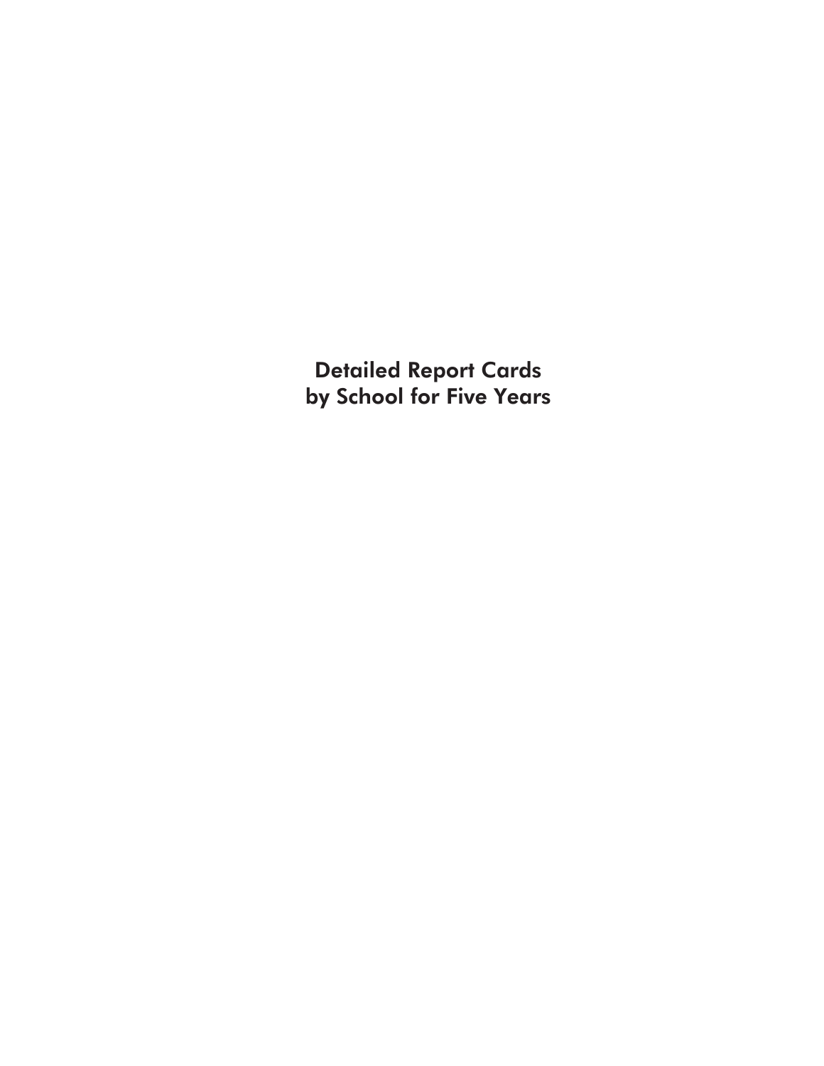# Detailed Report Cards by School for Five Years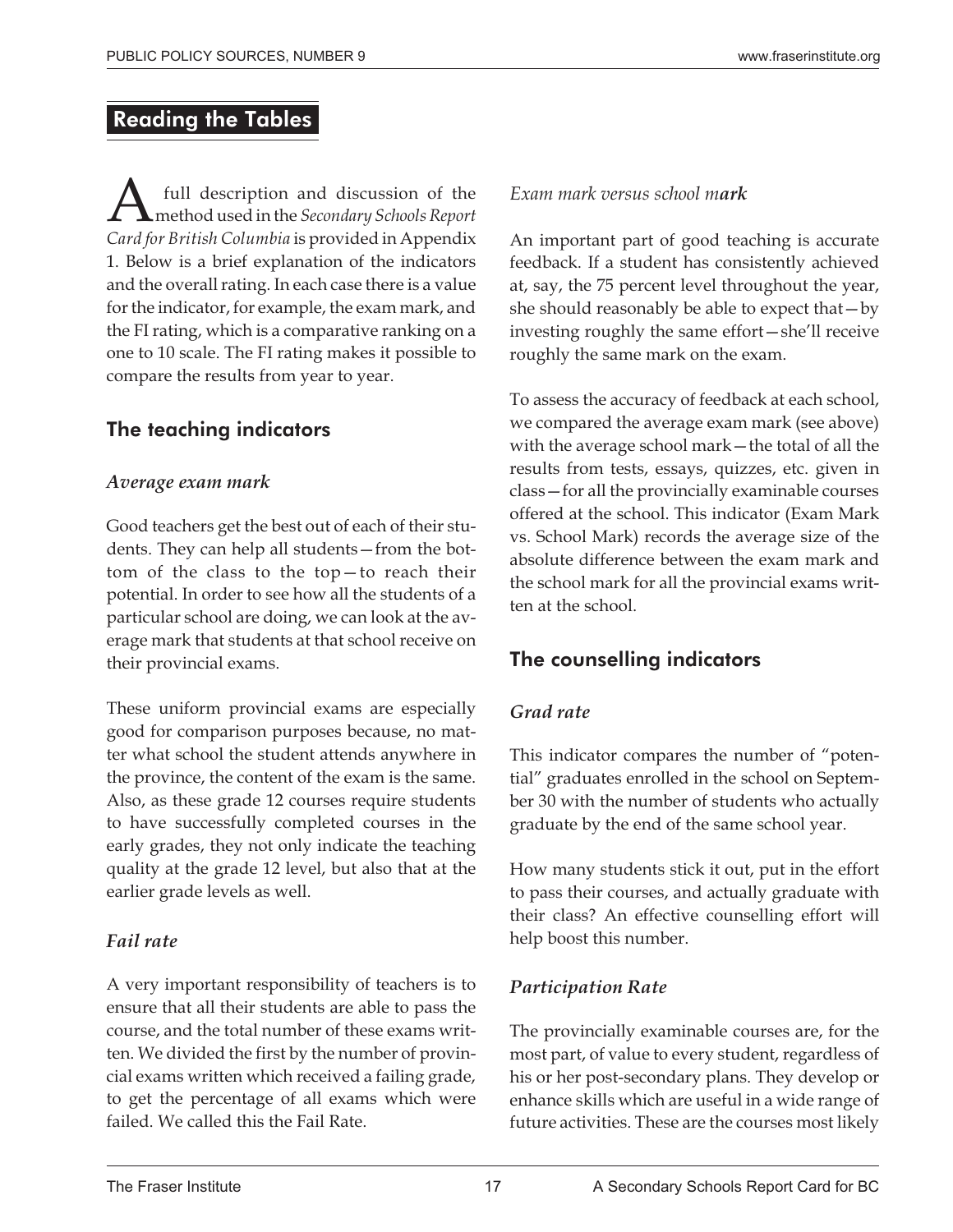## Reading the Tables

A full description and discussion of the method used in the *Secondary Schools Report Card for British Columbia* is provided in Appendix 1. Below is a brief explanation of the indicators and the overall rating. In each case there is a value for the indicator, for example, the exam mark, and the FI rating, which is a comparative ranking on a one to 10 scale. The FI rating makes it possible to compare the results from year to year.

### The teaching indicators

#### *Average exam mark*

Good teachers get the best out of each of their students. They can help all students—from the bottom of the class to the top—to reach their potential. In order to see how all the students of a particular school are doing, we can look at the average mark that students at that school receive on their provincial exams.

These uniform provincial exams are especially good for comparison purposes because, no matter what school the student attends anywhere in the province, the content of the exam is the same. Also, as these grade 12 courses require students to have successfully completed courses in the early grades, they not only indicate the teaching quality at the grade 12 level, but also that at the earlier grade levels as well.

#### *Fail rate*

A very important responsibility of teachers is to ensure that all their students are able to pass the course, and the total number of these exams written. We divided the first by the number of provincial exams written which received a failing grade, to get the percentage of all exams which were failed. We called this the Fail Rate.

#### *Exam mark versus school m**ark***

An important part of good teaching is accurate feedback. If a student has consistently achieved at, say, the 75 percent level throughout the year, she should reasonably be able to expect that—by investing roughly the same effort—she'll receive roughly the same mark on the exam.

To assess the accuracy of feedback at each school, we compared the average exam mark (see above) with the average school mark—the total of all the results from tests, essays, quizzes, etc. given in class—for all the provincially examinable courses offered at the school. This indicator (Exam Mark vs. School Mark) records the average size of the absolute difference between the exam mark and the school mark for all the provincial exams written at the school.

### The counselling indicators

#### *Grad rate*

This indicator compares the number of "potential" graduates enrolled in the school on September 30 with the number of students who actually graduate by the end of the same school year.

How many students stick it out, put in the effort to pass their courses, and actually graduate with their class? An effective counselling effort will help boost this number.

#### *Participation Rate*

The provincially examinable courses are, for the most part, of value to every student, regardless of his or her post-secondary plans. They develop or enhance skills which are useful in a wide range of future activities. These are the courses most likely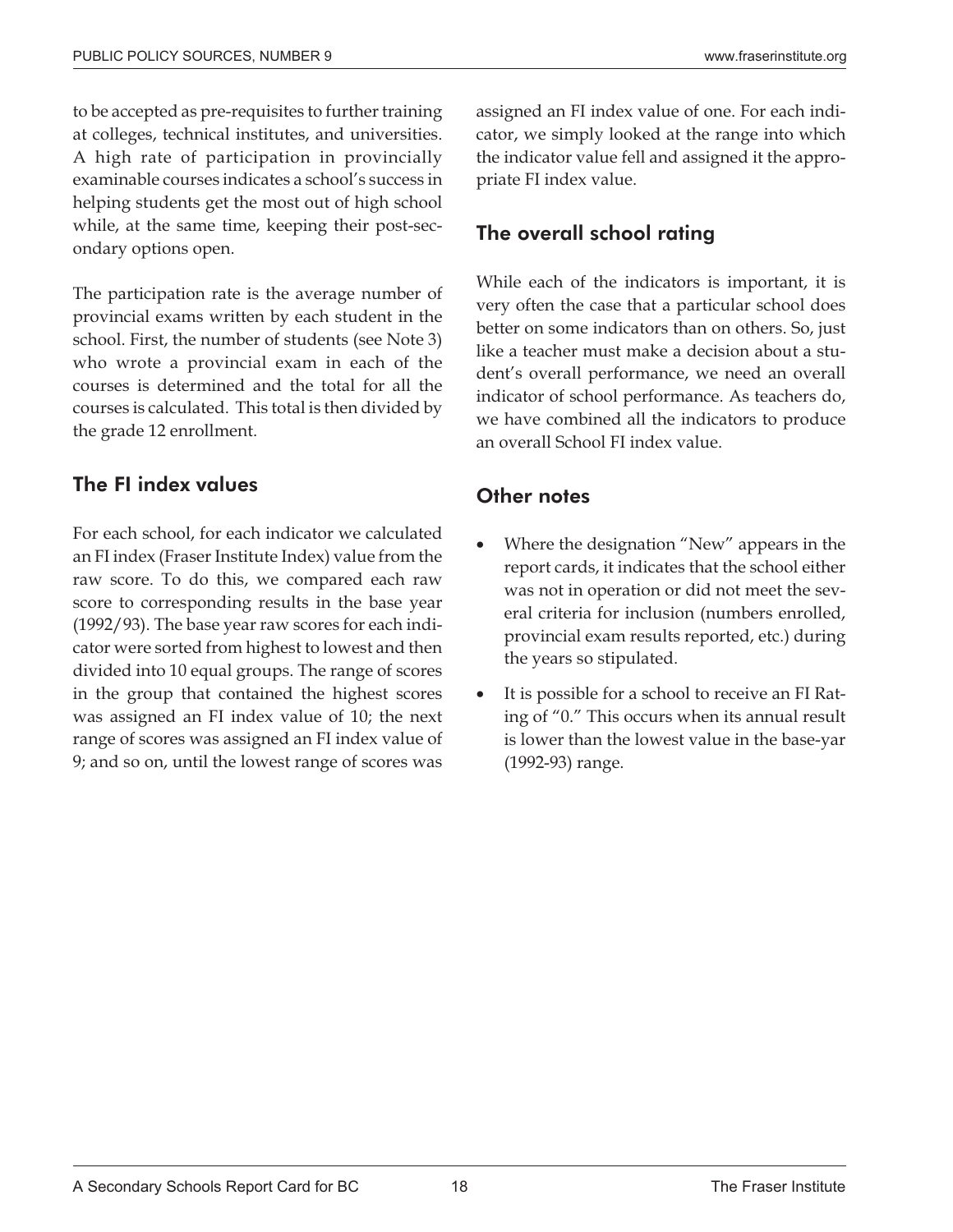to be accepted as pre-requisites to further training at colleges, technical institutes, and universities. A high rate of participation in provincially examinable courses indicates a school's success in helping students get the most out of high school while, at the same time, keeping their post-secondary options open.

The participation rate is the average number of provincial exams written by each student in the school. First, the number of students (see Note 3) who wrote a provincial exam in each of the courses is determined and the total for all the courses is calculated. This total is then divided by the grade 12 enrollment.

## The FI index values

For each school, for each indicator we calculated an FI index (Fraser Institute Index) value from the raw score. To do this, we compared each raw score to corresponding results in the base year (1992/93). The base year raw scores for each indicator were sorted from highest to lowest and then divided into 10 equal groups. The range of scores in the group that contained the highest scores was assigned an FI index value of 10; the next range of scores was assigned an FI index value of 9; and so on, until the lowest range of scores was assigned an FI index value of one. For each indicator, we simply looked at the range into which the indicator value fell and assigned it the appropriate FI index value.

## The overall school rating

While each of the indicators is important, it is very often the case that a particular school does better on some indicators than on others. So, just like a teacher must make a decision about a student's overall performance, we need an overall indicator of school performance. As teachers do, we have combined all the indicators to produce an overall School FI index value.

## Other notes

- Where the designation "New" appears in the report cards, it indicates that the school either was not in operation or did not meet the several criteria for inclusion (numbers enrolled, provincial exam results reported, etc.) during the years so stipulated.
- It is possible for a school to receive an FI Rating of "0." This occurs when its annual result is lower than the lowest value in the base-yar (1992-93) range.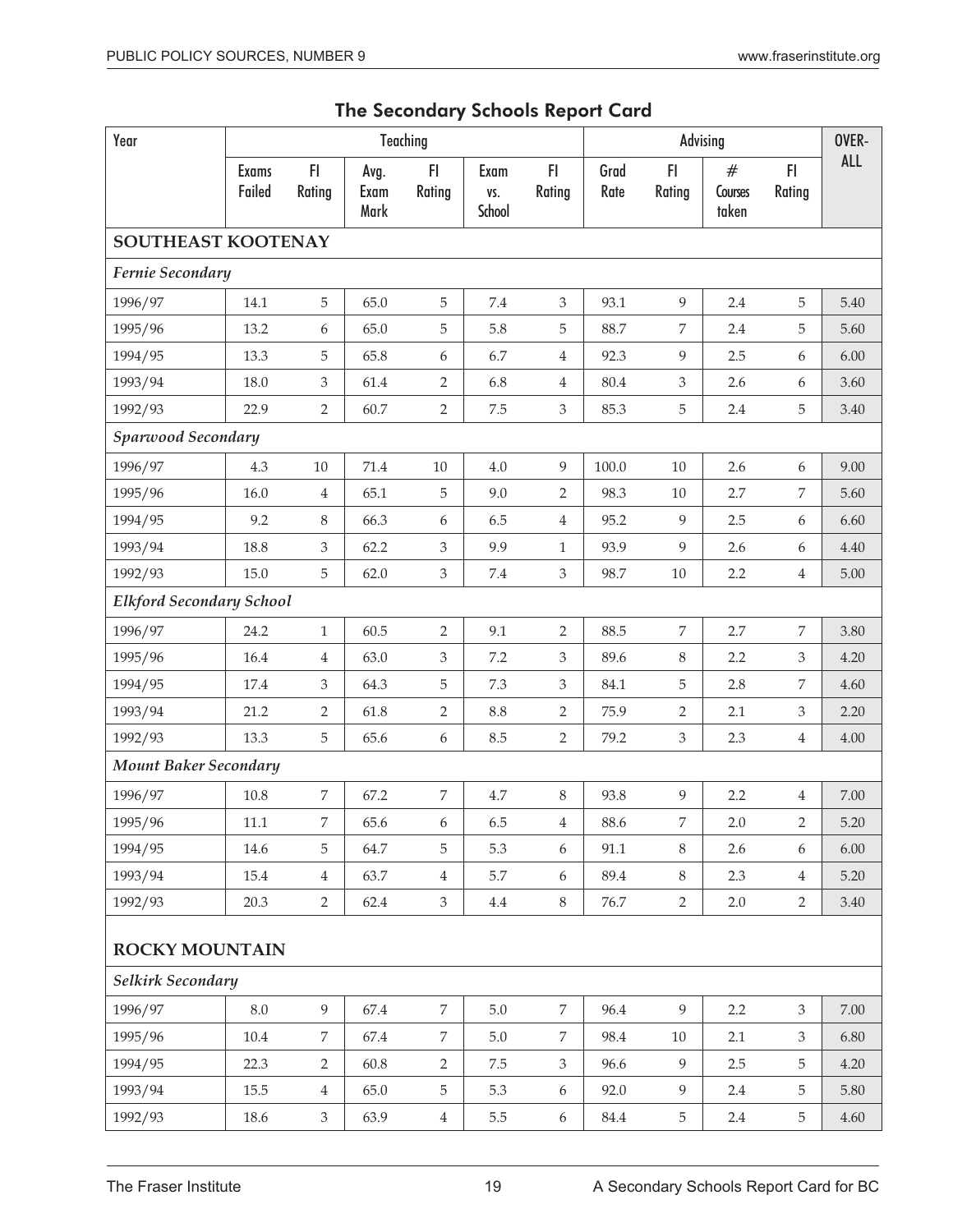## The Secondary Schools Report Card

| Year | Teaching | | | | | | Advising | | | | OVER-ALL |
|---|---|---|---|---|---|---|---|---|---|---|---|
| | Exams Failed | FI Rating | Avg. Exam Mark | FI Rating | Exam vs. School | FI Rating | Grad Rate | FI Rating | # Courses taken | FI Rating | |
| **SOUTHEAST KOOTENAY** | | | | | | | | | | | |
| *Fernie Secondary* | | | | | | | | | | | |
| 1996/97 | 14.1 | 5 | 65.0 | 5 | 7.4 | 3 | 93.1 | 9 | 2.4 | 5 | 5.40 |
| 1995/96 | 13.2 | 6 | 65.0 | 5 | 5.8 | 5 | 88.7 | 7 | 2.4 | 5 | 5.60 |
| 1994/95 | 13.3 | 5 | 65.8 | 6 | 6.7 | 4 | 92.3 | 9 | 2.5 | 6 | 6.00 |
| 1993/94 | 18.0 | 3 | 61.4 | 2 | 6.8 | 4 | 80.4 | 3 | 2.6 | 6 | 3.60 |
| 1992/93 | 22.9 | 2 | 60.7 | 2 | 7.5 | 3 | 85.3 | 5 | 2.4 | 5 | 3.40 |
| *Sparwood Secondary* | | | | | | | | | | | |
| 1996/97 | 4.3 | 10 | 71.4 | 10 | 4.0 | 9 | 100.0 | 10 | 2.6 | 6 | 9.00 |
| 1995/96 | 16.0 | 4 | 65.1 | 5 | 9.0 | 2 | 98.3 | 10 | 2.7 | 7 | 5.60 |
| 1994/95 | 9.2 | 8 | 66.3 | 6 | 6.5 | 4 | 95.2 | 9 | 2.5 | 6 | 6.60 |
| 1993/94 | 18.8 | 3 | 62.2 | 3 | 9.9 | 1 | 93.9 | 9 | 2.6 | 6 | 4.40 |
| 1992/93 | 15.0 | 5 | 62.0 | 3 | 7.4 | 3 | 98.7 | 10 | 2.2 | 4 | 5.00 |
| *Elkford Secondary School* | | | | | | | | | | | |
| 1996/97 | 24.2 | 1 | 60.5 | 2 | 9.1 | 2 | 88.5 | 7 | 2.7 | 7 | 3.80 |
| 1995/96 | 16.4 | 4 | 63.0 | 3 | 7.2 | 3 | 89.6 | 8 | 2.2 | 3 | 4.20 |
| 1994/95 | 17.4 | 3 | 64.3 | 5 | 7.3 | 3 | 84.1 | 5 | 2.8 | 7 | 4.60 |
| 1993/94 | 21.2 | 2 | 61.8 | 2 | 8.8 | 2 | 75.9 | 2 | 2.1 | 3 | 2.20 |
| 1992/93 | 13.3 | 5 | 65.6 | 6 | 8.5 | 2 | 79.2 | 3 | 2.3 | 4 | 4.00 |
| *Mount Baker Secondary* | | | | | | | | | | | |
| 1996/97 | 10.8 | 7 | 67.2 | 7 | 4.7 | 8 | 93.8 | 9 | 2.2 | 4 | 7.00 |
| 1995/96 | 11.1 | 7 | 65.6 | 6 | 6.5 | 4 | 88.6 | 7 | 2.0 | 2 | 5.20 |
| 1994/95 | 14.6 | 5 | 64.7 | 5 | 5.3 | 6 | 91.1 | 8 | 2.6 | 6 | 6.00 |
| 1993/94 | 15.4 | 4 | 63.7 | 4 | 5.7 | 6 | 89.4 | 8 | 2.3 | 4 | 5.20 |
| 1992/93 | 20.3 | 2 | 62.4 | 3 | 4.4 | 8 | 76.7 | 2 | 2.0 | 2 | 3.40 |
| **ROCKY MOUNTAIN** | | | | | | | | | | | |
| *Selkirk Secondary* | | | | | | | | | | | |
| 1996/97 | 8.0 | 9 | 67.4 | 7 | 5.0 | 7 | 96.4 | 9 | 2.2 | 3 | 7.00 |
| 1995/96 | 10.4 | 7 | 67.4 | 7 | 5.0 | 7 | 98.4 | 10 | 2.1 | 3 | 6.80 |
| 1994/95 | 22.3 | 2 | 60.8 | 2 | 7.5 | 3 | 96.6 | 9 | 2.5 | 5 | 4.20 |
| 1993/94 | 15.5 | 4 | 65.0 | 5 | 5.3 | 6 | 92.0 | 9 | 2.4 | 5 | 5.80 |
| 1992/93 | 18.6 | 3 | 63.9 | 4 | 5.5 | 6 | 84.4 | 5 | 2.4 | 5 | 4.60 |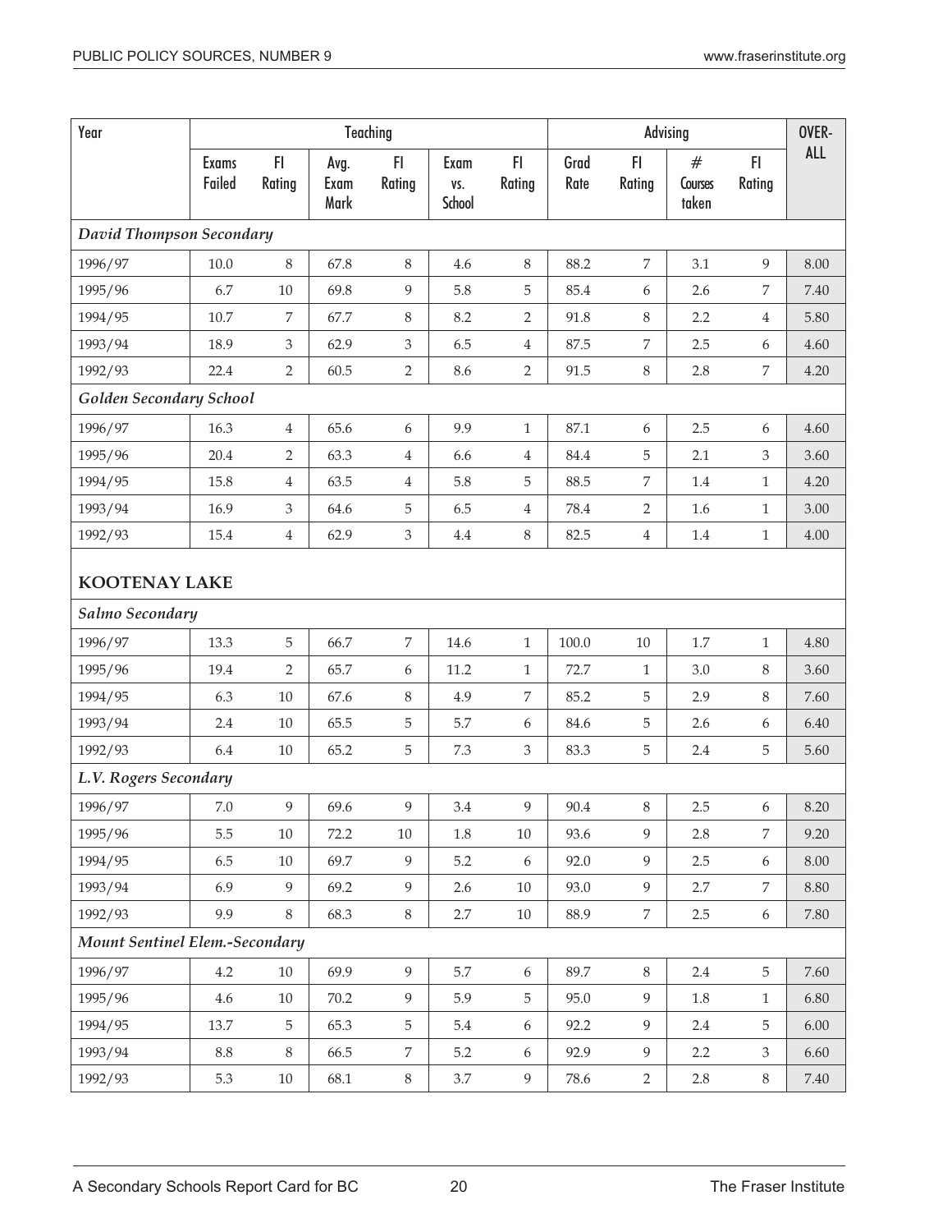| Year | Teaching | | | | | | Advising | | | | OVER-ALL |
|---|---|---|---|---|---|---|---|---|---|---|---|
| | Exams Failed | FI Rating | Avg. Exam Mark | FI Rating | Exam vs. School | FI Rating | Grad Rate | FI Rating | # Courses taken | FI Rating | |
| ***David Thompson Secondary*** | | | | | | | | | | | |
| 1996/97 | 10.0 | 8 | 67.8 | 8 | 4.6 | 8 | 88.2 | 7 | 3.1 | 9 | 8.00 |
| 1995/96 | 6.7 | 10 | 69.8 | 9 | 5.8 | 5 | 85.4 | 6 | 2.6 | 7 | 7.40 |
| 1994/95 | 10.7 | 7 | 67.7 | 8 | 8.2 | 2 | 91.8 | 8 | 2.2 | 4 | 5.80 |
| 1993/94 | 18.9 | 3 | 62.9 | 3 | 6.5 | 4 | 87.5 | 7 | 2.5 | 6 | 4.60 |
| 1992/93 | 22.4 | 2 | 60.5 | 2 | 8.6 | 2 | 91.5 | 8 | 2.8 | 7 | 4.20 |
| ***Golden Secondary School*** | | | | | | | | | | | |
| 1996/97 | 16.3 | 4 | 65.6 | 6 | 9.9 | 1 | 87.1 | 6 | 2.5 | 6 | 4.60 |
| 1995/96 | 20.4 | 2 | 63.3 | 4 | 6.6 | 4 | 84.4 | 5 | 2.1 | 3 | 3.60 |
| 1994/95 | 15.8 | 4 | 63.5 | 4 | 5.8 | 5 | 88.5 | 7 | 1.4 | 1 | 4.20 |
| 1993/94 | 16.9 | 3 | 64.6 | 5 | 6.5 | 4 | 78.4 | 2 | 1.6 | 1 | 3.00 |
| 1992/93 | 15.4 | 4 | 62.9 | 3 | 4.4 | 8 | 82.5 | 4 | 1.4 | 1 | 4.00 |
| **KOOTENAY LAKE** | | | | | | | | | | | |
| ***Salmo Secondary*** | | | | | | | | | | | |
| 1996/97 | 13.3 | 5 | 66.7 | 7 | 14.6 | 1 | 100.0 | 10 | 1.7 | 1 | 4.80 |
| 1995/96 | 19.4 | 2 | 65.7 | 6 | 11.2 | 1 | 72.7 | 1 | 3.0 | 8 | 3.60 |
| 1994/95 | 6.3 | 10 | 67.6 | 8 | 4.9 | 7 | 85.2 | 5 | 2.9 | 8 | 7.60 |
| 1993/94 | 2.4 | 10 | 65.5 | 5 | 5.7 | 6 | 84.6 | 5 | 2.6 | 6 | 6.40 |
| 1992/93 | 6.4 | 10 | 65.2 | 5 | 7.3 | 3 | 83.3 | 5 | 2.4 | 5 | 5.60 |
| ***L.V. Rogers Secondary*** | | | | | | | | | | | |
| 1996/97 | 7.0 | 9 | 69.6 | 9 | 3.4 | 9 | 90.4 | 8 | 2.5 | 6 | 8.20 |
| 1995/96 | 5.5 | 10 | 72.2 | 10 | 1.8 | 10 | 93.6 | 9 | 2.8 | 7 | 9.20 |
| 1994/95 | 6.5 | 10 | 69.7 | 9 | 5.2 | 6 | 92.0 | 9 | 2.5 | 6 | 8.00 |
| 1993/94 | 6.9 | 9 | 69.2 | 9 | 2.6 | 10 | 93.0 | 9 | 2.7 | 7 | 8.80 |
| 1992/93 | 9.9 | 8 | 68.3 | 8 | 2.7 | 10 | 88.9 | 7 | 2.5 | 6 | 7.80 |
| ***Mount Sentinel Elem.-Secondary*** | | | | | | | | | | | |
| 1996/97 | 4.2 | 10 | 69.9 | 9 | 5.7 | 6 | 89.7 | 8 | 2.4 | 5 | 7.60 |
| 1995/96 | 4.6 | 10 | 70.2 | 9 | 5.9 | 5 | 95.0 | 9 | 1.8 | 1 | 6.80 |
| 1994/95 | 13.7 | 5 | 65.3 | 5 | 5.4 | 6 | 92.2 | 9 | 2.4 | 5 | 6.00 |
| 1993/94 | 8.8 | 8 | 66.5 | 7 | 5.2 | 6 | 92.9 | 9 | 2.2 | 3 | 6.60 |
| 1992/93 | 5.3 | 10 | 68.1 | 8 | 3.7 | 9 | 78.6 | 2 | 2.8 | 8 | 7.40 |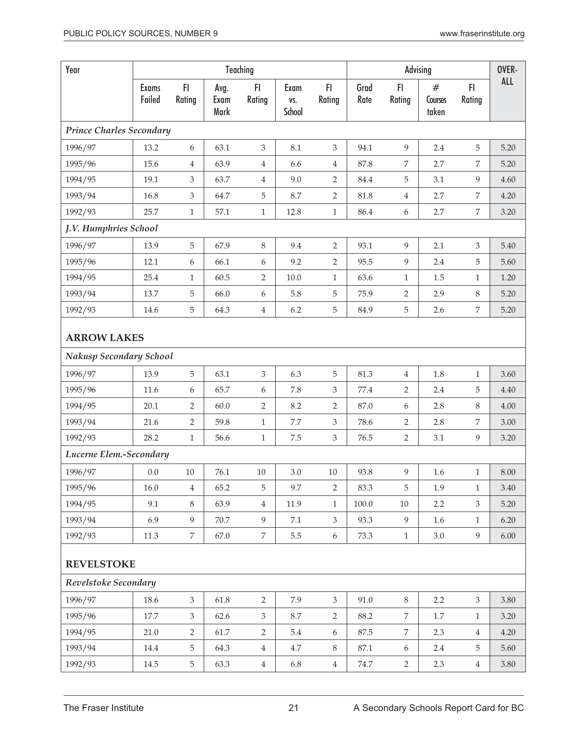| Year | Teaching | | | | | | Advising | | | | OVER-ALL |
|---|---|---|---|---|---|---|---|---|---|---|---|
| | Exams Failed | FI Rating | Avg. Exam Mark | FI Rating | Exam vs. School | FI Rating | Grad Rate | FI Rating | # Courses taken | FI Rating | |
| ***Prince Charles Secondary*** | | | | | | | | | | | |
| 1996/97 | 13.2 | 6 | 63.1 | 3 | 8.1 | 3 | 94.1 | 9 | 2.4 | 5 | 5.20 |
| 1995/96 | 15.6 | 4 | 63.9 | 4 | 6.6 | 4 | 87.8 | 7 | 2.7 | 7 | 5.20 |
| 1994/95 | 19.1 | 3 | 63.7 | 4 | 9.0 | 2 | 84.4 | 5 | 3.1 | 9 | 4.60 |
| 1993/94 | 16.8 | 3 | 64.7 | 5 | 8.7 | 2 | 81.8 | 4 | 2.7 | 7 | 4.20 |
| 1992/93 | 25.7 | 1 | 57.1 | 1 | 12.8 | 1 | 86.4 | 6 | 2.7 | 7 | 3.20 |
| ***J.V. Humphries School*** | | | | | | | | | | | |
| 1996/97 | 13.9 | 5 | 67.9 | 8 | 9.4 | 2 | 93.1 | 9 | 2.1 | 3 | 5.40 |
| 1995/96 | 12.1 | 6 | 66.1 | 6 | 9.2 | 2 | 95.5 | 9 | 2.4 | 5 | 5.60 |
| 1994/95 | 25.4 | 1 | 60.5 | 2 | 10.0 | 1 | 63.6 | 1 | 1.5 | 1 | 1.20 |
| 1993/94 | 13.7 | 5 | 66.0 | 6 | 5.8 | 5 | 75.9 | 2 | 2.9 | 8 | 5.20 |
| 1992/93 | 14.6 | 5 | 64.3 | 4 | 6.2 | 5 | 84.9 | 5 | 2.6 | 7 | 5.20 |
| **ARROW LAKES** | | | | | | | | | | | |
| ***Nakusp Secondary School*** | | | | | | | | | | | |
| 1996/97 | 13.9 | 5 | 63.1 | 3 | 6.3 | 5 | 81.3 | 4 | 1.8 | 1 | 3.60 |
| 1995/96 | 11.6 | 6 | 65.7 | 6 | 7.8 | 3 | 77.4 | 2 | 2.4 | 5 | 4.40 |
| 1994/95 | 20.1 | 2 | 60.0 | 2 | 8.2 | 2 | 87.0 | 6 | 2.8 | 8 | 4.00 |
| 1993/94 | 21.6 | 2 | 59.8 | 1 | 7.7 | 3 | 78.6 | 2 | 2.8 | 7 | 3.00 |
| 1992/93 | 28.2 | 1 | 56.6 | 1 | 7.5 | 3 | 76.5 | 2 | 3.1 | 9 | 3.20 |
| ***Lucerne Elem.-Secondary*** | | | | | | | | | | | |
| 1996/97 | 0.0 | 10 | 76.1 | 10 | 3.0 | 10 | 93.8 | 9 | 1.6 | 1 | 8.00 |
| 1995/96 | 16.0 | 4 | 65.2 | 5 | 9.7 | 2 | 83.3 | 5 | 1.9 | 1 | 3.40 |
| 1994/95 | 9.1 | 8 | 63.9 | 4 | 11.9 | 1 | 100.0 | 10 | 2.2 | 3 | 5.20 |
| 1993/94 | 6.9 | 9 | 70.7 | 9 | 7.1 | 3 | 93.3 | 9 | 1.6 | 1 | 6.20 |
| 1992/93 | 11.3 | 7 | 67.0 | 7 | 5.5 | 6 | 73.3 | 1 | 3.0 | 9 | 6.00 |
| **REVELSTOKE** | | | | | | | | | | | |
| ***Revelstoke Secondary*** | | | | | | | | | | | |
| 1996/97 | 18.6 | 3 | 61.8 | 2 | 7.9 | 3 | 91.0 | 8 | 2.2 | 3 | 3.80 |
| 1995/96 | 17.7 | 3 | 62.6 | 3 | 8.7 | 2 | 88.2 | 7 | 1.7 | 1 | 3.20 |
| 1994/95 | 21.0 | 2 | 61.7 | 2 | 5.4 | 6 | 87.5 | 7 | 2.3 | 4 | 4.20 |
| 1993/94 | 14.4 | 5 | 64.3 | 4 | 4.7 | 8 | 87.1 | 6 | 2.4 | 5 | 5.60 |
| 1992/93 | 14.5 | 5 | 63.3 | 4 | 6.8 | 4 | 74.7 | 2 | 2.3 | 4 | 3.80 |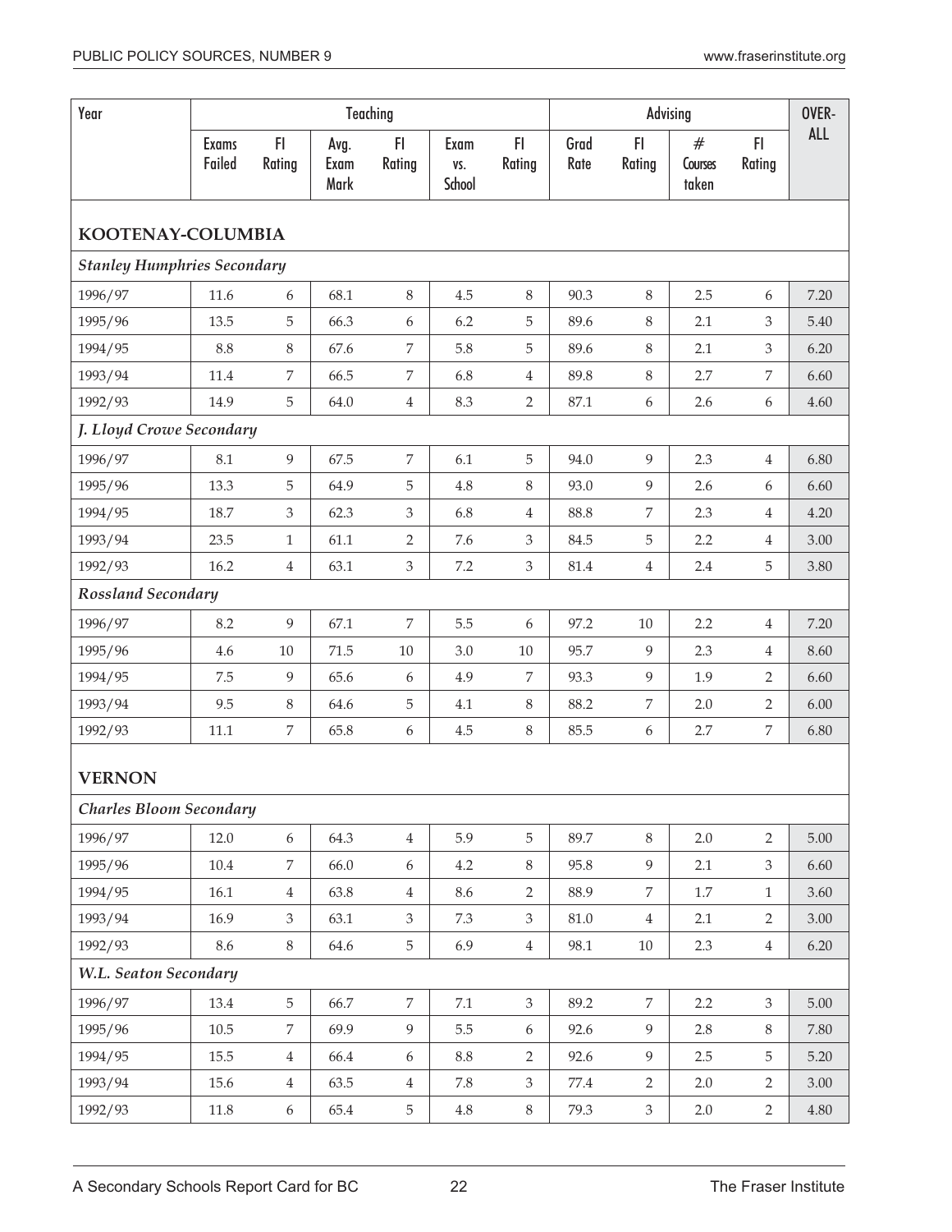| Year | Teaching | | | | | | Advising | | | | OVER-ALL |
|---|---|---|---|---|---|---|---|---|---|---|---|
| | Exams Failed | FI Rating | Avg. Exam Mark | FI Rating | Exam vs. School | FI Rating | Grad Rate | FI Rating | # Courses taken | FI Rating | |
| **KOOTENAY-COLUMBIA** | | | | | | | | | | | |
| ***Stanley Humphries Secondary*** | | | | | | | | | | | |
| 1996/97 | 11.6 | 6 | 68.1 | 8 | 4.5 | 8 | 90.3 | 8 | 2.5 | 6 | 7.20 |
| 1995/96 | 13.5 | 5 | 66.3 | 6 | 6.2 | 5 | 89.6 | 8 | 2.1 | 3 | 5.40 |
| 1994/95 | 8.8 | 8 | 67.6 | 7 | 5.8 | 5 | 89.6 | 8 | 2.1 | 3 | 6.20 |
| 1993/94 | 11.4 | 7 | 66.5 | 7 | 6.8 | 4 | 89.8 | 8 | 2.7 | 7 | 6.60 |
| 1992/93 | 14.9 | 5 | 64.0 | 4 | 8.3 | 2 | 87.1 | 6 | 2.6 | 6 | 4.60 |
| ***J. Lloyd Crowe Secondary*** | | | | | | | | | | | |
| 1996/97 | 8.1 | 9 | 67.5 | 7 | 6.1 | 5 | 94.0 | 9 | 2.3 | 4 | 6.80 |
| 1995/96 | 13.3 | 5 | 64.9 | 5 | 4.8 | 8 | 93.0 | 9 | 2.6 | 6 | 6.60 |
| 1994/95 | 18.7 | 3 | 62.3 | 3 | 6.8 | 4 | 88.8 | 7 | 2.3 | 4 | 4.20 |
| 1993/94 | 23.5 | 1 | 61.1 | 2 | 7.6 | 3 | 84.5 | 5 | 2.2 | 4 | 3.00 |
| 1992/93 | 16.2 | 4 | 63.1 | 3 | 7.2 | 3 | 81.4 | 4 | 2.4 | 5 | 3.80 |
| ***Rossland Secondary*** | | | | | | | | | | | |
| 1996/97 | 8.2 | 9 | 67.1 | 7 | 5.5 | 6 | 97.2 | 10 | 2.2 | 4 | 7.20 |
| 1995/96 | 4.6 | 10 | 71.5 | 10 | 3.0 | 10 | 95.7 | 9 | 2.3 | 4 | 8.60 |
| 1994/95 | 7.5 | 9 | 65.6 | 6 | 4.9 | 7 | 93.3 | 9 | 1.9 | 2 | 6.60 |
| 1993/94 | 9.5 | 8 | 64.6 | 5 | 4.1 | 8 | 88.2 | 7 | 2.0 | 2 | 6.00 |
| 1992/93 | 11.1 | 7 | 65.8 | 6 | 4.5 | 8 | 85.5 | 6 | 2.7 | 7 | 6.80 |
| **VERNON** | | | | | | | | | | | |
| ***Charles Bloom Secondary*** | | | | | | | | | | | |
| 1996/97 | 12.0 | 6 | 64.3 | 4 | 5.9 | 5 | 89.7 | 8 | 2.0 | 2 | 5.00 |
| 1995/96 | 10.4 | 7 | 66.0 | 6 | 4.2 | 8 | 95.8 | 9 | 2.1 | 3 | 6.60 |
| 1994/95 | 16.1 | 4 | 63.8 | 4 | 8.6 | 2 | 88.9 | 7 | 1.7 | 1 | 3.60 |
| 1993/94 | 16.9 | 3 | 63.1 | 3 | 7.3 | 3 | 81.0 | 4 | 2.1 | 2 | 3.00 |
| 1992/93 | 8.6 | 8 | 64.6 | 5 | 6.9 | 4 | 98.1 | 10 | 2.3 | 4 | 6.20 |
| ***W.L. Seaton Secondary*** | | | | | | | | | | | |
| 1996/97 | 13.4 | 5 | 66.7 | 7 | 7.1 | 3 | 89.2 | 7 | 2.2 | 3 | 5.00 |
| 1995/96 | 10.5 | 7 | 69.9 | 9 | 5.5 | 6 | 92.6 | 9 | 2.8 | 8 | 7.80 |
| 1994/95 | 15.5 | 4 | 66.4 | 6 | 8.8 | 2 | 92.6 | 9 | 2.5 | 5 | 5.20 |
| 1993/94 | 15.6 | 4 | 63.5 | 4 | 7.8 | 3 | 77.4 | 2 | 2.0 | 2 | 3.00 |
| 1992/93 | 11.8 | 6 | 65.4 | 5 | 4.8 | 8 | 79.3 | 3 | 2.0 | 2 | 4.80 |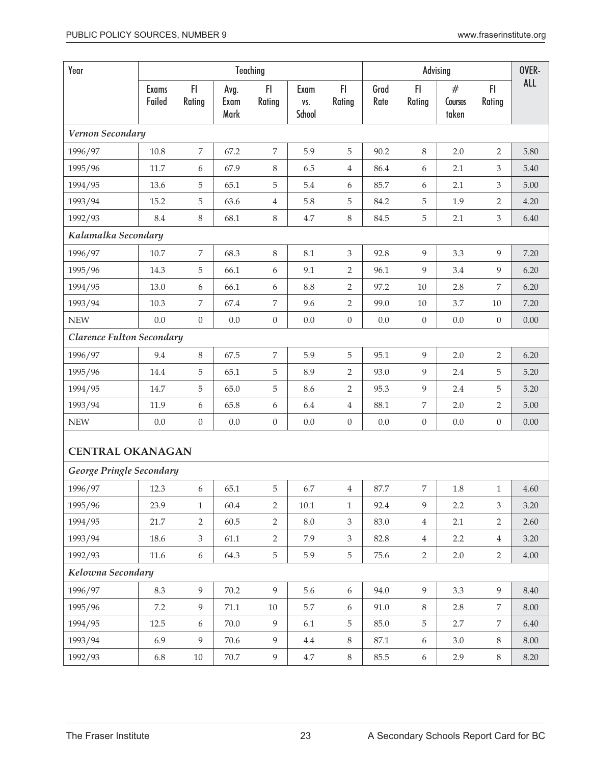| Year | Teaching | | | | | | Advising | | | | OVER-ALL |
|---|---|---|---|---|---|---|---|---|---|---|---|
| | Exams Failed | FI Rating | Avg. Exam Mark | FI Rating | Exam vs. School | FI Rating | Grad Rate | FI Rating | # Courses taken | FI Rating | |
| ***Vernon Secondary*** | | | | | | | | | | | |
| 1996/97 | 10.8 | 7 | 67.2 | 7 | 5.9 | 5 | 90.2 | 8 | 2.0 | 2 | 5.80 |
| 1995/96 | 11.7 | 6 | 67.9 | 8 | 6.5 | 4 | 86.4 | 6 | 2.1 | 3 | 5.40 |
| 1994/95 | 13.6 | 5 | 65.1 | 5 | 5.4 | 6 | 85.7 | 6 | 2.1 | 3 | 5.00 |
| 1993/94 | 15.2 | 5 | 63.6 | 4 | 5.8 | 5 | 84.2 | 5 | 1.9 | 2 | 4.20 |
| 1992/93 | 8.4 | 8 | 68.1 | 8 | 4.7 | 8 | 84.5 | 5 | 2.1 | 3 | 6.40 |
| ***Kalamalka Secondary*** | | | | | | | | | | | |
| 1996/97 | 10.7 | 7 | 68.3 | 8 | 8.1 | 3 | 92.8 | 9 | 3.3 | 9 | 7.20 |
| 1995/96 | 14.3 | 5 | 66.1 | 6 | 9.1 | 2 | 96.1 | 9 | 3.4 | 9 | 6.20 |
| 1994/95 | 13.0 | 6 | 66.1 | 6 | 8.8 | 2 | 97.2 | 10 | 2.8 | 7 | 6.20 |
| 1993/94 | 10.3 | 7 | 67.4 | 7 | 9.6 | 2 | 99.0 | 10 | 3.7 | 10 | 7.20 |
| NEW | 0.0 | 0 | 0.0 | 0 | 0.0 | 0 | 0.0 | 0 | 0.0 | 0 | 0.00 |
| ***Clarence Fulton Secondary*** | | | | | | | | | | | |
| 1996/97 | 9.4 | 8 | 67.5 | 7 | 5.9 | 5 | 95.1 | 9 | 2.0 | 2 | 6.20 |
| 1995/96 | 14.4 | 5 | 65.1 | 5 | 8.9 | 2 | 93.0 | 9 | 2.4 | 5 | 5.20 |
| 1994/95 | 14.7 | 5 | 65.0 | 5 | 8.6 | 2 | 95.3 | 9 | 2.4 | 5 | 5.20 |
| 1993/94 | 11.9 | 6 | 65.8 | 6 | 6.4 | 4 | 88.1 | 7 | 2.0 | 2 | 5.00 |
| NEW | 0.0 | 0 | 0.0 | 0 | 0.0 | 0 | 0.0 | 0 | 0.0 | 0 | 0.00 |
| **CENTRAL OKANAGAN** | | | | | | | | | | | |
| ***George Pringle Secondary*** | | | | | | | | | | | |
| 1996/97 | 12.3 | 6 | 65.1 | 5 | 6.7 | 4 | 87.7 | 7 | 1.8 | 1 | 4.60 |
| 1995/96 | 23.9 | 1 | 60.4 | 2 | 10.1 | 1 | 92.4 | 9 | 2.2 | 3 | 3.20 |
| 1994/95 | 21.7 | 2 | 60.5 | 2 | 8.0 | 3 | 83.0 | 4 | 2.1 | 2 | 2.60 |
| 1993/94 | 18.6 | 3 | 61.1 | 2 | 7.9 | 3 | 82.8 | 4 | 2.2 | 4 | 3.20 |
| 1992/93 | 11.6 | 6 | 64.3 | 5 | 5.9 | 5 | 75.6 | 2 | 2.0 | 2 | 4.00 |
| ***Kelowna Secondary*** | | | | | | | | | | | |
| 1996/97 | 8.3 | 9 | 70.2 | 9 | 5.6 | 6 | 94.0 | 9 | 3.3 | 9 | 8.40 |
| 1995/96 | 7.2 | 9 | 71.1 | 10 | 5.7 | 6 | 91.0 | 8 | 2.8 | 7 | 8.00 |
| 1994/95 | 12.5 | 6 | 70.0 | 9 | 6.1 | 5 | 85.0 | 5 | 2.7 | 7 | 6.40 |
| 1993/94 | 6.9 | 9 | 70.6 | 9 | 4.4 | 8 | 87.1 | 6 | 3.0 | 8 | 8.00 |
| 1992/93 | 6.8 | 10 | 70.7 | 9 | 4.7 | 8 | 85.5 | 6 | 2.9 | 8 | 8.20 |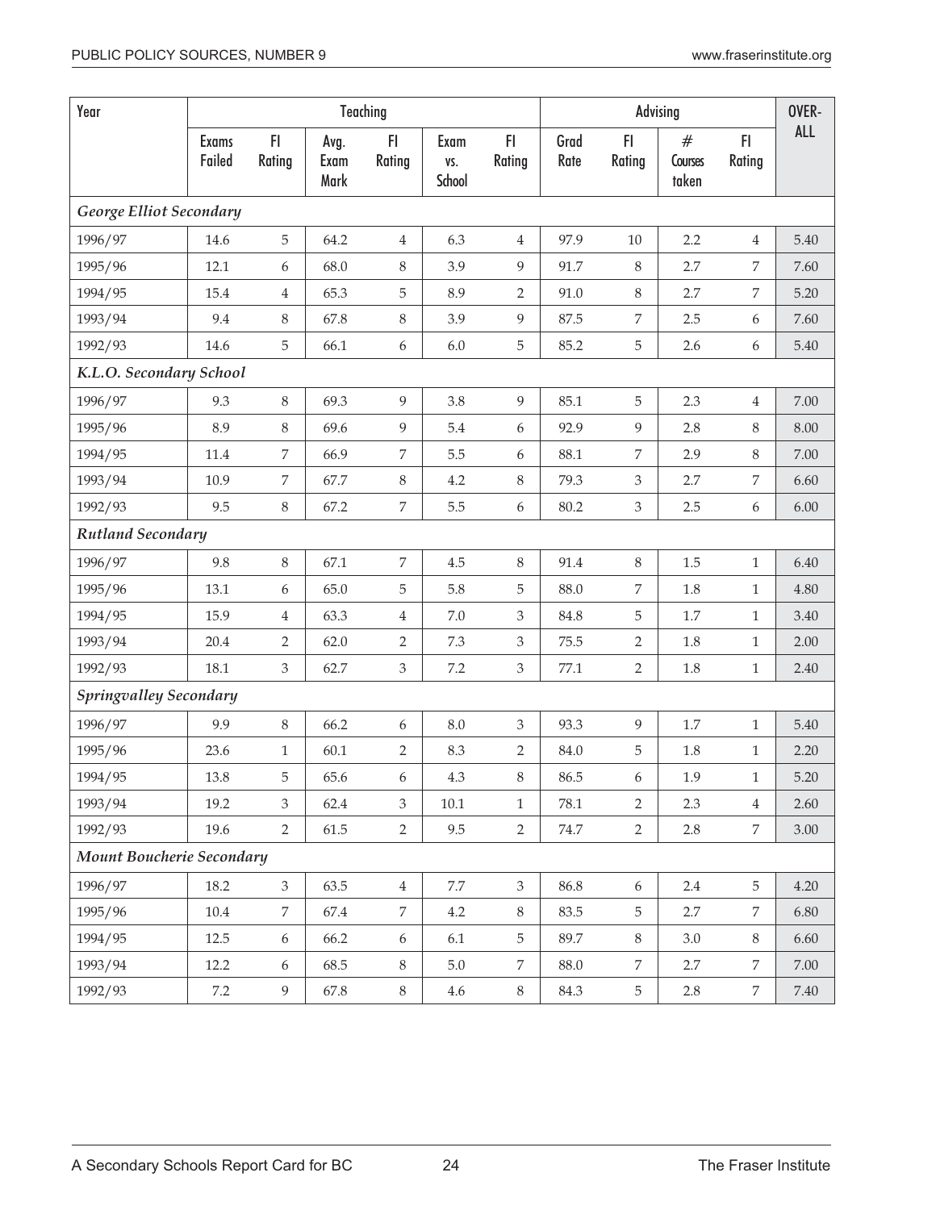| Year | Teaching | | | | | | Advising | | | | OVER-ALL |
|---|---|---|---|---|---|---|---|---|---|---|---|
| | Exams Failed | FI Rating | Avg. Exam Mark | FI Rating | Exam vs. School | FI Rating | Grad Rate | FI Rating | # Courses taken | FI Rating | |
| ***George Elliot Secondary*** | | | | | | | | | | | |
| 1996/97 | 14.6 | 5 | 64.2 | 4 | 6.3 | 4 | 97.9 | 10 | 2.2 | 4 | 5.40 |
| 1995/96 | 12.1 | 6 | 68.0 | 8 | 3.9 | 9 | 91.7 | 8 | 2.7 | 7 | 7.60 |
| 1994/95 | 15.4 | 4 | 65.3 | 5 | 8.9 | 2 | 91.0 | 8 | 2.7 | 7 | 5.20 |
| 1993/94 | 9.4 | 8 | 67.8 | 8 | 3.9 | 9 | 87.5 | 7 | 2.5 | 6 | 7.60 |
| 1992/93 | 14.6 | 5 | 66.1 | 6 | 6.0 | 5 | 85.2 | 5 | 2.6 | 6 | 5.40 |
| ***K.L.O. Secondary School*** | | | | | | | | | | | |
| 1996/97 | 9.3 | 8 | 69.3 | 9 | 3.8 | 9 | 85.1 | 5 | 2.3 | 4 | 7.00 |
| 1995/96 | 8.9 | 8 | 69.6 | 9 | 5.4 | 6 | 92.9 | 9 | 2.8 | 8 | 8.00 |
| 1994/95 | 11.4 | 7 | 66.9 | 7 | 5.5 | 6 | 88.1 | 7 | 2.9 | 8 | 7.00 |
| 1993/94 | 10.9 | 7 | 67.7 | 8 | 4.2 | 8 | 79.3 | 3 | 2.7 | 7 | 6.60 |
| 1992/93 | 9.5 | 8 | 67.2 | 7 | 5.5 | 6 | 80.2 | 3 | 2.5 | 6 | 6.00 |
| ***Rutland Secondary*** | | | | | | | | | | | |
| 1996/97 | 9.8 | 8 | 67.1 | 7 | 4.5 | 8 | 91.4 | 8 | 1.5 | 1 | 6.40 |
| 1995/96 | 13.1 | 6 | 65.0 | 5 | 5.8 | 5 | 88.0 | 7 | 1.8 | 1 | 4.80 |
| 1994/95 | 15.9 | 4 | 63.3 | 4 | 7.0 | 3 | 84.8 | 5 | 1.7 | 1 | 3.40 |
| 1993/94 | 20.4 | 2 | 62.0 | 2 | 7.3 | 3 | 75.5 | 2 | 1.8 | 1 | 2.00 |
| 1992/93 | 18.1 | 3 | 62.7 | 3 | 7.2 | 3 | 77.1 | 2 | 1.8 | 1 | 2.40 |
| ***Springvalley Secondary*** | | | | | | | | | | | |
| 1996/97 | 9.9 | 8 | 66.2 | 6 | 8.0 | 3 | 93.3 | 9 | 1.7 | 1 | 5.40 |
| 1995/96 | 23.6 | 1 | 60.1 | 2 | 8.3 | 2 | 84.0 | 5 | 1.8 | 1 | 2.20 |
| 1994/95 | 13.8 | 5 | 65.6 | 6 | 4.3 | 8 | 86.5 | 6 | 1.9 | 1 | 5.20 |
| 1993/94 | 19.2 | 3 | 62.4 | 3 | 10.1 | 1 | 78.1 | 2 | 2.3 | 4 | 2.60 |
| 1992/93 | 19.6 | 2 | 61.5 | 2 | 9.5 | 2 | 74.7 | 2 | 2.8 | 7 | 3.00 |
| ***Mount Boucherie Secondary*** | | | | | | | | | | | |
| 1996/97 | 18.2 | 3 | 63.5 | 4 | 7.7 | 3 | 86.8 | 6 | 2.4 | 5 | 4.20 |
| 1995/96 | 10.4 | 7 | 67.4 | 7 | 4.2 | 8 | 83.5 | 5 | 2.7 | 7 | 6.80 |
| 1994/95 | 12.5 | 6 | 66.2 | 6 | 6.1 | 5 | 89.7 | 8 | 3.0 | 8 | 6.60 |
| 1993/94 | 12.2 | 6 | 68.5 | 8 | 5.0 | 7 | 88.0 | 7 | 2.7 | 7 | 7.00 |
| 1992/93 | 7.2 | 9 | 67.8 | 8 | 4.6 | 8 | 84.3 | 5 | 2.8 | 7 | 7.40 |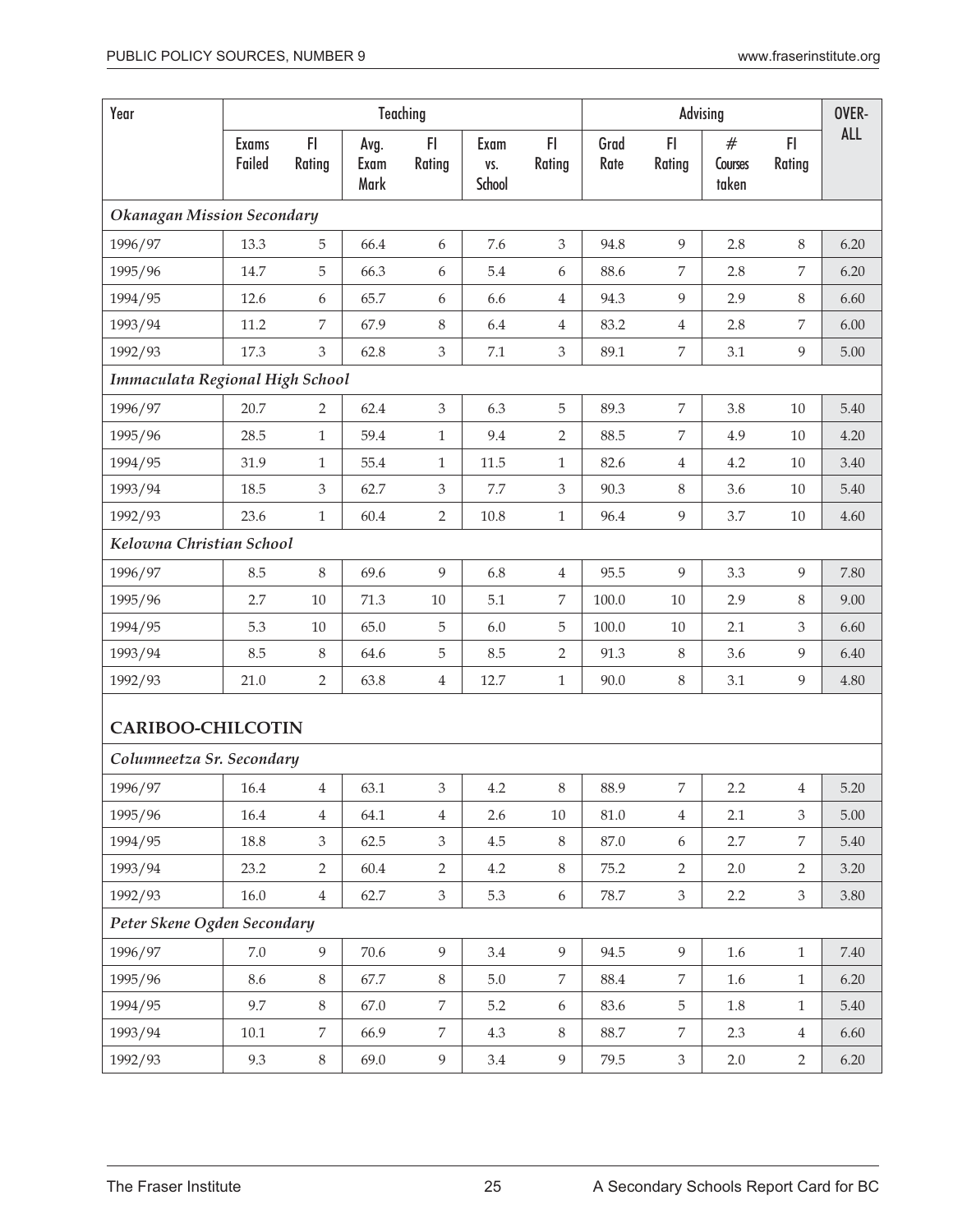| Year | Teaching | | | | | | Advising | | | | OVER-ALL |
|---|---|---|---|---|---|---|---|---|---|---|---|
| | Exams Failed | FI Rating | Avg. Exam Mark | FI Rating | Exam vs. School | FI Rating | Grad Rate | FI Rating | # Courses taken | FI Rating | |
| ***Okanagan Mission Secondary*** | | | | | | | | | | | |
| 1996/97 | 13.3 | 5 | 66.4 | 6 | 7.6 | 3 | 94.8 | 9 | 2.8 | 8 | 6.20 |
| 1995/96 | 14.7 | 5 | 66.3 | 6 | 5.4 | 6 | 88.6 | 7 | 2.8 | 7 | 6.20 |
| 1994/95 | 12.6 | 6 | 65.7 | 6 | 6.6 | 4 | 94.3 | 9 | 2.9 | 8 | 6.60 |
| 1993/94 | 11.2 | 7 | 67.9 | 8 | 6.4 | 4 | 83.2 | 4 | 2.8 | 7 | 6.00 |
| 1992/93 | 17.3 | 3 | 62.8 | 3 | 7.1 | 3 | 89.1 | 7 | 3.1 | 9 | 5.00 |
| ***Immaculata Regional High School*** | | | | | | | | | | | |
| 1996/97 | 20.7 | 2 | 62.4 | 3 | 6.3 | 5 | 89.3 | 7 | 3.8 | 10 | 5.40 |
| 1995/96 | 28.5 | 1 | 59.4 | 1 | 9.4 | 2 | 88.5 | 7 | 4.9 | 10 | 4.20 |
| 1994/95 | 31.9 | 1 | 55.4 | 1 | 11.5 | 1 | 82.6 | 4 | 4.2 | 10 | 3.40 |
| 1993/94 | 18.5 | 3 | 62.7 | 3 | 7.7 | 3 | 90.3 | 8 | 3.6 | 10 | 5.40 |
| 1992/93 | 23.6 | 1 | 60.4 | 2 | 10.8 | 1 | 96.4 | 9 | 3.7 | 10 | 4.60 |
| ***Kelowna Christian School*** | | | | | | | | | | | |
| 1996/97 | 8.5 | 8 | 69.6 | 9 | 6.8 | 4 | 95.5 | 9 | 3.3 | 9 | 7.80 |
| 1995/96 | 2.7 | 10 | 71.3 | 10 | 5.1 | 7 | 100.0 | 10 | 2.9 | 8 | 9.00 |
| 1994/95 | 5.3 | 10 | 65.0 | 5 | 6.0 | 5 | 100.0 | 10 | 2.1 | 3 | 6.60 |
| 1993/94 | 8.5 | 8 | 64.6 | 5 | 8.5 | 2 | 91.3 | 8 | 3.6 | 9 | 6.40 |
| 1992/93 | 21.0 | 2 | 63.8 | 4 | 12.7 | 1 | 90.0 | 8 | 3.1 | 9 | 4.80 |
| **CARIBOO-CHILCOTIN** | | | | | | | | | | | |
| ***Columneetza Sr. Secondary*** | | | | | | | | | | | |
| 1996/97 | 16.4 | 4 | 63.1 | 3 | 4.2 | 8 | 88.9 | 7 | 2.2 | 4 | 5.20 |
| 1995/96 | 16.4 | 4 | 64.1 | 4 | 2.6 | 10 | 81.0 | 4 | 2.1 | 3 | 5.00 |
| 1994/95 | 18.8 | 3 | 62.5 | 3 | 4.5 | 8 | 87.0 | 6 | 2.7 | 7 | 5.40 |
| 1993/94 | 23.2 | 2 | 60.4 | 2 | 4.2 | 8 | 75.2 | 2 | 2.0 | 2 | 3.20 |
| 1992/93 | 16.0 | 4 | 62.7 | 3 | 5.3 | 6 | 78.7 | 3 | 2.2 | 3 | 3.80 |
| ***Peter Skene Ogden Secondary*** | | | | | | | | | | | |
| 1996/97 | 7.0 | 9 | 70.6 | 9 | 3.4 | 9 | 94.5 | 9 | 1.6 | 1 | 7.40 |
| 1995/96 | 8.6 | 8 | 67.7 | 8 | 5.0 | 7 | 88.4 | 7 | 1.6 | 1 | 6.20 |
| 1994/95 | 9.7 | 8 | 67.0 | 7 | 5.2 | 6 | 83.6 | 5 | 1.8 | 1 | 5.40 |
| 1993/94 | 10.1 | 7 | 66.9 | 7 | 4.3 | 8 | 88.7 | 7 | 2.3 | 4 | 6.60 |
| 1992/93 | 9.3 | 8 | 69.0 | 9 | 3.4 | 9 | 79.5 | 3 | 2.0 | 2 | 6.20 |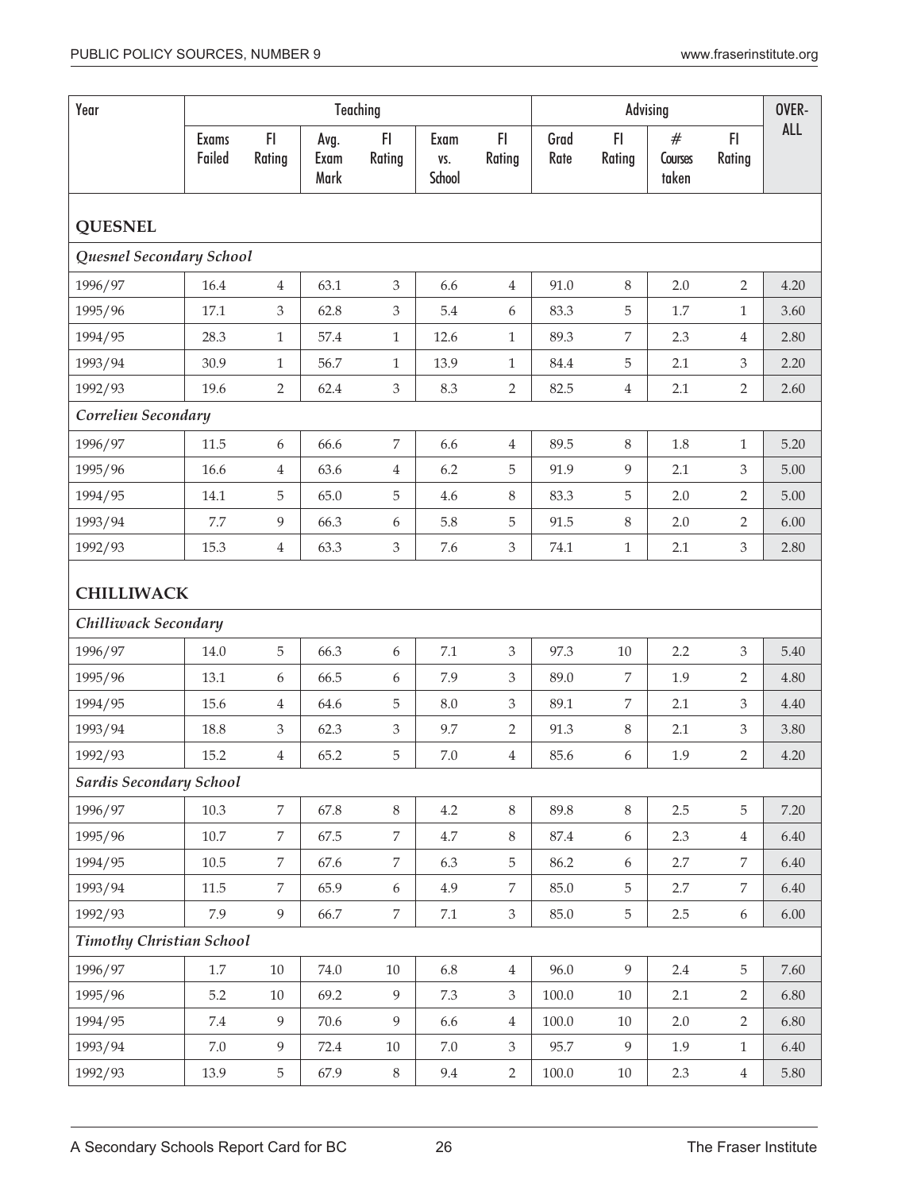| Year | Teaching | | | | | | Advising | | | | OVER-ALL |
|---|---|---|---|---|---|---|---|---|---|---|---|
| | Exams Failed | FI Rating | Avg. Exam Mark | FI Rating | Exam vs. School | FI Rating | Grad Rate | FI Rating | # Courses taken | FI Rating | |
| **QUESNEL** | | | | | | | | | | | |
| ***Quesnel Secondary School*** | | | | | | | | | | | |
| 1996/97 | 16.4 | 4 | 63.1 | 3 | 6.6 | 4 | 91.0 | 8 | 2.0 | 2 | 4.20 |
| 1995/96 | 17.1 | 3 | 62.8 | 3 | 5.4 | 6 | 83.3 | 5 | 1.7 | 1 | 3.60 |
| 1994/95 | 28.3 | 1 | 57.4 | 1 | 12.6 | 1 | 89.3 | 7 | 2.3 | 4 | 2.80 |
| 1993/94 | 30.9 | 1 | 56.7 | 1 | 13.9 | 1 | 84.4 | 5 | 2.1 | 3 | 2.20 |
| 1992/93 | 19.6 | 2 | 62.4 | 3 | 8.3 | 2 | 82.5 | 4 | 2.1 | 2 | 2.60 |
| ***Correlieu Secondary*** | | | | | | | | | | | |
| 1996/97 | 11.5 | 6 | 66.6 | 7 | 6.6 | 4 | 89.5 | 8 | 1.8 | 1 | 5.20 |
| 1995/96 | 16.6 | 4 | 63.6 | 4 | 6.2 | 5 | 91.9 | 9 | 2.1 | 3 | 5.00 |
| 1994/95 | 14.1 | 5 | 65.0 | 5 | 4.6 | 8 | 83.3 | 5 | 2.0 | 2 | 5.00 |
| 1993/94 | 7.7 | 9 | 66.3 | 6 | 5.8 | 5 | 91.5 | 8 | 2.0 | 2 | 6.00 |
| 1992/93 | 15.3 | 4 | 63.3 | 3 | 7.6 | 3 | 74.1 | 1 | 2.1 | 3 | 2.80 |
| **CHILLIWACK** | | | | | | | | | | | |
| ***Chilliwack Secondary*** | | | | | | | | | | | |
| 1996/97 | 14.0 | 5 | 66.3 | 6 | 7.1 | 3 | 97.3 | 10 | 2.2 | 3 | 5.40 |
| 1995/96 | 13.1 | 6 | 66.5 | 6 | 7.9 | 3 | 89.0 | 7 | 1.9 | 2 | 4.80 |
| 1994/95 | 15.6 | 4 | 64.6 | 5 | 8.0 | 3 | 89.1 | 7 | 2.1 | 3 | 4.40 |
| 1993/94 | 18.8 | 3 | 62.3 | 3 | 9.7 | 2 | 91.3 | 8 | 2.1 | 3 | 3.80 |
| 1992/93 | 15.2 | 4 | 65.2 | 5 | 7.0 | 4 | 85.6 | 6 | 1.9 | 2 | 4.20 |
| ***Sardis Secondary School*** | | | | | | | | | | | |
| 1996/97 | 10.3 | 7 | 67.8 | 8 | 4.2 | 8 | 89.8 | 8 | 2.5 | 5 | 7.20 |
| 1995/96 | 10.7 | 7 | 67.5 | 7 | 4.7 | 8 | 87.4 | 6 | 2.3 | 4 | 6.40 |
| 1994/95 | 10.5 | 7 | 67.6 | 7 | 6.3 | 5 | 86.2 | 6 | 2.7 | 7 | 6.40 |
| 1993/94 | 11.5 | 7 | 65.9 | 6 | 4.9 | 7 | 85.0 | 5 | 2.7 | 7 | 6.40 |
| 1992/93 | 7.9 | 9 | 66.7 | 7 | 7.1 | 3 | 85.0 | 5 | 2.5 | 6 | 6.00 |
| ***Timothy Christian School*** | | | | | | | | | | | |
| 1996/97 | 1.7 | 10 | 74.0 | 10 | 6.8 | 4 | 96.0 | 9 | 2.4 | 5 | 7.60 |
| 1995/96 | 5.2 | 10 | 69.2 | 9 | 7.3 | 3 | 100.0 | 10 | 2.1 | 2 | 6.80 |
| 1994/95 | 7.4 | 9 | 70.6 | 9 | 6.6 | 4 | 100.0 | 10 | 2.0 | 2 | 6.80 |
| 1993/94 | 7.0 | 9 | 72.4 | 10 | 7.0 | 3 | 95.7 | 9 | 1.9 | 1 | 6.40 |
| 1992/93 | 13.9 | 5 | 67.9 | 8 | 9.4 | 2 | 100.0 | 10 | 2.3 | 4 | 5.80 |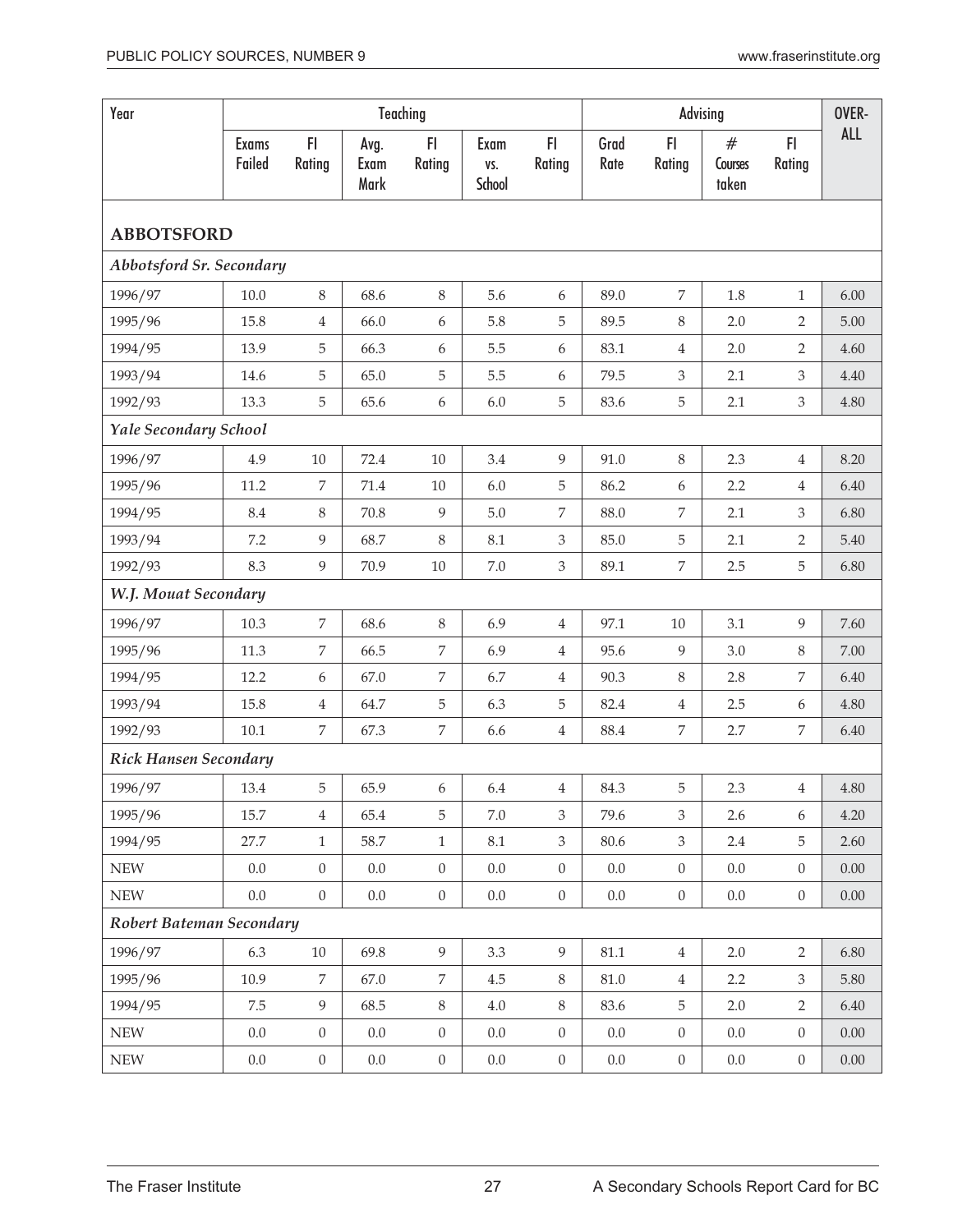| Year | Teaching | | | | | | Advising | | | | OVER-ALL |
|---|---|---|---|---|---|---|---|---|---|---|---|
| | Exams Failed | FI Rating | Avg. Exam Mark | FI Rating | Exam vs. School | FI Rating | Grad Rate | FI Rating | # Courses taken | FI Rating | |
| **ABBOTSFORD** | | | | | | | | | | | |
| ***Abbotsford Sr. Secondary*** | | | | | | | | | | | |
| 1996/97 | 10.0 | 8 | 68.6 | 8 | 5.6 | 6 | 89.0 | 7 | 1.8 | 1 | 6.00 |
| 1995/96 | 15.8 | 4 | 66.0 | 6 | 5.8 | 5 | 89.5 | 8 | 2.0 | 2 | 5.00 |
| 1994/95 | 13.9 | 5 | 66.3 | 6 | 5.5 | 6 | 83.1 | 4 | 2.0 | 2 | 4.60 |
| 1993/94 | 14.6 | 5 | 65.0 | 5 | 5.5 | 6 | 79.5 | 3 | 2.1 | 3 | 4.40 |
| 1992/93 | 13.3 | 5 | 65.6 | 6 | 6.0 | 5 | 83.6 | 5 | 2.1 | 3 | 4.80 |
| ***Yale Secondary School*** | | | | | | | | | | | |
| 1996/97 | 4.9 | 10 | 72.4 | 10 | 3.4 | 9 | 91.0 | 8 | 2.3 | 4 | 8.20 |
| 1995/96 | 11.2 | 7 | 71.4 | 10 | 6.0 | 5 | 86.2 | 6 | 2.2 | 4 | 6.40 |
| 1994/95 | 8.4 | 8 | 70.8 | 9 | 5.0 | 7 | 88.0 | 7 | 2.1 | 3 | 6.80 |
| 1993/94 | 7.2 | 9 | 68.7 | 8 | 8.1 | 3 | 85.0 | 5 | 2.1 | 2 | 5.40 |
| 1992/93 | 8.3 | 9 | 70.9 | 10 | 7.0 | 3 | 89.1 | 7 | 2.5 | 5 | 6.80 |
| ***W.J. Mouat Secondary*** | | | | | | | | | | | |
| 1996/97 | 10.3 | 7 | 68.6 | 8 | 6.9 | 4 | 97.1 | 10 | 3.1 | 9 | 7.60 |
| 1995/96 | 11.3 | 7 | 66.5 | 7 | 6.9 | 4 | 95.6 | 9 | 3.0 | 8 | 7.00 |
| 1994/95 | 12.2 | 6 | 67.0 | 7 | 6.7 | 4 | 90.3 | 8 | 2.8 | 7 | 6.40 |
| 1993/94 | 15.8 | 4 | 64.7 | 5 | 6.3 | 5 | 82.4 | 4 | 2.5 | 6 | 4.80 |
| 1992/93 | 10.1 | 7 | 67.3 | 7 | 6.6 | 4 | 88.4 | 7 | 2.7 | 7 | 6.40 |
| ***Rick Hansen Secondary*** | | | | | | | | | | | |
| 1996/97 | 13.4 | 5 | 65.9 | 6 | 6.4 | 4 | 84.3 | 5 | 2.3 | 4 | 4.80 |
| 1995/96 | 15.7 | 4 | 65.4 | 5 | 7.0 | 3 | 79.6 | 3 | 2.6 | 6 | 4.20 |
| 1994/95 | 27.7 | 1 | 58.7 | 1 | 8.1 | 3 | 80.6 | 3 | 2.4 | 5 | 2.60 |
| NEW | 0.0 | 0 | 0.0 | 0 | 0.0 | 0 | 0.0 | 0 | 0.0 | 0 | 0.00 |
| NEW | 0.0 | 0 | 0.0 | 0 | 0.0 | 0 | 0.0 | 0 | 0.0 | 0 | 0.00 |
| ***Robert Bateman Secondary*** | | | | | | | | | | | |
| 1996/97 | 6.3 | 10 | 69.8 | 9 | 3.3 | 9 | 81.1 | 4 | 2.0 | 2 | 6.80 |
| 1995/96 | 10.9 | 7 | 67.0 | 7 | 4.5 | 8 | 81.0 | 4 | 2.2 | 3 | 5.80 |
| 1994/95 | 7.5 | 9 | 68.5 | 8 | 4.0 | 8 | 83.6 | 5 | 2.0 | 2 | 6.40 |
| NEW | 0.0 | 0 | 0.0 | 0 | 0.0 | 0 | 0.0 | 0 | 0.0 | 0 | 0.00 |
| NEW | 0.0 | 0 | 0.0 | 0 | 0.0 | 0 | 0.0 | 0 | 0.0 | 0 | 0.00 |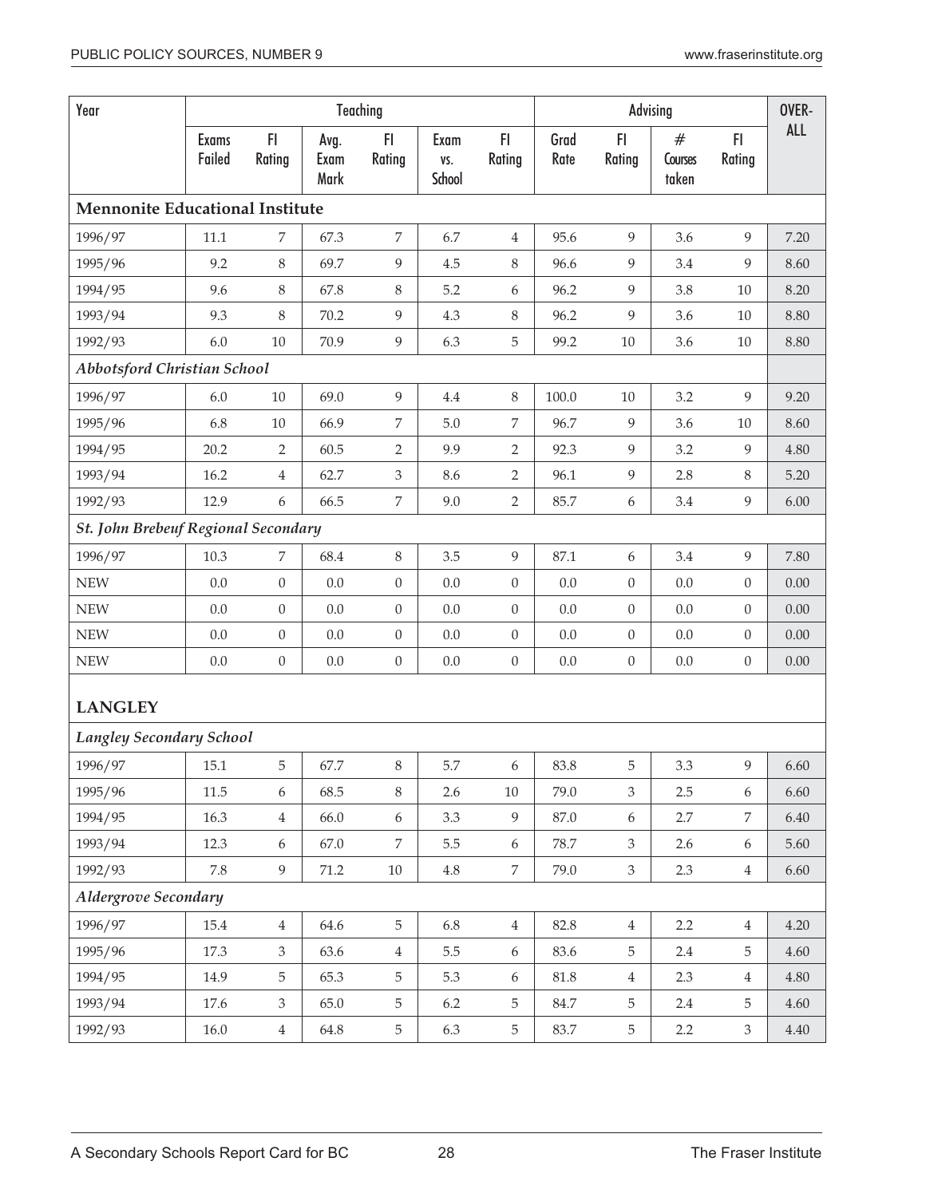| Year | Teaching | | | | | | Advising | | | | OVER-ALL |
|---|---|---|---|---|---|---|---|---|---|---|---|
| | Exams Failed | FI Rating | Avg. Exam Mark | FI Rating | Exam vs. School | FI Rating | Grad Rate | FI Rating | # Courses taken | FI Rating | |
| **Mennonite Educational Institute** | | | | | | | | | | | |
| 1996/97 | 11.1 | 7 | 67.3 | 7 | 6.7 | 4 | 95.6 | 9 | 3.6 | 9 | 7.20 |
| 1995/96 | 9.2 | 8 | 69.7 | 9 | 4.5 | 8 | 96.6 | 9 | 3.4 | 9 | 8.60 |
| 1994/95 | 9.6 | 8 | 67.8 | 8 | 5.2 | 6 | 96.2 | 9 | 3.8 | 10 | 8.20 |
| 1993/94 | 9.3 | 8 | 70.2 | 9 | 4.3 | 8 | 96.2 | 9 | 3.6 | 10 | 8.80 |
| 1992/93 | 6.0 | 10 | 70.9 | 9 | 6.3 | 5 | 99.2 | 10 | 3.6 | 10 | 8.80 |
| ***Abbotsford Christian School*** | | | | | | | | | | | |
| 1996/97 | 6.0 | 10 | 69.0 | 9 | 4.4 | 8 | 100.0 | 10 | 3.2 | 9 | 9.20 |
| 1995/96 | 6.8 | 10 | 66.9 | 7 | 5.0 | 7 | 96.7 | 9 | 3.6 | 10 | 8.60 |
| 1994/95 | 20.2 | 2 | 60.5 | 2 | 9.9 | 2 | 92.3 | 9 | 3.2 | 9 | 4.80 |
| 1993/94 | 16.2 | 4 | 62.7 | 3 | 8.6 | 2 | 96.1 | 9 | 2.8 | 8 | 5.20 |
| 1992/93 | 12.9 | 6 | 66.5 | 7 | 9.0 | 2 | 85.7 | 6 | 3.4 | 9 | 6.00 |
| ***St. John Brebeuf Regional Secondary*** | | | | | | | | | | | |
| 1996/97 | 10.3 | 7 | 68.4 | 8 | 3.5 | 9 | 87.1 | 6 | 3.4 | 9 | 7.80 |
| NEW | 0.0 | 0 | 0.0 | 0 | 0.0 | 0 | 0.0 | 0 | 0.0 | 0 | 0.00 |
| NEW | 0.0 | 0 | 0.0 | 0 | 0.0 | 0 | 0.0 | 0 | 0.0 | 0 | 0.00 |
| NEW | 0.0 | 0 | 0.0 | 0 | 0.0 | 0 | 0.0 | 0 | 0.0 | 0 | 0.00 |
| NEW | 0.0 | 0 | 0.0 | 0 | 0.0 | 0 | 0.0 | 0 | 0.0 | 0 | 0.00 |
| **LANGLEY** | | | | | | | | | | | |
| ***Langley Secondary School*** | | | | | | | | | | | |
| 1996/97 | 15.1 | 5 | 67.7 | 8 | 5.7 | 6 | 83.8 | 5 | 3.3 | 9 | 6.60 |
| 1995/96 | 11.5 | 6 | 68.5 | 8 | 2.6 | 10 | 79.0 | 3 | 2.5 | 6 | 6.60 |
| 1994/95 | 16.3 | 4 | 66.0 | 6 | 3.3 | 9 | 87.0 | 6 | 2.7 | 7 | 6.40 |
| 1993/94 | 12.3 | 6 | 67.0 | 7 | 5.5 | 6 | 78.7 | 3 | 2.6 | 6 | 5.60 |
| 1992/93 | 7.8 | 9 | 71.2 | 10 | 4.8 | 7 | 79.0 | 3 | 2.3 | 4 | 6.60 |
| ***Aldergrove Secondary*** | | | | | | | | | | | |
| 1996/97 | 15.4 | 4 | 64.6 | 5 | 6.8 | 4 | 82.8 | 4 | 2.2 | 4 | 4.20 |
| 1995/96 | 17.3 | 3 | 63.6 | 4 | 5.5 | 6 | 83.6 | 5 | 2.4 | 5 | 4.60 |
| 1994/95 | 14.9 | 5 | 65.3 | 5 | 5.3 | 6 | 81.8 | 4 | 2.3 | 4 | 4.80 |
| 1993/94 | 17.6 | 3 | 65.0 | 5 | 6.2 | 5 | 84.7 | 5 | 2.4 | 5 | 4.60 |
| 1992/93 | 16.0 | 4 | 64.8 | 5 | 6.3 | 5 | 83.7 | 5 | 2.2 | 3 | 4.40 |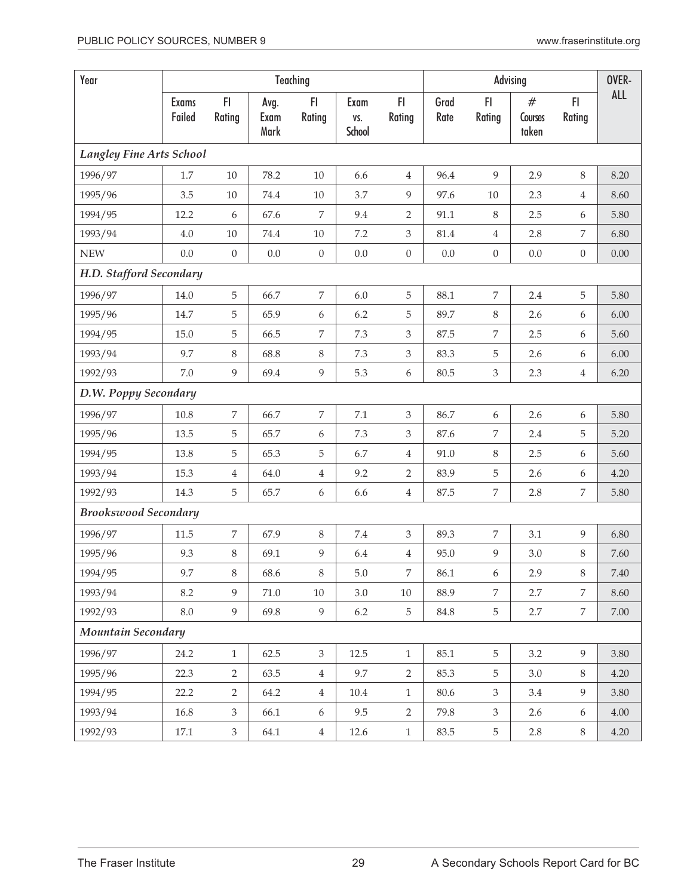| Year | Teaching | | | | | | Advising | | | | OVER-ALL |
|---|---|---|---|---|---|---|---|---|---|---|---|
| | Exams Failed | FI Rating | Avg. Exam Mark | FI Rating | Exam vs. School | FI Rating | Grad Rate | FI Rating | # Courses taken | FI Rating | |
| ***Langley Fine Arts School*** | | | | | | | | | | | |
| 1996/97 | 1.7 | 10 | 78.2 | 10 | 6.6 | 4 | 96.4 | 9 | 2.9 | 8 | 8.20 |
| 1995/96 | 3.5 | 10 | 74.4 | 10 | 3.7 | 9 | 97.6 | 10 | 2.3 | 4 | 8.60 |
| 1994/95 | 12.2 | 6 | 67.6 | 7 | 9.4 | 2 | 91.1 | 8 | 2.5 | 6 | 5.80 |
| 1993/94 | 4.0 | 10 | 74.4 | 10 | 7.2 | 3 | 81.4 | 4 | 2.8 | 7 | 6.80 |
| NEW | 0.0 | 0 | 0.0 | 0 | 0.0 | 0 | 0.0 | 0 | 0.0 | 0 | 0.00 |
| ***H.D. Stafford Secondary*** | | | | | | | | | | | |
| 1996/97 | 14.0 | 5 | 66.7 | 7 | 6.0 | 5 | 88.1 | 7 | 2.4 | 5 | 5.80 |
| 1995/96 | 14.7 | 5 | 65.9 | 6 | 6.2 | 5 | 89.7 | 8 | 2.6 | 6 | 6.00 |
| 1994/95 | 15.0 | 5 | 66.5 | 7 | 7.3 | 3 | 87.5 | 7 | 2.5 | 6 | 5.60 |
| 1993/94 | 9.7 | 8 | 68.8 | 8 | 7.3 | 3 | 83.3 | 5 | 2.6 | 6 | 6.00 |
| 1992/93 | 7.0 | 9 | 69.4 | 9 | 5.3 | 6 | 80.5 | 3 | 2.3 | 4 | 6.20 |
| ***D.W. Poppy Secondary*** | | | | | | | | | | | |
| 1996/97 | 10.8 | 7 | 66.7 | 7 | 7.1 | 3 | 86.7 | 6 | 2.6 | 6 | 5.80 |
| 1995/96 | 13.5 | 5 | 65.7 | 6 | 7.3 | 3 | 87.6 | 7 | 2.4 | 5 | 5.20 |
| 1994/95 | 13.8 | 5 | 65.3 | 5 | 6.7 | 4 | 91.0 | 8 | 2.5 | 6 | 5.60 |
| 1993/94 | 15.3 | 4 | 64.0 | 4 | 9.2 | 2 | 83.9 | 5 | 2.6 | 6 | 4.20 |
| 1992/93 | 14.3 | 5 | 65.7 | 6 | 6.6 | 4 | 87.5 | 7 | 2.8 | 7 | 5.80 |
| ***Brookswood Secondary*** | | | | | | | | | | | |
| 1996/97 | 11.5 | 7 | 67.9 | 8 | 7.4 | 3 | 89.3 | 7 | 3.1 | 9 | 6.80 |
| 1995/96 | 9.3 | 8 | 69.1 | 9 | 6.4 | 4 | 95.0 | 9 | 3.0 | 8 | 7.60 |
| 1994/95 | 9.7 | 8 | 68.6 | 8 | 5.0 | 7 | 86.1 | 6 | 2.9 | 8 | 7.40 |
| 1993/94 | 8.2 | 9 | 71.0 | 10 | 3.0 | 10 | 88.9 | 7 | 2.7 | 7 | 8.60 |
| 1992/93 | 8.0 | 9 | 69.8 | 9 | 6.2 | 5 | 84.8 | 5 | 2.7 | 7 | 7.00 |
| ***Mountain Secondary*** | | | | | | | | | | | |
| 1996/97 | 24.2 | 1 | 62.5 | 3 | 12.5 | 1 | 85.1 | 5 | 3.2 | 9 | 3.80 |
| 1995/96 | 22.3 | 2 | 63.5 | 4 | 9.7 | 2 | 85.3 | 5 | 3.0 | 8 | 4.20 |
| 1994/95 | 22.2 | 2 | 64.2 | 4 | 10.4 | 1 | 80.6 | 3 | 3.4 | 9 | 3.80 |
| 1993/94 | 16.8 | 3 | 66.1 | 6 | 9.5 | 2 | 79.8 | 3 | 2.6 | 6 | 4.00 |
| 1992/93 | 17.1 | 3 | 64.1 | 4 | 12.6 | 1 | 83.5 | 5 | 2.8 | 8 | 4.20 |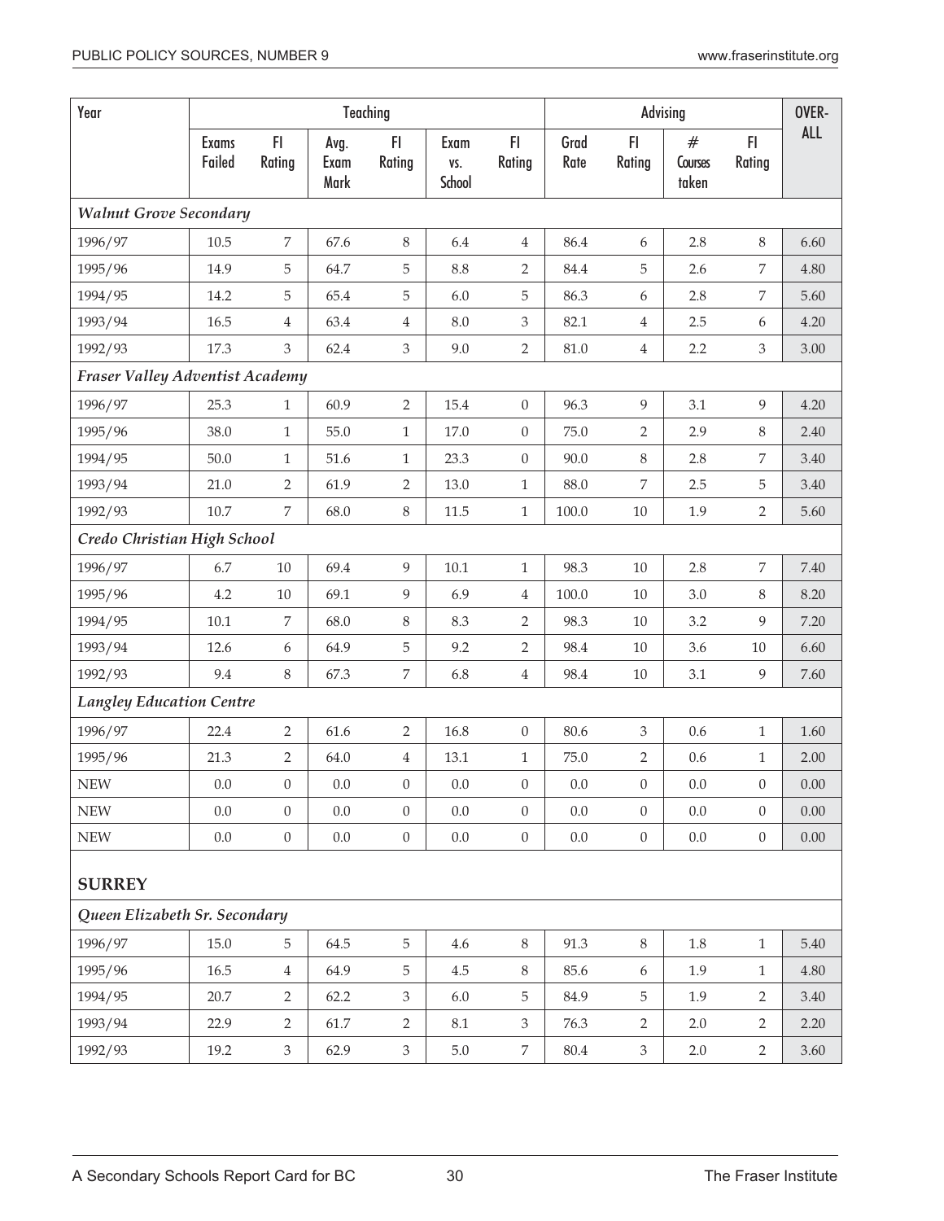| Year | Teaching | | | | | | Advising | | | | OVER-ALL |
|---|---|---|---|---|---|---|---|---|---|---|---|
| | Exams Failed | FI Rating | Avg. Exam Mark | FI Rating | Exam vs. School | FI Rating | Grad Rate | FI Rating | # Courses taken | FI Rating | |
| ***Walnut Grove Secondary*** | | | | | | | | | | | |
| 1996/97 | 10.5 | 7 | 67.6 | 8 | 6.4 | 4 | 86.4 | 6 | 2.8 | 8 | 6.60 |
| 1995/96 | 14.9 | 5 | 64.7 | 5 | 8.8 | 2 | 84.4 | 5 | 2.6 | 7 | 4.80 |
| 1994/95 | 14.2 | 5 | 65.4 | 5 | 6.0 | 5 | 86.3 | 6 | 2.8 | 7 | 5.60 |
| 1993/94 | 16.5 | 4 | 63.4 | 4 | 8.0 | 3 | 82.1 | 4 | 2.5 | 6 | 4.20 |
| 1992/93 | 17.3 | 3 | 62.4 | 3 | 9.0 | 2 | 81.0 | 4 | 2.2 | 3 | 3.00 |
| ***Fraser Valley Adventist Academy*** | | | | | | | | | | | |
| 1996/97 | 25.3 | 1 | 60.9 | 2 | 15.4 | 0 | 96.3 | 9 | 3.1 | 9 | 4.20 |
| 1995/96 | 38.0 | 1 | 55.0 | 1 | 17.0 | 0 | 75.0 | 2 | 2.9 | 8 | 2.40 |
| 1994/95 | 50.0 | 1 | 51.6 | 1 | 23.3 | 0 | 90.0 | 8 | 2.8 | 7 | 3.40 |
| 1993/94 | 21.0 | 2 | 61.9 | 2 | 13.0 | 1 | 88.0 | 7 | 2.5 | 5 | 3.40 |
| 1992/93 | 10.7 | 7 | 68.0 | 8 | 11.5 | 1 | 100.0 | 10 | 1.9 | 2 | 5.60 |
| ***Credo Christian High School*** | | | | | | | | | | | |
| 1996/97 | 6.7 | 10 | 69.4 | 9 | 10.1 | 1 | 98.3 | 10 | 2.8 | 7 | 7.40 |
| 1995/96 | 4.2 | 10 | 69.1 | 9 | 6.9 | 4 | 100.0 | 10 | 3.0 | 8 | 8.20 |
| 1994/95 | 10.1 | 7 | 68.0 | 8 | 8.3 | 2 | 98.3 | 10 | 3.2 | 9 | 7.20 |
| 1993/94 | 12.6 | 6 | 64.9 | 5 | 9.2 | 2 | 98.4 | 10 | 3.6 | 10 | 6.60 |
| 1992/93 | 9.4 | 8 | 67.3 | 7 | 6.8 | 4 | 98.4 | 10 | 3.1 | 9 | 7.60 |
| ***Langley Education Centre*** | | | | | | | | | | | |
| 1996/97 | 22.4 | 2 | 61.6 | 2 | 16.8 | 0 | 80.6 | 3 | 0.6 | 1 | 1.60 |
| 1995/96 | 21.3 | 2 | 64.0 | 4 | 13.1 | 1 | 75.0 | 2 | 0.6 | 1 | 2.00 |
| NEW | 0.0 | 0 | 0.0 | 0 | 0.0 | 0 | 0.0 | 0 | 0.0 | 0 | 0.00 |
| NEW | 0.0 | 0 | 0.0 | 0 | 0.0 | 0 | 0.0 | 0 | 0.0 | 0 | 0.00 |
| NEW | 0.0 | 0 | 0.0 | 0 | 0.0 | 0 | 0.0 | 0 | 0.0 | 0 | 0.00 |
| **SURREY** | | | | | | | | | | | |
| ***Queen Elizabeth Sr. Secondary*** | | | | | | | | | | | |
| 1996/97 | 15.0 | 5 | 64.5 | 5 | 4.6 | 8 | 91.3 | 8 | 1.8 | 1 | 5.40 |
| 1995/96 | 16.5 | 4 | 64.9 | 5 | 4.5 | 8 | 85.6 | 6 | 1.9 | 1 | 4.80 |
| 1994/95 | 20.7 | 2 | 62.2 | 3 | 6.0 | 5 | 84.9 | 5 | 1.9 | 2 | 3.40 |
| 1993/94 | 22.9 | 2 | 61.7 | 2 | 8.1 | 3 | 76.3 | 2 | 2.0 | 2 | 2.20 |
| 1992/93 | 19.2 | 3 | 62.9 | 3 | 5.0 | 7 | 80.4 | 3 | 2.0 | 2 | 3.60 |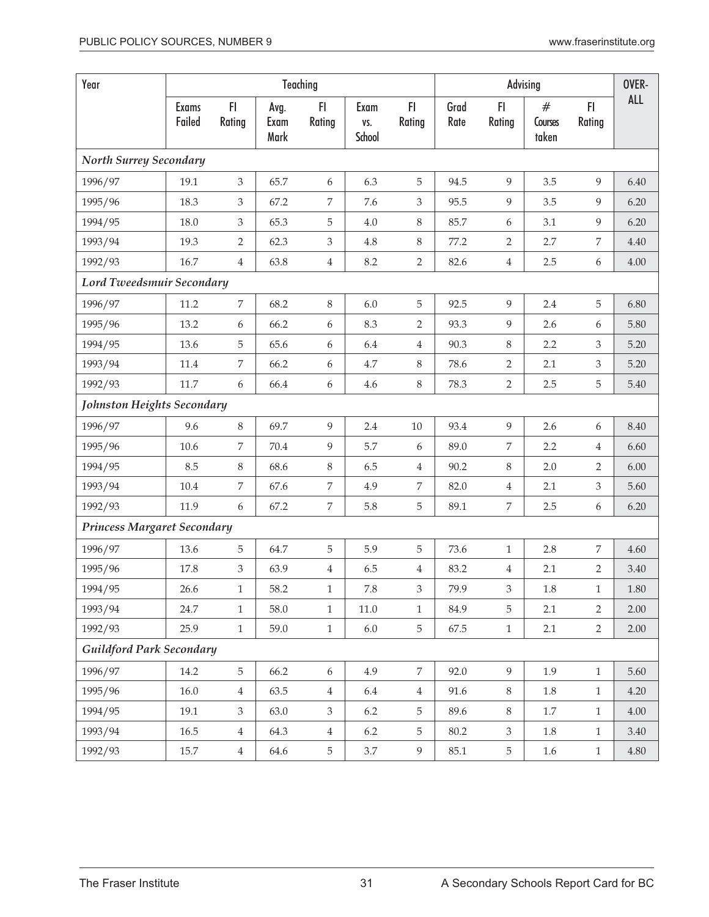| Year | Teaching | | | | | | Advising | | | | OVER-ALL |
|---|---|---|---|---|---|---|---|---|---|---|---|
| | Exams Failed | FI Rating | Avg. Exam Mark | FI Rating | Exam vs. School | FI Rating | Grad Rate | FI Rating | # Courses taken | FI Rating | |
| ***North Surrey Secondary*** | | | | | | | | | | | |
| 1996/97 | 19.1 | 3 | 65.7 | 6 | 6.3 | 5 | 94.5 | 9 | 3.5 | 9 | 6.40 |
| 1995/96 | 18.3 | 3 | 67.2 | 7 | 7.6 | 3 | 95.5 | 9 | 3.5 | 9 | 6.20 |
| 1994/95 | 18.0 | 3 | 65.3 | 5 | 4.0 | 8 | 85.7 | 6 | 3.1 | 9 | 6.20 |
| 1993/94 | 19.3 | 2 | 62.3 | 3 | 4.8 | 8 | 77.2 | 2 | 2.7 | 7 | 4.40 |
| 1992/93 | 16.7 | 4 | 63.8 | 4 | 8.2 | 2 | 82.6 | 4 | 2.5 | 6 | 4.00 |
| ***Lord Tweedsmuir Secondary*** | | | | | | | | | | | |
| 1996/97 | 11.2 | 7 | 68.2 | 8 | 6.0 | 5 | 92.5 | 9 | 2.4 | 5 | 6.80 |
| 1995/96 | 13.2 | 6 | 66.2 | 6 | 8.3 | 2 | 93.3 | 9 | 2.6 | 6 | 5.80 |
| 1994/95 | 13.6 | 5 | 65.6 | 6 | 6.4 | 4 | 90.3 | 8 | 2.2 | 3 | 5.20 |
| 1993/94 | 11.4 | 7 | 66.2 | 6 | 4.7 | 8 | 78.6 | 2 | 2.1 | 3 | 5.20 |
| 1992/93 | 11.7 | 6 | 66.4 | 6 | 4.6 | 8 | 78.3 | 2 | 2.5 | 5 | 5.40 |
| ***Johnston Heights Secondary*** | | | | | | | | | | | |
| 1996/97 | 9.6 | 8 | 69.7 | 9 | 2.4 | 10 | 93.4 | 9 | 2.6 | 6 | 8.40 |
| 1995/96 | 10.6 | 7 | 70.4 | 9 | 5.7 | 6 | 89.0 | 7 | 2.2 | 4 | 6.60 |
| 1994/95 | 8.5 | 8 | 68.6 | 8 | 6.5 | 4 | 90.2 | 8 | 2.0 | 2 | 6.00 |
| 1993/94 | 10.4 | 7 | 67.6 | 7 | 4.9 | 7 | 82.0 | 4 | 2.1 | 3 | 5.60 |
| 1992/93 | 11.9 | 6 | 67.2 | 7 | 5.8 | 5 | 89.1 | 7 | 2.5 | 6 | 6.20 |
| ***Princess Margaret Secondary*** | | | | | | | | | | | |
| 1996/97 | 13.6 | 5 | 64.7 | 5 | 5.9 | 5 | 73.6 | 1 | 2.8 | 7 | 4.60 |
| 1995/96 | 17.8 | 3 | 63.9 | 4 | 6.5 | 4 | 83.2 | 4 | 2.1 | 2 | 3.40 |
| 1994/95 | 26.6 | 1 | 58.2 | 1 | 7.8 | 3 | 79.9 | 3 | 1.8 | 1 | 1.80 |
| 1993/94 | 24.7 | 1 | 58.0 | 1 | 11.0 | 1 | 84.9 | 5 | 2.1 | 2 | 2.00 |
| 1992/93 | 25.9 | 1 | 59.0 | 1 | 6.0 | 5 | 67.5 | 1 | 2.1 | 2 | 2.00 |
| ***Guildford Park Secondary*** | | | | | | | | | | | |
| 1996/97 | 14.2 | 5 | 66.2 | 6 | 4.9 | 7 | 92.0 | 9 | 1.9 | 1 | 5.60 |
| 1995/96 | 16.0 | 4 | 63.5 | 4 | 6.4 | 4 | 91.6 | 8 | 1.8 | 1 | 4.20 |
| 1994/95 | 19.1 | 3 | 63.0 | 3 | 6.2 | 5 | 89.6 | 8 | 1.7 | 1 | 4.00 |
| 1993/94 | 16.5 | 4 | 64.3 | 4 | 6.2 | 5 | 80.2 | 3 | 1.8 | 1 | 3.40 |
| 1992/93 | 15.7 | 4 | 64.6 | 5 | 3.7 | 9 | 85.1 | 5 | 1.6 | 1 | 4.80 |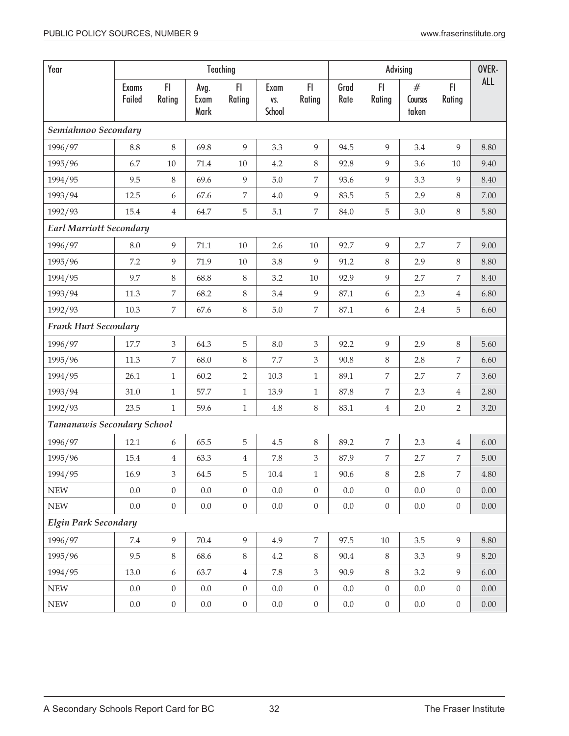| Year | Teaching | | | | | | Advising | | | | OVER-ALL |
|---|---|---|---|---|---|---|---|---|---|---|---|
| | Exams Failed | FI Rating | Avg. Exam Mark | FI Rating | Exam vs. School | FI Rating | Grad Rate | FI Rating | # Courses taken | FI Rating | |
| ***Semiahmoo Secondary*** | | | | | | | | | | | |
| 1996/97 | 8.8 | 8 | 69.8 | 9 | 3.3 | 9 | 94.5 | 9 | 3.4 | 9 | 8.80 |
| 1995/96 | 6.7 | 10 | 71.4 | 10 | 4.2 | 8 | 92.8 | 9 | 3.6 | 10 | 9.40 |
| 1994/95 | 9.5 | 8 | 69.6 | 9 | 5.0 | 7 | 93.6 | 9 | 3.3 | 9 | 8.40 |
| 1993/94 | 12.5 | 6 | 67.6 | 7 | 4.0 | 9 | 83.5 | 5 | 2.9 | 8 | 7.00 |
| 1992/93 | 15.4 | 4 | 64.7 | 5 | 5.1 | 7 | 84.0 | 5 | 3.0 | 8 | 5.80 |
| ***Earl Marriott Secondary*** | | | | | | | | | | | |
| 1996/97 | 8.0 | 9 | 71.1 | 10 | 2.6 | 10 | 92.7 | 9 | 2.7 | 7 | 9.00 |
| 1995/96 | 7.2 | 9 | 71.9 | 10 | 3.8 | 9 | 91.2 | 8 | 2.9 | 8 | 8.80 |
| 1994/95 | 9.7 | 8 | 68.8 | 8 | 3.2 | 10 | 92.9 | 9 | 2.7 | 7 | 8.40 |
| 1993/94 | 11.3 | 7 | 68.2 | 8 | 3.4 | 9 | 87.1 | 6 | 2.3 | 4 | 6.80 |
| 1992/93 | 10.3 | 7 | 67.6 | 8 | 5.0 | 7 | 87.1 | 6 | 2.4 | 5 | 6.60 |
| ***Frank Hurt Secondary*** | | | | | | | | | | | |
| 1996/97 | 17.7 | 3 | 64.3 | 5 | 8.0 | 3 | 92.2 | 9 | 2.9 | 8 | 5.60 |
| 1995/96 | 11.3 | 7 | 68.0 | 8 | 7.7 | 3 | 90.8 | 8 | 2.8 | 7 | 6.60 |
| 1994/95 | 26.1 | 1 | 60.2 | 2 | 10.3 | 1 | 89.1 | 7 | 2.7 | 7 | 3.60 |
| 1993/94 | 31.0 | 1 | 57.7 | 1 | 13.9 | 1 | 87.8 | 7 | 2.3 | 4 | 2.80 |
| 1992/93 | 23.5 | 1 | 59.6 | 1 | 4.8 | 8 | 83.1 | 4 | 2.0 | 2 | 3.20 |
| ***Tamanawis Secondary School*** | | | | | | | | | | | |
| 1996/97 | 12.1 | 6 | 65.5 | 5 | 4.5 | 8 | 89.2 | 7 | 2.3 | 4 | 6.00 |
| 1995/96 | 15.4 | 4 | 63.3 | 4 | 7.8 | 3 | 87.9 | 7 | 2.7 | 7 | 5.00 |
| 1994/95 | 16.9 | 3 | 64.5 | 5 | 10.4 | 1 | 90.6 | 8 | 2.8 | 7 | 4.80 |
| NEW | 0.0 | 0 | 0.0 | 0 | 0.0 | 0 | 0.0 | 0 | 0.0 | 0 | 0.00 |
| NEW | 0.0 | 0 | 0.0 | 0 | 0.0 | 0 | 0.0 | 0 | 0.0 | 0 | 0.00 |
| ***Elgin Park Secondary*** | | | | | | | | | | | |
| 1996/97 | 7.4 | 9 | 70.4 | 9 | 4.9 | 7 | 97.5 | 10 | 3.5 | 9 | 8.80 |
| 1995/96 | 9.5 | 8 | 68.6 | 8 | 4.2 | 8 | 90.4 | 8 | 3.3 | 9 | 8.20 |
| 1994/95 | 13.0 | 6 | 63.7 | 4 | 7.8 | 3 | 90.9 | 8 | 3.2 | 9 | 6.00 |
| NEW | 0.0 | 0 | 0.0 | 0 | 0.0 | 0 | 0.0 | 0 | 0.0 | 0 | 0.00 |
| NEW | 0.0 | 0 | 0.0 | 0 | 0.0 | 0 | 0.0 | 0 | 0.0 | 0 | 0.00 |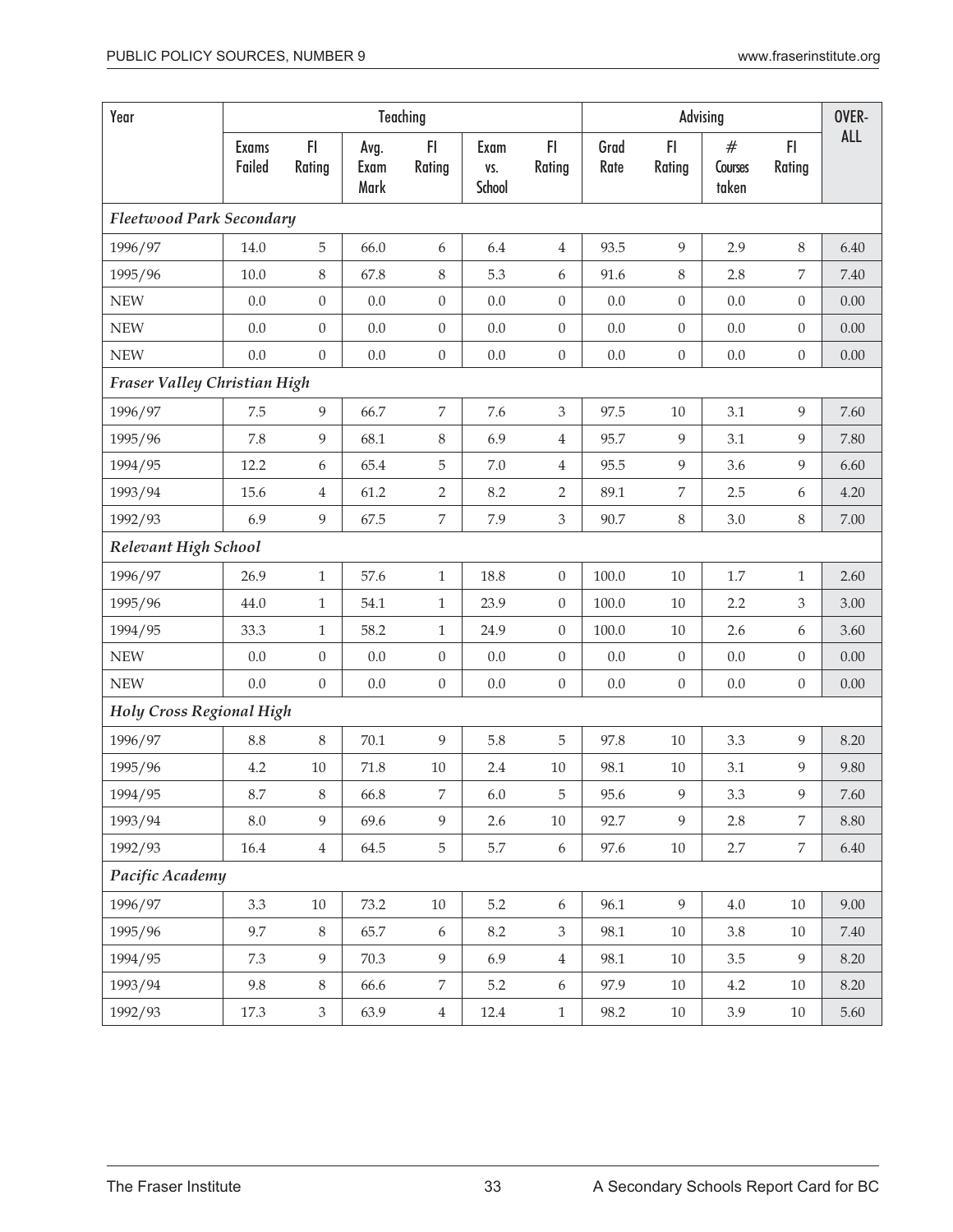| Year | Teaching | | | | | | Advising | | | | OVER-ALL |
|---|---|---|---|---|---|---|---|---|---|---|---|
| | Exams Failed | FI Rating | Avg. Exam Mark | FI Rating | Exam vs. School | FI Rating | Grad Rate | FI Rating | # Courses taken | FI Rating | |
| ***Fleetwood Park Secondary*** | | | | | | | | | | | |
| 1996/97 | 14.0 | 5 | 66.0 | 6 | 6.4 | 4 | 93.5 | 9 | 2.9 | 8 | 6.40 |
| 1995/96 | 10.0 | 8 | 67.8 | 8 | 5.3 | 6 | 91.6 | 8 | 2.8 | 7 | 7.40 |
| NEW | 0.0 | 0 | 0.0 | 0 | 0.0 | 0 | 0.0 | 0 | 0.0 | 0 | 0.00 |
| NEW | 0.0 | 0 | 0.0 | 0 | 0.0 | 0 | 0.0 | 0 | 0.0 | 0 | 0.00 |
| NEW | 0.0 | 0 | 0.0 | 0 | 0.0 | 0 | 0.0 | 0 | 0.0 | 0 | 0.00 |
| ***Fraser Valley Christian High*** | | | | | | | | | | | |
| 1996/97 | 7.5 | 9 | 66.7 | 7 | 7.6 | 3 | 97.5 | 10 | 3.1 | 9 | 7.60 |
| 1995/96 | 7.8 | 9 | 68.1 | 8 | 6.9 | 4 | 95.7 | 9 | 3.1 | 9 | 7.80 |
| 1994/95 | 12.2 | 6 | 65.4 | 5 | 7.0 | 4 | 95.5 | 9 | 3.6 | 9 | 6.60 |
| 1993/94 | 15.6 | 4 | 61.2 | 2 | 8.2 | 2 | 89.1 | 7 | 2.5 | 6 | 4.20 |
| 1992/93 | 6.9 | 9 | 67.5 | 7 | 7.9 | 3 | 90.7 | 8 | 3.0 | 8 | 7.00 |
| ***Relevant High School*** | | | | | | | | | | | |
| 1996/97 | 26.9 | 1 | 57.6 | 1 | 18.8 | 0 | 100.0 | 10 | 1.7 | 1 | 2.60 |
| 1995/96 | 44.0 | 1 | 54.1 | 1 | 23.9 | 0 | 100.0 | 10 | 2.2 | 3 | 3.00 |
| 1994/95 | 33.3 | 1 | 58.2 | 1 | 24.9 | 0 | 100.0 | 10 | 2.6 | 6 | 3.60 |
| NEW | 0.0 | 0 | 0.0 | 0 | 0.0 | 0 | 0.0 | 0 | 0.0 | 0 | 0.00 |
| NEW | 0.0 | 0 | 0.0 | 0 | 0.0 | 0 | 0.0 | 0 | 0.0 | 0 | 0.00 |
| ***Holy Cross Regional High*** | | | | | | | | | | | |
| 1996/97 | 8.8 | 8 | 70.1 | 9 | 5.8 | 5 | 97.8 | 10 | 3.3 | 9 | 8.20 |
| 1995/96 | 4.2 | 10 | 71.8 | 10 | 2.4 | 10 | 98.1 | 10 | 3.1 | 9 | 9.80 |
| 1994/95 | 8.7 | 8 | 66.8 | 7 | 6.0 | 5 | 95.6 | 9 | 3.3 | 9 | 7.60 |
| 1993/94 | 8.0 | 9 | 69.6 | 9 | 2.6 | 10 | 92.7 | 9 | 2.8 | 7 | 8.80 |
| 1992/93 | 16.4 | 4 | 64.5 | 5 | 5.7 | 6 | 97.6 | 10 | 2.7 | 7 | 6.40 |
| ***Pacific Academy*** | | | | | | | | | | | |
| 1996/97 | 3.3 | 10 | 73.2 | 10 | 5.2 | 6 | 96.1 | 9 | 4.0 | 10 | 9.00 |
| 1995/96 | 9.7 | 8 | 65.7 | 6 | 8.2 | 3 | 98.1 | 10 | 3.8 | 10 | 7.40 |
| 1994/95 | 7.3 | 9 | 70.3 | 9 | 6.9 | 4 | 98.1 | 10 | 3.5 | 9 | 8.20 |
| 1993/94 | 9.8 | 8 | 66.6 | 7 | 5.2 | 6 | 97.9 | 10 | 4.2 | 10 | 8.20 |
| 1992/93 | 17.3 | 3 | 63.9 | 4 | 12.4 | 1 | 98.2 | 10 | 3.9 | 10 | 5.60 |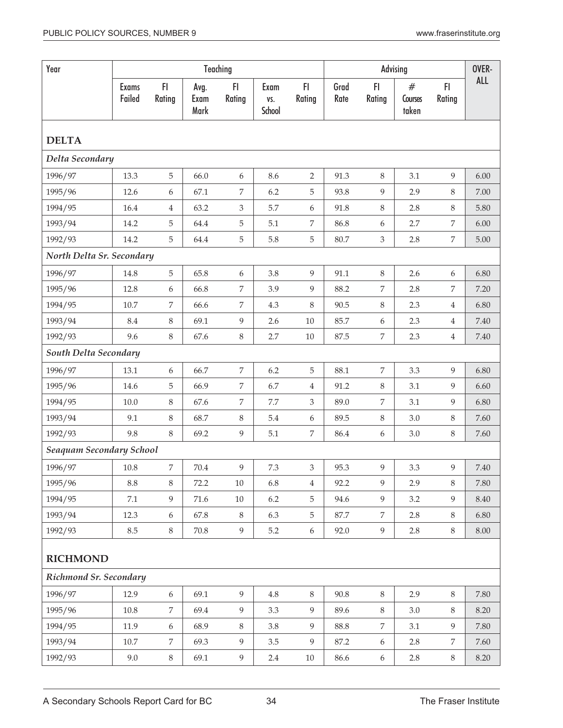| Year | Teaching | | | | | | Advising | | | | OVER-ALL |
|---|---|---|---|---|---|---|---|---|---|---|---|
| | Exams Failed | FI Rating | Avg. Exam Mark | FI Rating | Exam vs. School | FI Rating | Grad Rate | FI Rating | # Courses taken | FI Rating | |
| **DELTA** | | | | | | | | | | | |
| *Delta Secondary* | | | | | | | | | | | |
| 1996/97 | 13.3 | 5 | 66.0 | 6 | 8.6 | 2 | 91.3 | 8 | 3.1 | 9 | 6.00 |
| 1995/96 | 12.6 | 6 | 67.1 | 7 | 6.2 | 5 | 93.8 | 9 | 2.9 | 8 | 7.00 |
| 1994/95 | 16.4 | 4 | 63.2 | 3 | 5.7 | 6 | 91.8 | 8 | 2.8 | 8 | 5.80 |
| 1993/94 | 14.2 | 5 | 64.4 | 5 | 5.1 | 7 | 86.8 | 6 | 2.7 | 7 | 6.00 |
| 1992/93 | 14.2 | 5 | 64.4 | 5 | 5.8 | 5 | 80.7 | 3 | 2.8 | 7 | 5.00 |
| *North Delta Sr. Secondary* | | | | | | | | | | | |
| 1996/97 | 14.8 | 5 | 65.8 | 6 | 3.8 | 9 | 91.1 | 8 | 2.6 | 6 | 6.80 |
| 1995/96 | 12.8 | 6 | 66.8 | 7 | 3.9 | 9 | 88.2 | 7 | 2.8 | 7 | 7.20 |
| 1994/95 | 10.7 | 7 | 66.6 | 7 | 4.3 | 8 | 90.5 | 8 | 2.3 | 4 | 6.80 |
| 1993/94 | 8.4 | 8 | 69.1 | 9 | 2.6 | 10 | 85.7 | 6 | 2.3 | 4 | 7.40 |
| 1992/93 | 9.6 | 8 | 67.6 | 8 | 2.7 | 10 | 87.5 | 7 | 2.3 | 4 | 7.40 |
| *South Delta Secondary* | | | | | | | | | | | |
| 1996/97 | 13.1 | 6 | 66.7 | 7 | 6.2 | 5 | 88.1 | 7 | 3.3 | 9 | 6.80 |
| 1995/96 | 14.6 | 5 | 66.9 | 7 | 6.7 | 4 | 91.2 | 8 | 3.1 | 9 | 6.60 |
| 1994/95 | 10.0 | 8 | 67.6 | 7 | 7.7 | 3 | 89.0 | 7 | 3.1 | 9 | 6.80 |
| 1993/94 | 9.1 | 8 | 68.7 | 8 | 5.4 | 6 | 89.5 | 8 | 3.0 | 8 | 7.60 |
| 1992/93 | 9.8 | 8 | 69.2 | 9 | 5.1 | 7 | 86.4 | 6 | 3.0 | 8 | 7.60 |
| *Seaquam Secondary School* | | | | | | | | | | | |
| 1996/97 | 10.8 | 7 | 70.4 | 9 | 7.3 | 3 | 95.3 | 9 | 3.3 | 9 | 7.40 |
| 1995/96 | 8.8 | 8 | 72.2 | 10 | 6.8 | 4 | 92.2 | 9 | 2.9 | 8 | 7.80 |
| 1994/95 | 7.1 | 9 | 71.6 | 10 | 6.2 | 5 | 94.6 | 9 | 3.2 | 9 | 8.40 |
| 1993/94 | 12.3 | 6 | 67.8 | 8 | 6.3 | 5 | 87.7 | 7 | 2.8 | 8 | 6.80 |
| 1992/93 | 8.5 | 8 | 70.8 | 9 | 5.2 | 6 | 92.0 | 9 | 2.8 | 8 | 8.00 |
| **RICHMOND** | | | | | | | | | | | |
| *Richmond Sr. Secondary* | | | | | | | | | | | |
| 1996/97 | 12.9 | 6 | 69.1 | 9 | 4.8 | 8 | 90.8 | 8 | 2.9 | 8 | 7.80 |
| 1995/96 | 10.8 | 7 | 69.4 | 9 | 3.3 | 9 | 89.6 | 8 | 3.0 | 8 | 8.20 |
| 1994/95 | 11.9 | 6 | 68.9 | 8 | 3.8 | 9 | 88.8 | 7 | 3.1 | 9 | 7.80 |
| 1993/94 | 10.7 | 7 | 69.3 | 9 | 3.5 | 9 | 87.2 | 6 | 2.8 | 7 | 7.60 |
| 1992/93 | 9.0 | 8 | 69.1 | 9 | 2.4 | 10 | 86.6 | 6 | 2.8 | 8 | 8.20 |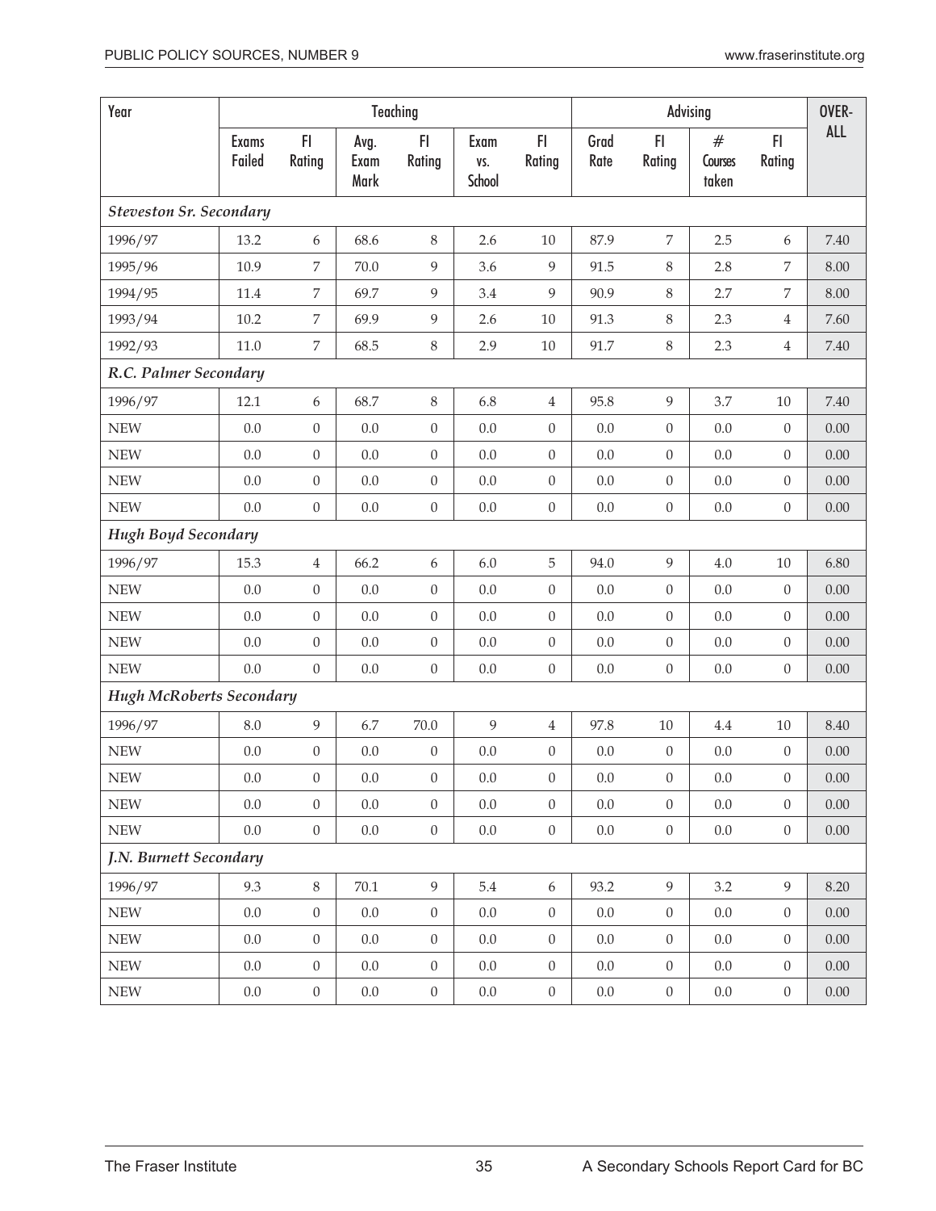| Year | Teaching | | | | | | Advising | | | | OVER-ALL |
|---|---|---|---|---|---|---|---|---|---|---|---|
| | Exams Failed | FI Rating | Avg. Exam Mark | FI Rating | Exam vs. School | FI Rating | Grad Rate | FI Rating | # Courses taken | FI Rating | |
| ***Steveston Sr. Secondary*** | | | | | | | | | | | |
| 1996/97 | 13.2 | 6 | 68.6 | 8 | 2.6 | 10 | 87.9 | 7 | 2.5 | 6 | 7.40 |
| 1995/96 | 10.9 | 7 | 70.0 | 9 | 3.6 | 9 | 91.5 | 8 | 2.8 | 7 | 8.00 |
| 1994/95 | 11.4 | 7 | 69.7 | 9 | 3.4 | 9 | 90.9 | 8 | 2.7 | 7 | 8.00 |
| 1993/94 | 10.2 | 7 | 69.9 | 9 | 2.6 | 10 | 91.3 | 8 | 2.3 | 4 | 7.60 |
| 1992/93 | 11.0 | 7 | 68.5 | 8 | 2.9 | 10 | 91.7 | 8 | 2.3 | 4 | 7.40 |
| ***R.C. Palmer Secondary*** | | | | | | | | | | | |
| 1996/97 | 12.1 | 6 | 68.7 | 8 | 6.8 | 4 | 95.8 | 9 | 3.7 | 10 | 7.40 |
| NEW | 0.0 | 0 | 0.0 | 0 | 0.0 | 0 | 0.0 | 0 | 0.0 | 0 | 0.00 |
| NEW | 0.0 | 0 | 0.0 | 0 | 0.0 | 0 | 0.0 | 0 | 0.0 | 0 | 0.00 |
| NEW | 0.0 | 0 | 0.0 | 0 | 0.0 | 0 | 0.0 | 0 | 0.0 | 0 | 0.00 |
| NEW | 0.0 | 0 | 0.0 | 0 | 0.0 | 0 | 0.0 | 0 | 0.0 | 0 | 0.00 |
| ***Hugh Boyd Secondary*** | | | | | | | | | | | |
| 1996/97 | 15.3 | 4 | 66.2 | 6 | 6.0 | 5 | 94.0 | 9 | 4.0 | 10 | 6.80 |
| NEW | 0.0 | 0 | 0.0 | 0 | 0.0 | 0 | 0.0 | 0 | 0.0 | 0 | 0.00 |
| NEW | 0.0 | 0 | 0.0 | 0 | 0.0 | 0 | 0.0 | 0 | 0.0 | 0 | 0.00 |
| NEW | 0.0 | 0 | 0.0 | 0 | 0.0 | 0 | 0.0 | 0 | 0.0 | 0 | 0.00 |
| NEW | 0.0 | 0 | 0.0 | 0 | 0.0 | 0 | 0.0 | 0 | 0.0 | 0 | 0.00 |
| ***Hugh McRoberts Secondary*** | | | | | | | | | | | |
| 1996/97 | 8.0 | 9 | 6.7 | 70.0 | 9 | 4 | 97.8 | 10 | 4.4 | 10 | 8.40 |
| NEW | 0.0 | 0 | 0.0 | 0 | 0.0 | 0 | 0.0 | 0 | 0.0 | 0 | 0.00 |
| NEW | 0.0 | 0 | 0.0 | 0 | 0.0 | 0 | 0.0 | 0 | 0.0 | 0 | 0.00 |
| NEW | 0.0 | 0 | 0.0 | 0 | 0.0 | 0 | 0.0 | 0 | 0.0 | 0 | 0.00 |
| NEW | 0.0 | 0 | 0.0 | 0 | 0.0 | 0 | 0.0 | 0 | 0.0 | 0 | 0.00 |
| ***J.N. Burnett Secondary*** | | | | | | | | | | | |
| 1996/97 | 9.3 | 8 | 70.1 | 9 | 5.4 | 6 | 93.2 | 9 | 3.2 | 9 | 8.20 |
| NEW | 0.0 | 0 | 0.0 | 0 | 0.0 | 0 | 0.0 | 0 | 0.0 | 0 | 0.00 |
| NEW | 0.0 | 0 | 0.0 | 0 | 0.0 | 0 | 0.0 | 0 | 0.0 | 0 | 0.00 |
| NEW | 0.0 | 0 | 0.0 | 0 | 0.0 | 0 | 0.0 | 0 | 0.0 | 0 | 0.00 |
| NEW | 0.0 | 0 | 0.0 | 0 | 0.0 | 0 | 0.0 | 0 | 0.0 | 0 | 0.00 |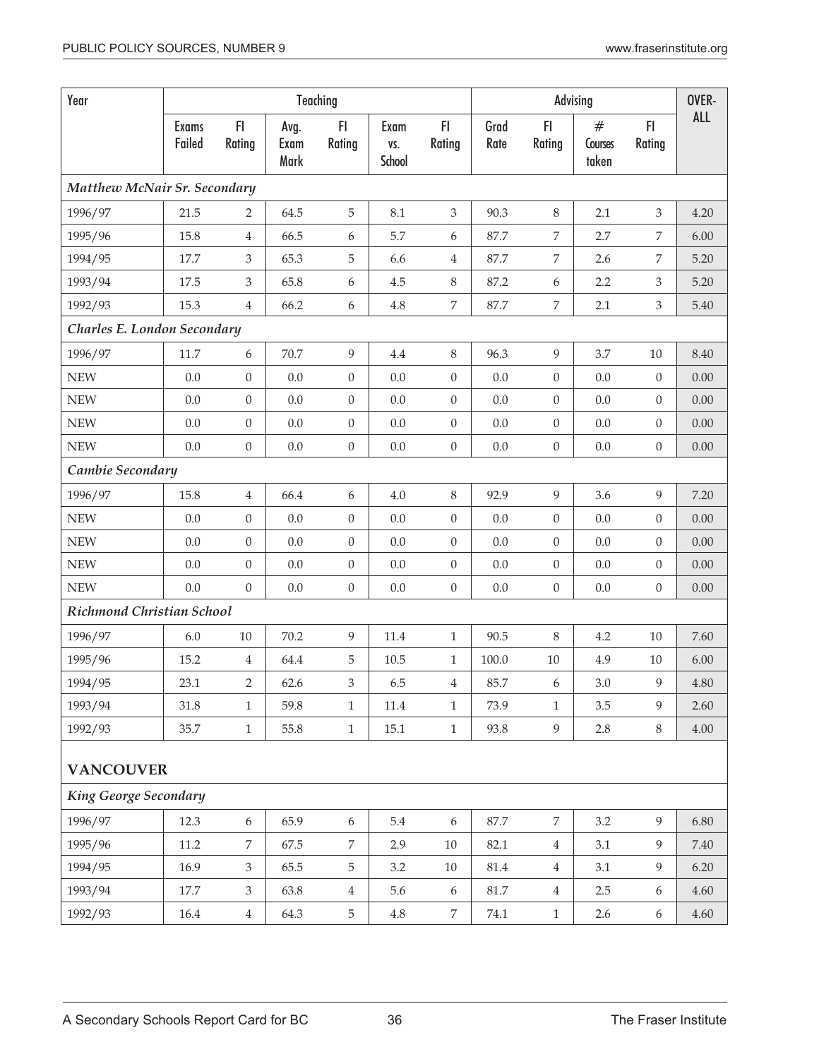| Year | Teaching | | | | | | Advising | | | | OVER-ALL |
|---|---|---|---|---|---|---|---|---|---|---|---|
| | Exams Failed | FI Rating | Avg. Exam Mark | FI Rating | Exam vs. School | FI Rating | Grad Rate | FI Rating | # Courses taken | FI Rating | |
| ***Matthew McNair Sr. Secondary*** | | | | | | | | | | | |
| 1996/97 | 21.5 | 2 | 64.5 | 5 | 8.1 | 3 | 90.3 | 8 | 2.1 | 3 | 4.20 |
| 1995/96 | 15.8 | 4 | 66.5 | 6 | 5.7 | 6 | 87.7 | 7 | 2.7 | 7 | 6.00 |
| 1994/95 | 17.7 | 3 | 65.3 | 5 | 6.6 | 4 | 87.7 | 7 | 2.6 | 7 | 5.20 |
| 1993/94 | 17.5 | 3 | 65.8 | 6 | 4.5 | 8 | 87.2 | 6 | 2.2 | 3 | 5.20 |
| 1992/93 | 15.3 | 4 | 66.2 | 6 | 4.8 | 7 | 87.7 | 7 | 2.1 | 3 | 5.40 |
| ***Charles E. London Secondary*** | | | | | | | | | | | |
| 1996/97 | 11.7 | 6 | 70.7 | 9 | 4.4 | 8 | 96.3 | 9 | 3.7 | 10 | 8.40 |
| NEW | 0.0 | 0 | 0.0 | 0 | 0.0 | 0 | 0.0 | 0 | 0.0 | 0 | 0.00 |
| NEW | 0.0 | 0 | 0.0 | 0 | 0.0 | 0 | 0.0 | 0 | 0.0 | 0 | 0.00 |
| NEW | 0.0 | 0 | 0.0 | 0 | 0.0 | 0 | 0.0 | 0 | 0.0 | 0 | 0.00 |
| NEW | 0.0 | 0 | 0.0 | 0 | 0.0 | 0 | 0.0 | 0 | 0.0 | 0 | 0.00 |
| ***Cambie Secondary*** | | | | | | | | | | | |
| 1996/97 | 15.8 | 4 | 66.4 | 6 | 4.0 | 8 | 92.9 | 9 | 3.6 | 9 | 7.20 |
| NEW | 0.0 | 0 | 0.0 | 0 | 0.0 | 0 | 0.0 | 0 | 0.0 | 0 | 0.00 |
| NEW | 0.0 | 0 | 0.0 | 0 | 0.0 | 0 | 0.0 | 0 | 0.0 | 0 | 0.00 |
| NEW | 0.0 | 0 | 0.0 | 0 | 0.0 | 0 | 0.0 | 0 | 0.0 | 0 | 0.00 |
| NEW | 0.0 | 0 | 0.0 | 0 | 0.0 | 0 | 0.0 | 0 | 0.0 | 0 | 0.00 |
| ***Richmond Christian School*** | | | | | | | | | | | |
| 1996/97 | 6.0 | 10 | 70.2 | 9 | 11.4 | 1 | 90.5 | 8 | 4.2 | 10 | 7.60 |
| 1995/96 | 15.2 | 4 | 64.4 | 5 | 10.5 | 1 | 100.0 | 10 | 4.9 | 10 | 6.00 |
| 1994/95 | 23.1 | 2 | 62.6 | 3 | 6.5 | 4 | 85.7 | 6 | 3.0 | 9 | 4.80 |
| 1993/94 | 31.8 | 1 | 59.8 | 1 | 11.4 | 1 | 73.9 | 1 | 3.5 | 9 | 2.60 |
| 1992/93 | 35.7 | 1 | 55.8 | 1 | 15.1 | 1 | 93.8 | 9 | 2.8 | 8 | 4.00 |
| **VANCOUVER** | | | | | | | | | | | |
| ***King George Secondary*** | | | | | | | | | | | |
| 1996/97 | 12.3 | 6 | 65.9 | 6 | 5.4 | 6 | 87.7 | 7 | 3.2 | 9 | 6.80 |
| 1995/96 | 11.2 | 7 | 67.5 | 7 | 2.9 | 10 | 82.1 | 4 | 3.1 | 9 | 7.40 |
| 1994/95 | 16.9 | 3 | 65.5 | 5 | 3.2 | 10 | 81.4 | 4 | 3.1 | 9 | 6.20 |
| 1993/94 | 17.7 | 3 | 63.8 | 4 | 5.6 | 6 | 81.7 | 4 | 2.5 | 6 | 4.60 |
| 1992/93 | 16.4 | 4 | 64.3 | 5 | 4.8 | 7 | 74.1 | 1 | 2.6 | 6 | 4.60 |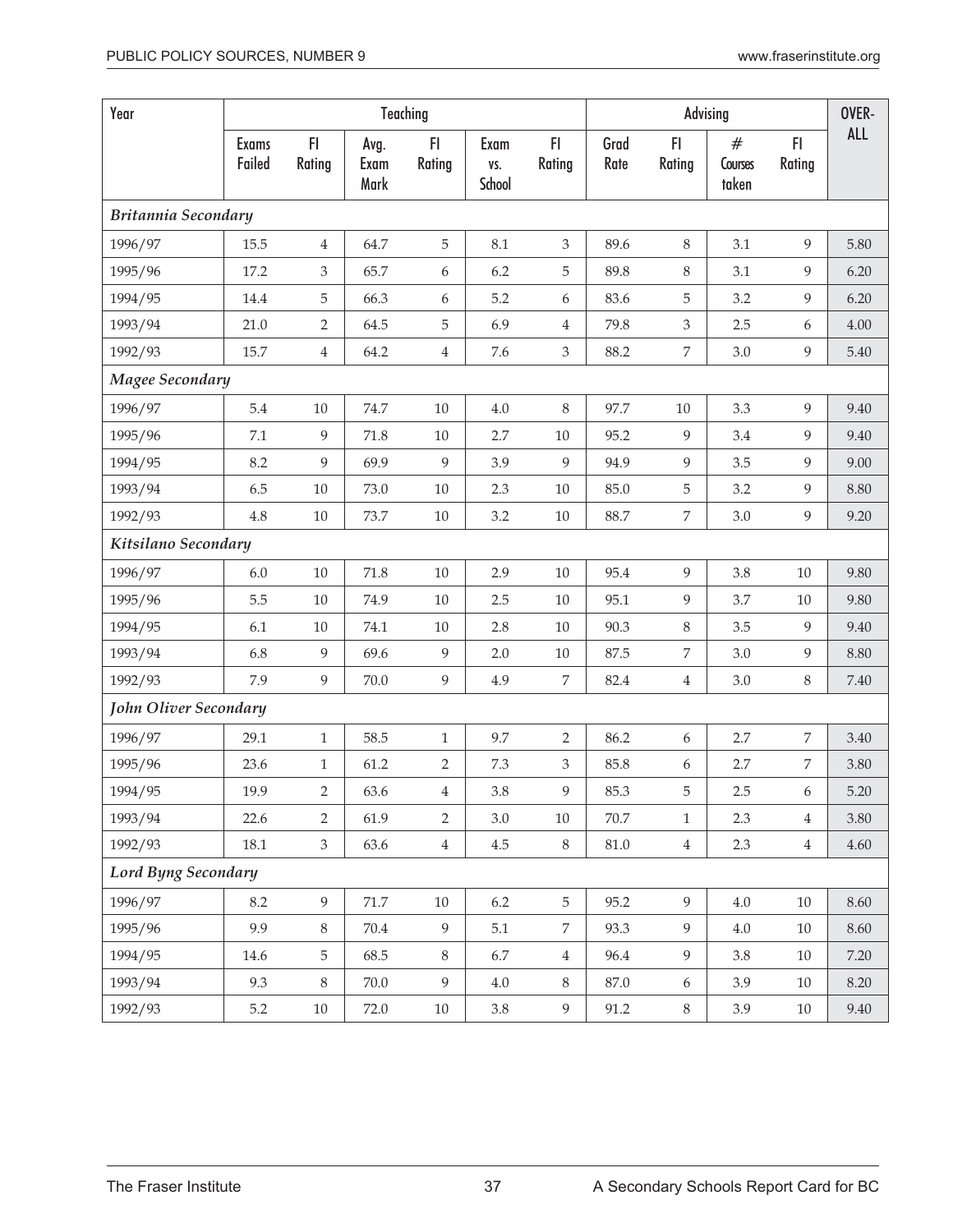| Year | Teaching | | | | | | Advising | | | | OVER-ALL |
|---|---|---|---|---|---|---|---|---|---|---|---|
| | Exams Failed | FI Rating | Avg. Exam Mark | FI Rating | Exam vs. School | FI Rating | Grad Rate | FI Rating | # Courses taken | FI Rating | |
| ***Britannia Secondary*** | | | | | | | | | | | |
| 1996/97 | 15.5 | 4 | 64.7 | 5 | 8.1 | 3 | 89.6 | 8 | 3.1 | 9 | 5.80 |
| 1995/96 | 17.2 | 3 | 65.7 | 6 | 6.2 | 5 | 89.8 | 8 | 3.1 | 9 | 6.20 |
| 1994/95 | 14.4 | 5 | 66.3 | 6 | 5.2 | 6 | 83.6 | 5 | 3.2 | 9 | 6.20 |
| 1993/94 | 21.0 | 2 | 64.5 | 5 | 6.9 | 4 | 79.8 | 3 | 2.5 | 6 | 4.00 |
| 1992/93 | 15.7 | 4 | 64.2 | 4 | 7.6 | 3 | 88.2 | 7 | 3.0 | 9 | 5.40 |
| ***Magee Secondary*** | | | | | | | | | | | |
| 1996/97 | 5.4 | 10 | 74.7 | 10 | 4.0 | 8 | 97.7 | 10 | 3.3 | 9 | 9.40 |
| 1995/96 | 7.1 | 9 | 71.8 | 10 | 2.7 | 10 | 95.2 | 9 | 3.4 | 9 | 9.40 |
| 1994/95 | 8.2 | 9 | 69.9 | 9 | 3.9 | 9 | 94.9 | 9 | 3.5 | 9 | 9.00 |
| 1993/94 | 6.5 | 10 | 73.0 | 10 | 2.3 | 10 | 85.0 | 5 | 3.2 | 9 | 8.80 |
| 1992/93 | 4.8 | 10 | 73.7 | 10 | 3.2 | 10 | 88.7 | 7 | 3.0 | 9 | 9.20 |
| ***Kitsilano Secondary*** | | | | | | | | | | | |
| 1996/97 | 6.0 | 10 | 71.8 | 10 | 2.9 | 10 | 95.4 | 9 | 3.8 | 10 | 9.80 |
| 1995/96 | 5.5 | 10 | 74.9 | 10 | 2.5 | 10 | 95.1 | 9 | 3.7 | 10 | 9.80 |
| 1994/95 | 6.1 | 10 | 74.1 | 10 | 2.8 | 10 | 90.3 | 8 | 3.5 | 9 | 9.40 |
| 1993/94 | 6.8 | 9 | 69.6 | 9 | 2.0 | 10 | 87.5 | 7 | 3.0 | 9 | 8.80 |
| 1992/93 | 7.9 | 9 | 70.0 | 9 | 4.9 | 7 | 82.4 | 4 | 3.0 | 8 | 7.40 |
| ***John Oliver Secondary*** | | | | | | | | | | | |
| 1996/97 | 29.1 | 1 | 58.5 | 1 | 9.7 | 2 | 86.2 | 6 | 2.7 | 7 | 3.40 |
| 1995/96 | 23.6 | 1 | 61.2 | 2 | 7.3 | 3 | 85.8 | 6 | 2.7 | 7 | 3.80 |
| 1994/95 | 19.9 | 2 | 63.6 | 4 | 3.8 | 9 | 85.3 | 5 | 2.5 | 6 | 5.20 |
| 1993/94 | 22.6 | 2 | 61.9 | 2 | 3.0 | 10 | 70.7 | 1 | 2.3 | 4 | 3.80 |
| 1992/93 | 18.1 | 3 | 63.6 | 4 | 4.5 | 8 | 81.0 | 4 | 2.3 | 4 | 4.60 |
| ***Lord Byng Secondary*** | | | | | | | | | | | |
| 1996/97 | 8.2 | 9 | 71.7 | 10 | 6.2 | 5 | 95.2 | 9 | 4.0 | 10 | 8.60 |
| 1995/96 | 9.9 | 8 | 70.4 | 9 | 5.1 | 7 | 93.3 | 9 | 4.0 | 10 | 8.60 |
| 1994/95 | 14.6 | 5 | 68.5 | 8 | 6.7 | 4 | 96.4 | 9 | 3.8 | 10 | 7.20 |
| 1993/94 | 9.3 | 8 | 70.0 | 9 | 4.0 | 8 | 87.0 | 6 | 3.9 | 10 | 8.20 |
| 1992/93 | 5.2 | 10 | 72.0 | 10 | 3.8 | 9 | 91.2 | 8 | 3.9 | 10 | 9.40 |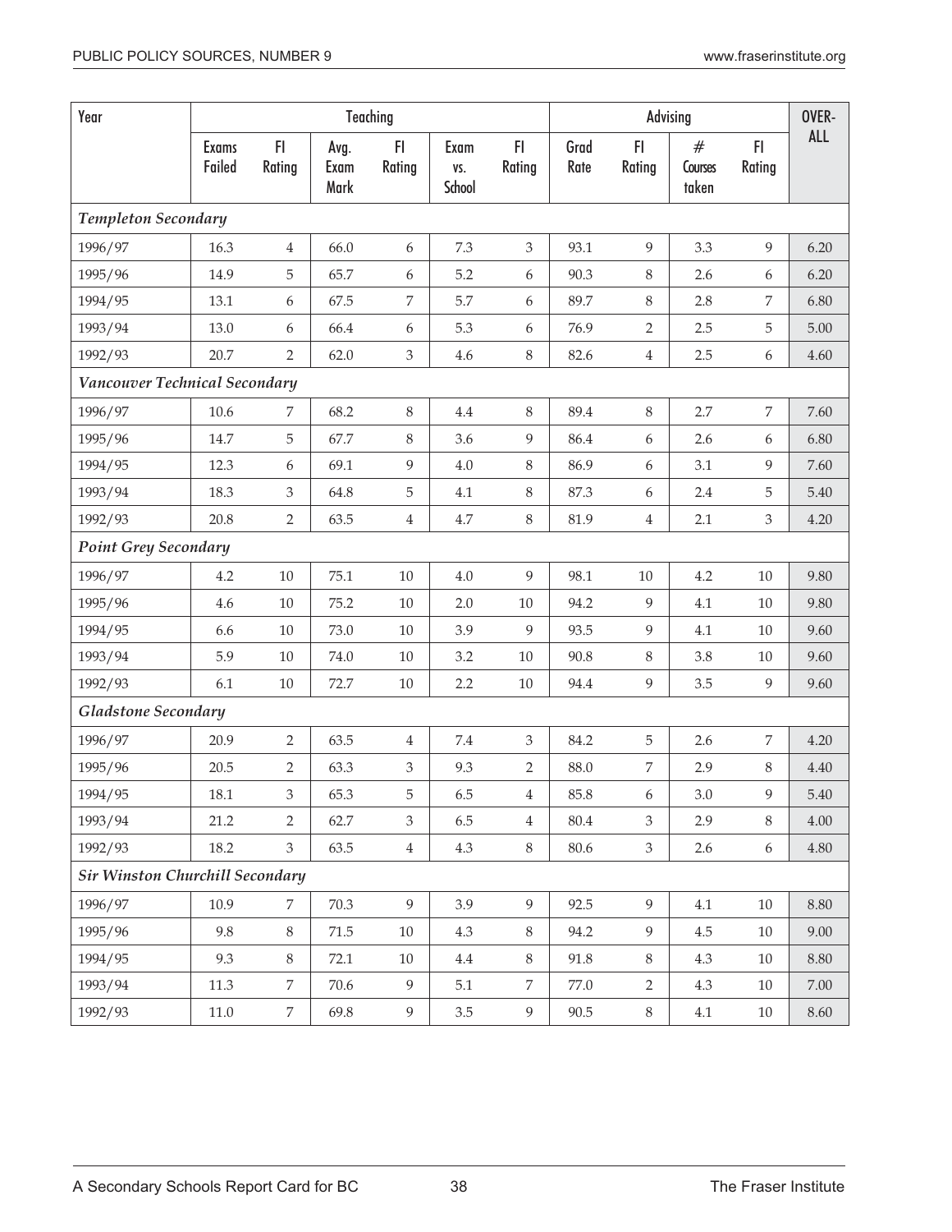| Year | Teaching | | | | | | Advising | | | | OVER-ALL |
|---|---|---|---|---|---|---|---|---|---|---|---|
| | Exams Failed | FI Rating | Avg. Exam Mark | FI Rating | Exam vs. School | FI Rating | Grad Rate | FI Rating | # Courses taken | FI Rating | |
| ***Templeton Secondary*** | | | | | | | | | | | |
| 1996/97 | 16.3 | 4 | 66.0 | 6 | 7.3 | 3 | 93.1 | 9 | 3.3 | 9 | 6.20 |
| 1995/96 | 14.9 | 5 | 65.7 | 6 | 5.2 | 6 | 90.3 | 8 | 2.6 | 6 | 6.20 |
| 1994/95 | 13.1 | 6 | 67.5 | 7 | 5.7 | 6 | 89.7 | 8 | 2.8 | 7 | 6.80 |
| 1993/94 | 13.0 | 6 | 66.4 | 6 | 5.3 | 6 | 76.9 | 2 | 2.5 | 5 | 5.00 |
| 1992/93 | 20.7 | 2 | 62.0 | 3 | 4.6 | 8 | 82.6 | 4 | 2.5 | 6 | 4.60 |
| ***Vancouver Technical Secondary*** | | | | | | | | | | | |
| 1996/97 | 10.6 | 7 | 68.2 | 8 | 4.4 | 8 | 89.4 | 8 | 2.7 | 7 | 7.60 |
| 1995/96 | 14.7 | 5 | 67.7 | 8 | 3.6 | 9 | 86.4 | 6 | 2.6 | 6 | 6.80 |
| 1994/95 | 12.3 | 6 | 69.1 | 9 | 4.0 | 8 | 86.9 | 6 | 3.1 | 9 | 7.60 |
| 1993/94 | 18.3 | 3 | 64.8 | 5 | 4.1 | 8 | 87.3 | 6 | 2.4 | 5 | 5.40 |
| 1992/93 | 20.8 | 2 | 63.5 | 4 | 4.7 | 8 | 81.9 | 4 | 2.1 | 3 | 4.20 |
| ***Point Grey Secondary*** | | | | | | | | | | | |
| 1996/97 | 4.2 | 10 | 75.1 | 10 | 4.0 | 9 | 98.1 | 10 | 4.2 | 10 | 9.80 |
| 1995/96 | 4.6 | 10 | 75.2 | 10 | 2.0 | 10 | 94.2 | 9 | 4.1 | 10 | 9.80 |
| 1994/95 | 6.6 | 10 | 73.0 | 10 | 3.9 | 9 | 93.5 | 9 | 4.1 | 10 | 9.60 |
| 1993/94 | 5.9 | 10 | 74.0 | 10 | 3.2 | 10 | 90.8 | 8 | 3.8 | 10 | 9.60 |
| 1992/93 | 6.1 | 10 | 72.7 | 10 | 2.2 | 10 | 94.4 | 9 | 3.5 | 9 | 9.60 |
| ***Gladstone Secondary*** | | | | | | | | | | | |
| 1996/97 | 20.9 | 2 | 63.5 | 4 | 7.4 | 3 | 84.2 | 5 | 2.6 | 7 | 4.20 |
| 1995/96 | 20.5 | 2 | 63.3 | 3 | 9.3 | 2 | 88.0 | 7 | 2.9 | 8 | 4.40 |
| 1994/95 | 18.1 | 3 | 65.3 | 5 | 6.5 | 4 | 85.8 | 6 | 3.0 | 9 | 5.40 |
| 1993/94 | 21.2 | 2 | 62.7 | 3 | 6.5 | 4 | 80.4 | 3 | 2.9 | 8 | 4.00 |
| 1992/93 | 18.2 | 3 | 63.5 | 4 | 4.3 | 8 | 80.6 | 3 | 2.6 | 6 | 4.80 |
| ***Sir Winston Churchill Secondary*** | | | | | | | | | | | |
| 1996/97 | 10.9 | 7 | 70.3 | 9 | 3.9 | 9 | 92.5 | 9 | 4.1 | 10 | 8.80 |
| 1995/96 | 9.8 | 8 | 71.5 | 10 | 4.3 | 8 | 94.2 | 9 | 4.5 | 10 | 9.00 |
| 1994/95 | 9.3 | 8 | 72.1 | 10 | 4.4 | 8 | 91.8 | 8 | 4.3 | 10 | 8.80 |
| 1993/94 | 11.3 | 7 | 70.6 | 9 | 5.1 | 7 | 77.0 | 2 | 4.3 | 10 | 7.00 |
| 1992/93 | 11.0 | 7 | 69.8 | 9 | 3.5 | 9 | 90.5 | 8 | 4.1 | 10 | 8.60 |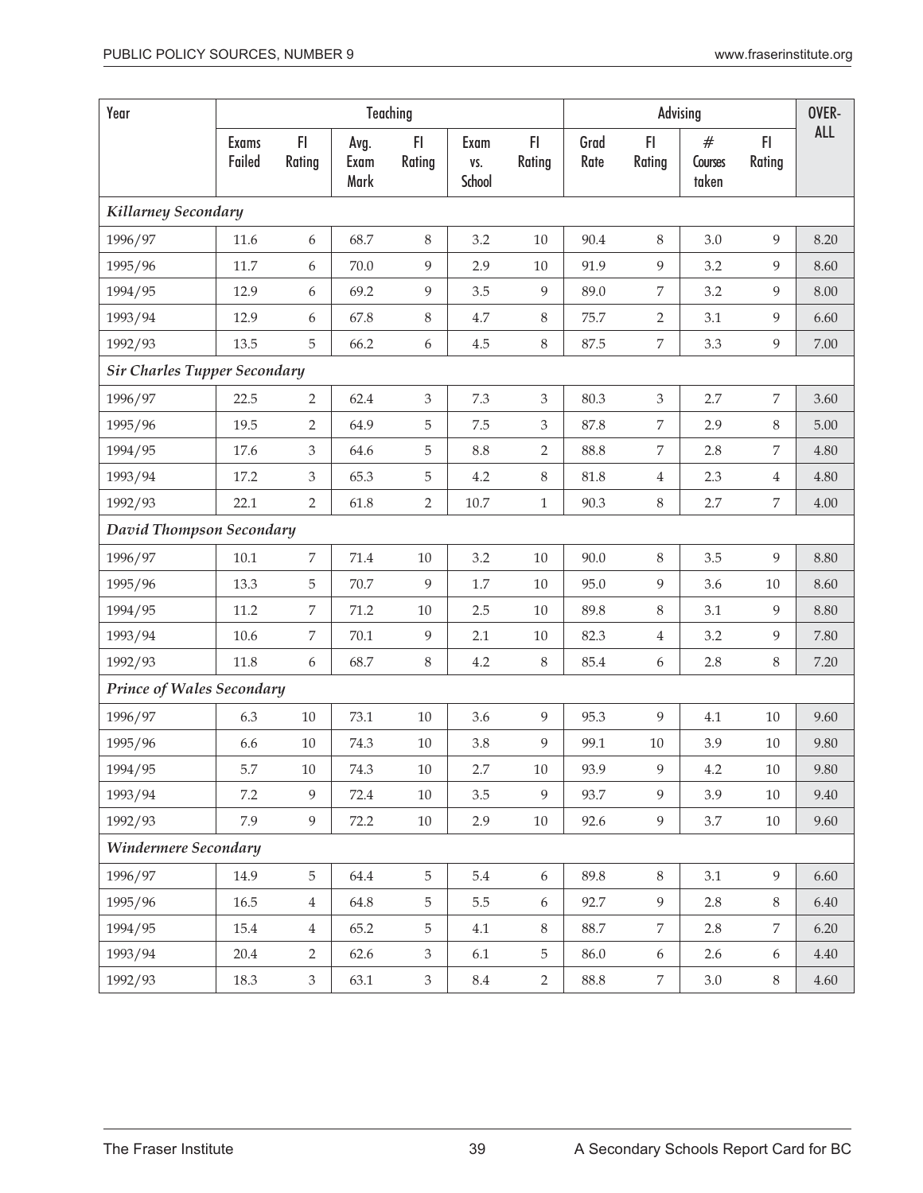| Year | Teaching | | | | | | Advising | | | | OVER-ALL |
|---|---|---|---|---|---|---|---|---|---|---|---|
| | Exams Failed | FI Rating | Avg. Exam Mark | FI Rating | Exam vs. School | FI Rating | Grad Rate | FI Rating | # Courses taken | FI Rating | |
| ***Killarney Secondary*** | | | | | | | | | | | |
| 1996/97 | 11.6 | 6 | 68.7 | 8 | 3.2 | 10 | 90.4 | 8 | 3.0 | 9 | 8.20 |
| 1995/96 | 11.7 | 6 | 70.0 | 9 | 2.9 | 10 | 91.9 | 9 | 3.2 | 9 | 8.60 |
| 1994/95 | 12.9 | 6 | 69.2 | 9 | 3.5 | 9 | 89.0 | 7 | 3.2 | 9 | 8.00 |
| 1993/94 | 12.9 | 6 | 67.8 | 8 | 4.7 | 8 | 75.7 | 2 | 3.1 | 9 | 6.60 |
| 1992/93 | 13.5 | 5 | 66.2 | 6 | 4.5 | 8 | 87.5 | 7 | 3.3 | 9 | 7.00 |
| ***Sir Charles Tupper Secondary*** | | | | | | | | | | | |
| 1996/97 | 22.5 | 2 | 62.4 | 3 | 7.3 | 3 | 80.3 | 3 | 2.7 | 7 | 3.60 |
| 1995/96 | 19.5 | 2 | 64.9 | 5 | 7.5 | 3 | 87.8 | 7 | 2.9 | 8 | 5.00 |
| 1994/95 | 17.6 | 3 | 64.6 | 5 | 8.8 | 2 | 88.8 | 7 | 2.8 | 7 | 4.80 |
| 1993/94 | 17.2 | 3 | 65.3 | 5 | 4.2 | 8 | 81.8 | 4 | 2.3 | 4 | 4.80 |
| 1992/93 | 22.1 | 2 | 61.8 | 2 | 10.7 | 1 | 90.3 | 8 | 2.7 | 7 | 4.00 |
| ***David Thompson Secondary*** | | | | | | | | | | | |
| 1996/97 | 10.1 | 7 | 71.4 | 10 | 3.2 | 10 | 90.0 | 8 | 3.5 | 9 | 8.80 |
| 1995/96 | 13.3 | 5 | 70.7 | 9 | 1.7 | 10 | 95.0 | 9 | 3.6 | 10 | 8.60 |
| 1994/95 | 11.2 | 7 | 71.2 | 10 | 2.5 | 10 | 89.8 | 8 | 3.1 | 9 | 8.80 |
| 1993/94 | 10.6 | 7 | 70.1 | 9 | 2.1 | 10 | 82.3 | 4 | 3.2 | 9 | 7.80 |
| 1992/93 | 11.8 | 6 | 68.7 | 8 | 4.2 | 8 | 85.4 | 6 | 2.8 | 8 | 7.20 |
| ***Prince of Wales Secondary*** | | | | | | | | | | | |
| 1996/97 | 6.3 | 10 | 73.1 | 10 | 3.6 | 9 | 95.3 | 9 | 4.1 | 10 | 9.60 |
| 1995/96 | 6.6 | 10 | 74.3 | 10 | 3.8 | 9 | 99.1 | 10 | 3.9 | 10 | 9.80 |
| 1994/95 | 5.7 | 10 | 74.3 | 10 | 2.7 | 10 | 93.9 | 9 | 4.2 | 10 | 9.80 |
| 1993/94 | 7.2 | 9 | 72.4 | 10 | 3.5 | 9 | 93.7 | 9 | 3.9 | 10 | 9.40 |
| 1992/93 | 7.9 | 9 | 72.2 | 10 | 2.9 | 10 | 92.6 | 9 | 3.7 | 10 | 9.60 |
| ***Windermere Secondary*** | | | | | | | | | | | |
| 1996/97 | 14.9 | 5 | 64.4 | 5 | 5.4 | 6 | 89.8 | 8 | 3.1 | 9 | 6.60 |
| 1995/96 | 16.5 | 4 | 64.8 | 5 | 5.5 | 6 | 92.7 | 9 | 2.8 | 8 | 6.40 |
| 1994/95 | 15.4 | 4 | 65.2 | 5 | 4.1 | 8 | 88.7 | 7 | 2.8 | 7 | 6.20 |
| 1993/94 | 20.4 | 2 | 62.6 | 3 | 6.1 | 5 | 86.0 | 6 | 2.6 | 6 | 4.40 |
| 1992/93 | 18.3 | 3 | 63.1 | 3 | 8.4 | 2 | 88.8 | 7 | 3.0 | 8 | 4.60 |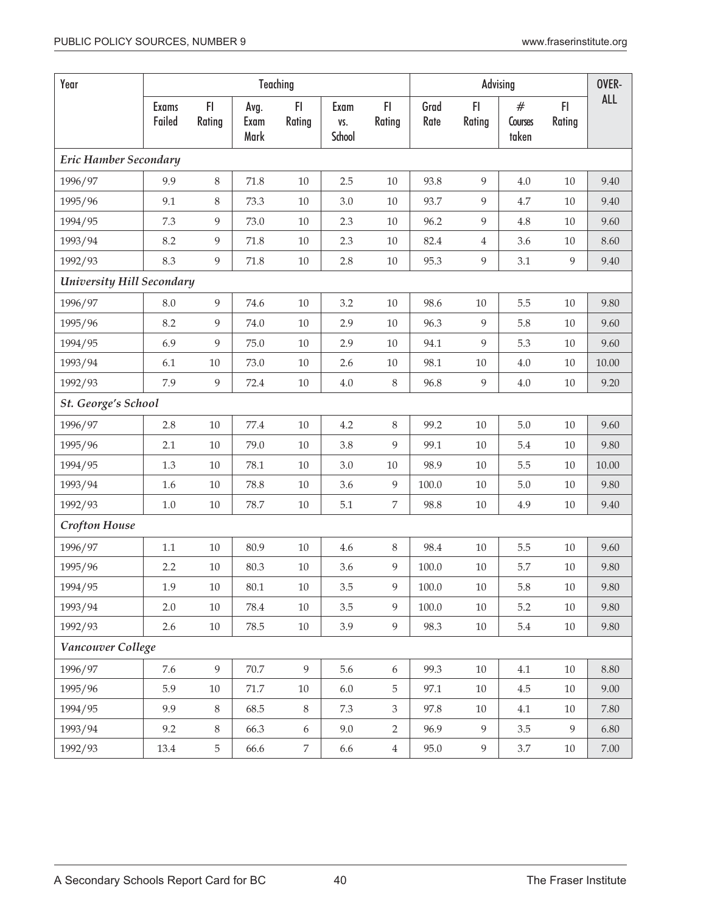| Year | Teaching | | | | | | Advising | | | | OVER-ALL |
|---|---|---|---|---|---|---|---|---|---|---|---|
| | Exams Failed | FI Rating | Avg. Exam Mark | FI Rating | Exam vs. School | FI Rating | Grad Rate | FI Rating | # Courses taken | FI Rating | |
| ***Eric Hamber Secondary*** | | | | | | | | | | | |
| 1996/97 | 9.9 | 8 | 71.8 | 10 | 2.5 | 10 | 93.8 | 9 | 4.0 | 10 | 9.40 |
| 1995/96 | 9.1 | 8 | 73.3 | 10 | 3.0 | 10 | 93.7 | 9 | 4.7 | 10 | 9.40 |
| 1994/95 | 7.3 | 9 | 73.0 | 10 | 2.3 | 10 | 96.2 | 9 | 4.8 | 10 | 9.60 |
| 1993/94 | 8.2 | 9 | 71.8 | 10 | 2.3 | 10 | 82.4 | 4 | 3.6 | 10 | 8.60 |
| 1992/93 | 8.3 | 9 | 71.8 | 10 | 2.8 | 10 | 95.3 | 9 | 3.1 | 9 | 9.40 |
| ***University Hill Secondary*** | | | | | | | | | | | |
| 1996/97 | 8.0 | 9 | 74.6 | 10 | 3.2 | 10 | 98.6 | 10 | 5.5 | 10 | 9.80 |
| 1995/96 | 8.2 | 9 | 74.0 | 10 | 2.9 | 10 | 96.3 | 9 | 5.8 | 10 | 9.60 |
| 1994/95 | 6.9 | 9 | 75.0 | 10 | 2.9 | 10 | 94.1 | 9 | 5.3 | 10 | 9.60 |
| 1993/94 | 6.1 | 10 | 73.0 | 10 | 2.6 | 10 | 98.1 | 10 | 4.0 | 10 | 10.00 |
| 1992/93 | 7.9 | 9 | 72.4 | 10 | 4.0 | 8 | 96.8 | 9 | 4.0 | 10 | 9.20 |
| ***St. George's School*** | | | | | | | | | | | |
| 1996/97 | 2.8 | 10 | 77.4 | 10 | 4.2 | 8 | 99.2 | 10 | 5.0 | 10 | 9.60 |
| 1995/96 | 2.1 | 10 | 79.0 | 10 | 3.8 | 9 | 99.1 | 10 | 5.4 | 10 | 9.80 |
| 1994/95 | 1.3 | 10 | 78.1 | 10 | 3.0 | 10 | 98.9 | 10 | 5.5 | 10 | 10.00 |
| 1993/94 | 1.6 | 10 | 78.8 | 10 | 3.6 | 9 | 100.0 | 10 | 5.0 | 10 | 9.80 |
| 1992/93 | 1.0 | 10 | 78.7 | 10 | 5.1 | 7 | 98.8 | 10 | 4.9 | 10 | 9.40 |
| ***Crofton House*** | | | | | | | | | | | |
| 1996/97 | 1.1 | 10 | 80.9 | 10 | 4.6 | 8 | 98.4 | 10 | 5.5 | 10 | 9.60 |
| 1995/96 | 2.2 | 10 | 80.3 | 10 | 3.6 | 9 | 100.0 | 10 | 5.7 | 10 | 9.80 |
| 1994/95 | 1.9 | 10 | 80.1 | 10 | 3.5 | 9 | 100.0 | 10 | 5.8 | 10 | 9.80 |
| 1993/94 | 2.0 | 10 | 78.4 | 10 | 3.5 | 9 | 100.0 | 10 | 5.2 | 10 | 9.80 |
| 1992/93 | 2.6 | 10 | 78.5 | 10 | 3.9 | 9 | 98.3 | 10 | 5.4 | 10 | 9.80 |
| ***Vancouver College*** | | | | | | | | | | | |
| 1996/97 | 7.6 | 9 | 70.7 | 9 | 5.6 | 6 | 99.3 | 10 | 4.1 | 10 | 8.80 |
| 1995/96 | 5.9 | 10 | 71.7 | 10 | 6.0 | 5 | 97.1 | 10 | 4.5 | 10 | 9.00 |
| 1994/95 | 9.9 | 8 | 68.5 | 8 | 7.3 | 3 | 97.8 | 10 | 4.1 | 10 | 7.80 |
| 1993/94 | 9.2 | 8 | 66.3 | 6 | 9.0 | 2 | 96.9 | 9 | 3.5 | 9 | 6.80 |
| 1992/93 | 13.4 | 5 | 66.6 | 7 | 6.6 | 4 | 95.0 | 9 | 3.7 | 10 | 7.00 |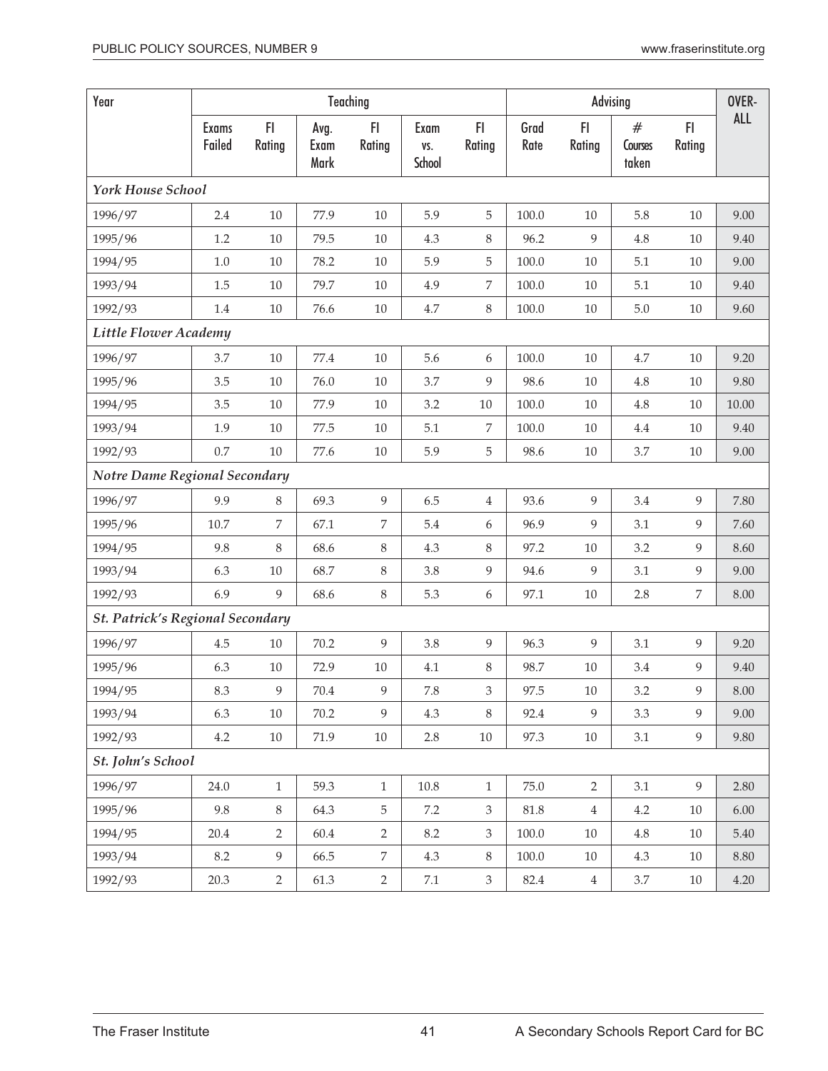| Year | Teaching | | | | | | Advising | | | | OVER-ALL |
|---|---|---|---|---|---|---|---|---|---|---|---|
| | Exams Failed | FI Rating | Avg. Exam Mark | FI Rating | Exam vs. School | FI Rating | Grad Rate | FI Rating | # Courses taken | FI Rating | |
| ***York House School*** | | | | | | | | | | | |
| 1996/97 | 2.4 | 10 | 77.9 | 10 | 5.9 | 5 | 100.0 | 10 | 5.8 | 10 | 9.00 |
| 1995/96 | 1.2 | 10 | 79.5 | 10 | 4.3 | 8 | 96.2 | 9 | 4.8 | 10 | 9.40 |
| 1994/95 | 1.0 | 10 | 78.2 | 10 | 5.9 | 5 | 100.0 | 10 | 5.1 | 10 | 9.00 |
| 1993/94 | 1.5 | 10 | 79.7 | 10 | 4.9 | 7 | 100.0 | 10 | 5.1 | 10 | 9.40 |
| 1992/93 | 1.4 | 10 | 76.6 | 10 | 4.7 | 8 | 100.0 | 10 | 5.0 | 10 | 9.60 |
| ***Little Flower Academy*** | | | | | | | | | | | |
| 1996/97 | 3.7 | 10 | 77.4 | 10 | 5.6 | 6 | 100.0 | 10 | 4.7 | 10 | 9.20 |
| 1995/96 | 3.5 | 10 | 76.0 | 10 | 3.7 | 9 | 98.6 | 10 | 4.8 | 10 | 9.80 |
| 1994/95 | 3.5 | 10 | 77.9 | 10 | 3.2 | 10 | 100.0 | 10 | 4.8 | 10 | 10.00 |
| 1993/94 | 1.9 | 10 | 77.5 | 10 | 5.1 | 7 | 100.0 | 10 | 4.4 | 10 | 9.40 |
| 1992/93 | 0.7 | 10 | 77.6 | 10 | 5.9 | 5 | 98.6 | 10 | 3.7 | 10 | 9.00 |
| ***Notre Dame Regional Secondary*** | | | | | | | | | | | |
| 1996/97 | 9.9 | 8 | 69.3 | 9 | 6.5 | 4 | 93.6 | 9 | 3.4 | 9 | 7.80 |
| 1995/96 | 10.7 | 7 | 67.1 | 7 | 5.4 | 6 | 96.9 | 9 | 3.1 | 9 | 7.60 |
| 1994/95 | 9.8 | 8 | 68.6 | 8 | 4.3 | 8 | 97.2 | 10 | 3.2 | 9 | 8.60 |
| 1993/94 | 6.3 | 10 | 68.7 | 8 | 3.8 | 9 | 94.6 | 9 | 3.1 | 9 | 9.00 |
| 1992/93 | 6.9 | 9 | 68.6 | 8 | 5.3 | 6 | 97.1 | 10 | 2.8 | 7 | 8.00 |
| ***St. Patrick's Regional Secondary*** | | | | | | | | | | | |
| 1996/97 | 4.5 | 10 | 70.2 | 9 | 3.8 | 9 | 96.3 | 9 | 3.1 | 9 | 9.20 |
| 1995/96 | 6.3 | 10 | 72.9 | 10 | 4.1 | 8 | 98.7 | 10 | 3.4 | 9 | 9.40 |
| 1994/95 | 8.3 | 9 | 70.4 | 9 | 7.8 | 3 | 97.5 | 10 | 3.2 | 9 | 8.00 |
| 1993/94 | 6.3 | 10 | 70.2 | 9 | 4.3 | 8 | 92.4 | 9 | 3.3 | 9 | 9.00 |
| 1992/93 | 4.2 | 10 | 71.9 | 10 | 2.8 | 10 | 97.3 | 10 | 3.1 | 9 | 9.80 |
| ***St. John's School*** | | | | | | | | | | | |
| 1996/97 | 24.0 | 1 | 59.3 | 1 | 10.8 | 1 | 75.0 | 2 | 3.1 | 9 | 2.80 |
| 1995/96 | 9.8 | 8 | 64.3 | 5 | 7.2 | 3 | 81.8 | 4 | 4.2 | 10 | 6.00 |
| 1994/95 | 20.4 | 2 | 60.4 | 2 | 8.2 | 3 | 100.0 | 10 | 4.8 | 10 | 5.40 |
| 1993/94 | 8.2 | 9 | 66.5 | 7 | 4.3 | 8 | 100.0 | 10 | 4.3 | 10 | 8.80 |
| 1992/93 | 20.3 | 2 | 61.3 | 2 | 7.1 | 3 | 82.4 | 4 | 3.7 | 10 | 4.20 |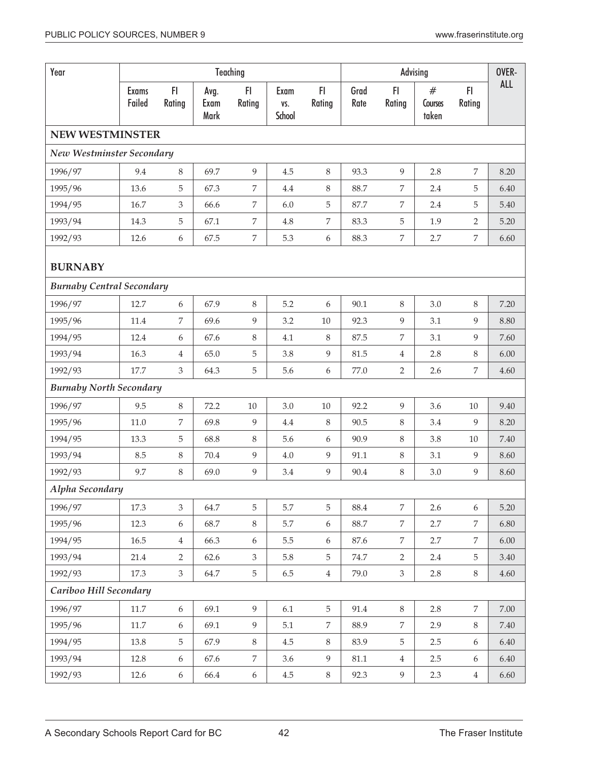| Year | Teaching | | | | | | Advising | | | | OVER-ALL |
|---|---|---|---|---|---|---|---|---|---|---|---|
| | Exams Failed | FI Rating | Avg. Exam Mark | FI Rating | Exam vs. School | FI Rating | Grad Rate | FI Rating | # Courses taken | FI Rating | |
| **NEW WESTMINSTER** | | | | | | | | | | | |
| ***New Westminster Secondary*** | | | | | | | | | | | |
| 1996/97 | 9.4 | 8 | 69.7 | 9 | 4.5 | 8 | 93.3 | 9 | 2.8 | 7 | 8.20 |
| 1995/96 | 13.6 | 5 | 67.3 | 7 | 4.4 | 8 | 88.7 | 7 | 2.4 | 5 | 6.40 |
| 1994/95 | 16.7 | 3 | 66.6 | 7 | 6.0 | 5 | 87.7 | 7 | 2.4 | 5 | 5.40 |
| 1993/94 | 14.3 | 5 | 67.1 | 7 | 4.8 | 7 | 83.3 | 5 | 1.9 | 2 | 5.20 |
| 1992/93 | 12.6 | 6 | 67.5 | 7 | 5.3 | 6 | 88.3 | 7 | 2.7 | 7 | 6.60 |
| **BURNABY** | | | | | | | | | | | |
| ***Burnaby Central Secondary*** | | | | | | | | | | | |
| 1996/97 | 12.7 | 6 | 67.9 | 8 | 5.2 | 6 | 90.1 | 8 | 3.0 | 8 | 7.20 |
| 1995/96 | 11.4 | 7 | 69.6 | 9 | 3.2 | 10 | 92.3 | 9 | 3.1 | 9 | 8.80 |
| 1994/95 | 12.4 | 6 | 67.6 | 8 | 4.1 | 8 | 87.5 | 7 | 3.1 | 9 | 7.60 |
| 1993/94 | 16.3 | 4 | 65.0 | 5 | 3.8 | 9 | 81.5 | 4 | 2.8 | 8 | 6.00 |
| 1992/93 | 17.7 | 3 | 64.3 | 5 | 5.6 | 6 | 77.0 | 2 | 2.6 | 7 | 4.60 |
| ***Burnaby North Secondary*** | | | | | | | | | | | |
| 1996/97 | 9.5 | 8 | 72.2 | 10 | 3.0 | 10 | 92.2 | 9 | 3.6 | 10 | 9.40 |
| 1995/96 | 11.0 | 7 | 69.8 | 9 | 4.4 | 8 | 90.5 | 8 | 3.4 | 9 | 8.20 |
| 1994/95 | 13.3 | 5 | 68.8 | 8 | 5.6 | 6 | 90.9 | 8 | 3.8 | 10 | 7.40 |
| 1993/94 | 8.5 | 8 | 70.4 | 9 | 4.0 | 9 | 91.1 | 8 | 3.1 | 9 | 8.60 |
| 1992/93 | 9.7 | 8 | 69.0 | 9 | 3.4 | 9 | 90.4 | 8 | 3.0 | 9 | 8.60 |
| ***Alpha Secondary*** | | | | | | | | | | | |
| 1996/97 | 17.3 | 3 | 64.7 | 5 | 5.7 | 5 | 88.4 | 7 | 2.6 | 6 | 5.20 |
| 1995/96 | 12.3 | 6 | 68.7 | 8 | 5.7 | 6 | 88.7 | 7 | 2.7 | 7 | 6.80 |
| 1994/95 | 16.5 | 4 | 66.3 | 6 | 5.5 | 6 | 87.6 | 7 | 2.7 | 7 | 6.00 |
| 1993/94 | 21.4 | 2 | 62.6 | 3 | 5.8 | 5 | 74.7 | 2 | 2.4 | 5 | 3.40 |
| 1992/93 | 17.3 | 3 | 64.7 | 5 | 6.5 | 4 | 79.0 | 3 | 2.8 | 8 | 4.60 |
| ***Cariboo Hill Secondary*** | | | | | | | | | | | |
| 1996/97 | 11.7 | 6 | 69.1 | 9 | 6.1 | 5 | 91.4 | 8 | 2.8 | 7 | 7.00 |
| 1995/96 | 11.7 | 6 | 69.1 | 9 | 5.1 | 7 | 88.9 | 7 | 2.9 | 8 | 7.40 |
| 1994/95 | 13.8 | 5 | 67.9 | 8 | 4.5 | 8 | 83.9 | 5 | 2.5 | 6 | 6.40 |
| 1993/94 | 12.8 | 6 | 67.6 | 7 | 3.6 | 9 | 81.1 | 4 | 2.5 | 6 | 6.40 |
| 1992/93 | 12.6 | 6 | 66.4 | 6 | 4.5 | 8 | 92.3 | 9 | 2.3 | 4 | 6.60 |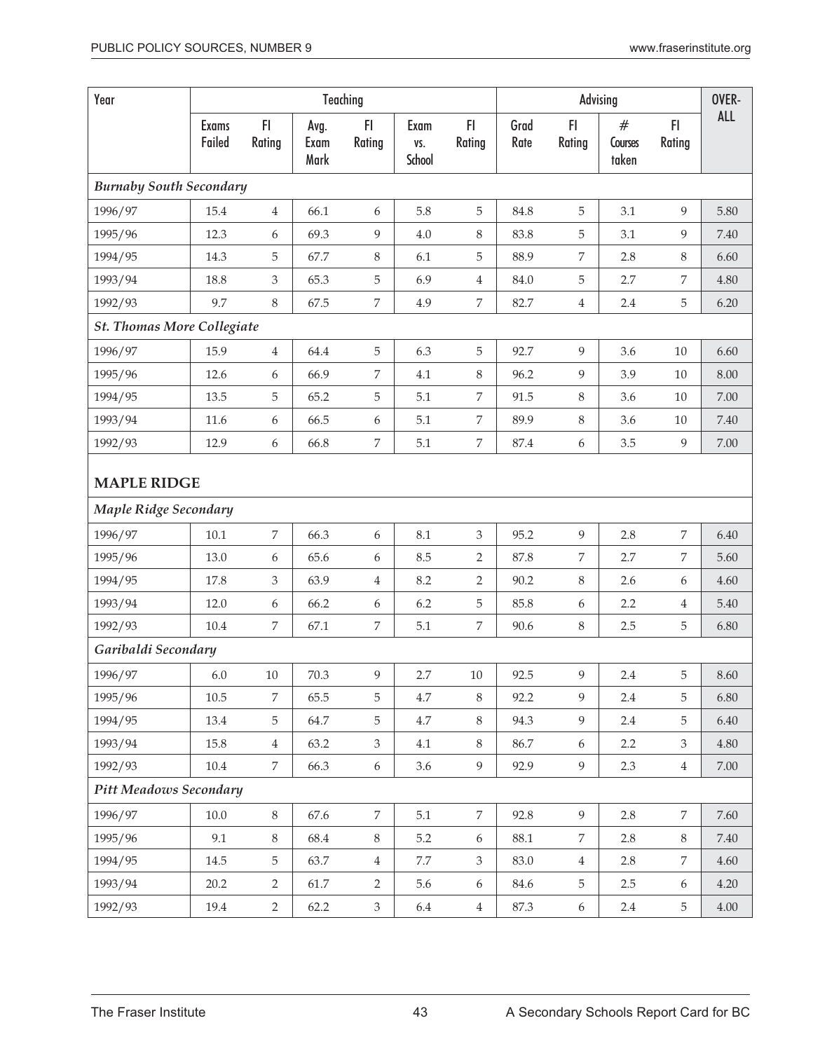| Year | Teaching | | | | | | Advising | | | | OVER-ALL |
|---|---|---|---|---|---|---|---|---|---|---|---|
| | Exams Failed | FI Rating | Avg. Exam Mark | FI Rating | Exam vs. School | FI Rating | Grad Rate | FI Rating | # Courses taken | FI Rating | |
| ***Burnaby South Secondary*** | | | | | | | | | | | |
| 1996/97 | 15.4 | 4 | 66.1 | 6 | 5.8 | 5 | 84.8 | 5 | 3.1 | 9 | 5.80 |
| 1995/96 | 12.3 | 6 | 69.3 | 9 | 4.0 | 8 | 83.8 | 5 | 3.1 | 9 | 7.40 |
| 1994/95 | 14.3 | 5 | 67.7 | 8 | 6.1 | 5 | 88.9 | 7 | 2.8 | 8 | 6.60 |
| 1993/94 | 18.8 | 3 | 65.3 | 5 | 6.9 | 4 | 84.0 | 5 | 2.7 | 7 | 4.80 |
| 1992/93 | 9.7 | 8 | 67.5 | 7 | 4.9 | 7 | 82.7 | 4 | 2.4 | 5 | 6.20 |
| ***St. Thomas More Collegiate*** | | | | | | | | | | | |
| 1996/97 | 15.9 | 4 | 64.4 | 5 | 6.3 | 5 | 92.7 | 9 | 3.6 | 10 | 6.60 |
| 1995/96 | 12.6 | 6 | 66.9 | 7 | 4.1 | 8 | 96.2 | 9 | 3.9 | 10 | 8.00 |
| 1994/95 | 13.5 | 5 | 65.2 | 5 | 5.1 | 7 | 91.5 | 8 | 3.6 | 10 | 7.00 |
| 1993/94 | 11.6 | 6 | 66.5 | 6 | 5.1 | 7 | 89.9 | 8 | 3.6 | 10 | 7.40 |
| 1992/93 | 12.9 | 6 | 66.8 | 7 | 5.1 | 7 | 87.4 | 6 | 3.5 | 9 | 7.00 |
| **MAPLE RIDGE** | | | | | | | | | | | |
| ***Maple Ridge Secondary*** | | | | | | | | | | | |
| 1996/97 | 10.1 | 7 | 66.3 | 6 | 8.1 | 3 | 95.2 | 9 | 2.8 | 7 | 6.40 |
| 1995/96 | 13.0 | 6 | 65.6 | 6 | 8.5 | 2 | 87.8 | 7 | 2.7 | 7 | 5.60 |
| 1994/95 | 17.8 | 3 | 63.9 | 4 | 8.2 | 2 | 90.2 | 8 | 2.6 | 6 | 4.60 |
| 1993/94 | 12.0 | 6 | 66.2 | 6 | 6.2 | 5 | 85.8 | 6 | 2.2 | 4 | 5.40 |
| 1992/93 | 10.4 | 7 | 67.1 | 7 | 5.1 | 7 | 90.6 | 8 | 2.5 | 5 | 6.80 |
| ***Garibaldi Secondary*** | | | | | | | | | | | |
| 1996/97 | 6.0 | 10 | 70.3 | 9 | 2.7 | 10 | 92.5 | 9 | 2.4 | 5 | 8.60 |
| 1995/96 | 10.5 | 7 | 65.5 | 5 | 4.7 | 8 | 92.2 | 9 | 2.4 | 5 | 6.80 |
| 1994/95 | 13.4 | 5 | 64.7 | 5 | 4.7 | 8 | 94.3 | 9 | 2.4 | 5 | 6.40 |
| 1993/94 | 15.8 | 4 | 63.2 | 3 | 4.1 | 8 | 86.7 | 6 | 2.2 | 3 | 4.80 |
| 1992/93 | 10.4 | 7 | 66.3 | 6 | 3.6 | 9 | 92.9 | 9 | 2.3 | 4 | 7.00 |
| ***Pitt Meadows Secondary*** | | | | | | | | | | | |
| 1996/97 | 10.0 | 8 | 67.6 | 7 | 5.1 | 7 | 92.8 | 9 | 2.8 | 7 | 7.60 |
| 1995/96 | 9.1 | 8 | 68.4 | 8 | 5.2 | 6 | 88.1 | 7 | 2.8 | 8 | 7.40 |
| 1994/95 | 14.5 | 5 | 63.7 | 4 | 7.7 | 3 | 83.0 | 4 | 2.8 | 7 | 4.60 |
| 1993/94 | 20.2 | 2 | 61.7 | 2 | 5.6 | 6 | 84.6 | 5 | 2.5 | 6 | 4.20 |
| 1992/93 | 19.4 | 2 | 62.2 | 3 | 6.4 | 4 | 87.3 | 6 | 2.4 | 5 | 4.00 |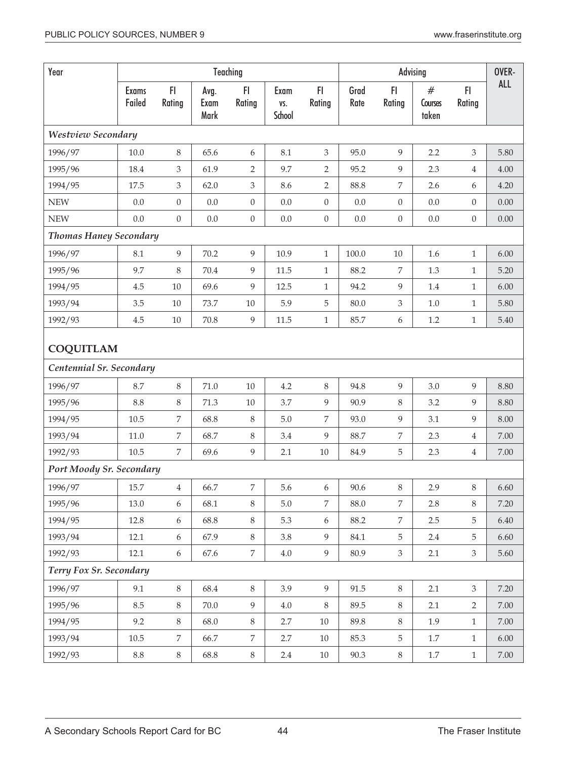| Year | Teaching | | | | | | Advising | | | | OVER-ALL |
|---|---|---|---|---|---|---|---|---|---|---|---|
| | Exams Failed | FI Rating | Avg. Exam Mark | FI Rating | Exam vs. School | FI Rating | Grad Rate | FI Rating | # Courses taken | FI Rating | |
| ***Westview Secondary*** | | | | | | | | | | | |
| 1996/97 | 10.0 | 8 | 65.6 | 6 | 8.1 | 3 | 95.0 | 9 | 2.2 | 3 | 5.80 |
| 1995/96 | 18.4 | 3 | 61.9 | 2 | 9.7 | 2 | 95.2 | 9 | 2.3 | 4 | 4.00 |
| 1994/95 | 17.5 | 3 | 62.0 | 3 | 8.6 | 2 | 88.8 | 7 | 2.6 | 6 | 4.20 |
| NEW | 0.0 | 0 | 0.0 | 0 | 0.0 | 0 | 0.0 | 0 | 0.0 | 0 | 0.00 |
| NEW | 0.0 | 0 | 0.0 | 0 | 0.0 | 0 | 0.0 | 0 | 0.0 | 0 | 0.00 |
| ***Thomas Haney Secondary*** | | | | | | | | | | | |
| 1996/97 | 8.1 | 9 | 70.2 | 9 | 10.9 | 1 | 100.0 | 10 | 1.6 | 1 | 6.00 |
| 1995/96 | 9.7 | 8 | 70.4 | 9 | 11.5 | 1 | 88.2 | 7 | 1.3 | 1 | 5.20 |
| 1994/95 | 4.5 | 10 | 69.6 | 9 | 12.5 | 1 | 94.2 | 9 | 1.4 | 1 | 6.00 |
| 1993/94 | 3.5 | 10 | 73.7 | 10 | 5.9 | 5 | 80.0 | 3 | 1.0 | 1 | 5.80 |
| 1992/93 | 4.5 | 10 | 70.8 | 9 | 11.5 | 1 | 85.7 | 6 | 1.2 | 1 | 5.40 |
| **COQUITLAM** | | | | | | | | | | | |
| ***Centennial Sr. Secondary*** | | | | | | | | | | | |
| 1996/97 | 8.7 | 8 | 71.0 | 10 | 4.2 | 8 | 94.8 | 9 | 3.0 | 9 | 8.80 |
| 1995/96 | 8.8 | 8 | 71.3 | 10 | 3.7 | 9 | 90.9 | 8 | 3.2 | 9 | 8.80 |
| 1994/95 | 10.5 | 7 | 68.8 | 8 | 5.0 | 7 | 93.0 | 9 | 3.1 | 9 | 8.00 |
| 1993/94 | 11.0 | 7 | 68.7 | 8 | 3.4 | 9 | 88.7 | 7 | 2.3 | 4 | 7.00 |
| 1992/93 | 10.5 | 7 | 69.6 | 9 | 2.1 | 10 | 84.9 | 5 | 2.3 | 4 | 7.00 |
| ***Port Moody Sr. Secondary*** | | | | | | | | | | | |
| 1996/97 | 15.7 | 4 | 66.7 | 7 | 5.6 | 6 | 90.6 | 8 | 2.9 | 8 | 6.60 |
| 1995/96 | 13.0 | 6 | 68.1 | 8 | 5.0 | 7 | 88.0 | 7 | 2.8 | 8 | 7.20 |
| 1994/95 | 12.8 | 6 | 68.8 | 8 | 5.3 | 6 | 88.2 | 7 | 2.5 | 5 | 6.40 |
| 1993/94 | 12.1 | 6 | 67.9 | 8 | 3.8 | 9 | 84.1 | 5 | 2.4 | 5 | 6.60 |
| 1992/93 | 12.1 | 6 | 67.6 | 7 | 4.0 | 9 | 80.9 | 3 | 2.1 | 3 | 5.60 |
| ***Terry Fox Sr. Secondary*** | | | | | | | | | | | |
| 1996/97 | 9.1 | 8 | 68.4 | 8 | 3.9 | 9 | 91.5 | 8 | 2.1 | 3 | 7.20 |
| 1995/96 | 8.5 | 8 | 70.0 | 9 | 4.0 | 8 | 89.5 | 8 | 2.1 | 2 | 7.00 |
| 1994/95 | 9.2 | 8 | 68.0 | 8 | 2.7 | 10 | 89.8 | 8 | 1.9 | 1 | 7.00 |
| 1993/94 | 10.5 | 7 | 66.7 | 7 | 2.7 | 10 | 85.3 | 5 | 1.7 | 1 | 6.00 |
| 1992/93 | 8.8 | 8 | 68.8 | 8 | 2.4 | 10 | 90.3 | 8 | 1.7 | 1 | 7.00 |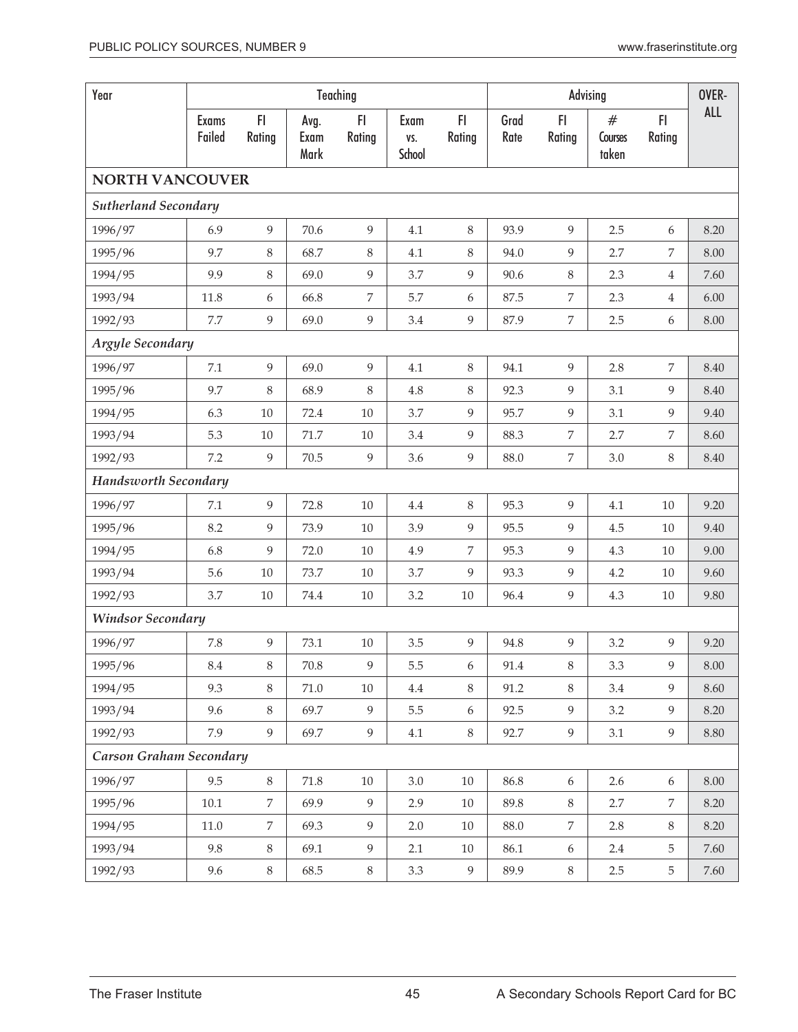| Year | Teaching | | | | | | Advising | | | | OVERALL |
|---|---|---|---|---|---|---|---|---|---|---|---|
| | Exams Failed | FI Rating | Avg. Exam Mark | FI Rating | Exam vs. School | FI Rating | Grad Rate | FI Rating | # Courses taken | FI Rating | |
| **NORTH VANCOUVER** | | | | | | | | | | | |
| *Sutherland Secondary* | | | | | | | | | | | |
| 1996/97 | 6.9 | 9 | 70.6 | 9 | 4.1 | 8 | 93.9 | 9 | 2.5 | 6 | 8.20 |
| 1995/96 | 9.7 | 8 | 68.7 | 8 | 4.1 | 8 | 94.0 | 9 | 2.7 | 7 | 8.00 |
| 1994/95 | 9.9 | 8 | 69.0 | 9 | 3.7 | 9 | 90.6 | 8 | 2.3 | 4 | 7.60 |
| 1993/94 | 11.8 | 6 | 66.8 | 7 | 5.7 | 6 | 87.5 | 7 | 2.3 | 4 | 6.00 |
| 1992/93 | 7.7 | 9 | 69.0 | 9 | 3.4 | 9 | 87.9 | 7 | 2.5 | 6 | 8.00 |
| *Argyle Secondary* | | | | | | | | | | | |
| 1996/97 | 7.1 | 9 | 69.0 | 9 | 4.1 | 8 | 94.1 | 9 | 2.8 | 7 | 8.40 |
| 1995/96 | 9.7 | 8 | 68.9 | 8 | 4.8 | 8 | 92.3 | 9 | 3.1 | 9 | 8.40 |
| 1994/95 | 6.3 | 10 | 72.4 | 10 | 3.7 | 9 | 95.7 | 9 | 3.1 | 9 | 9.40 |
| 1993/94 | 5.3 | 10 | 71.7 | 10 | 3.4 | 9 | 88.3 | 7 | 2.7 | 7 | 8.60 |
| 1992/93 | 7.2 | 9 | 70.5 | 9 | 3.6 | 9 | 88.0 | 7 | 3.0 | 8 | 8.40 |
| *Handsworth Secondary* | | | | | | | | | | | |
| 1996/97 | 7.1 | 9 | 72.8 | 10 | 4.4 | 8 | 95.3 | 9 | 4.1 | 10 | 9.20 |
| 1995/96 | 8.2 | 9 | 73.9 | 10 | 3.9 | 9 | 95.5 | 9 | 4.5 | 10 | 9.40 |
| 1994/95 | 6.8 | 9 | 72.0 | 10 | 4.9 | 7 | 95.3 | 9 | 4.3 | 10 | 9.00 |
| 1993/94 | 5.6 | 10 | 73.7 | 10 | 3.7 | 9 | 93.3 | 9 | 4.2 | 10 | 9.60 |
| 1992/93 | 3.7 | 10 | 74.4 | 10 | 3.2 | 10 | 96.4 | 9 | 4.3 | 10 | 9.80 |
| *Windsor Secondary* | | | | | | | | | | | |
| 1996/97 | 7.8 | 9 | 73.1 | 10 | 3.5 | 9 | 94.8 | 9 | 3.2 | 9 | 9.20 |
| 1995/96 | 8.4 | 8 | 70.8 | 9 | 5.5 | 6 | 91.4 | 8 | 3.3 | 9 | 8.00 |
| 1994/95 | 9.3 | 8 | 71.0 | 10 | 4.4 | 8 | 91.2 | 8 | 3.4 | 9 | 8.60 |
| 1993/94 | 9.6 | 8 | 69.7 | 9 | 5.5 | 6 | 92.5 | 9 | 3.2 | 9 | 8.20 |
| 1992/93 | 7.9 | 9 | 69.7 | 9 | 4.1 | 8 | 92.7 | 9 | 3.1 | 9 | 8.80 |
| *Carson Graham Secondary* | | | | | | | | | | | |
| 1996/97 | 9.5 | 8 | 71.8 | 10 | 3.0 | 10 | 86.8 | 6 | 2.6 | 6 | 8.00 |
| 1995/96 | 10.1 | 7 | 69.9 | 9 | 2.9 | 10 | 89.8 | 8 | 2.7 | 7 | 8.20 |
| 1994/95 | 11.0 | 7 | 69.3 | 9 | 2.0 | 10 | 88.0 | 7 | 2.8 | 8 | 8.20 |
| 1993/94 | 9.8 | 8 | 69.1 | 9 | 2.1 | 10 | 86.1 | 6 | 2.4 | 5 | 7.60 |
| 1992/93 | 9.6 | 8 | 68.5 | 8 | 3.3 | 9 | 89.9 | 8 | 2.5 | 5 | 7.60 |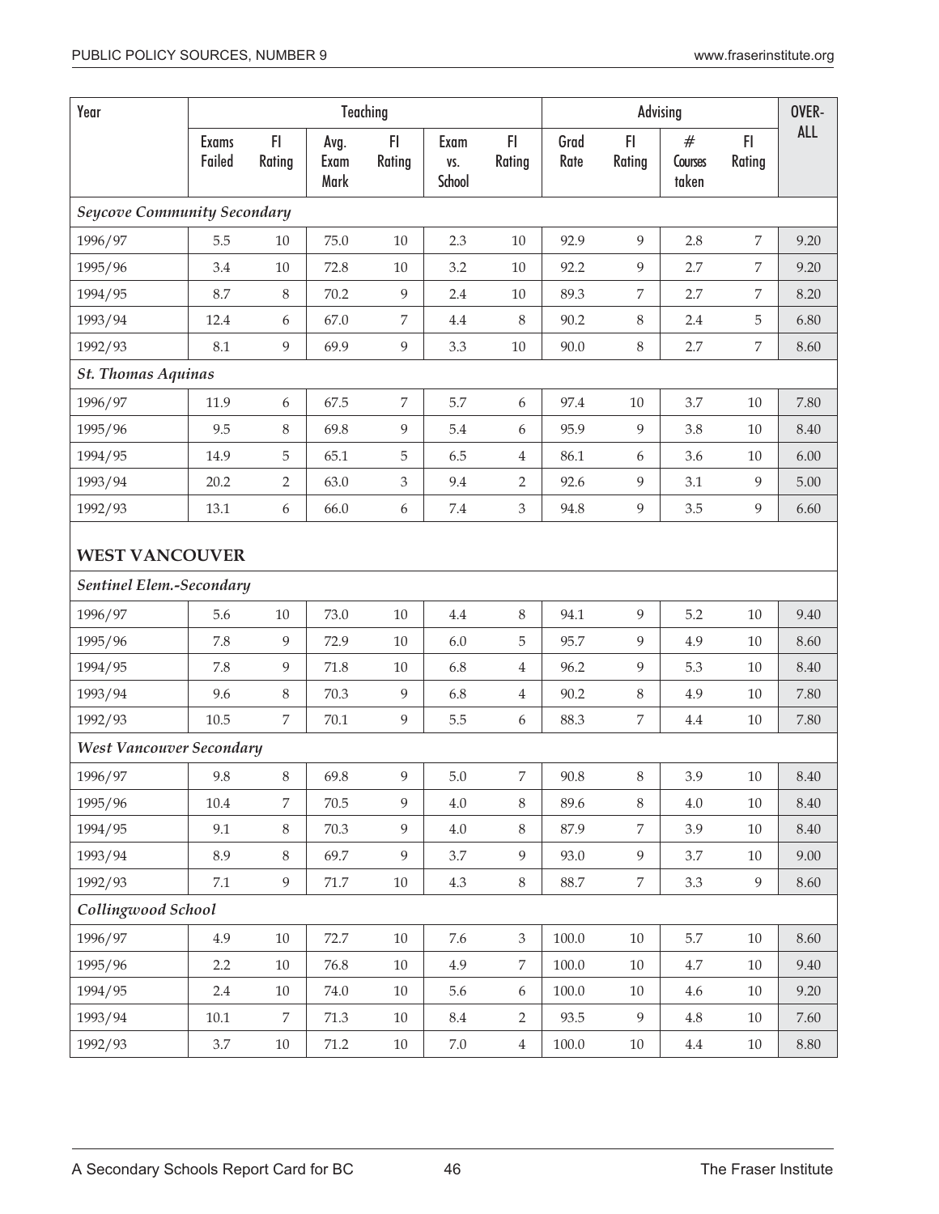| Year | Teaching | | | | | | Advising | | | | OVER-ALL |
|---|---|---|---|---|---|---|---|---|---|---|---|
| | Exams Failed | FI Rating | Avg. Exam Mark | FI Rating | Exam vs. School | FI Rating | Grad Rate | FI Rating | # Courses taken | FI Rating | |
| ***Seycove Community Secondary*** | | | | | | | | | | | |
| 1996/97 | 5.5 | 10 | 75.0 | 10 | 2.3 | 10 | 92.9 | 9 | 2.8 | 7 | 9.20 |
| 1995/96 | 3.4 | 10 | 72.8 | 10 | 3.2 | 10 | 92.2 | 9 | 2.7 | 7 | 9.20 |
| 1994/95 | 8.7 | 8 | 70.2 | 9 | 2.4 | 10 | 89.3 | 7 | 2.7 | 7 | 8.20 |
| 1993/94 | 12.4 | 6 | 67.0 | 7 | 4.4 | 8 | 90.2 | 8 | 2.4 | 5 | 6.80 |
| 1992/93 | 8.1 | 9 | 69.9 | 9 | 3.3 | 10 | 90.0 | 8 | 2.7 | 7 | 8.60 |
| ***St. Thomas Aquinas*** | | | | | | | | | | | |
| 1996/97 | 11.9 | 6 | 67.5 | 7 | 5.7 | 6 | 97.4 | 10 | 3.7 | 10 | 7.80 |
| 1995/96 | 9.5 | 8 | 69.8 | 9 | 5.4 | 6 | 95.9 | 9 | 3.8 | 10 | 8.40 |
| 1994/95 | 14.9 | 5 | 65.1 | 5 | 6.5 | 4 | 86.1 | 6 | 3.6 | 10 | 6.00 |
| 1993/94 | 20.2 | 2 | 63.0 | 3 | 9.4 | 2 | 92.6 | 9 | 3.1 | 9 | 5.00 |
| 1992/93 | 13.1 | 6 | 66.0 | 6 | 7.4 | 3 | 94.8 | 9 | 3.5 | 9 | 6.60 |
| **WEST VANCOUVER** | | | | | | | | | | | |
| ***Sentinel Elem.-Secondary*** | | | | | | | | | | | |
| 1996/97 | 5.6 | 10 | 73.0 | 10 | 4.4 | 8 | 94.1 | 9 | 5.2 | 10 | 9.40 |
| 1995/96 | 7.8 | 9 | 72.9 | 10 | 6.0 | 5 | 95.7 | 9 | 4.9 | 10 | 8.60 |
| 1994/95 | 7.8 | 9 | 71.8 | 10 | 6.8 | 4 | 96.2 | 9 | 5.3 | 10 | 8.40 |
| 1993/94 | 9.6 | 8 | 70.3 | 9 | 6.8 | 4 | 90.2 | 8 | 4.9 | 10 | 7.80 |
| 1992/93 | 10.5 | 7 | 70.1 | 9 | 5.5 | 6 | 88.3 | 7 | 4.4 | 10 | 7.80 |
| ***West Vancouver Secondary*** | | | | | | | | | | | |
| 1996/97 | 9.8 | 8 | 69.8 | 9 | 5.0 | 7 | 90.8 | 8 | 3.9 | 10 | 8.40 |
| 1995/96 | 10.4 | 7 | 70.5 | 9 | 4.0 | 8 | 89.6 | 8 | 4.0 | 10 | 8.40 |
| 1994/95 | 9.1 | 8 | 70.3 | 9 | 4.0 | 8 | 87.9 | 7 | 3.9 | 10 | 8.40 |
| 1993/94 | 8.9 | 8 | 69.7 | 9 | 3.7 | 9 | 93.0 | 9 | 3.7 | 10 | 9.00 |
| 1992/93 | 7.1 | 9 | 71.7 | 10 | 4.3 | 8 | 88.7 | 7 | 3.3 | 9 | 8.60 |
| ***Collingwood School*** | | | | | | | | | | | |
| 1996/97 | 4.9 | 10 | 72.7 | 10 | 7.6 | 3 | 100.0 | 10 | 5.7 | 10 | 8.60 |
| 1995/96 | 2.2 | 10 | 76.8 | 10 | 4.9 | 7 | 100.0 | 10 | 4.7 | 10 | 9.40 |
| 1994/95 | 2.4 | 10 | 74.0 | 10 | 5.6 | 6 | 100.0 | 10 | 4.6 | 10 | 9.20 |
| 1993/94 | 10.1 | 7 | 71.3 | 10 | 8.4 | 2 | 93.5 | 9 | 4.8 | 10 | 7.60 |
| 1992/93 | 3.7 | 10 | 71.2 | 10 | 7.0 | 4 | 100.0 | 10 | 4.4 | 10 | 8.80 |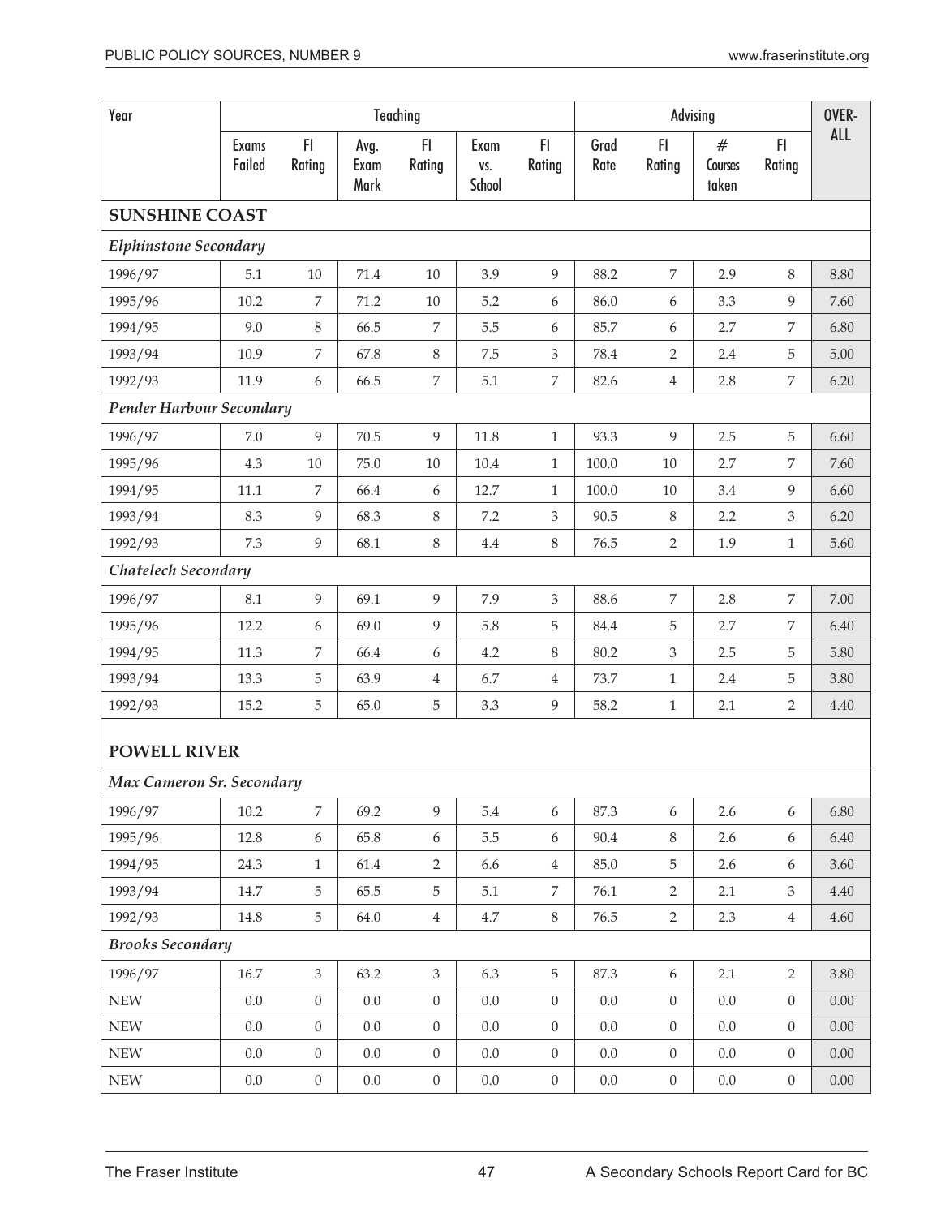| Year | Teaching | | | | | | Advising | | | | OVER-ALL |
|---|---|---|---|---|---|---|---|---|---|---|---|
| | Exams Failed | FI Rating | Avg. Exam Mark | FI Rating | Exam vs. School | FI Rating | Grad Rate | FI Rating | # Courses taken | FI Rating | |
| **SUNSHINE COAST** | | | | | | | | | | | |
| ***Elphinstone Secondary*** | | | | | | | | | | | |
| 1996/97 | 5.1 | 10 | 71.4 | 10 | 3.9 | 9 | 88.2 | 7 | 2.9 | 8 | 8.80 |
| 1995/96 | 10.2 | 7 | 71.2 | 10 | 5.2 | 6 | 86.0 | 6 | 3.3 | 9 | 7.60 |
| 1994/95 | 9.0 | 8 | 66.5 | 7 | 5.5 | 6 | 85.7 | 6 | 2.7 | 7 | 6.80 |
| 1993/94 | 10.9 | 7 | 67.8 | 8 | 7.5 | 3 | 78.4 | 2 | 2.4 | 5 | 5.00 |
| 1992/93 | 11.9 | 6 | 66.5 | 7 | 5.1 | 7 | 82.6 | 4 | 2.8 | 7 | 6.20 |
| ***Pender Harbour Secondary*** | | | | | | | | | | | |
| 1996/97 | 7.0 | 9 | 70.5 | 9 | 11.8 | 1 | 93.3 | 9 | 2.5 | 5 | 6.60 |
| 1995/96 | 4.3 | 10 | 75.0 | 10 | 10.4 | 1 | 100.0 | 10 | 2.7 | 7 | 7.60 |
| 1994/95 | 11.1 | 7 | 66.4 | 6 | 12.7 | 1 | 100.0 | 10 | 3.4 | 9 | 6.60 |
| 1993/94 | 8.3 | 9 | 68.3 | 8 | 7.2 | 3 | 90.5 | 8 | 2.2 | 3 | 6.20 |
| 1992/93 | 7.3 | 9 | 68.1 | 8 | 4.4 | 8 | 76.5 | 2 | 1.9 | 1 | 5.60 |
| ***Chatelech Secondary*** | | | | | | | | | | | |
| 1996/97 | 8.1 | 9 | 69.1 | 9 | 7.9 | 3 | 88.6 | 7 | 2.8 | 7 | 7.00 |
| 1995/96 | 12.2 | 6 | 69.0 | 9 | 5.8 | 5 | 84.4 | 5 | 2.7 | 7 | 6.40 |
| 1994/95 | 11.3 | 7 | 66.4 | 6 | 4.2 | 8 | 80.2 | 3 | 2.5 | 5 | 5.80 |
| 1993/94 | 13.3 | 5 | 63.9 | 4 | 6.7 | 4 | 73.7 | 1 | 2.4 | 5 | 3.80 |
| 1992/93 | 15.2 | 5 | 65.0 | 5 | 3.3 | 9 | 58.2 | 1 | 2.1 | 2 | 4.40 |
| **POWELL RIVER** | | | | | | | | | | | |
| ***Max Cameron Sr. Secondary*** | | | | | | | | | | | |
| 1996/97 | 10.2 | 7 | 69.2 | 9 | 5.4 | 6 | 87.3 | 6 | 2.6 | 6 | 6.80 |
| 1995/96 | 12.8 | 6 | 65.8 | 6 | 5.5 | 6 | 90.4 | 8 | 2.6 | 6 | 6.40 |
| 1994/95 | 24.3 | 1 | 61.4 | 2 | 6.6 | 4 | 85.0 | 5 | 2.6 | 6 | 3.60 |
| 1993/94 | 14.7 | 5 | 65.5 | 5 | 5.1 | 7 | 76.1 | 2 | 2.1 | 3 | 4.40 |
| 1992/93 | 14.8 | 5 | 64.0 | 4 | 4.7 | 8 | 76.5 | 2 | 2.3 | 4 | 4.60 |
| ***Brooks Secondary*** | | | | | | | | | | | |
| 1996/97 | 16.7 | 3 | 63.2 | 3 | 6.3 | 5 | 87.3 | 6 | 2.1 | 2 | 3.80 |
| NEW | 0.0 | 0 | 0.0 | 0 | 0.0 | 0 | 0.0 | 0 | 0.0 | 0 | 0.00 |
| NEW | 0.0 | 0 | 0.0 | 0 | 0.0 | 0 | 0.0 | 0 | 0.0 | 0 | 0.00 |
| NEW | 0.0 | 0 | 0.0 | 0 | 0.0 | 0 | 0.0 | 0 | 0.0 | 0 | 0.00 |
| NEW | 0.0 | 0 | 0.0 | 0 | 0.0 | 0 | 0.0 | 0 | 0.0 | 0 | 0.00 |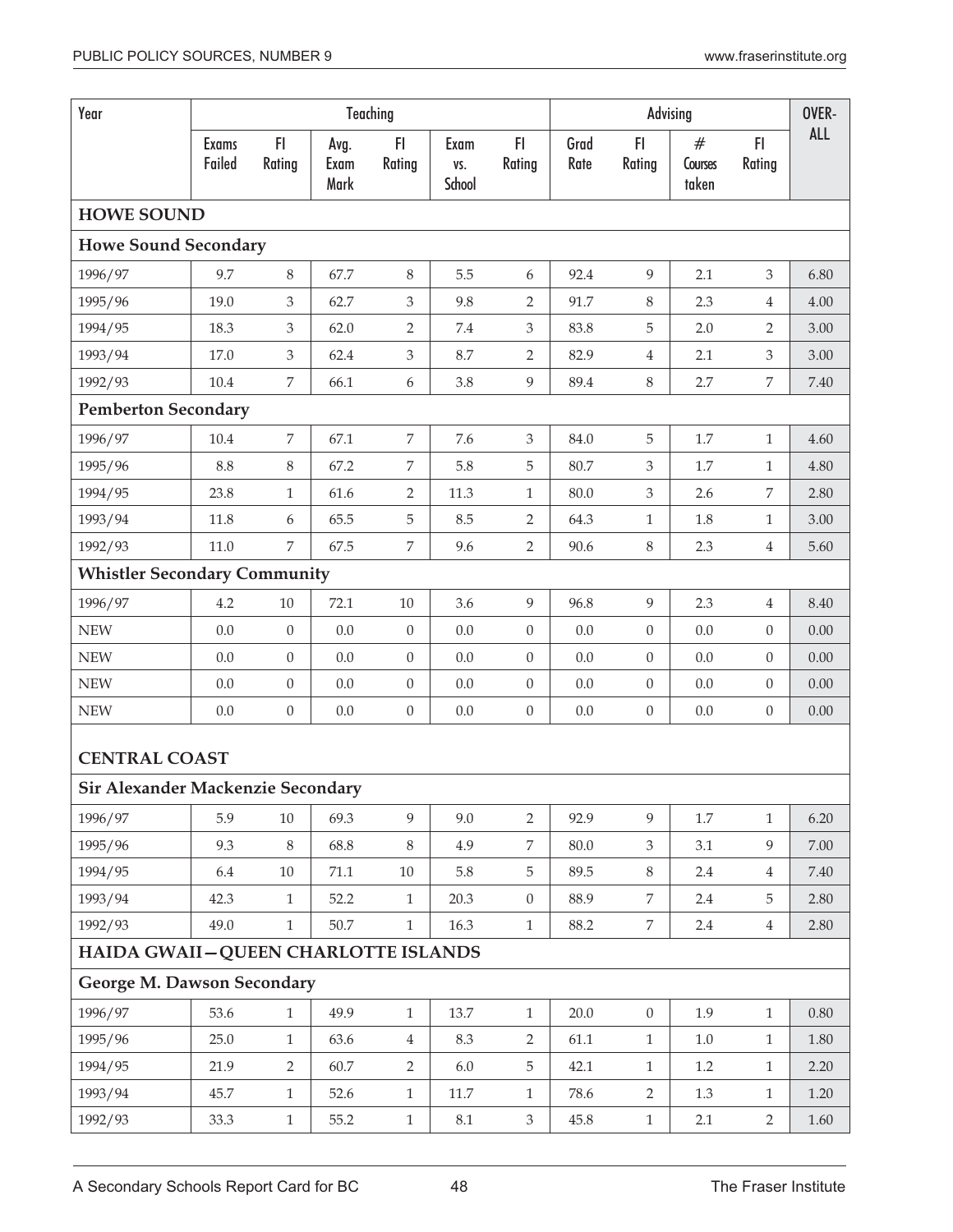| Year | Teaching | | | | | | Advising | | | | OVER-ALL |
|---|---|---|---|---|---|---|---|---|---|---|---|
| | Exams Failed | FI Rating | Avg. Exam Mark | FI Rating | Exam vs. School | FI Rating | Grad Rate | FI Rating | # Courses taken | FI Rating | |
| **HOWE SOUND** | | | | | | | | | | | |
| **Howe Sound Secondary** | | | | | | | | | | | |
| 1996/97 | 9.7 | 8 | 67.7 | 8 | 5.5 | 6 | 92.4 | 9 | 2.1 | 3 | 6.80 |
| 1995/96 | 19.0 | 3 | 62.7 | 3 | 9.8 | 2 | 91.7 | 8 | 2.3 | 4 | 4.00 |
| 1994/95 | 18.3 | 3 | 62.0 | 2 | 7.4 | 3 | 83.8 | 5 | 2.0 | 2 | 3.00 |
| 1993/94 | 17.0 | 3 | 62.4 | 3 | 8.7 | 2 | 82.9 | 4 | 2.1 | 3 | 3.00 |
| 1992/93 | 10.4 | 7 | 66.1 | 6 | 3.8 | 9 | 89.4 | 8 | 2.7 | 7 | 7.40 |
| **Pemberton Secondary** | | | | | | | | | | | |
| 1996/97 | 10.4 | 7 | 67.1 | 7 | 7.6 | 3 | 84.0 | 5 | 1.7 | 1 | 4.60 |
| 1995/96 | 8.8 | 8 | 67.2 | 7 | 5.8 | 5 | 80.7 | 3 | 1.7 | 1 | 4.80 |
| 1994/95 | 23.8 | 1 | 61.6 | 2 | 11.3 | 1 | 80.0 | 3 | 2.6 | 7 | 2.80 |
| 1993/94 | 11.8 | 6 | 65.5 | 5 | 8.5 | 2 | 64.3 | 1 | 1.8 | 1 | 3.00 |
| 1992/93 | 11.0 | 7 | 67.5 | 7 | 9.6 | 2 | 90.6 | 8 | 2.3 | 4 | 5.60 |
| **Whistler Secondary Community** | | | | | | | | | | | |
| 1996/97 | 4.2 | 10 | 72.1 | 10 | 3.6 | 9 | 96.8 | 9 | 2.3 | 4 | 8.40 |
| NEW | 0.0 | 0 | 0.0 | 0 | 0.0 | 0 | 0.0 | 0 | 0.0 | 0 | 0.00 |
| NEW | 0.0 | 0 | 0.0 | 0 | 0.0 | 0 | 0.0 | 0 | 0.0 | 0 | 0.00 |
| NEW | 0.0 | 0 | 0.0 | 0 | 0.0 | 0 | 0.0 | 0 | 0.0 | 0 | 0.00 |
| NEW | 0.0 | 0 | 0.0 | 0 | 0.0 | 0 | 0.0 | 0 | 0.0 | 0 | 0.00 |
| **CENTRAL COAST** | | | | | | | | | | | |
| **Sir Alexander Mackenzie Secondary** | | | | | | | | | | | |
| 1996/97 | 5.9 | 10 | 69.3 | 9 | 9.0 | 2 | 92.9 | 9 | 1.7 | 1 | 6.20 |
| 1995/96 | 9.3 | 8 | 68.8 | 8 | 4.9 | 7 | 80.0 | 3 | 3.1 | 9 | 7.00 |
| 1994/95 | 6.4 | 10 | 71.1 | 10 | 5.8 | 5 | 89.5 | 8 | 2.4 | 4 | 7.40 |
| 1993/94 | 42.3 | 1 | 52.2 | 1 | 20.3 | 0 | 88.9 | 7 | 2.4 | 5 | 2.80 |
| 1992/93 | 49.0 | 1 | 50.7 | 1 | 16.3 | 1 | 88.2 | 7 | 2.4 | 4 | 2.80 |
| **HAIDA GWAII—QUEEN CHARLOTTE ISLANDS** | | | | | | | | | | | |
| **George M. Dawson Secondary** | | | | | | | | | | | |
| 1996/97 | 53.6 | 1 | 49.9 | 1 | 13.7 | 1 | 20.0 | 0 | 1.9 | 1 | 0.80 |
| 1995/96 | 25.0 | 1 | 63.6 | 4 | 8.3 | 2 | 61.1 | 1 | 1.0 | 1 | 1.80 |
| 1994/95 | 21.9 | 2 | 60.7 | 2 | 6.0 | 5 | 42.1 | 1 | 1.2 | 1 | 2.20 |
| 1993/94 | 45.7 | 1 | 52.6 | 1 | 11.7 | 1 | 78.6 | 2 | 1.3 | 1 | 1.20 |
| 1992/93 | 33.3 | 1 | 55.2 | 1 | 8.1 | 3 | 45.8 | 1 | 2.1 | 2 | 1.60 |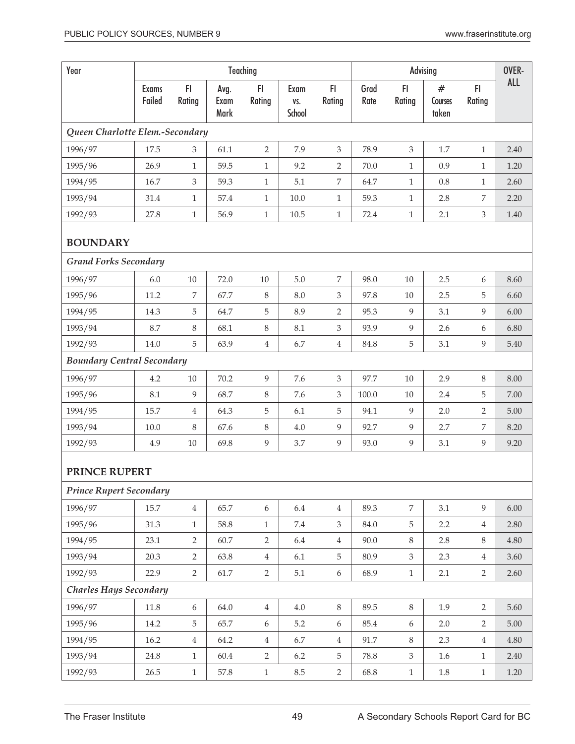| Year | Teaching | | | | | | Advising | | | | OVER-ALL |
|---|---|---|---|---|---|---|---|---|---|---|---|
| | Exams Failed | FI Rating | Avg. Exam Mark | FI Rating | Exam vs. School | FI Rating | Grad Rate | FI Rating | # Courses taken | FI Rating | |
| ***Queen Charlotte Elem.-Secondary*** | | | | | | | | | | | |
| 1996/97 | 17.5 | 3 | 61.1 | 2 | 7.9 | 3 | 78.9 | 3 | 1.7 | 1 | 2.40 |
| 1995/96 | 26.9 | 1 | 59.5 | 1 | 9.2 | 2 | 70.0 | 1 | 0.9 | 1 | 1.20 |
| 1994/95 | 16.7 | 3 | 59.3 | 1 | 5.1 | 7 | 64.7 | 1 | 0.8 | 1 | 2.60 |
| 1993/94 | 31.4 | 1 | 57.4 | 1 | 10.0 | 1 | 59.3 | 1 | 2.8 | 7 | 2.20 |
| 1992/93 | 27.8 | 1 | 56.9 | 1 | 10.5 | 1 | 72.4 | 1 | 2.1 | 3 | 1.40 |
| **BOUNDARY** | | | | | | | | | | | |
| ***Grand Forks Secondary*** | | | | | | | | | | | |
| 1996/97 | 6.0 | 10 | 72.0 | 10 | 5.0 | 7 | 98.0 | 10 | 2.5 | 6 | 8.60 |
| 1995/96 | 11.2 | 7 | 67.7 | 8 | 8.0 | 3 | 97.8 | 10 | 2.5 | 5 | 6.60 |
| 1994/95 | 14.3 | 5 | 64.7 | 5 | 8.9 | 2 | 95.3 | 9 | 3.1 | 9 | 6.00 |
| 1993/94 | 8.7 | 8 | 68.1 | 8 | 8.1 | 3 | 93.9 | 9 | 2.6 | 6 | 6.80 |
| 1992/93 | 14.0 | 5 | 63.9 | 4 | 6.7 | 4 | 84.8 | 5 | 3.1 | 9 | 5.40 |
| ***Boundary Central Secondary*** | | | | | | | | | | | |
| 1996/97 | 4.2 | 10 | 70.2 | 9 | 7.6 | 3 | 97.7 | 10 | 2.9 | 8 | 8.00 |
| 1995/96 | 8.1 | 9 | 68.7 | 8 | 7.6 | 3 | 100.0 | 10 | 2.4 | 5 | 7.00 |
| 1994/95 | 15.7 | 4 | 64.3 | 5 | 6.1 | 5 | 94.1 | 9 | 2.0 | 2 | 5.00 |
| 1993/94 | 10.0 | 8 | 67.6 | 8 | 4.0 | 9 | 92.7 | 9 | 2.7 | 7 | 8.20 |
| 1992/93 | 4.9 | 10 | 69.8 | 9 | 3.7 | 9 | 93.0 | 9 | 3.1 | 9 | 9.20 |
| **PRINCE RUPERT** | | | | | | | | | | | |
| ***Prince Rupert Secondary*** | | | | | | | | | | | |
| 1996/97 | 15.7 | 4 | 65.7 | 6 | 6.4 | 4 | 89.3 | 7 | 3.1 | 9 | 6.00 |
| 1995/96 | 31.3 | 1 | 58.8 | 1 | 7.4 | 3 | 84.0 | 5 | 2.2 | 4 | 2.80 |
| 1994/95 | 23.1 | 2 | 60.7 | 2 | 6.4 | 4 | 90.0 | 8 | 2.8 | 8 | 4.80 |
| 1993/94 | 20.3 | 2 | 63.8 | 4 | 6.1 | 5 | 80.9 | 3 | 2.3 | 4 | 3.60 |
| 1992/93 | 22.9 | 2 | 61.7 | 2 | 5.1 | 6 | 68.9 | 1 | 2.1 | 2 | 2.60 |
| ***Charles Hays Secondary*** | | | | | | | | | | | |
| 1996/97 | 11.8 | 6 | 64.0 | 4 | 4.0 | 8 | 89.5 | 8 | 1.9 | 2 | 5.60 |
| 1995/96 | 14.2 | 5 | 65.7 | 6 | 5.2 | 6 | 85.4 | 6 | 2.0 | 2 | 5.00 |
| 1994/95 | 16.2 | 4 | 64.2 | 4 | 6.7 | 4 | 91.7 | 8 | 2.3 | 4 | 4.80 |
| 1993/94 | 24.8 | 1 | 60.4 | 2 | 6.2 | 5 | 78.8 | 3 | 1.6 | 1 | 2.40 |
| 1992/93 | 26.5 | 1 | 57.8 | 1 | 8.5 | 2 | 68.8 | 1 | 1.8 | 1 | 1.20 |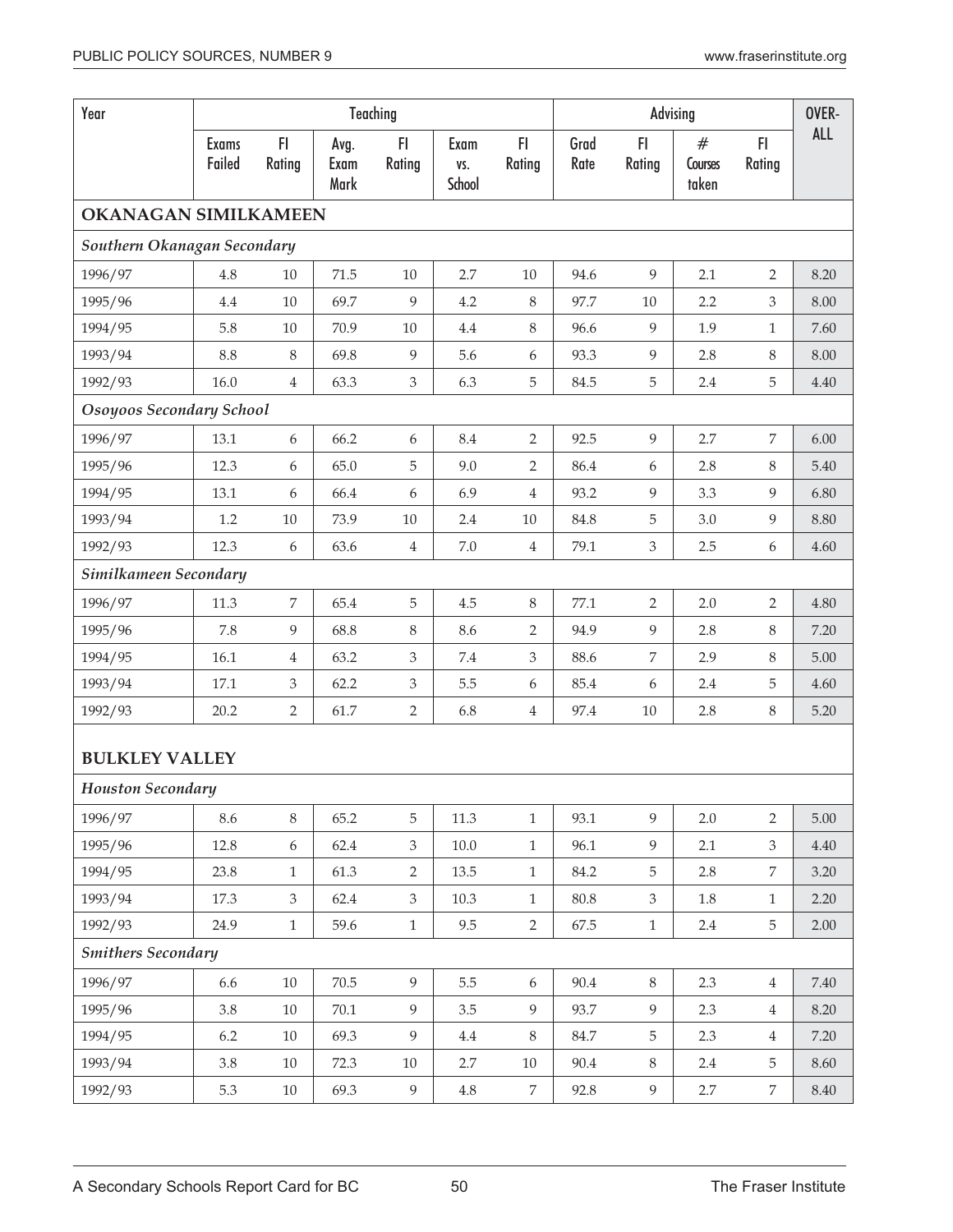| Year | Teaching | | | | | | Advising | | | | OVER-ALL |
|---|---|---|---|---|---|---|---|---|---|---|---|
| | Exams Failed | FI Rating | Avg. Exam Mark | FI Rating | Exam vs. School | FI Rating | Grad Rate | FI Rating | # Courses taken | FI Rating | |
| **OKANAGAN SIMILKAMEEN** | | | | | | | | | | | |
| *Southern Okanagan Secondary* | | | | | | | | | | | |
| 1996/97 | 4.8 | 10 | 71.5 | 10 | 2.7 | 10 | 94.6 | 9 | 2.1 | 2 | 8.20 |
| 1995/96 | 4.4 | 10 | 69.7 | 9 | 4.2 | 8 | 97.7 | 10 | 2.2 | 3 | 8.00 |
| 1994/95 | 5.8 | 10 | 70.9 | 10 | 4.4 | 8 | 96.6 | 9 | 1.9 | 1 | 7.60 |
| 1993/94 | 8.8 | 8 | 69.8 | 9 | 5.6 | 6 | 93.3 | 9 | 2.8 | 8 | 8.00 |
| 1992/93 | 16.0 | 4 | 63.3 | 3 | 6.3 | 5 | 84.5 | 5 | 2.4 | 5 | 4.40 |
| *Osoyoos Secondary School* | | | | | | | | | | | |
| 1996/97 | 13.1 | 6 | 66.2 | 6 | 8.4 | 2 | 92.5 | 9 | 2.7 | 7 | 6.00 |
| 1995/96 | 12.3 | 6 | 65.0 | 5 | 9.0 | 2 | 86.4 | 6 | 2.8 | 8 | 5.40 |
| 1994/95 | 13.1 | 6 | 66.4 | 6 | 6.9 | 4 | 93.2 | 9 | 3.3 | 9 | 6.80 |
| 1993/94 | 1.2 | 10 | 73.9 | 10 | 2.4 | 10 | 84.8 | 5 | 3.0 | 9 | 8.80 |
| 1992/93 | 12.3 | 6 | 63.6 | 4 | 7.0 | 4 | 79.1 | 3 | 2.5 | 6 | 4.60 |
| *Similkameen Secondary* | | | | | | | | | | | |
| 1996/97 | 11.3 | 7 | 65.4 | 5 | 4.5 | 8 | 77.1 | 2 | 2.0 | 2 | 4.80 |
| 1995/96 | 7.8 | 9 | 68.8 | 8 | 8.6 | 2 | 94.9 | 9 | 2.8 | 8 | 7.20 |
| 1994/95 | 16.1 | 4 | 63.2 | 3 | 7.4 | 3 | 88.6 | 7 | 2.9 | 8 | 5.00 |
| 1993/94 | 17.1 | 3 | 62.2 | 3 | 5.5 | 6 | 85.4 | 6 | 2.4 | 5 | 4.60 |
| 1992/93 | 20.2 | 2 | 61.7 | 2 | 6.8 | 4 | 97.4 | 10 | 2.8 | 8 | 5.20 |
| **BULKLEY VALLEY** | | | | | | | | | | | |
| *Houston Secondary* | | | | | | | | | | | |
| 1996/97 | 8.6 | 8 | 65.2 | 5 | 11.3 | 1 | 93.1 | 9 | 2.0 | 2 | 5.00 |
| 1995/96 | 12.8 | 6 | 62.4 | 3 | 10.0 | 1 | 96.1 | 9 | 2.1 | 3 | 4.40 |
| 1994/95 | 23.8 | 1 | 61.3 | 2 | 13.5 | 1 | 84.2 | 5 | 2.8 | 7 | 3.20 |
| 1993/94 | 17.3 | 3 | 62.4 | 3 | 10.3 | 1 | 80.8 | 3 | 1.8 | 1 | 2.20 |
| 1992/93 | 24.9 | 1 | 59.6 | 1 | 9.5 | 2 | 67.5 | 1 | 2.4 | 5 | 2.00 |
| *Smithers Secondary* | | | | | | | | | | | |
| 1996/97 | 6.6 | 10 | 70.5 | 9 | 5.5 | 6 | 90.4 | 8 | 2.3 | 4 | 7.40 |
| 1995/96 | 3.8 | 10 | 70.1 | 9 | 3.5 | 9 | 93.7 | 9 | 2.3 | 4 | 8.20 |
| 1994/95 | 6.2 | 10 | 69.3 | 9 | 4.4 | 8 | 84.7 | 5 | 2.3 | 4 | 7.20 |
| 1993/94 | 3.8 | 10 | 72.3 | 10 | 2.7 | 10 | 90.4 | 8 | 2.4 | 5 | 8.60 |
| 1992/93 | 5.3 | 10 | 69.3 | 9 | 4.8 | 7 | 92.8 | 9 | 2.7 | 7 | 8.40 |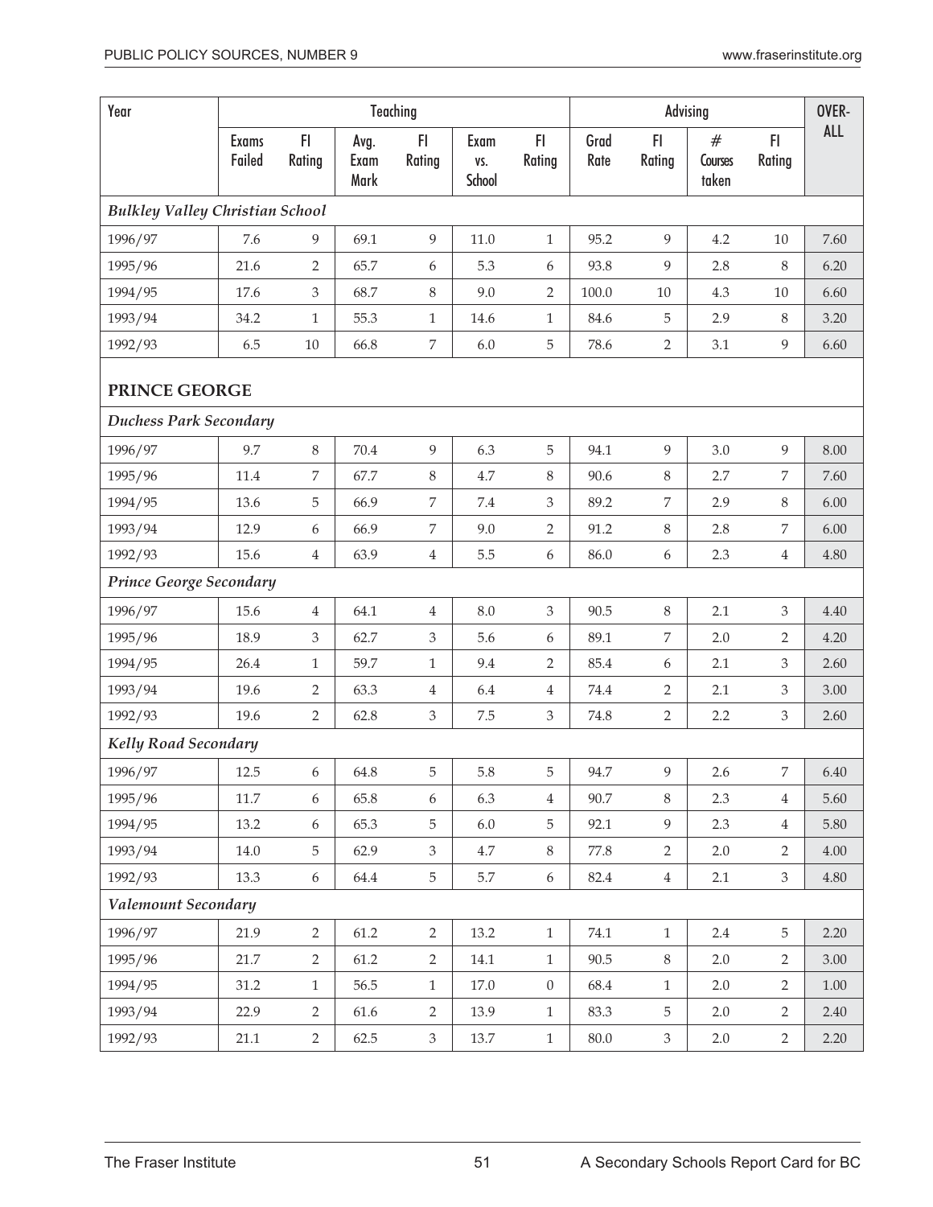| Year | Teaching | | | | | | Advising | | | | OVER-ALL |
|---|---|---|---|---|---|---|---|---|---|---|---|
| | Exams Failed | FI Rating | Avg. Exam Mark | FI Rating | Exam vs. School | FI Rating | Grad Rate | FI Rating | # Courses taken | FI Rating | |
| ***Bulkley Valley Christian School*** | | | | | | | | | | | |
| 1996/97 | 7.6 | 9 | 69.1 | 9 | 11.0 | 1 | 95.2 | 9 | 4.2 | 10 | 7.60 |
| 1995/96 | 21.6 | 2 | 65.7 | 6 | 5.3 | 6 | 93.8 | 9 | 2.8 | 8 | 6.20 |
| 1994/95 | 17.6 | 3 | 68.7 | 8 | 9.0 | 2 | 100.0 | 10 | 4.3 | 10 | 6.60 |
| 1993/94 | 34.2 | 1 | 55.3 | 1 | 14.6 | 1 | 84.6 | 5 | 2.9 | 8 | 3.20 |
| 1992/93 | 6.5 | 10 | 66.8 | 7 | 6.0 | 5 | 78.6 | 2 | 3.1 | 9 | 6.60 |
| **PRINCE GEORGE** | | | | | | | | | | | |
| ***Duchess Park Secondary*** | | | | | | | | | | | |
| 1996/97 | 9.7 | 8 | 70.4 | 9 | 6.3 | 5 | 94.1 | 9 | 3.0 | 9 | 8.00 |
| 1995/96 | 11.4 | 7 | 67.7 | 8 | 4.7 | 8 | 90.6 | 8 | 2.7 | 7 | 7.60 |
| 1994/95 | 13.6 | 5 | 66.9 | 7 | 7.4 | 3 | 89.2 | 7 | 2.9 | 8 | 6.00 |
| 1993/94 | 12.9 | 6 | 66.9 | 7 | 9.0 | 2 | 91.2 | 8 | 2.8 | 7 | 6.00 |
| 1992/93 | 15.6 | 4 | 63.9 | 4 | 5.5 | 6 | 86.0 | 6 | 2.3 | 4 | 4.80 |
| ***Prince George Secondary*** | | | | | | | | | | | |
| 1996/97 | 15.6 | 4 | 64.1 | 4 | 8.0 | 3 | 90.5 | 8 | 2.1 | 3 | 4.40 |
| 1995/96 | 18.9 | 3 | 62.7 | 3 | 5.6 | 6 | 89.1 | 7 | 2.0 | 2 | 4.20 |
| 1994/95 | 26.4 | 1 | 59.7 | 1 | 9.4 | 2 | 85.4 | 6 | 2.1 | 3 | 2.60 |
| 1993/94 | 19.6 | 2 | 63.3 | 4 | 6.4 | 4 | 74.4 | 2 | 2.1 | 3 | 3.00 |
| 1992/93 | 19.6 | 2 | 62.8 | 3 | 7.5 | 3 | 74.8 | 2 | 2.2 | 3 | 2.60 |
| ***Kelly Road Secondary*** | | | | | | | | | | | |
| 1996/97 | 12.5 | 6 | 64.8 | 5 | 5.8 | 5 | 94.7 | 9 | 2.6 | 7 | 6.40 |
| 1995/96 | 11.7 | 6 | 65.8 | 6 | 6.3 | 4 | 90.7 | 8 | 2.3 | 4 | 5.60 |
| 1994/95 | 13.2 | 6 | 65.3 | 5 | 6.0 | 5 | 92.1 | 9 | 2.3 | 4 | 5.80 |
| 1993/94 | 14.0 | 5 | 62.9 | 3 | 4.7 | 8 | 77.8 | 2 | 2.0 | 2 | 4.00 |
| 1992/93 | 13.3 | 6 | 64.4 | 5 | 5.7 | 6 | 82.4 | 4 | 2.1 | 3 | 4.80 |
| ***Valemount Secondary*** | | | | | | | | | | | |
| 1996/97 | 21.9 | 2 | 61.2 | 2 | 13.2 | 1 | 74.1 | 1 | 2.4 | 5 | 2.20 |
| 1995/96 | 21.7 | 2 | 61.2 | 2 | 14.1 | 1 | 90.5 | 8 | 2.0 | 2 | 3.00 |
| 1994/95 | 31.2 | 1 | 56.5 | 1 | 17.0 | 0 | 68.4 | 1 | 2.0 | 2 | 1.00 |
| 1993/94 | 22.9 | 2 | 61.6 | 2 | 13.9 | 1 | 83.3 | 5 | 2.0 | 2 | 2.40 |
| 1992/93 | 21.1 | 2 | 62.5 | 3 | 13.7 | 1 | 80.0 | 3 | 2.0 | 2 | 2.20 |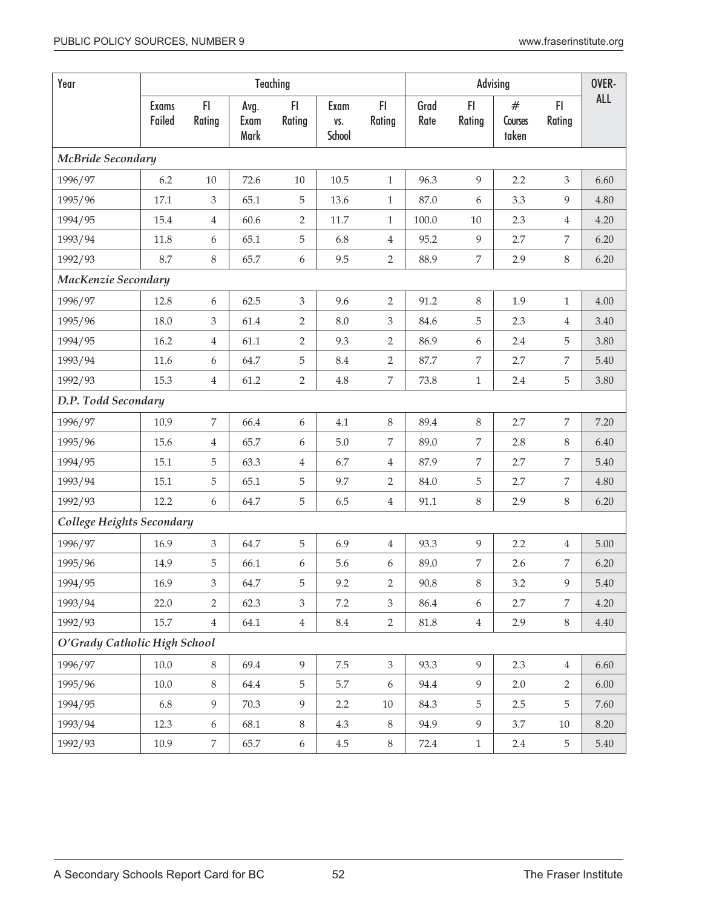| Year | Teaching | | | | | | Advising | | | | OVER-ALL |
|---|---|---|---|---|---|---|---|---|---|---|---|
| | Exams Failed | FI Rating | Avg. Exam Mark | FI Rating | Exam vs. School | FI Rating | Grad Rate | FI Rating | # Courses taken | FI Rating | |
| ***McBride Secondary*** | | | | | | | | | | | |
| 1996/97 | 6.2 | 10 | 72.6 | 10 | 10.5 | 1 | 96.3 | 9 | 2.2 | 3 | 6.60 |
| 1995/96 | 17.1 | 3 | 65.1 | 5 | 13.6 | 1 | 87.0 | 6 | 3.3 | 9 | 4.80 |
| 1994/95 | 15.4 | 4 | 60.6 | 2 | 11.7 | 1 | 100.0 | 10 | 2.3 | 4 | 4.20 |
| 1993/94 | 11.8 | 6 | 65.1 | 5 | 6.8 | 4 | 95.2 | 9 | 2.7 | 7 | 6.20 |
| 1992/93 | 8.7 | 8 | 65.7 | 6 | 9.5 | 2 | 88.9 | 7 | 2.9 | 8 | 6.20 |
| ***MacKenzie Secondary*** | | | | | | | | | | | |
| 1996/97 | 12.8 | 6 | 62.5 | 3 | 9.6 | 2 | 91.2 | 8 | 1.9 | 1 | 4.00 |
| 1995/96 | 18.0 | 3 | 61.4 | 2 | 8.0 | 3 | 84.6 | 5 | 2.3 | 4 | 3.40 |
| 1994/95 | 16.2 | 4 | 61.1 | 2 | 9.3 | 2 | 86.9 | 6 | 2.4 | 5 | 3.80 |
| 1993/94 | 11.6 | 6 | 64.7 | 5 | 8.4 | 2 | 87.7 | 7 | 2.7 | 7 | 5.40 |
| 1992/93 | 15.3 | 4 | 61.2 | 2 | 4.8 | 7 | 73.8 | 1 | 2.4 | 5 | 3.80 |
| ***D.P. Todd Secondary*** | | | | | | | | | | | |
| 1996/97 | 10.9 | 7 | 66.4 | 6 | 4.1 | 8 | 89.4 | 8 | 2.7 | 7 | 7.20 |
| 1995/96 | 15.6 | 4 | 65.7 | 6 | 5.0 | 7 | 89.0 | 7 | 2.8 | 8 | 6.40 |
| 1994/95 | 15.1 | 5 | 63.3 | 4 | 6.7 | 4 | 87.9 | 7 | 2.7 | 7 | 5.40 |
| 1993/94 | 15.1 | 5 | 65.1 | 5 | 9.7 | 2 | 84.0 | 5 | 2.7 | 7 | 4.80 |
| 1992/93 | 12.2 | 6 | 64.7 | 5 | 6.5 | 4 | 91.1 | 8 | 2.9 | 8 | 6.20 |
| ***College Heights Secondary*** | | | | | | | | | | | |
| 1996/97 | 16.9 | 3 | 64.7 | 5 | 6.9 | 4 | 93.3 | 9 | 2.2 | 4 | 5.00 |
| 1995/96 | 14.9 | 5 | 66.1 | 6 | 5.6 | 6 | 89.0 | 7 | 2.6 | 7 | 6.20 |
| 1994/95 | 16.9 | 3 | 64.7 | 5 | 9.2 | 2 | 90.8 | 8 | 3.2 | 9 | 5.40 |
| 1993/94 | 22.0 | 2 | 62.3 | 3 | 7.2 | 3 | 86.4 | 6 | 2.7 | 7 | 4.20 |
| 1992/93 | 15.7 | 4 | 64.1 | 4 | 8.4 | 2 | 81.8 | 4 | 2.9 | 8 | 4.40 |
| ***O'Grady Catholic High School*** | | | | | | | | | | | |
| 1996/97 | 10.0 | 8 | 69.4 | 9 | 7.5 | 3 | 93.3 | 9 | 2.3 | 4 | 6.60 |
| 1995/96 | 10.0 | 8 | 64.4 | 5 | 5.7 | 6 | 94.4 | 9 | 2.0 | 2 | 6.00 |
| 1994/95 | 6.8 | 9 | 70.3 | 9 | 2.2 | 10 | 84.3 | 5 | 2.5 | 5 | 7.60 |
| 1993/94 | 12.3 | 6 | 68.1 | 8 | 4.3 | 8 | 94.9 | 9 | 3.7 | 10 | 8.20 |
| 1992/93 | 10.9 | 7 | 65.7 | 6 | 4.5 | 8 | 72.4 | 1 | 2.4 | 5 | 5.40 |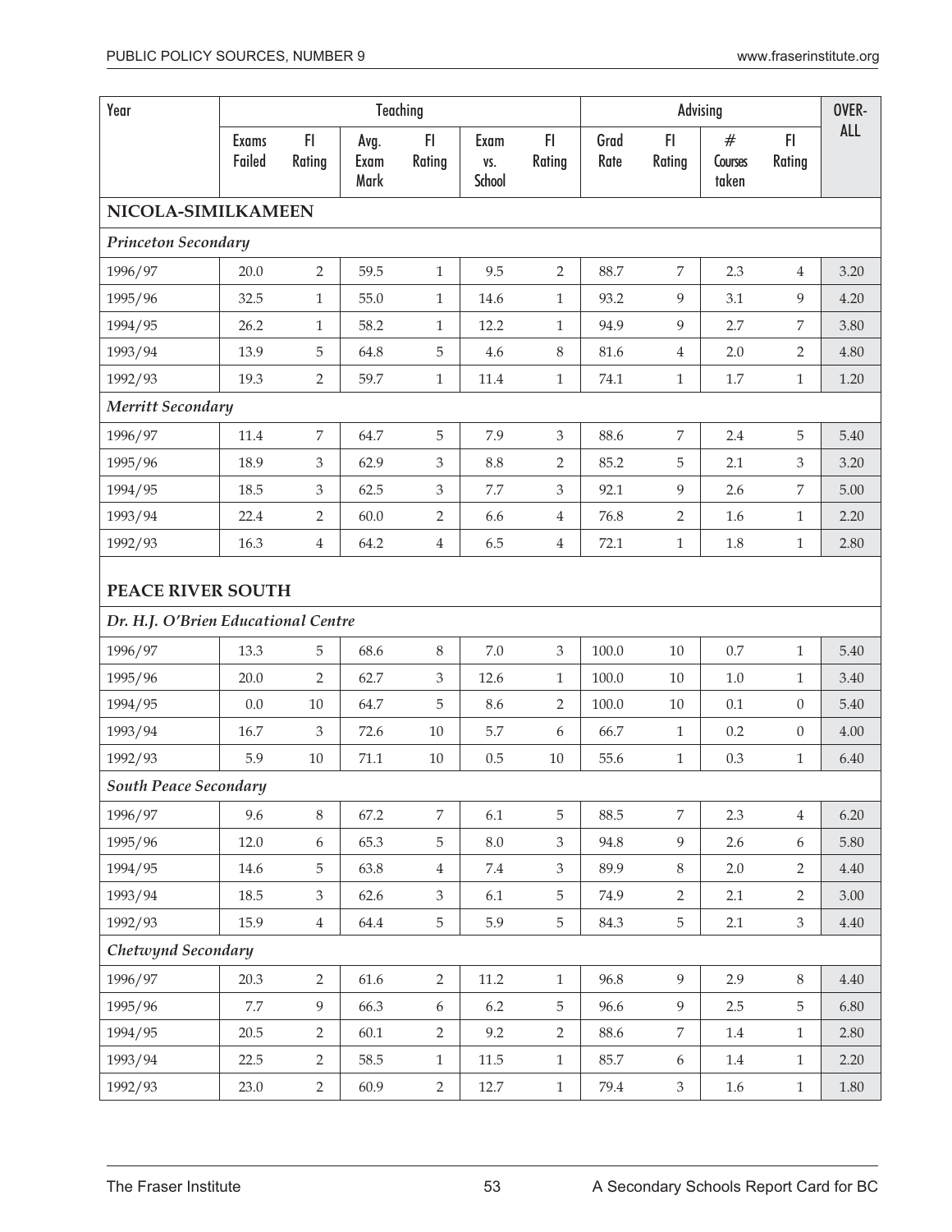| Year | Teaching | | | | | | Advising | | | | OVER-ALL |
|---|---|---|---|---|---|---|---|---|---|---|---|
| | Exams Failed | FI Rating | Avg. Exam Mark | FI Rating | Exam vs. School | FI Rating | Grad Rate | FI Rating | # Courses taken | FI Rating | |
| **NICOLA-SIMILKAMEEN** | | | | | | | | | | | |
| ***Princeton Secondary*** | | | | | | | | | | | |
| 1996/97 | 20.0 | 2 | 59.5 | 1 | 9.5 | 2 | 88.7 | 7 | 2.3 | 4 | 3.20 |
| 1995/96 | 32.5 | 1 | 55.0 | 1 | 14.6 | 1 | 93.2 | 9 | 3.1 | 9 | 4.20 |
| 1994/95 | 26.2 | 1 | 58.2 | 1 | 12.2 | 1 | 94.9 | 9 | 2.7 | 7 | 3.80 |
| 1993/94 | 13.9 | 5 | 64.8 | 5 | 4.6 | 8 | 81.6 | 4 | 2.0 | 2 | 4.80 |
| 1992/93 | 19.3 | 2 | 59.7 | 1 | 11.4 | 1 | 74.1 | 1 | 1.7 | 1 | 1.20 |
| ***Merritt Secondary*** | | | | | | | | | | | |
| 1996/97 | 11.4 | 7 | 64.7 | 5 | 7.9 | 3 | 88.6 | 7 | 2.4 | 5 | 5.40 |
| 1995/96 | 18.9 | 3 | 62.9 | 3 | 8.8 | 2 | 85.2 | 5 | 2.1 | 3 | 3.20 |
| 1994/95 | 18.5 | 3 | 62.5 | 3 | 7.7 | 3 | 92.1 | 9 | 2.6 | 7 | 5.00 |
| 1993/94 | 22.4 | 2 | 60.0 | 2 | 6.6 | 4 | 76.8 | 2 | 1.6 | 1 | 2.20 |
| 1992/93 | 16.3 | 4 | 64.2 | 4 | 6.5 | 4 | 72.1 | 1 | 1.8 | 1 | 2.80 |
| **PEACE RIVER SOUTH** | | | | | | | | | | | |
| ***Dr. H.J. O'Brien Educational Centre*** | | | | | | | | | | | |
| 1996/97 | 13.3 | 5 | 68.6 | 8 | 7.0 | 3 | 100.0 | 10 | 0.7 | 1 | 5.40 |
| 1995/96 | 20.0 | 2 | 62.7 | 3 | 12.6 | 1 | 100.0 | 10 | 1.0 | 1 | 3.40 |
| 1994/95 | 0.0 | 10 | 64.7 | 5 | 8.6 | 2 | 100.0 | 10 | 0.1 | 0 | 5.40 |
| 1993/94 | 16.7 | 3 | 72.6 | 10 | 5.7 | 6 | 66.7 | 1 | 0.2 | 0 | 4.00 |
| 1992/93 | 5.9 | 10 | 71.1 | 10 | 0.5 | 10 | 55.6 | 1 | 0.3 | 1 | 6.40 |
| ***South Peace Secondary*** | | | | | | | | | | | |
| 1996/97 | 9.6 | 8 | 67.2 | 7 | 6.1 | 5 | 88.5 | 7 | 2.3 | 4 | 6.20 |
| 1995/96 | 12.0 | 6 | 65.3 | 5 | 8.0 | 3 | 94.8 | 9 | 2.6 | 6 | 5.80 |
| 1994/95 | 14.6 | 5 | 63.8 | 4 | 7.4 | 3 | 89.9 | 8 | 2.0 | 2 | 4.40 |
| 1993/94 | 18.5 | 3 | 62.6 | 3 | 6.1 | 5 | 74.9 | 2 | 2.1 | 2 | 3.00 |
| 1992/93 | 15.9 | 4 | 64.4 | 5 | 5.9 | 5 | 84.3 | 5 | 2.1 | 3 | 4.40 |
| ***Chetwynd Secondary*** | | | | | | | | | | | |
| 1996/97 | 20.3 | 2 | 61.6 | 2 | 11.2 | 1 | 96.8 | 9 | 2.9 | 8 | 4.40 |
| 1995/96 | 7.7 | 9 | 66.3 | 6 | 6.2 | 5 | 96.6 | 9 | 2.5 | 5 | 6.80 |
| 1994/95 | 20.5 | 2 | 60.1 | 2 | 9.2 | 2 | 88.6 | 7 | 1.4 | 1 | 2.80 |
| 1993/94 | 22.5 | 2 | 58.5 | 1 | 11.5 | 1 | 85.7 | 6 | 1.4 | 1 | 2.20 |
| 1992/93 | 23.0 | 2 | 60.9 | 2 | 12.7 | 1 | 79.4 | 3 | 1.6 | 1 | 1.80 |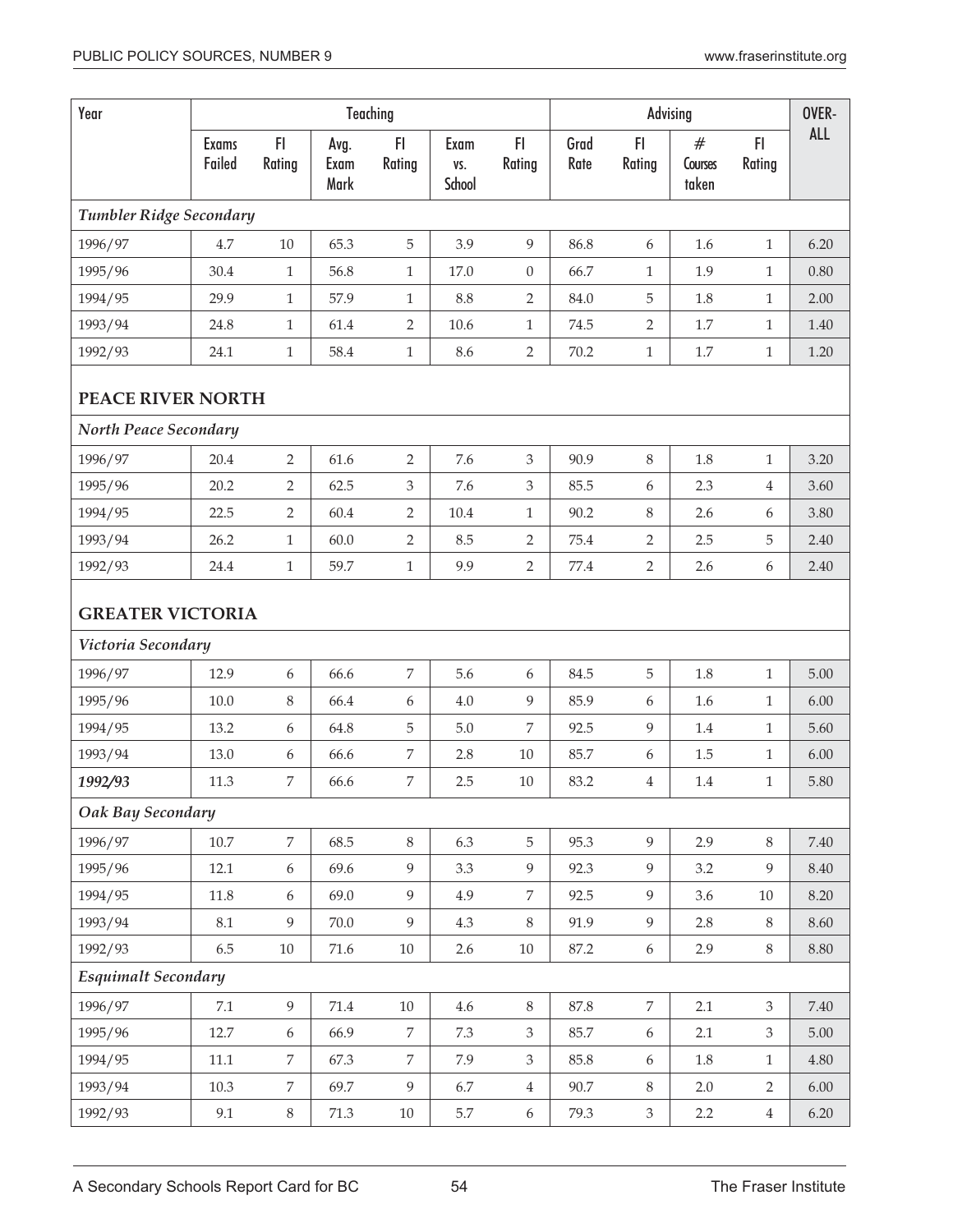| Year | Teaching | | | | | | Advising | | | | OVER-ALL |
|---|---|---|---|---|---|---|---|---|---|---|---|
| | Exams Failed | FI Rating | Avg. Exam Mark | FI Rating | Exam vs. School | FI Rating | Grad Rate | FI Rating | # Courses taken | FI Rating | |
| ***Tumbler Ridge Secondary*** | | | | | | | | | | | |
| 1996/97 | 4.7 | 10 | 65.3 | 5 | 3.9 | 9 | 86.8 | 6 | 1.6 | 1 | 6.20 |
| 1995/96 | 30.4 | 1 | 56.8 | 1 | 17.0 | 0 | 66.7 | 1 | 1.9 | 1 | 0.80 |
| 1994/95 | 29.9 | 1 | 57.9 | 1 | 8.8 | 2 | 84.0 | 5 | 1.8 | 1 | 2.00 |
| 1993/94 | 24.8 | 1 | 61.4 | 2 | 10.6 | 1 | 74.5 | 2 | 1.7 | 1 | 1.40 |
| 1992/93 | 24.1 | 1 | 58.4 | 1 | 8.6 | 2 | 70.2 | 1 | 1.7 | 1 | 1.20 |
| **PEACE RIVER NORTH** | | | | | | | | | | | |
| ***North Peace Secondary*** | | | | | | | | | | | |
| 1996/97 | 20.4 | 2 | 61.6 | 2 | 7.6 | 3 | 90.9 | 8 | 1.8 | 1 | 3.20 |
| 1995/96 | 20.2 | 2 | 62.5 | 3 | 7.6 | 3 | 85.5 | 6 | 2.3 | 4 | 3.60 |
| 1994/95 | 22.5 | 2 | 60.4 | 2 | 10.4 | 1 | 90.2 | 8 | 2.6 | 6 | 3.80 |
| 1993/94 | 26.2 | 1 | 60.0 | 2 | 8.5 | 2 | 75.4 | 2 | 2.5 | 5 | 2.40 |
| 1992/93 | 24.4 | 1 | 59.7 | 1 | 9.9 | 2 | 77.4 | 2 | 2.6 | 6 | 2.40 |
| **GREATER VICTORIA** | | | | | | | | | | | |
| ***Victoria Secondary*** | | | | | | | | | | | |
| 1996/97 | 12.9 | 6 | 66.6 | 7 | 5.6 | 6 | 84.5 | 5 | 1.8 | 1 | 5.00 |
| 1995/96 | 10.0 | 8 | 66.4 | 6 | 4.0 | 9 | 85.9 | 6 | 1.6 | 1 | 6.00 |
| 1994/95 | 13.2 | 6 | 64.8 | 5 | 5.0 | 7 | 92.5 | 9 | 1.4 | 1 | 5.60 |
| 1993/94 | 13.0 | 6 | 66.6 | 7 | 2.8 | 10 | 85.7 | 6 | 1.5 | 1 | 6.00 |
| ***1992/93*** | 11.3 | 7 | 66.6 | 7 | 2.5 | 10 | 83.2 | 4 | 1.4 | 1 | 5.80 |
| ***Oak Bay Secondary*** | | | | | | | | | | | |
| 1996/97 | 10.7 | 7 | 68.5 | 8 | 6.3 | 5 | 95.3 | 9 | 2.9 | 8 | 7.40 |
| 1995/96 | 12.1 | 6 | 69.6 | 9 | 3.3 | 9 | 92.3 | 9 | 3.2 | 9 | 8.40 |
| 1994/95 | 11.8 | 6 | 69.0 | 9 | 4.9 | 7 | 92.5 | 9 | 3.6 | 10 | 8.20 |
| 1993/94 | 8.1 | 9 | 70.0 | 9 | 4.3 | 8 | 91.9 | 9 | 2.8 | 8 | 8.60 |
| 1992/93 | 6.5 | 10 | 71.6 | 10 | 2.6 | 10 | 87.2 | 6 | 2.9 | 8 | 8.80 |
| ***Esquimalt Secondary*** | | | | | | | | | | | |
| 1996/97 | 7.1 | 9 | 71.4 | 10 | 4.6 | 8 | 87.8 | 7 | 2.1 | 3 | 7.40 |
| 1995/96 | 12.7 | 6 | 66.9 | 7 | 7.3 | 3 | 85.7 | 6 | 2.1 | 3 | 5.00 |
| 1994/95 | 11.1 | 7 | 67.3 | 7 | 7.9 | 3 | 85.8 | 6 | 1.8 | 1 | 4.80 |
| 1993/94 | 10.3 | 7 | 69.7 | 9 | 6.7 | 4 | 90.7 | 8 | 2.0 | 2 | 6.00 |
| 1992/93 | 9.1 | 8 | 71.3 | 10 | 5.7 | 6 | 79.3 | 3 | 2.2 | 4 | 6.20 |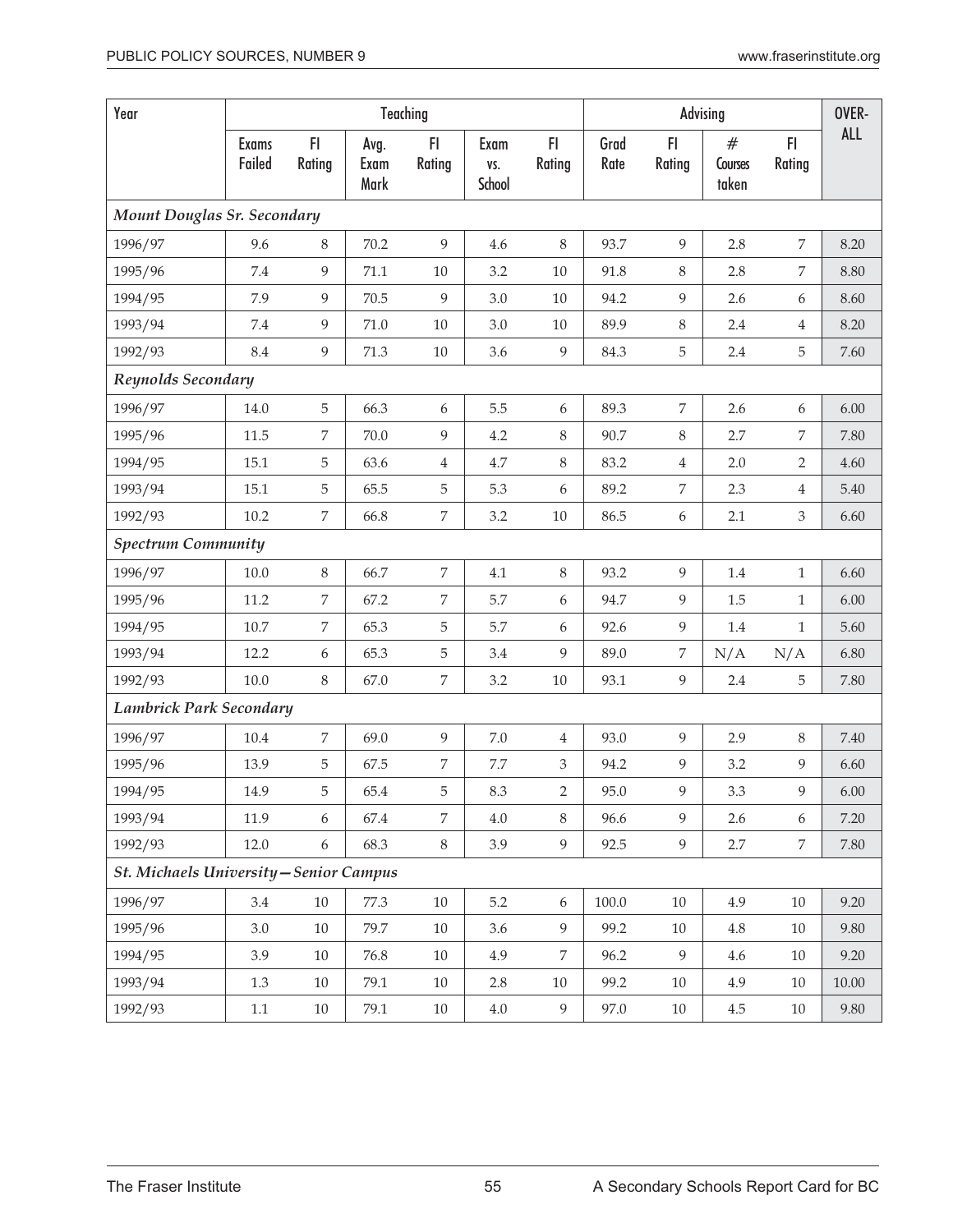| Year | Teaching | | | | | | Advising | | | | OVER-ALL |
|---|---|---|---|---|---|---|---|---|---|---|---|
| | Exams Failed | FI Rating | Avg. Exam Mark | FI Rating | Exam vs. School | FI Rating | Grad Rate | FI Rating | # Courses taken | FI Rating | |
| ***Mount Douglas Sr. Secondary*** | | | | | | | | | | | |
| 1996/97 | 9.6 | 8 | 70.2 | 9 | 4.6 | 8 | 93.7 | 9 | 2.8 | 7 | 8.20 |
| 1995/96 | 7.4 | 9 | 71.1 | 10 | 3.2 | 10 | 91.8 | 8 | 2.8 | 7 | 8.80 |
| 1994/95 | 7.9 | 9 | 70.5 | 9 | 3.0 | 10 | 94.2 | 9 | 2.6 | 6 | 8.60 |
| 1993/94 | 7.4 | 9 | 71.0 | 10 | 3.0 | 10 | 89.9 | 8 | 2.4 | 4 | 8.20 |
| 1992/93 | 8.4 | 9 | 71.3 | 10 | 3.6 | 9 | 84.3 | 5 | 2.4 | 5 | 7.60 |
| ***Reynolds Secondary*** | | | | | | | | | | | |
| 1996/97 | 14.0 | 5 | 66.3 | 6 | 5.5 | 6 | 89.3 | 7 | 2.6 | 6 | 6.00 |
| 1995/96 | 11.5 | 7 | 70.0 | 9 | 4.2 | 8 | 90.7 | 8 | 2.7 | 7 | 7.80 |
| 1994/95 | 15.1 | 5 | 63.6 | 4 | 4.7 | 8 | 83.2 | 4 | 2.0 | 2 | 4.60 |
| 1993/94 | 15.1 | 5 | 65.5 | 5 | 5.3 | 6 | 89.2 | 7 | 2.3 | 4 | 5.40 |
| 1992/93 | 10.2 | 7 | 66.8 | 7 | 3.2 | 10 | 86.5 | 6 | 2.1 | 3 | 6.60 |
| ***Spectrum Community*** | | | | | | | | | | | |
| 1996/97 | 10.0 | 8 | 66.7 | 7 | 4.1 | 8 | 93.2 | 9 | 1.4 | 1 | 6.60 |
| 1995/96 | 11.2 | 7 | 67.2 | 7 | 5.7 | 6 | 94.7 | 9 | 1.5 | 1 | 6.00 |
| 1994/95 | 10.7 | 7 | 65.3 | 5 | 5.7 | 6 | 92.6 | 9 | 1.4 | 1 | 5.60 |
| 1993/94 | 12.2 | 6 | 65.3 | 5 | 3.4 | 9 | 89.0 | 7 | N/A | N/A | 6.80 |
| 1992/93 | 10.0 | 8 | 67.0 | 7 | 3.2 | 10 | 93.1 | 9 | 2.4 | 5 | 7.80 |
| ***Lambrick Park Secondary*** | | | | | | | | | | | |
| 1996/97 | 10.4 | 7 | 69.0 | 9 | 7.0 | 4 | 93.0 | 9 | 2.9 | 8 | 7.40 |
| 1995/96 | 13.9 | 5 | 67.5 | 7 | 7.7 | 3 | 94.2 | 9 | 3.2 | 9 | 6.60 |
| 1994/95 | 14.9 | 5 | 65.4 | 5 | 8.3 | 2 | 95.0 | 9 | 3.3 | 9 | 6.00 |
| 1993/94 | 11.9 | 6 | 67.4 | 7 | 4.0 | 8 | 96.6 | 9 | 2.6 | 6 | 7.20 |
| 1992/93 | 12.0 | 6 | 68.3 | 8 | 3.9 | 9 | 92.5 | 9 | 2.7 | 7 | 7.80 |
| ***St. Michaels University—Senior Campus*** | | | | | | | | | | | |
| 1996/97 | 3.4 | 10 | 77.3 | 10 | 5.2 | 6 | 100.0 | 10 | 4.9 | 10 | 9.20 |
| 1995/96 | 3.0 | 10 | 79.7 | 10 | 3.6 | 9 | 99.2 | 10 | 4.8 | 10 | 9.80 |
| 1994/95 | 3.9 | 10 | 76.8 | 10 | 4.9 | 7 | 96.2 | 9 | 4.6 | 10 | 9.20 |
| 1993/94 | 1.3 | 10 | 79.1 | 10 | 2.8 | 10 | 99.2 | 10 | 4.9 | 10 | 10.00 |
| 1992/93 | 1.1 | 10 | 79.1 | 10 | 4.0 | 9 | 97.0 | 10 | 4.5 | 10 | 9.80 |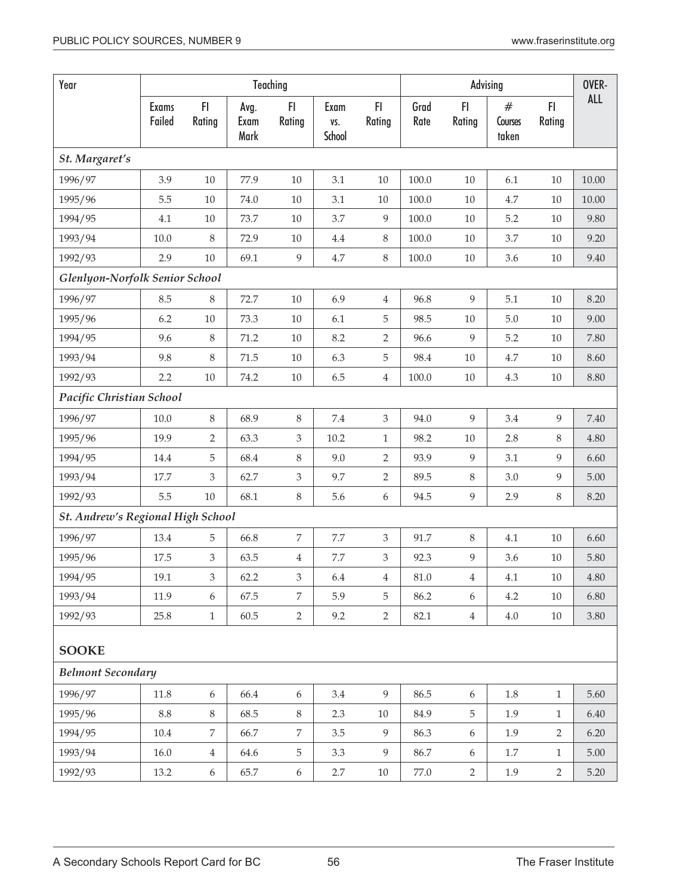| Year | Teaching | | | | | | Advising | | | | OVER-ALL |
|---|---|---|---|---|---|---|---|---|---|---|---|
| | Exams Failed | FI Rating | Avg. Exam Mark | FI Rating | Exam vs. School | FI Rating | Grad Rate | FI Rating | # Courses taken | FI Rating | |
| ***St. Margaret's*** | | | | | | | | | | | |
| 1996/97 | 3.9 | 10 | 77.9 | 10 | 3.1 | 10 | 100.0 | 10 | 6.1 | 10 | 10.00 |
| 1995/96 | 5.5 | 10 | 74.0 | 10 | 3.1 | 10 | 100.0 | 10 | 4.7 | 10 | 10.00 |
| 1994/95 | 4.1 | 10 | 73.7 | 10 | 3.7 | 9 | 100.0 | 10 | 5.2 | 10 | 9.80 |
| 1993/94 | 10.0 | 8 | 72.9 | 10 | 4.4 | 8 | 100.0 | 10 | 3.7 | 10 | 9.20 |
| 1992/93 | 2.9 | 10 | 69.1 | 9 | 4.7 | 8 | 100.0 | 10 | 3.6 | 10 | 9.40 |
| ***Glenlyon-Norfolk Senior School*** | | | | | | | | | | | |
| 1996/97 | 8.5 | 8 | 72.7 | 10 | 6.9 | 4 | 96.8 | 9 | 5.1 | 10 | 8.20 |
| 1995/96 | 6.2 | 10 | 73.3 | 10 | 6.1 | 5 | 98.5 | 10 | 5.0 | 10 | 9.00 |
| 1994/95 | 9.6 | 8 | 71.2 | 10 | 8.2 | 2 | 96.6 | 9 | 5.2 | 10 | 7.80 |
| 1993/94 | 9.8 | 8 | 71.5 | 10 | 6.3 | 5 | 98.4 | 10 | 4.7 | 10 | 8.60 |
| 1992/93 | 2.2 | 10 | 74.2 | 10 | 6.5 | 4 | 100.0 | 10 | 4.3 | 10 | 8.80 |
| ***Pacific Christian School*** | | | | | | | | | | | |
| 1996/97 | 10.0 | 8 | 68.9 | 8 | 7.4 | 3 | 94.0 | 9 | 3.4 | 9 | 7.40 |
| 1995/96 | 19.9 | 2 | 63.3 | 3 | 10.2 | 1 | 98.2 | 10 | 2.8 | 8 | 4.80 |
| 1994/95 | 14.4 | 5 | 68.4 | 8 | 9.0 | 2 | 93.9 | 9 | 3.1 | 9 | 6.60 |
| 1993/94 | 17.7 | 3 | 62.7 | 3 | 9.7 | 2 | 89.5 | 8 | 3.0 | 9 | 5.00 |
| 1992/93 | 5.5 | 10 | 68.1 | 8 | 5.6 | 6 | 94.5 | 9 | 2.9 | 8 | 8.20 |
| ***St. Andrew's Regional High School*** | | | | | | | | | | | |
| 1996/97 | 13.4 | 5 | 66.8 | 7 | 7.7 | 3 | 91.7 | 8 | 4.1 | 10 | 6.60 |
| 1995/96 | 17.5 | 3 | 63.5 | 4 | 7.7 | 3 | 92.3 | 9 | 3.6 | 10 | 5.80 |
| 1994/95 | 19.1 | 3 | 62.2 | 3 | 6.4 | 4 | 81.0 | 4 | 4.1 | 10 | 4.80 |
| 1993/94 | 11.9 | 6 | 67.5 | 7 | 5.9 | 5 | 86.2 | 6 | 4.2 | 10 | 6.80 |
| 1992/93 | 25.8 | 1 | 60.5 | 2 | 9.2 | 2 | 82.1 | 4 | 4.0 | 10 | 3.80 |
| **SOOKE** | | | | | | | | | | | |
| ***Belmont Secondary*** | | | | | | | | | | | |
| 1996/97 | 11.8 | 6 | 66.4 | 6 | 3.4 | 9 | 86.5 | 6 | 1.8 | 1 | 5.60 |
| 1995/96 | 8.8 | 8 | 68.5 | 8 | 2.3 | 10 | 84.9 | 5 | 1.9 | 1 | 6.40 |
| 1994/95 | 10.4 | 7 | 66.7 | 7 | 3.5 | 9 | 86.3 | 6 | 1.9 | 2 | 6.20 |
| 1993/94 | 16.0 | 4 | 64.6 | 5 | 3.3 | 9 | 86.7 | 6 | 1.7 | 1 | 5.00 |
| 1992/93 | 13.2 | 6 | 65.7 | 6 | 2.7 | 10 | 77.0 | 2 | 1.9 | 2 | 5.20 |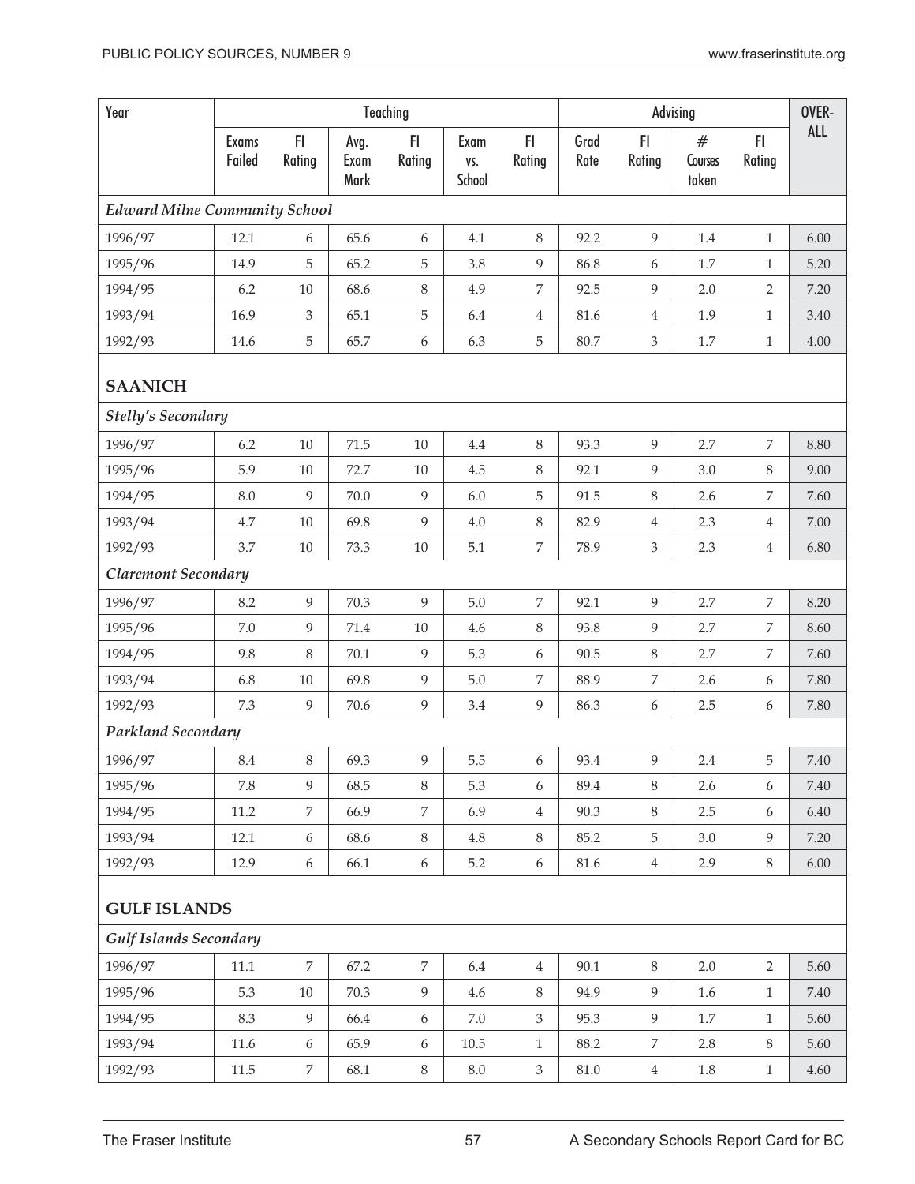| Year | Teaching | | | | | | Advising | | | | OVER-ALL |
|---|---|---|---|---|---|---|---|---|---|---|---|
| | Exams Failed | FI Rating | Avg. Exam Mark | FI Rating | Exam vs. School | FI Rating | Grad Rate | FI Rating | # Courses taken | FI Rating | |
| ***Edward Milne Community School*** | | | | | | | | | | | |
| 1996/97 | 12.1 | 6 | 65.6 | 6 | 4.1 | 8 | 92.2 | 9 | 1.4 | 1 | 6.00 |
| 1995/96 | 14.9 | 5 | 65.2 | 5 | 3.8 | 9 | 86.8 | 6 | 1.7 | 1 | 5.20 |
| 1994/95 | 6.2 | 10 | 68.6 | 8 | 4.9 | 7 | 92.5 | 9 | 2.0 | 2 | 7.20 |
| 1993/94 | 16.9 | 3 | 65.1 | 5 | 6.4 | 4 | 81.6 | 4 | 1.9 | 1 | 3.40 |
| 1992/93 | 14.6 | 5 | 65.7 | 6 | 6.3 | 5 | 80.7 | 3 | 1.7 | 1 | 4.00 |
| **SAANICH** | | | | | | | | | | | |
| ***Stelly's Secondary*** | | | | | | | | | | | |
| 1996/97 | 6.2 | 10 | 71.5 | 10 | 4.4 | 8 | 93.3 | 9 | 2.7 | 7 | 8.80 |
| 1995/96 | 5.9 | 10 | 72.7 | 10 | 4.5 | 8 | 92.1 | 9 | 3.0 | 8 | 9.00 |
| 1994/95 | 8.0 | 9 | 70.0 | 9 | 6.0 | 5 | 91.5 | 8 | 2.6 | 7 | 7.60 |
| 1993/94 | 4.7 | 10 | 69.8 | 9 | 4.0 | 8 | 82.9 | 4 | 2.3 | 4 | 7.00 |
| 1992/93 | 3.7 | 10 | 73.3 | 10 | 5.1 | 7 | 78.9 | 3 | 2.3 | 4 | 6.80 |
| ***Claremont Secondary*** | | | | | | | | | | | |
| 1996/97 | 8.2 | 9 | 70.3 | 9 | 5.0 | 7 | 92.1 | 9 | 2.7 | 7 | 8.20 |
| 1995/96 | 7.0 | 9 | 71.4 | 10 | 4.6 | 8 | 93.8 | 9 | 2.7 | 7 | 8.60 |
| 1994/95 | 9.8 | 8 | 70.1 | 9 | 5.3 | 6 | 90.5 | 8 | 2.7 | 7 | 7.60 |
| 1993/94 | 6.8 | 10 | 69.8 | 9 | 5.0 | 7 | 88.9 | 7 | 2.6 | 6 | 7.80 |
| 1992/93 | 7.3 | 9 | 70.6 | 9 | 3.4 | 9 | 86.3 | 6 | 2.5 | 6 | 7.80 |
| ***Parkland Secondary*** | | | | | | | | | | | |
| 1996/97 | 8.4 | 8 | 69.3 | 9 | 5.5 | 6 | 93.4 | 9 | 2.4 | 5 | 7.40 |
| 1995/96 | 7.8 | 9 | 68.5 | 8 | 5.3 | 6 | 89.4 | 8 | 2.6 | 6 | 7.40 |
| 1994/95 | 11.2 | 7 | 66.9 | 7 | 6.9 | 4 | 90.3 | 8 | 2.5 | 6 | 6.40 |
| 1993/94 | 12.1 | 6 | 68.6 | 8 | 4.8 | 8 | 85.2 | 5 | 3.0 | 9 | 7.20 |
| 1992/93 | 12.9 | 6 | 66.1 | 6 | 5.2 | 6 | 81.6 | 4 | 2.9 | 8 | 6.00 |
| **GULF ISLANDS** | | | | | | | | | | | |
| ***Gulf Islands Secondary*** | | | | | | | | | | | |
| 1996/97 | 11.1 | 7 | 67.2 | 7 | 6.4 | 4 | 90.1 | 8 | 2.0 | 2 | 5.60 |
| 1995/96 | 5.3 | 10 | 70.3 | 9 | 4.6 | 8 | 94.9 | 9 | 1.6 | 1 | 7.40 |
| 1994/95 | 8.3 | 9 | 66.4 | 6 | 7.0 | 3 | 95.3 | 9 | 1.7 | 1 | 5.60 |
| 1993/94 | 11.6 | 6 | 65.9 | 6 | 10.5 | 1 | 88.2 | 7 | 2.8 | 8 | 5.60 |
| 1992/93 | 11.5 | 7 | 68.1 | 8 | 8.0 | 3 | 81.0 | 4 | 1.8 | 1 | 4.60 |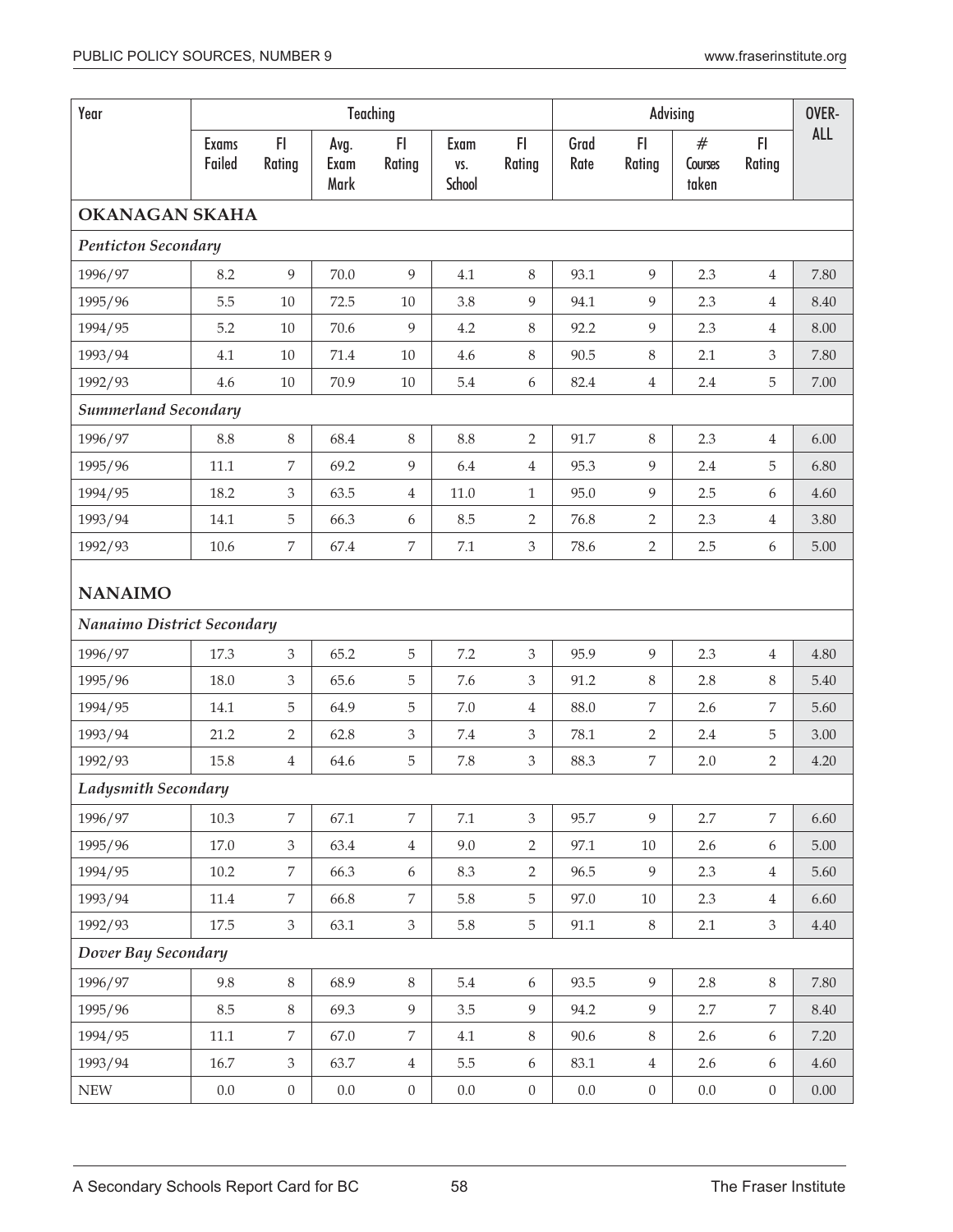| Year | Teaching | | | | | | Advising | | | | OVER-ALL |
|---|---|---|---|---|---|---|---|---|---|---|---|
| | Exams Failed | FI Rating | Avg. Exam Mark | FI Rating | Exam vs. School | FI Rating | Grad Rate | FI Rating | # Courses taken | FI Rating | |
| **OKANAGAN SKAHA** | | | | | | | | | | | |
| ***Penticton Secondary*** | | | | | | | | | | | |
| 1996/97 | 8.2 | 9 | 70.0 | 9 | 4.1 | 8 | 93.1 | 9 | 2.3 | 4 | 7.80 |
| 1995/96 | 5.5 | 10 | 72.5 | 10 | 3.8 | 9 | 94.1 | 9 | 2.3 | 4 | 8.40 |
| 1994/95 | 5.2 | 10 | 70.6 | 9 | 4.2 | 8 | 92.2 | 9 | 2.3 | 4 | 8.00 |
| 1993/94 | 4.1 | 10 | 71.4 | 10 | 4.6 | 8 | 90.5 | 8 | 2.1 | 3 | 7.80 |
| 1992/93 | 4.6 | 10 | 70.9 | 10 | 5.4 | 6 | 82.4 | 4 | 2.4 | 5 | 7.00 |
| ***Summerland Secondary*** | | | | | | | | | | | |
| 1996/97 | 8.8 | 8 | 68.4 | 8 | 8.8 | 2 | 91.7 | 8 | 2.3 | 4 | 6.00 |
| 1995/96 | 11.1 | 7 | 69.2 | 9 | 6.4 | 4 | 95.3 | 9 | 2.4 | 5 | 6.80 |
| 1994/95 | 18.2 | 3 | 63.5 | 4 | 11.0 | 1 | 95.0 | 9 | 2.5 | 6 | 4.60 |
| 1993/94 | 14.1 | 5 | 66.3 | 6 | 8.5 | 2 | 76.8 | 2 | 2.3 | 4 | 3.80 |
| 1992/93 | 10.6 | 7 | 67.4 | 7 | 7.1 | 3 | 78.6 | 2 | 2.5 | 6 | 5.00 |
| **NANAIMO** | | | | | | | | | | | |
| ***Nanaimo District Secondary*** | | | | | | | | | | | |
| 1996/97 | 17.3 | 3 | 65.2 | 5 | 7.2 | 3 | 95.9 | 9 | 2.3 | 4 | 4.80 |
| 1995/96 | 18.0 | 3 | 65.6 | 5 | 7.6 | 3 | 91.2 | 8 | 2.8 | 8 | 5.40 |
| 1994/95 | 14.1 | 5 | 64.9 | 5 | 7.0 | 4 | 88.0 | 7 | 2.6 | 7 | 5.60 |
| 1993/94 | 21.2 | 2 | 62.8 | 3 | 7.4 | 3 | 78.1 | 2 | 2.4 | 5 | 3.00 |
| 1992/93 | 15.8 | 4 | 64.6 | 5 | 7.8 | 3 | 88.3 | 7 | 2.0 | 2 | 4.20 |
| ***Ladysmith Secondary*** | | | | | | | | | | | |
| 1996/97 | 10.3 | 7 | 67.1 | 7 | 7.1 | 3 | 95.7 | 9 | 2.7 | 7 | 6.60 |
| 1995/96 | 17.0 | 3 | 63.4 | 4 | 9.0 | 2 | 97.1 | 10 | 2.6 | 6 | 5.00 |
| 1994/95 | 10.2 | 7 | 66.3 | 6 | 8.3 | 2 | 96.5 | 9 | 2.3 | 4 | 5.60 |
| 1993/94 | 11.4 | 7 | 66.8 | 7 | 5.8 | 5 | 97.0 | 10 | 2.3 | 4 | 6.60 |
| 1992/93 | 17.5 | 3 | 63.1 | 3 | 5.8 | 5 | 91.1 | 8 | 2.1 | 3 | 4.40 |
| ***Dover Bay Secondary*** | | | | | | | | | | | |
| 1996/97 | 9.8 | 8 | 68.9 | 8 | 5.4 | 6 | 93.5 | 9 | 2.8 | 8 | 7.80 |
| 1995/96 | 8.5 | 8 | 69.3 | 9 | 3.5 | 9 | 94.2 | 9 | 2.7 | 7 | 8.40 |
| 1994/95 | 11.1 | 7 | 67.0 | 7 | 4.1 | 8 | 90.6 | 8 | 2.6 | 6 | 7.20 |
| 1993/94 | 16.7 | 3 | 63.7 | 4 | 5.5 | 6 | 83.1 | 4 | 2.6 | 6 | 4.60 |
| NEW | 0.0 | 0 | 0.0 | 0 | 0.0 | 0 | 0.0 | 0 | 0.0 | 0 | 0.00 |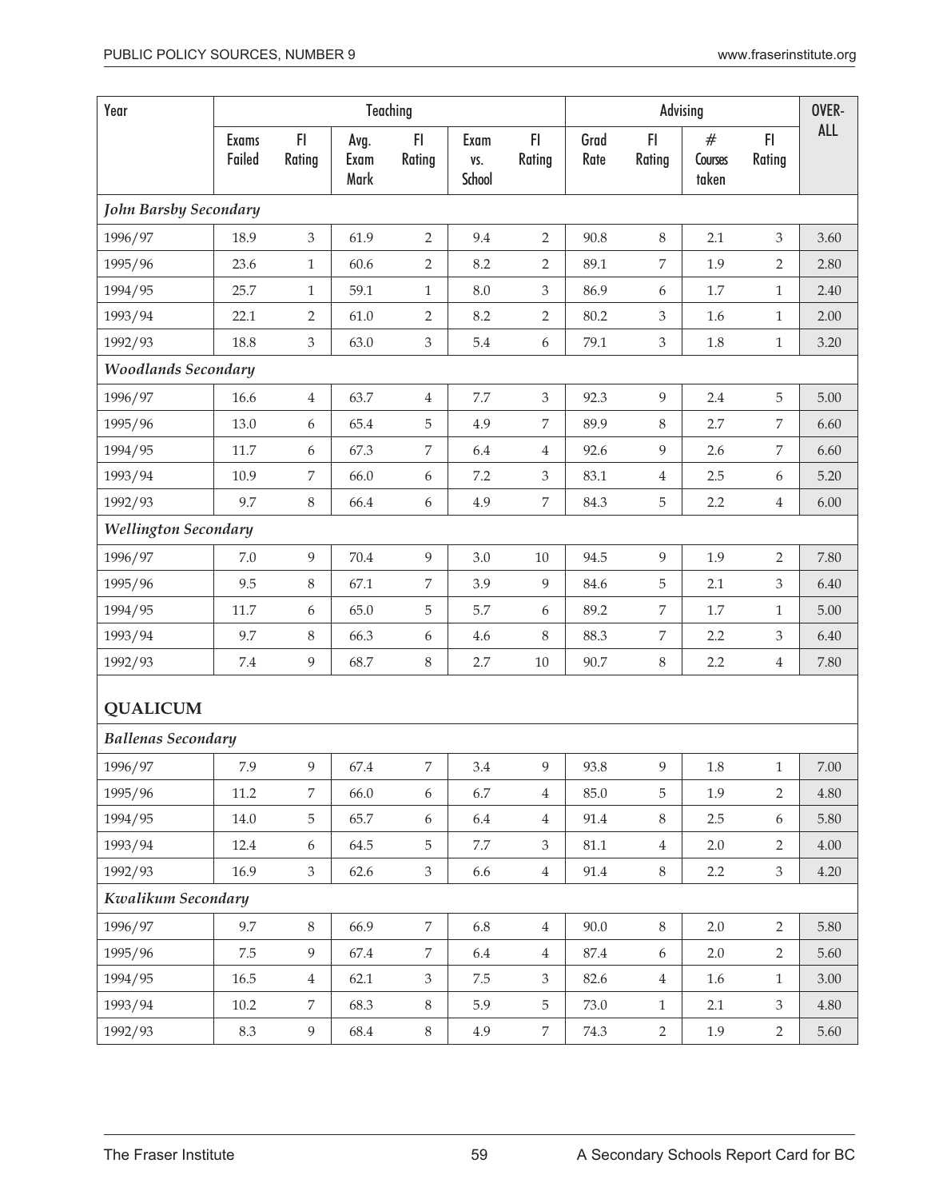| Year | Teaching | | | | | | Advising | | | | OVER-ALL |
|---|---|---|---|---|---|---|---|---|---|---|---|
| | Exams Failed | FI Rating | Avg. Exam Mark | FI Rating | Exam vs. School | FI Rating | Grad Rate | FI Rating | # Courses taken | FI Rating | |
| ***John Barsby Secondary*** | | | | | | | | | | | |
| 1996/97 | 18.9 | 3 | 61.9 | 2 | 9.4 | 2 | 90.8 | 8 | 2.1 | 3 | 3.60 |
| 1995/96 | 23.6 | 1 | 60.6 | 2 | 8.2 | 2 | 89.1 | 7 | 1.9 | 2 | 2.80 |
| 1994/95 | 25.7 | 1 | 59.1 | 1 | 8.0 | 3 | 86.9 | 6 | 1.7 | 1 | 2.40 |
| 1993/94 | 22.1 | 2 | 61.0 | 2 | 8.2 | 2 | 80.2 | 3 | 1.6 | 1 | 2.00 |
| 1992/93 | 18.8 | 3 | 63.0 | 3 | 5.4 | 6 | 79.1 | 3 | 1.8 | 1 | 3.20 |
| ***Woodlands Secondary*** | | | | | | | | | | | |
| 1996/97 | 16.6 | 4 | 63.7 | 4 | 7.7 | 3 | 92.3 | 9 | 2.4 | 5 | 5.00 |
| 1995/96 | 13.0 | 6 | 65.4 | 5 | 4.9 | 7 | 89.9 | 8 | 2.7 | 7 | 6.60 |
| 1994/95 | 11.7 | 6 | 67.3 | 7 | 6.4 | 4 | 92.6 | 9 | 2.6 | 7 | 6.60 |
| 1993/94 | 10.9 | 7 | 66.0 | 6 | 7.2 | 3 | 83.1 | 4 | 2.5 | 6 | 5.20 |
| 1992/93 | 9.7 | 8 | 66.4 | 6 | 4.9 | 7 | 84.3 | 5 | 2.2 | 4 | 6.00 |
| ***Wellington Secondary*** | | | | | | | | | | | |
| 1996/97 | 7.0 | 9 | 70.4 | 9 | 3.0 | 10 | 94.5 | 9 | 1.9 | 2 | 7.80 |
| 1995/96 | 9.5 | 8 | 67.1 | 7 | 3.9 | 9 | 84.6 | 5 | 2.1 | 3 | 6.40 |
| 1994/95 | 11.7 | 6 | 65.0 | 5 | 5.7 | 6 | 89.2 | 7 | 1.7 | 1 | 5.00 |
| 1993/94 | 9.7 | 8 | 66.3 | 6 | 4.6 | 8 | 88.3 | 7 | 2.2 | 3 | 6.40 |
| 1992/93 | 7.4 | 9 | 68.7 | 8 | 2.7 | 10 | 90.7 | 8 | 2.2 | 4 | 7.80 |
| **QUALICUM** | | | | | | | | | | | |
| ***Ballenas Secondary*** | | | | | | | | | | | |
| 1996/97 | 7.9 | 9 | 67.4 | 7 | 3.4 | 9 | 93.8 | 9 | 1.8 | 1 | 7.00 |
| 1995/96 | 11.2 | 7 | 66.0 | 6 | 6.7 | 4 | 85.0 | 5 | 1.9 | 2 | 4.80 |
| 1994/95 | 14.0 | 5 | 65.7 | 6 | 6.4 | 4 | 91.4 | 8 | 2.5 | 6 | 5.80 |
| 1993/94 | 12.4 | 6 | 64.5 | 5 | 7.7 | 3 | 81.1 | 4 | 2.0 | 2 | 4.00 |
| 1992/93 | 16.9 | 3 | 62.6 | 3 | 6.6 | 4 | 91.4 | 8 | 2.2 | 3 | 4.20 |
| ***Kwalikum Secondary*** | | | | | | | | | | | |
| 1996/97 | 9.7 | 8 | 66.9 | 7 | 6.8 | 4 | 90.0 | 8 | 2.0 | 2 | 5.80 |
| 1995/96 | 7.5 | 9 | 67.4 | 7 | 6.4 | 4 | 87.4 | 6 | 2.0 | 2 | 5.60 |
| 1994/95 | 16.5 | 4 | 62.1 | 3 | 7.5 | 3 | 82.6 | 4 | 1.6 | 1 | 3.00 |
| 1993/94 | 10.2 | 7 | 68.3 | 8 | 5.9 | 5 | 73.0 | 1 | 2.1 | 3 | 4.80 |
| 1992/93 | 8.3 | 9 | 68.4 | 8 | 4.9 | 7 | 74.3 | 2 | 1.9 | 2 | 5.60 |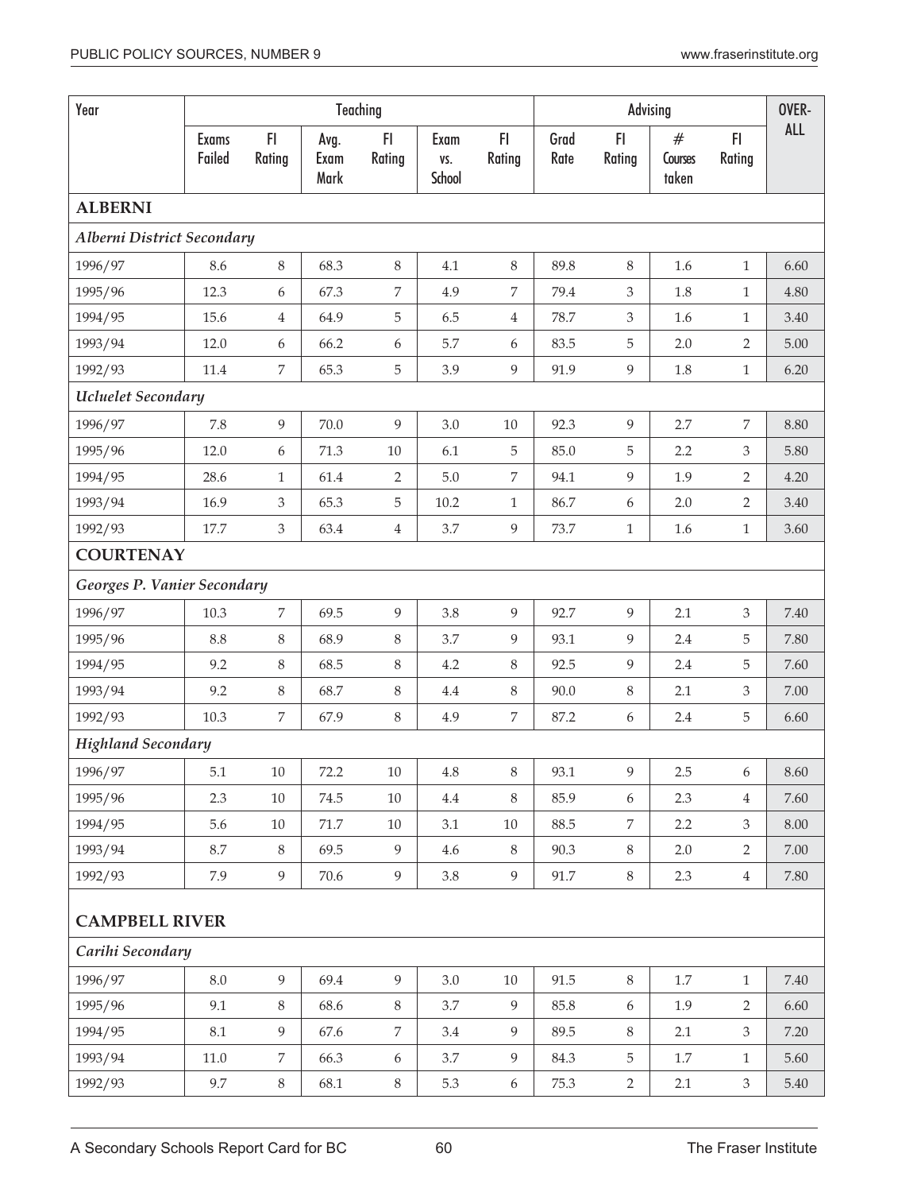| Year | Teaching | | | | | | Advising | | | | OVERALL |
|---|---|---|---|---|---|---|---|---|---|---|---|
| | Exams Failed | FI Rating | Avg. Exam Mark | FI Rating | Exam vs. School | FI Rating | Grad Rate | FI Rating | # Courses taken | FI Rating | |
| **ALBERNI** | | | | | | | | | | | |
| ***Alberni District Secondary*** | | | | | | | | | | | |
| 1996/97 | 8.6 | 8 | 68.3 | 8 | 4.1 | 8 | 89.8 | 8 | 1.6 | 1 | 6.60 |
| 1995/96 | 12.3 | 6 | 67.3 | 7 | 4.9 | 7 | 79.4 | 3 | 1.8 | 1 | 4.80 |
| 1994/95 | 15.6 | 4 | 64.9 | 5 | 6.5 | 4 | 78.7 | 3 | 1.6 | 1 | 3.40 |
| 1993/94 | 12.0 | 6 | 66.2 | 6 | 5.7 | 6 | 83.5 | 5 | 2.0 | 2 | 5.00 |
| 1992/93 | 11.4 | 7 | 65.3 | 5 | 3.9 | 9 | 91.9 | 9 | 1.8 | 1 | 6.20 |
| ***Ucluelet Secondary*** | | | | | | | | | | | |
| 1996/97 | 7.8 | 9 | 70.0 | 9 | 3.0 | 10 | 92.3 | 9 | 2.7 | 7 | 8.80 |
| 1995/96 | 12.0 | 6 | 71.3 | 10 | 6.1 | 5 | 85.0 | 5 | 2.2 | 3 | 5.80 |
| 1994/95 | 28.6 | 1 | 61.4 | 2 | 5.0 | 7 | 94.1 | 9 | 1.9 | 2 | 4.20 |
| 1993/94 | 16.9 | 3 | 65.3 | 5 | 10.2 | 1 | 86.7 | 6 | 2.0 | 2 | 3.40 |
| 1992/93 | 17.7 | 3 | 63.4 | 4 | 3.7 | 9 | 73.7 | 1 | 1.6 | 1 | 3.60 |
| **COURTENAY** | | | | | | | | | | | |
| ***Georges P. Vanier Secondary*** | | | | | | | | | | | |
| 1996/97 | 10.3 | 7 | 69.5 | 9 | 3.8 | 9 | 92.7 | 9 | 2.1 | 3 | 7.40 |
| 1995/96 | 8.8 | 8 | 68.9 | 8 | 3.7 | 9 | 93.1 | 9 | 2.4 | 5 | 7.80 |
| 1994/95 | 9.2 | 8 | 68.5 | 8 | 4.2 | 8 | 92.5 | 9 | 2.4 | 5 | 7.60 |
| 1993/94 | 9.2 | 8 | 68.7 | 8 | 4.4 | 8 | 90.0 | 8 | 2.1 | 3 | 7.00 |
| 1992/93 | 10.3 | 7 | 67.9 | 8 | 4.9 | 7 | 87.2 | 6 | 2.4 | 5 | 6.60 |
| ***Highland Secondary*** | | | | | | | | | | | |
| 1996/97 | 5.1 | 10 | 72.2 | 10 | 4.8 | 8 | 93.1 | 9 | 2.5 | 6 | 8.60 |
| 1995/96 | 2.3 | 10 | 74.5 | 10 | 4.4 | 8 | 85.9 | 6 | 2.3 | 4 | 7.60 |
| 1994/95 | 5.6 | 10 | 71.7 | 10 | 3.1 | 10 | 88.5 | 7 | 2.2 | 3 | 8.00 |
| 1993/94 | 8.7 | 8 | 69.5 | 9 | 4.6 | 8 | 90.3 | 8 | 2.0 | 2 | 7.00 |
| 1992/93 | 7.9 | 9 | 70.6 | 9 | 3.8 | 9 | 91.7 | 8 | 2.3 | 4 | 7.80 |
| **CAMPBELL RIVER** | | | | | | | | | | | |
| ***Carihi Secondary*** | | | | | | | | | | | |
| 1996/97 | 8.0 | 9 | 69.4 | 9 | 3.0 | 10 | 91.5 | 8 | 1.7 | 1 | 7.40 |
| 1995/96 | 9.1 | 8 | 68.6 | 8 | 3.7 | 9 | 85.8 | 6 | 1.9 | 2 | 6.60 |
| 1994/95 | 8.1 | 9 | 67.6 | 7 | 3.4 | 9 | 89.5 | 8 | 2.1 | 3 | 7.20 |
| 1993/94 | 11.0 | 7 | 66.3 | 6 | 3.7 | 9 | 84.3 | 5 | 1.7 | 1 | 5.60 |
| 1992/93 | 9.7 | 8 | 68.1 | 8 | 5.3 | 6 | 75.3 | 2 | 2.1 | 3 | 5.40 |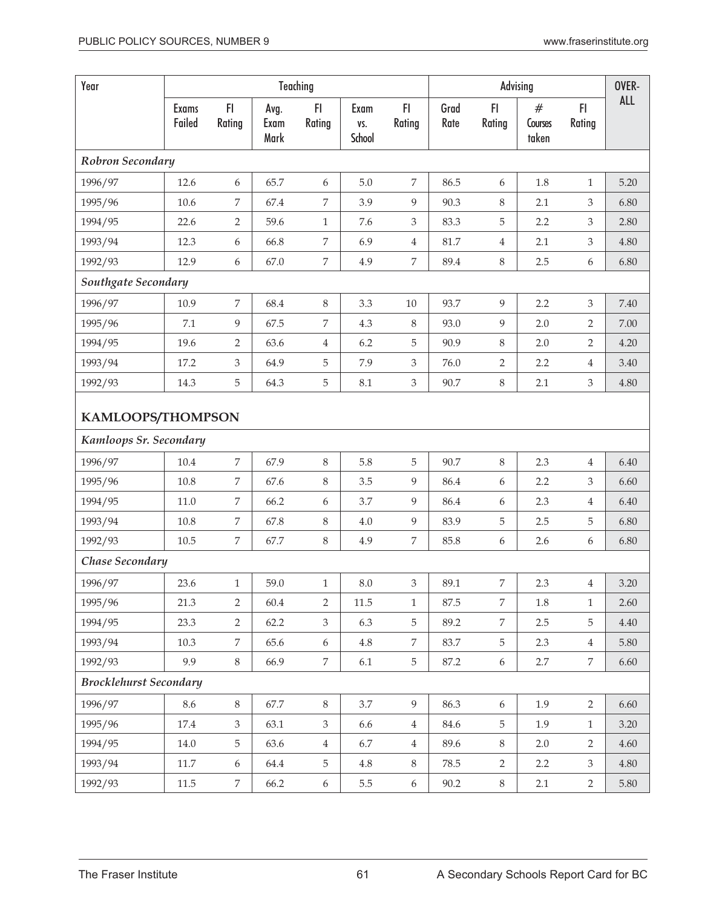| Year | Teaching | | | | | | Advising | | | | OVER-ALL |
|---|---|---|---|---|---|---|---|---|---|---|---|
| | Exams Failed | FI Rating | Avg. Exam Mark | FI Rating | Exam vs. School | FI Rating | Grad Rate | FI Rating | # Courses taken | FI Rating | |
| ***Robron Secondary*** | | | | | | | | | | | |
| 1996/97 | 12.6 | 6 | 65.7 | 6 | 5.0 | 7 | 86.5 | 6 | 1.8 | 1 | 5.20 |
| 1995/96 | 10.6 | 7 | 67.4 | 7 | 3.9 | 9 | 90.3 | 8 | 2.1 | 3 | 6.80 |
| 1994/95 | 22.6 | 2 | 59.6 | 1 | 7.6 | 3 | 83.3 | 5 | 2.2 | 3 | 2.80 |
| 1993/94 | 12.3 | 6 | 66.8 | 7 | 6.9 | 4 | 81.7 | 4 | 2.1 | 3 | 4.80 |
| 1992/93 | 12.9 | 6 | 67.0 | 7 | 4.9 | 7 | 89.4 | 8 | 2.5 | 6 | 6.80 |
| ***Southgate Secondary*** | | | | | | | | | | | |
| 1996/97 | 10.9 | 7 | 68.4 | 8 | 3.3 | 10 | 93.7 | 9 | 2.2 | 3 | 7.40 |
| 1995/96 | 7.1 | 9 | 67.5 | 7 | 4.3 | 8 | 93.0 | 9 | 2.0 | 2 | 7.00 |
| 1994/95 | 19.6 | 2 | 63.6 | 4 | 6.2 | 5 | 90.9 | 8 | 2.0 | 2 | 4.20 |
| 1993/94 | 17.2 | 3 | 64.9 | 5 | 7.9 | 3 | 76.0 | 2 | 2.2 | 4 | 3.40 |
| 1992/93 | 14.3 | 5 | 64.3 | 5 | 8.1 | 3 | 90.7 | 8 | 2.1 | 3 | 4.80 |
| **KAMLOOPS/THOMPSON** | | | | | | | | | | | |
| ***Kamloops Sr. Secondary*** | | | | | | | | | | | |
| 1996/97 | 10.4 | 7 | 67.9 | 8 | 5.8 | 5 | 90.7 | 8 | 2.3 | 4 | 6.40 |
| 1995/96 | 10.8 | 7 | 67.6 | 8 | 3.5 | 9 | 86.4 | 6 | 2.2 | 3 | 6.60 |
| 1994/95 | 11.0 | 7 | 66.2 | 6 | 3.7 | 9 | 86.4 | 6 | 2.3 | 4 | 6.40 |
| 1993/94 | 10.8 | 7 | 67.8 | 8 | 4.0 | 9 | 83.9 | 5 | 2.5 | 5 | 6.80 |
| 1992/93 | 10.5 | 7 | 67.7 | 8 | 4.9 | 7 | 85.8 | 6 | 2.6 | 6 | 6.80 |
| ***Chase Secondary*** | | | | | | | | | | | |
| 1996/97 | 23.6 | 1 | 59.0 | 1 | 8.0 | 3 | 89.1 | 7 | 2.3 | 4 | 3.20 |
| 1995/96 | 21.3 | 2 | 60.4 | 2 | 11.5 | 1 | 87.5 | 7 | 1.8 | 1 | 2.60 |
| 1994/95 | 23.3 | 2 | 62.2 | 3 | 6.3 | 5 | 89.2 | 7 | 2.5 | 5 | 4.40 |
| 1993/94 | 10.3 | 7 | 65.6 | 6 | 4.8 | 7 | 83.7 | 5 | 2.3 | 4 | 5.80 |
| 1992/93 | 9.9 | 8 | 66.9 | 7 | 6.1 | 5 | 87.2 | 6 | 2.7 | 7 | 6.60 |
| ***Brocklehurst Secondary*** | | | | | | | | | | | |
| 1996/97 | 8.6 | 8 | 67.7 | 8 | 3.7 | 9 | 86.3 | 6 | 1.9 | 2 | 6.60 |
| 1995/96 | 17.4 | 3 | 63.1 | 3 | 6.6 | 4 | 84.6 | 5 | 1.9 | 1 | 3.20 |
| 1994/95 | 14.0 | 5 | 63.6 | 4 | 6.7 | 4 | 89.6 | 8 | 2.0 | 2 | 4.60 |
| 1993/94 | 11.7 | 6 | 64.4 | 5 | 4.8 | 8 | 78.5 | 2 | 2.2 | 3 | 4.80 |
| 1992/93 | 11.5 | 7 | 66.2 | 6 | 5.5 | 6 | 90.2 | 8 | 2.1 | 2 | 5.80 |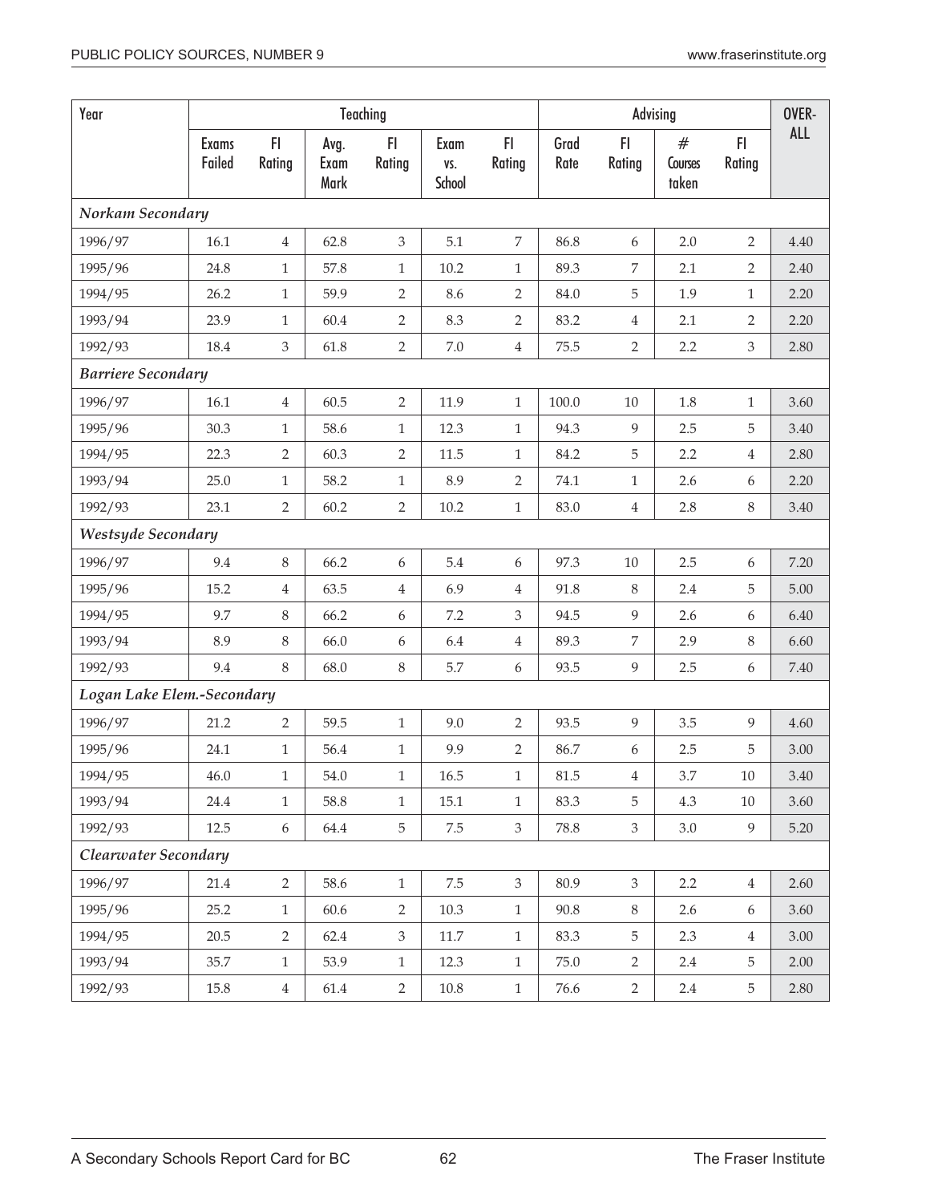| Year | Teaching | | | | | | Advising | | | | OVER-ALL |
|---|---|---|---|---|---|---|---|---|---|---|---|
| | Exams Failed | FI Rating | Avg. Exam Mark | FI Rating | Exam vs. School | FI Rating | Grad Rate | FI Rating | # Courses taken | FI Rating | |
| ***Norkam Secondary*** | | | | | | | | | | | |
| 1996/97 | 16.1 | 4 | 62.8 | 3 | 5.1 | 7 | 86.8 | 6 | 2.0 | 2 | 4.40 |
| 1995/96 | 24.8 | 1 | 57.8 | 1 | 10.2 | 1 | 89.3 | 7 | 2.1 | 2 | 2.40 |
| 1994/95 | 26.2 | 1 | 59.9 | 2 | 8.6 | 2 | 84.0 | 5 | 1.9 | 1 | 2.20 |
| 1993/94 | 23.9 | 1 | 60.4 | 2 | 8.3 | 2 | 83.2 | 4 | 2.1 | 2 | 2.20 |
| 1992/93 | 18.4 | 3 | 61.8 | 2 | 7.0 | 4 | 75.5 | 2 | 2.2 | 3 | 2.80 |
| ***Barriere Secondary*** | | | | | | | | | | | |
| 1996/97 | 16.1 | 4 | 60.5 | 2 | 11.9 | 1 | 100.0 | 10 | 1.8 | 1 | 3.60 |
| 1995/96 | 30.3 | 1 | 58.6 | 1 | 12.3 | 1 | 94.3 | 9 | 2.5 | 5 | 3.40 |
| 1994/95 | 22.3 | 2 | 60.3 | 2 | 11.5 | 1 | 84.2 | 5 | 2.2 | 4 | 2.80 |
| 1993/94 | 25.0 | 1 | 58.2 | 1 | 8.9 | 2 | 74.1 | 1 | 2.6 | 6 | 2.20 |
| 1992/93 | 23.1 | 2 | 60.2 | 2 | 10.2 | 1 | 83.0 | 4 | 2.8 | 8 | 3.40 |
| ***Westsyde Secondary*** | | | | | | | | | | | |
| 1996/97 | 9.4 | 8 | 66.2 | 6 | 5.4 | 6 | 97.3 | 10 | 2.5 | 6 | 7.20 |
| 1995/96 | 15.2 | 4 | 63.5 | 4 | 6.9 | 4 | 91.8 | 8 | 2.4 | 5 | 5.00 |
| 1994/95 | 9.7 | 8 | 66.2 | 6 | 7.2 | 3 | 94.5 | 9 | 2.6 | 6 | 6.40 |
| 1993/94 | 8.9 | 8 | 66.0 | 6 | 6.4 | 4 | 89.3 | 7 | 2.9 | 8 | 6.60 |
| 1992/93 | 9.4 | 8 | 68.0 | 8 | 5.7 | 6 | 93.5 | 9 | 2.5 | 6 | 7.40 |
| ***Logan Lake Elem.-Secondary*** | | | | | | | | | | | |
| 1996/97 | 21.2 | 2 | 59.5 | 1 | 9.0 | 2 | 93.5 | 9 | 3.5 | 9 | 4.60 |
| 1995/96 | 24.1 | 1 | 56.4 | 1 | 9.9 | 2 | 86.7 | 6 | 2.5 | 5 | 3.00 |
| 1994/95 | 46.0 | 1 | 54.0 | 1 | 16.5 | 1 | 81.5 | 4 | 3.7 | 10 | 3.40 |
| 1993/94 | 24.4 | 1 | 58.8 | 1 | 15.1 | 1 | 83.3 | 5 | 4.3 | 10 | 3.60 |
| 1992/93 | 12.5 | 6 | 64.4 | 5 | 7.5 | 3 | 78.8 | 3 | 3.0 | 9 | 5.20 |
| ***Clearwater Secondary*** | | | | | | | | | | | |
| 1996/97 | 21.4 | 2 | 58.6 | 1 | 7.5 | 3 | 80.9 | 3 | 2.2 | 4 | 2.60 |
| 1995/96 | 25.2 | 1 | 60.6 | 2 | 10.3 | 1 | 90.8 | 8 | 2.6 | 6 | 3.60 |
| 1994/95 | 20.5 | 2 | 62.4 | 3 | 11.7 | 1 | 83.3 | 5 | 2.3 | 4 | 3.00 |
| 1993/94 | 35.7 | 1 | 53.9 | 1 | 12.3 | 1 | 75.0 | 2 | 2.4 | 5 | 2.00 |
| 1992/93 | 15.8 | 4 | 61.4 | 2 | 10.8 | 1 | 76.6 | 2 | 2.4 | 5 | 2.80 |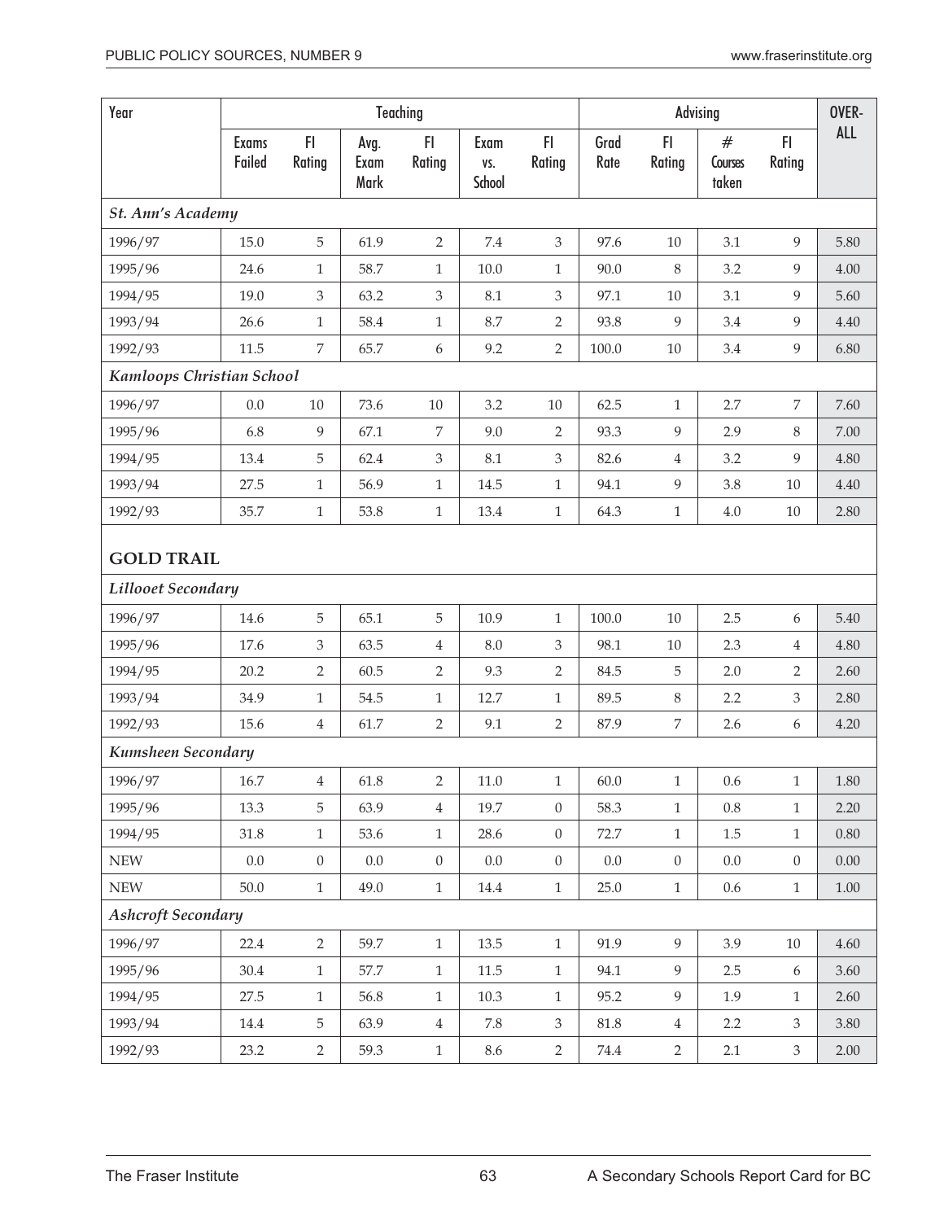| Year | Teaching | | | | | | Advising | | | | OVER-ALL |
|---|---|---|---|---|---|---|---|---|---|---|---|
| | Exams Failed | FI Rating | Avg. Exam Mark | FI Rating | Exam vs. School | FI Rating | Grad Rate | FI Rating | # Courses taken | FI Rating | |
| ***St. Ann's Academy*** | | | | | | | | | | | |
| 1996/97 | 15.0 | 5 | 61.9 | 2 | 7.4 | 3 | 97.6 | 10 | 3.1 | 9 | 5.80 |
| 1995/96 | 24.6 | 1 | 58.7 | 1 | 10.0 | 1 | 90.0 | 8 | 3.2 | 9 | 4.00 |
| 1994/95 | 19.0 | 3 | 63.2 | 3 | 8.1 | 3 | 97.1 | 10 | 3.1 | 9 | 5.60 |
| 1993/94 | 26.6 | 1 | 58.4 | 1 | 8.7 | 2 | 93.8 | 9 | 3.4 | 9 | 4.40 |
| 1992/93 | 11.5 | 7 | 65.7 | 6 | 9.2 | 2 | 100.0 | 10 | 3.4 | 9 | 6.80 |
| ***Kamloops Christian School*** | | | | | | | | | | | |
| 1996/97 | 0.0 | 10 | 73.6 | 10 | 3.2 | 10 | 62.5 | 1 | 2.7 | 7 | 7.60 |
| 1995/96 | 6.8 | 9 | 67.1 | 7 | 9.0 | 2 | 93.3 | 9 | 2.9 | 8 | 7.00 |
| 1994/95 | 13.4 | 5 | 62.4 | 3 | 8.1 | 3 | 82.6 | 4 | 3.2 | 9 | 4.80 |
| 1993/94 | 27.5 | 1 | 56.9 | 1 | 14.5 | 1 | 94.1 | 9 | 3.8 | 10 | 4.40 |
| 1992/93 | 35.7 | 1 | 53.8 | 1 | 13.4 | 1 | 64.3 | 1 | 4.0 | 10 | 2.80 |
| **GOLD TRAIL** | | | | | | | | | | | |
| ***Lillooet Secondary*** | | | | | | | | | | | |
| 1996/97 | 14.6 | 5 | 65.1 | 5 | 10.9 | 1 | 100.0 | 10 | 2.5 | 6 | 5.40 |
| 1995/96 | 17.6 | 3 | 63.5 | 4 | 8.0 | 3 | 98.1 | 10 | 2.3 | 4 | 4.80 |
| 1994/95 | 20.2 | 2 | 60.5 | 2 | 9.3 | 2 | 84.5 | 5 | 2.0 | 2 | 2.60 |
| 1993/94 | 34.9 | 1 | 54.5 | 1 | 12.7 | 1 | 89.5 | 8 | 2.2 | 3 | 2.80 |
| 1992/93 | 15.6 | 4 | 61.7 | 2 | 9.1 | 2 | 87.9 | 7 | 2.6 | 6 | 4.20 |
| ***Kumsheen Secondary*** | | | | | | | | | | | |
| 1996/97 | 16.7 | 4 | 61.8 | 2 | 11.0 | 1 | 60.0 | 1 | 0.6 | 1 | 1.80 |
| 1995/96 | 13.3 | 5 | 63.9 | 4 | 19.7 | 0 | 58.3 | 1 | 0.8 | 1 | 2.20 |
| 1994/95 | 31.8 | 1 | 53.6 | 1 | 28.6 | 0 | 72.7 | 1 | 1.5 | 1 | 0.80 |
| NEW | 0.0 | 0 | 0.0 | 0 | 0.0 | 0 | 0.0 | 0 | 0.0 | 0 | 0.00 |
| NEW | 50.0 | 1 | 49.0 | 1 | 14.4 | 1 | 25.0 | 1 | 0.6 | 1 | 1.00 |
| ***Ashcroft Secondary*** | | | | | | | | | | | |
| 1996/97 | 22.4 | 2 | 59.7 | 1 | 13.5 | 1 | 91.9 | 9 | 3.9 | 10 | 4.60 |
| 1995/96 | 30.4 | 1 | 57.7 | 1 | 11.5 | 1 | 94.1 | 9 | 2.5 | 6 | 3.60 |
| 1994/95 | 27.5 | 1 | 56.8 | 1 | 10.3 | 1 | 95.2 | 9 | 1.9 | 1 | 2.60 |
| 1993/94 | 14.4 | 5 | 63.9 | 4 | 7.8 | 3 | 81.8 | 4 | 2.2 | 3 | 3.80 |
| 1992/93 | 23.2 | 2 | 59.3 | 1 | 8.6 | 2 | 74.4 | 2 | 2.1 | 3 | 2.00 |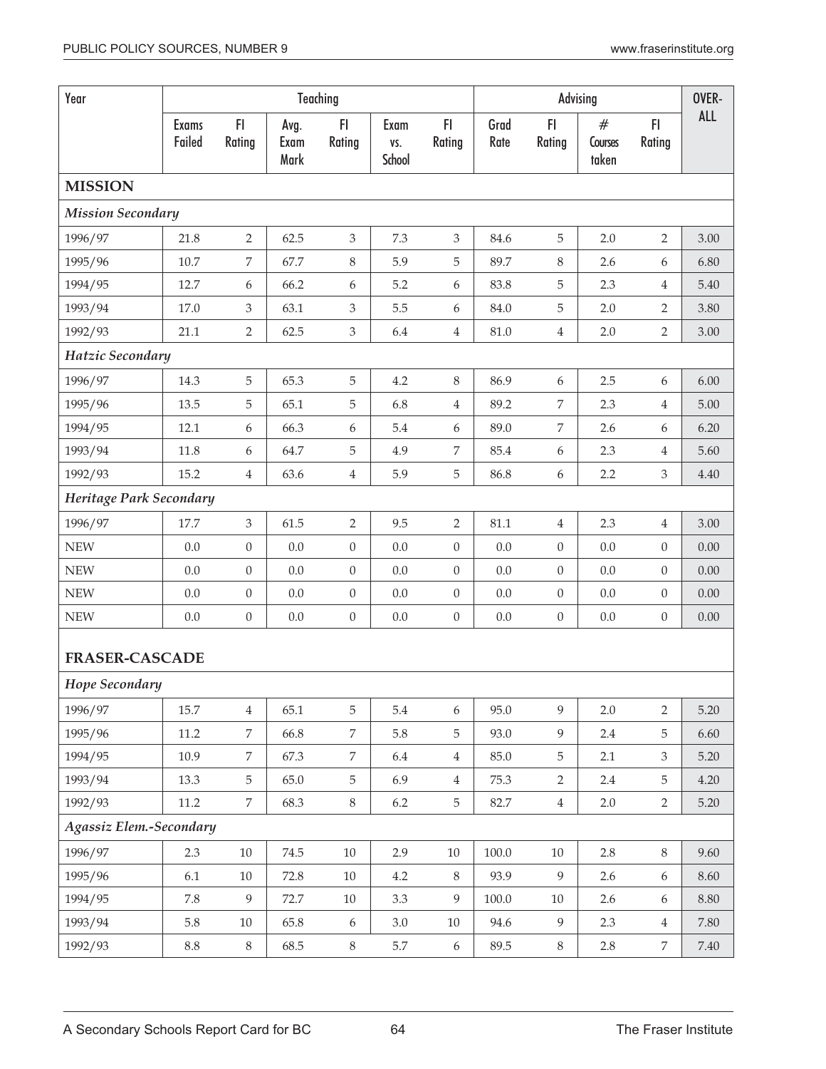| Year | Teaching | | | | | | Advising | | | | OVER-ALL |
|---|---|---|---|---|---|---|---|---|---|---|---|
| | Exams Failed | FI Rating | Avg. Exam Mark | FI Rating | Exam vs. School | FI Rating | Grad Rate | FI Rating | # Courses taken | FI Rating | |
| **MISSION** | | | | | | | | | | | |
| ***Mission Secondary*** | | | | | | | | | | | |
| 1996/97 | 21.8 | 2 | 62.5 | 3 | 7.3 | 3 | 84.6 | 5 | 2.0 | 2 | 3.00 |
| 1995/96 | 10.7 | 7 | 67.7 | 8 | 5.9 | 5 | 89.7 | 8 | 2.6 | 6 | 6.80 |
| 1994/95 | 12.7 | 6 | 66.2 | 6 | 5.2 | 6 | 83.8 | 5 | 2.3 | 4 | 5.40 |
| 1993/94 | 17.0 | 3 | 63.1 | 3 | 5.5 | 6 | 84.0 | 5 | 2.0 | 2 | 3.80 |
| 1992/93 | 21.1 | 2 | 62.5 | 3 | 6.4 | 4 | 81.0 | 4 | 2.0 | 2 | 3.00 |
| ***Hatzic Secondary*** | | | | | | | | | | | |
| 1996/97 | 14.3 | 5 | 65.3 | 5 | 4.2 | 8 | 86.9 | 6 | 2.5 | 6 | 6.00 |
| 1995/96 | 13.5 | 5 | 65.1 | 5 | 6.8 | 4 | 89.2 | 7 | 2.3 | 4 | 5.00 |
| 1994/95 | 12.1 | 6 | 66.3 | 6 | 5.4 | 6 | 89.0 | 7 | 2.6 | 6 | 6.20 |
| 1993/94 | 11.8 | 6 | 64.7 | 5 | 4.9 | 7 | 85.4 | 6 | 2.3 | 4 | 5.60 |
| 1992/93 | 15.2 | 4 | 63.6 | 4 | 5.9 | 5 | 86.8 | 6 | 2.2 | 3 | 4.40 |
| ***Heritage Park Secondary*** | | | | | | | | | | | |
| 1996/97 | 17.7 | 3 | 61.5 | 2 | 9.5 | 2 | 81.1 | 4 | 2.3 | 4 | 3.00 |
| NEW | 0.0 | 0 | 0.0 | 0 | 0.0 | 0 | 0.0 | 0 | 0.0 | 0 | 0.00 |
| NEW | 0.0 | 0 | 0.0 | 0 | 0.0 | 0 | 0.0 | 0 | 0.0 | 0 | 0.00 |
| NEW | 0.0 | 0 | 0.0 | 0 | 0.0 | 0 | 0.0 | 0 | 0.0 | 0 | 0.00 |
| NEW | 0.0 | 0 | 0.0 | 0 | 0.0 | 0 | 0.0 | 0 | 0.0 | 0 | 0.00 |
| **FRASER-CASCADE** | | | | | | | | | | | |
| ***Hope Secondary*** | | | | | | | | | | | |
| 1996/97 | 15.7 | 4 | 65.1 | 5 | 5.4 | 6 | 95.0 | 9 | 2.0 | 2 | 5.20 |
| 1995/96 | 11.2 | 7 | 66.8 | 7 | 5.8 | 5 | 93.0 | 9 | 2.4 | 5 | 6.60 |
| 1994/95 | 10.9 | 7 | 67.3 | 7 | 6.4 | 4 | 85.0 | 5 | 2.1 | 3 | 5.20 |
| 1993/94 | 13.3 | 5 | 65.0 | 5 | 6.9 | 4 | 75.3 | 2 | 2.4 | 5 | 4.20 |
| 1992/93 | 11.2 | 7 | 68.3 | 8 | 6.2 | 5 | 82.7 | 4 | 2.0 | 2 | 5.20 |
| ***Agassiz Elem.-Secondary*** | | | | | | | | | | | |
| 1996/97 | 2.3 | 10 | 74.5 | 10 | 2.9 | 10 | 100.0 | 10 | 2.8 | 8 | 9.60 |
| 1995/96 | 6.1 | 10 | 72.8 | 10 | 4.2 | 8 | 93.9 | 9 | 2.6 | 6 | 8.60 |
| 1994/95 | 7.8 | 9 | 72.7 | 10 | 3.3 | 9 | 100.0 | 10 | 2.6 | 6 | 8.80 |
| 1993/94 | 5.8 | 10 | 65.8 | 6 | 3.0 | 10 | 94.6 | 9 | 2.3 | 4 | 7.80 |
| 1992/93 | 8.8 | 8 | 68.5 | 8 | 5.7 | 6 | 89.5 | 8 | 2.8 | 7 | 7.40 |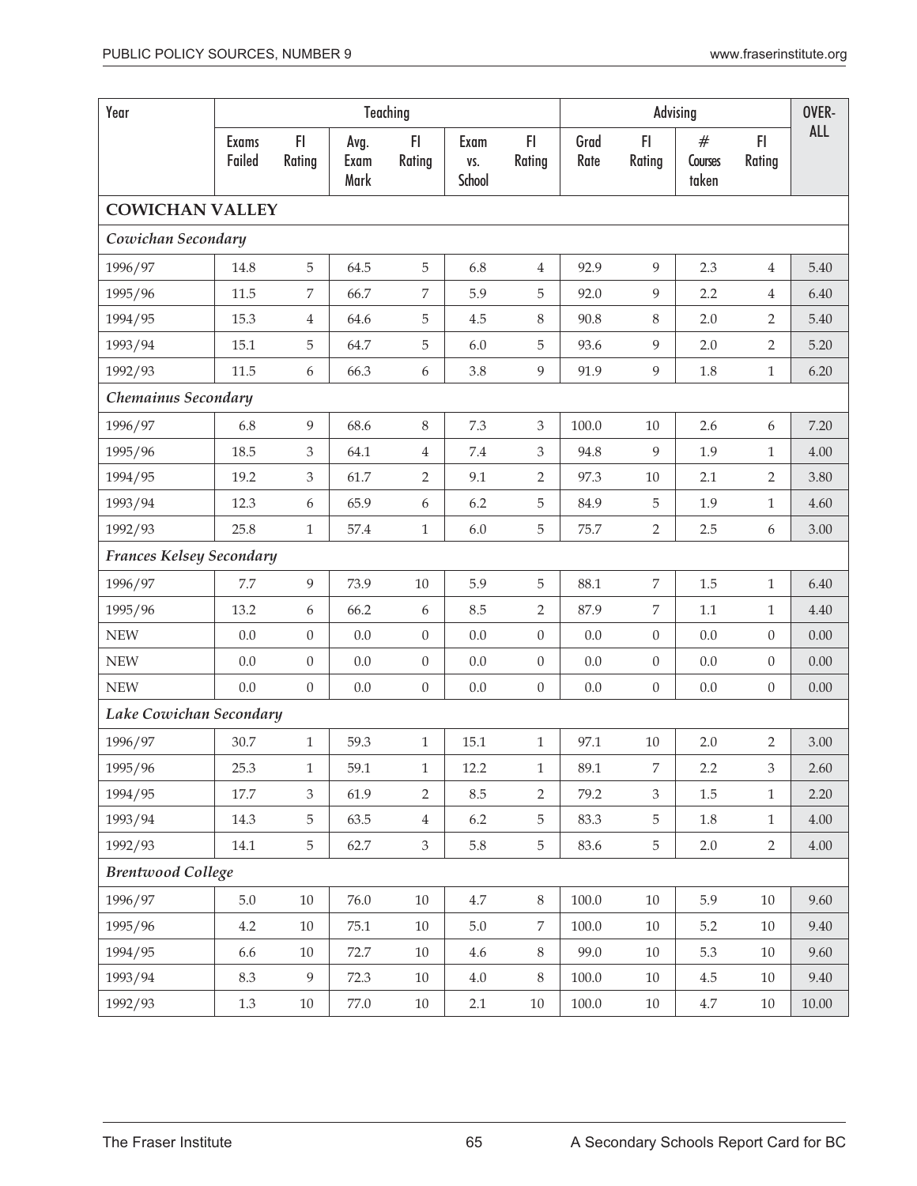| Year | Teaching | | | | | | Advising | | | | OVER-ALL |
|---|---|---|---|---|---|---|---|---|---|---|---|
| | Exams Failed | FI Rating | Avg. Exam Mark | FI Rating | Exam vs. School | FI Rating | Grad Rate | FI Rating | # Courses taken | FI Rating | |
| **COWICHAN VALLEY** | | | | | | | | | | | |
| *Cowichan Secondary* | | | | | | | | | | | |
| 1996/97 | 14.8 | 5 | 64.5 | 5 | 6.8 | 4 | 92.9 | 9 | 2.3 | 4 | 5.40 |
| 1995/96 | 11.5 | 7 | 66.7 | 7 | 5.9 | 5 | 92.0 | 9 | 2.2 | 4 | 6.40 |
| 1994/95 | 15.3 | 4 | 64.6 | 5 | 4.5 | 8 | 90.8 | 8 | 2.0 | 2 | 5.40 |
| 1993/94 | 15.1 | 5 | 64.7 | 5 | 6.0 | 5 | 93.6 | 9 | 2.0 | 2 | 5.20 |
| 1992/93 | 11.5 | 6 | 66.3 | 6 | 3.8 | 9 | 91.9 | 9 | 1.8 | 1 | 6.20 |
| *Chemainus Secondary* | | | | | | | | | | | |
| 1996/97 | 6.8 | 9 | 68.6 | 8 | 7.3 | 3 | 100.0 | 10 | 2.6 | 6 | 7.20 |
| 1995/96 | 18.5 | 3 | 64.1 | 4 | 7.4 | 3 | 94.8 | 9 | 1.9 | 1 | 4.00 |
| 1994/95 | 19.2 | 3 | 61.7 | 2 | 9.1 | 2 | 97.3 | 10 | 2.1 | 2 | 3.80 |
| 1993/94 | 12.3 | 6 | 65.9 | 6 | 6.2 | 5 | 84.9 | 5 | 1.9 | 1 | 4.60 |
| 1992/93 | 25.8 | 1 | 57.4 | 1 | 6.0 | 5 | 75.7 | 2 | 2.5 | 6 | 3.00 |
| *Frances Kelsey Secondary* | | | | | | | | | | | |
| 1996/97 | 7.7 | 9 | 73.9 | 10 | 5.9 | 5 | 88.1 | 7 | 1.5 | 1 | 6.40 |
| 1995/96 | 13.2 | 6 | 66.2 | 6 | 8.5 | 2 | 87.9 | 7 | 1.1 | 1 | 4.40 |
| NEW | 0.0 | 0 | 0.0 | 0 | 0.0 | 0 | 0.0 | 0 | 0.0 | 0 | 0.00 |
| NEW | 0.0 | 0 | 0.0 | 0 | 0.0 | 0 | 0.0 | 0 | 0.0 | 0 | 0.00 |
| NEW | 0.0 | 0 | 0.0 | 0 | 0.0 | 0 | 0.0 | 0 | 0.0 | 0 | 0.00 |
| *Lake Cowichan Secondary* | | | | | | | | | | | |
| 1996/97 | 30.7 | 1 | 59.3 | 1 | 15.1 | 1 | 97.1 | 10 | 2.0 | 2 | 3.00 |
| 1995/96 | 25.3 | 1 | 59.1 | 1 | 12.2 | 1 | 89.1 | 7 | 2.2 | 3 | 2.60 |
| 1994/95 | 17.7 | 3 | 61.9 | 2 | 8.5 | 2 | 79.2 | 3 | 1.5 | 1 | 2.20 |
| 1993/94 | 14.3 | 5 | 63.5 | 4 | 6.2 | 5 | 83.3 | 5 | 1.8 | 1 | 4.00 |
| 1992/93 | 14.1 | 5 | 62.7 | 3 | 5.8 | 5 | 83.6 | 5 | 2.0 | 2 | 4.00 |
| *Brentwood College* | | | | | | | | | | | |
| 1996/97 | 5.0 | 10 | 76.0 | 10 | 4.7 | 8 | 100.0 | 10 | 5.9 | 10 | 9.60 |
| 1995/96 | 4.2 | 10 | 75.1 | 10 | 5.0 | 7 | 100.0 | 10 | 5.2 | 10 | 9.40 |
| 1994/95 | 6.6 | 10 | 72.7 | 10 | 4.6 | 8 | 99.0 | 10 | 5.3 | 10 | 9.60 |
| 1993/94 | 8.3 | 9 | 72.3 | 10 | 4.0 | 8 | 100.0 | 10 | 4.5 | 10 | 9.40 |
| 1992/93 | 1.3 | 10 | 77.0 | 10 | 2.1 | 10 | 100.0 | 10 | 4.7 | 10 | 10.00 |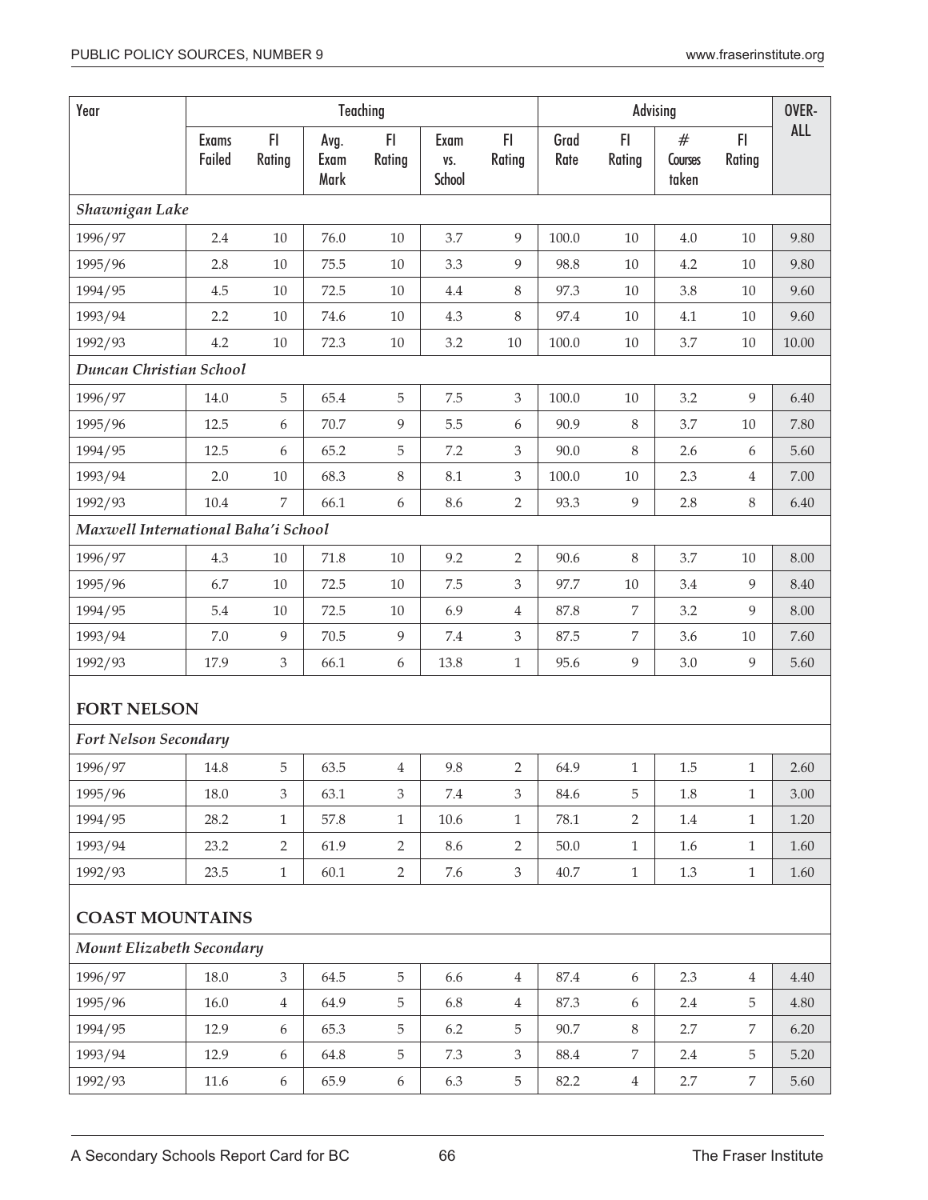| Year | Teaching | | | | | | Advising | | | | OVER-ALL |
|---|---|---|---|---|---|---|---|---|---|---|---|
| | Exams Failed | FI Rating | Avg. Exam Mark | FI Rating | Exam vs. School | FI Rating | Grad Rate | FI Rating | # Courses taken | FI Rating | |
| ***Shawnigan Lake*** | | | | | | | | | | | |
| 1996/97 | 2.4 | 10 | 76.0 | 10 | 3.7 | 9 | 100.0 | 10 | 4.0 | 10 | 9.80 |
| 1995/96 | 2.8 | 10 | 75.5 | 10 | 3.3 | 9 | 98.8 | 10 | 4.2 | 10 | 9.80 |
| 1994/95 | 4.5 | 10 | 72.5 | 10 | 4.4 | 8 | 97.3 | 10 | 3.8 | 10 | 9.60 |
| 1993/94 | 2.2 | 10 | 74.6 | 10 | 4.3 | 8 | 97.4 | 10 | 4.1 | 10 | 9.60 |
| 1992/93 | 4.2 | 10 | 72.3 | 10 | 3.2 | 10 | 100.0 | 10 | 3.7 | 10 | 10.00 |
| ***Duncan Christian School*** | | | | | | | | | | | |
| 1996/97 | 14.0 | 5 | 65.4 | 5 | 7.5 | 3 | 100.0 | 10 | 3.2 | 9 | 6.40 |
| 1995/96 | 12.5 | 6 | 70.7 | 9 | 5.5 | 6 | 90.9 | 8 | 3.7 | 10 | 7.80 |
| 1994/95 | 12.5 | 6 | 65.2 | 5 | 7.2 | 3 | 90.0 | 8 | 2.6 | 6 | 5.60 |
| 1993/94 | 2.0 | 10 | 68.3 | 8 | 8.1 | 3 | 100.0 | 10 | 2.3 | 4 | 7.00 |
| 1992/93 | 10.4 | 7 | 66.1 | 6 | 8.6 | 2 | 93.3 | 9 | 2.8 | 8 | 6.40 |
| ***Maxwell International Baha'i School*** | | | | | | | | | | | |
| 1996/97 | 4.3 | 10 | 71.8 | 10 | 9.2 | 2 | 90.6 | 8 | 3.7 | 10 | 8.00 |
| 1995/96 | 6.7 | 10 | 72.5 | 10 | 7.5 | 3 | 97.7 | 10 | 3.4 | 9 | 8.40 |
| 1994/95 | 5.4 | 10 | 72.5 | 10 | 6.9 | 4 | 87.8 | 7 | 3.2 | 9 | 8.00 |
| 1993/94 | 7.0 | 9 | 70.5 | 9 | 7.4 | 3 | 87.5 | 7 | 3.6 | 10 | 7.60 |
| 1992/93 | 17.9 | 3 | 66.1 | 6 | 13.8 | 1 | 95.6 | 9 | 3.0 | 9 | 5.60 |
| **FORT NELSON** | | | | | | | | | | | |
| ***Fort Nelson Secondary*** | | | | | | | | | | | |
| 1996/97 | 14.8 | 5 | 63.5 | 4 | 9.8 | 2 | 64.9 | 1 | 1.5 | 1 | 2.60 |
| 1995/96 | 18.0 | 3 | 63.1 | 3 | 7.4 | 3 | 84.6 | 5 | 1.8 | 1 | 3.00 |
| 1994/95 | 28.2 | 1 | 57.8 | 1 | 10.6 | 1 | 78.1 | 2 | 1.4 | 1 | 1.20 |
| 1993/94 | 23.2 | 2 | 61.9 | 2 | 8.6 | 2 | 50.0 | 1 | 1.6 | 1 | 1.60 |
| 1992/93 | 23.5 | 1 | 60.1 | 2 | 7.6 | 3 | 40.7 | 1 | 1.3 | 1 | 1.60 |
| **COAST MOUNTAINS** | | | | | | | | | | | |
| ***Mount Elizabeth Secondary*** | | | | | | | | | | | |
| 1996/97 | 18.0 | 3 | 64.5 | 5 | 6.6 | 4 | 87.4 | 6 | 2.3 | 4 | 4.40 |
| 1995/96 | 16.0 | 4 | 64.9 | 5 | 6.8 | 4 | 87.3 | 6 | 2.4 | 5 | 4.80 |
| 1994/95 | 12.9 | 6 | 65.3 | 5 | 6.2 | 5 | 90.7 | 8 | 2.7 | 7 | 6.20 |
| 1993/94 | 12.9 | 6 | 64.8 | 5 | 7.3 | 3 | 88.4 | 7 | 2.4 | 5 | 5.20 |
| 1992/93 | 11.6 | 6 | 65.9 | 6 | 6.3 | 5 | 82.2 | 4 | 2.7 | 7 | 5.60 |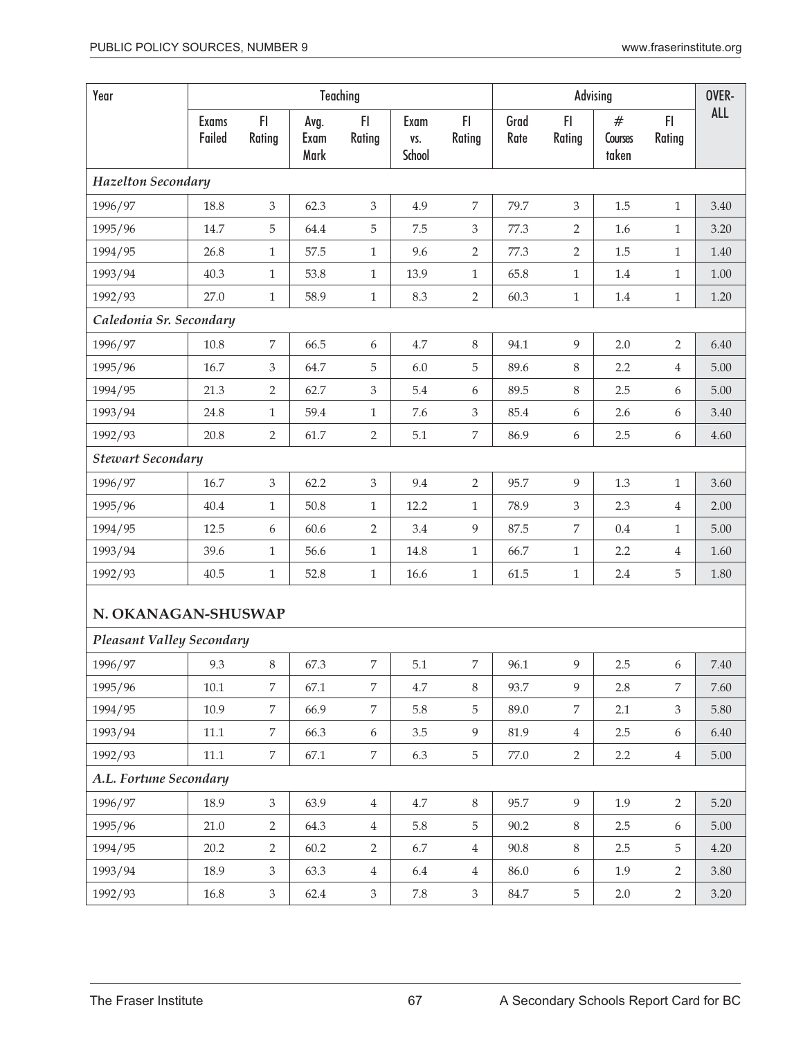| Year | Teaching | | | | | | Advising | | | | OVER-ALL |
|---|---|---|---|---|---|---|---|---|---|---|---|
| | Exams Failed | FI Rating | Avg. Exam Mark | FI Rating | Exam vs. School | FI Rating | Grad Rate | FI Rating | # Courses taken | FI Rating | |
| ***Hazelton Secondary*** | | | | | | | | | | | |
| 1996/97 | 18.8 | 3 | 62.3 | 3 | 4.9 | 7 | 79.7 | 3 | 1.5 | 1 | 3.40 |
| 1995/96 | 14.7 | 5 | 64.4 | 5 | 7.5 | 3 | 77.3 | 2 | 1.6 | 1 | 3.20 |
| 1994/95 | 26.8 | 1 | 57.5 | 1 | 9.6 | 2 | 77.3 | 2 | 1.5 | 1 | 1.40 |
| 1993/94 | 40.3 | 1 | 53.8 | 1 | 13.9 | 1 | 65.8 | 1 | 1.4 | 1 | 1.00 |
| 1992/93 | 27.0 | 1 | 58.9 | 1 | 8.3 | 2 | 60.3 | 1 | 1.4 | 1 | 1.20 |
| ***Caledonia Sr. Secondary*** | | | | | | | | | | | |
| 1996/97 | 10.8 | 7 | 66.5 | 6 | 4.7 | 8 | 94.1 | 9 | 2.0 | 2 | 6.40 |
| 1995/96 | 16.7 | 3 | 64.7 | 5 | 6.0 | 5 | 89.6 | 8 | 2.2 | 4 | 5.00 |
| 1994/95 | 21.3 | 2 | 62.7 | 3 | 5.4 | 6 | 89.5 | 8 | 2.5 | 6 | 5.00 |
| 1993/94 | 24.8 | 1 | 59.4 | 1 | 7.6 | 3 | 85.4 | 6 | 2.6 | 6 | 3.40 |
| 1992/93 | 20.8 | 2 | 61.7 | 2 | 5.1 | 7 | 86.9 | 6 | 2.5 | 6 | 4.60 |
| ***Stewart Secondary*** | | | | | | | | | | | |
| 1996/97 | 16.7 | 3 | 62.2 | 3 | 9.4 | 2 | 95.7 | 9 | 1.3 | 1 | 3.60 |
| 1995/96 | 40.4 | 1 | 50.8 | 1 | 12.2 | 1 | 78.9 | 3 | 2.3 | 4 | 2.00 |
| 1994/95 | 12.5 | 6 | 60.6 | 2 | 3.4 | 9 | 87.5 | 7 | 0.4 | 1 | 5.00 |
| 1993/94 | 39.6 | 1 | 56.6 | 1 | 14.8 | 1 | 66.7 | 1 | 2.2 | 4 | 1.60 |
| 1992/93 | 40.5 | 1 | 52.8 | 1 | 16.6 | 1 | 61.5 | 1 | 2.4 | 5 | 1.80 |
| **N. OKANAGAN-SHUSWAP** | | | | | | | | | | | |
| ***Pleasant Valley Secondary*** | | | | | | | | | | | |
| 1996/97 | 9.3 | 8 | 67.3 | 7 | 5.1 | 7 | 96.1 | 9 | 2.5 | 6 | 7.40 |
| 1995/96 | 10.1 | 7 | 67.1 | 7 | 4.7 | 8 | 93.7 | 9 | 2.8 | 7 | 7.60 |
| 1994/95 | 10.9 | 7 | 66.9 | 7 | 5.8 | 5 | 89.0 | 7 | 2.1 | 3 | 5.80 |
| 1993/94 | 11.1 | 7 | 66.3 | 6 | 3.5 | 9 | 81.9 | 4 | 2.5 | 6 | 6.40 |
| 1992/93 | 11.1 | 7 | 67.1 | 7 | 6.3 | 5 | 77.0 | 2 | 2.2 | 4 | 5.00 |
| ***A.L. Fortune Secondary*** | | | | | | | | | | | |
| 1996/97 | 18.9 | 3 | 63.9 | 4 | 4.7 | 8 | 95.7 | 9 | 1.9 | 2 | 5.20 |
| 1995/96 | 21.0 | 2 | 64.3 | 4 | 5.8 | 5 | 90.2 | 8 | 2.5 | 6 | 5.00 |
| 1994/95 | 20.2 | 2 | 60.2 | 2 | 6.7 | 4 | 90.8 | 8 | 2.5 | 5 | 4.20 |
| 1993/94 | 18.9 | 3 | 63.3 | 4 | 6.4 | 4 | 86.0 | 6 | 1.9 | 2 | 3.80 |
| 1992/93 | 16.8 | 3 | 62.4 | 3 | 7.8 | 3 | 84.7 | 5 | 2.0 | 2 | 3.20 |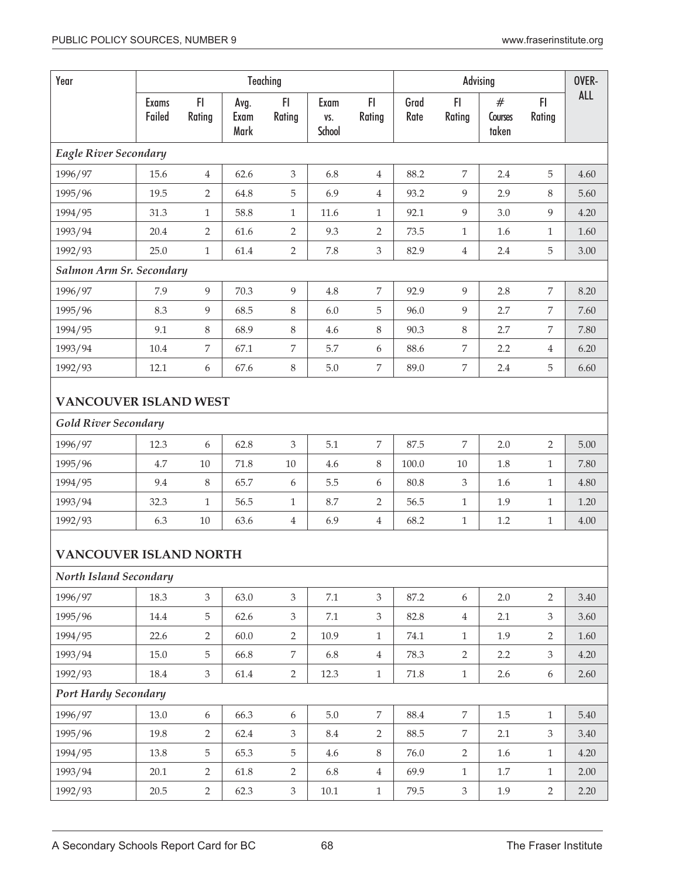| Year | Teaching | | | | | | Advising | | | | OVER-ALL |
|---|---|---|---|---|---|---|---|---|---|---|---|
| | Exams Failed | FI Rating | Avg. Exam Mark | FI Rating | Exam vs. School | FI Rating | Grad Rate | FI Rating | # Courses taken | FI Rating | |
| ***Eagle River Secondary*** | | | | | | | | | | | |
| 1996/97 | 15.6 | 4 | 62.6 | 3 | 6.8 | 4 | 88.2 | 7 | 2.4 | 5 | 4.60 |
| 1995/96 | 19.5 | 2 | 64.8 | 5 | 6.9 | 4 | 93.2 | 9 | 2.9 | 8 | 5.60 |
| 1994/95 | 31.3 | 1 | 58.8 | 1 | 11.6 | 1 | 92.1 | 9 | 3.0 | 9 | 4.20 |
| 1993/94 | 20.4 | 2 | 61.6 | 2 | 9.3 | 2 | 73.5 | 1 | 1.6 | 1 | 1.60 |
| 1992/93 | 25.0 | 1 | 61.4 | 2 | 7.8 | 3 | 82.9 | 4 | 2.4 | 5 | 3.00 |
| ***Salmon Arm Sr. Secondary*** | | | | | | | | | | | |
| 1996/97 | 7.9 | 9 | 70.3 | 9 | 4.8 | 7 | 92.9 | 9 | 2.8 | 7 | 8.20 |
| 1995/96 | 8.3 | 9 | 68.5 | 8 | 6.0 | 5 | 96.0 | 9 | 2.7 | 7 | 7.60 |
| 1994/95 | 9.1 | 8 | 68.9 | 8 | 4.6 | 8 | 90.3 | 8 | 2.7 | 7 | 7.80 |
| 1993/94 | 10.4 | 7 | 67.1 | 7 | 5.7 | 6 | 88.6 | 7 | 2.2 | 4 | 6.20 |
| 1992/93 | 12.1 | 6 | 67.6 | 8 | 5.0 | 7 | 89.0 | 7 | 2.4 | 5 | 6.60 |
| **VANCOUVER ISLAND WEST** | | | | | | | | | | | |
| ***Gold River Secondary*** | | | | | | | | | | | |
| 1996/97 | 12.3 | 6 | 62.8 | 3 | 5.1 | 7 | 87.5 | 7 | 2.0 | 2 | 5.00 |
| 1995/96 | 4.7 | 10 | 71.8 | 10 | 4.6 | 8 | 100.0 | 10 | 1.8 | 1 | 7.80 |
| 1994/95 | 9.4 | 8 | 65.7 | 6 | 5.5 | 6 | 80.8 | 3 | 1.6 | 1 | 4.80 |
| 1993/94 | 32.3 | 1 | 56.5 | 1 | 8.7 | 2 | 56.5 | 1 | 1.9 | 1 | 1.20 |
| 1992/93 | 6.3 | 10 | 63.6 | 4 | 6.9 | 4 | 68.2 | 1 | 1.2 | 1 | 4.00 |
| **VANCOUVER ISLAND NORTH** | | | | | | | | | | | |
| ***North Island Secondary*** | | | | | | | | | | | |
| 1996/97 | 18.3 | 3 | 63.0 | 3 | 7.1 | 3 | 87.2 | 6 | 2.0 | 2 | 3.40 |
| 1995/96 | 14.4 | 5 | 62.6 | 3 | 7.1 | 3 | 82.8 | 4 | 2.1 | 3 | 3.60 |
| 1994/95 | 22.6 | 2 | 60.0 | 2 | 10.9 | 1 | 74.1 | 1 | 1.9 | 2 | 1.60 |
| 1993/94 | 15.0 | 5 | 66.8 | 7 | 6.8 | 4 | 78.3 | 2 | 2.2 | 3 | 4.20 |
| 1992/93 | 18.4 | 3 | 61.4 | 2 | 12.3 | 1 | 71.8 | 1 | 2.6 | 6 | 2.60 |
| ***Port Hardy Secondary*** | | | | | | | | | | | |
| 1996/97 | 13.0 | 6 | 66.3 | 6 | 5.0 | 7 | 88.4 | 7 | 1.5 | 1 | 5.40 |
| 1995/96 | 19.8 | 2 | 62.4 | 3 | 8.4 | 2 | 88.5 | 7 | 2.1 | 3 | 3.40 |
| 1994/95 | 13.8 | 5 | 65.3 | 5 | 4.6 | 8 | 76.0 | 2 | 1.6 | 1 | 4.20 |
| 1993/94 | 20.1 | 2 | 61.8 | 2 | 6.8 | 4 | 69.9 | 1 | 1.7 | 1 | 2.00 |
| 1992/93 | 20.5 | 2 | 62.3 | 3 | 10.1 | 1 | 79.5 | 3 | 1.9 | 2 | 2.20 |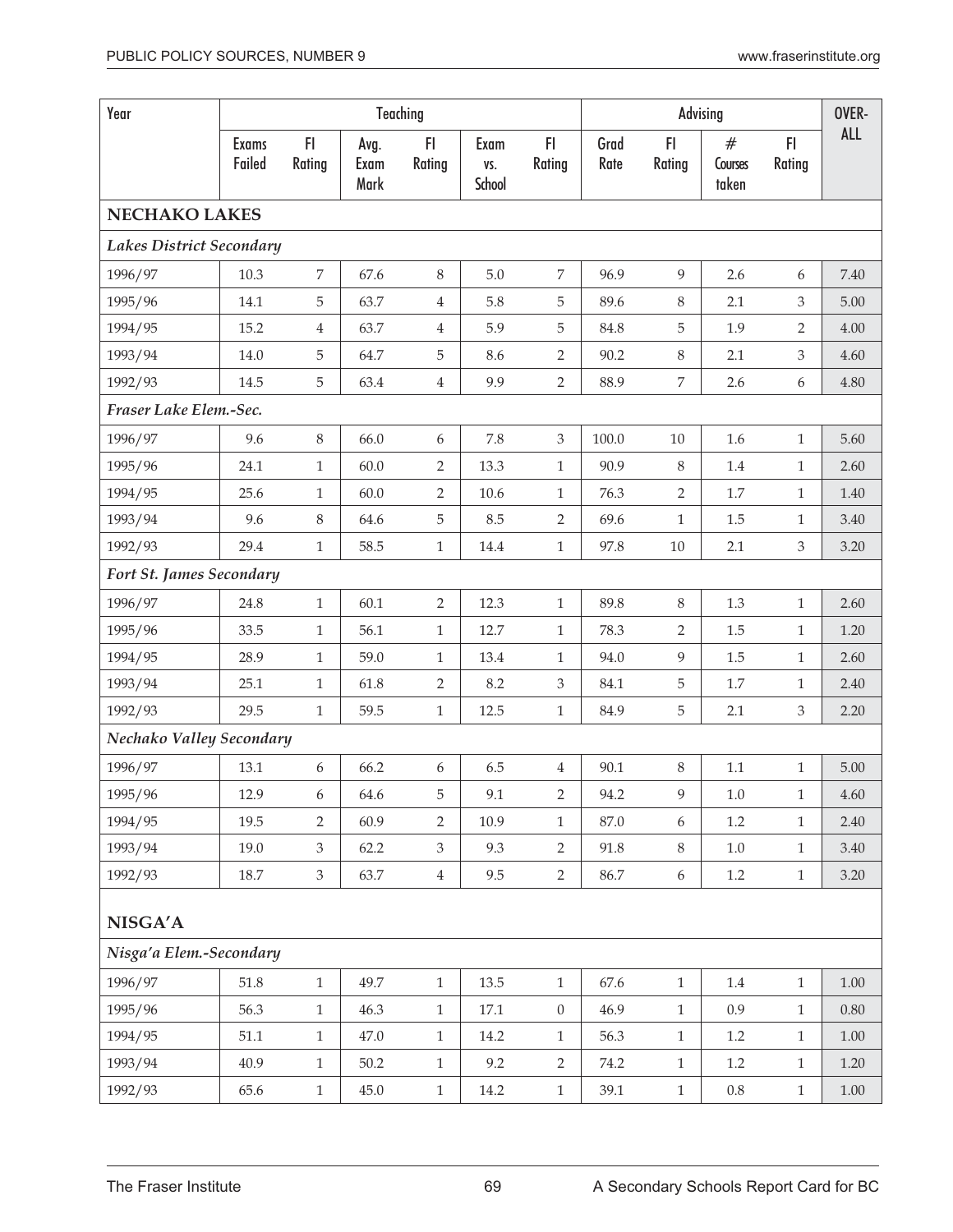| Year | Teaching | | | | | | Advising | | | | OVER-ALL |
|---|---|---|---|---|---|---|---|---|---|---|---|
| | Exams Failed | FI Rating | Avg. Exam Mark | FI Rating | Exam vs. School | FI Rating | Grad Rate | FI Rating | # Courses taken | FI Rating | |
| **NECHAKO LAKES** | | | | | | | | | | | |
| ***Lakes District Secondary*** | | | | | | | | | | | |
| 1996/97 | 10.3 | 7 | 67.6 | 8 | 5.0 | 7 | 96.9 | 9 | 2.6 | 6 | 7.40 |
| 1995/96 | 14.1 | 5 | 63.7 | 4 | 5.8 | 5 | 89.6 | 8 | 2.1 | 3 | 5.00 |
| 1994/95 | 15.2 | 4 | 63.7 | 4 | 5.9 | 5 | 84.8 | 5 | 1.9 | 2 | 4.00 |
| 1993/94 | 14.0 | 5 | 64.7 | 5 | 8.6 | 2 | 90.2 | 8 | 2.1 | 3 | 4.60 |
| 1992/93 | 14.5 | 5 | 63.4 | 4 | 9.9 | 2 | 88.9 | 7 | 2.6 | 6 | 4.80 |
| ***Fraser Lake Elem.-Sec.*** | | | | | | | | | | | |
| 1996/97 | 9.6 | 8 | 66.0 | 6 | 7.8 | 3 | 100.0 | 10 | 1.6 | 1 | 5.60 |
| 1995/96 | 24.1 | 1 | 60.0 | 2 | 13.3 | 1 | 90.9 | 8 | 1.4 | 1 | 2.60 |
| 1994/95 | 25.6 | 1 | 60.0 | 2 | 10.6 | 1 | 76.3 | 2 | 1.7 | 1 | 1.40 |
| 1993/94 | 9.6 | 8 | 64.6 | 5 | 8.5 | 2 | 69.6 | 1 | 1.5 | 1 | 3.40 |
| 1992/93 | 29.4 | 1 | 58.5 | 1 | 14.4 | 1 | 97.8 | 10 | 2.1 | 3 | 3.20 |
| ***Fort St. James Secondary*** | | | | | | | | | | | |
| 1996/97 | 24.8 | 1 | 60.1 | 2 | 12.3 | 1 | 89.8 | 8 | 1.3 | 1 | 2.60 |
| 1995/96 | 33.5 | 1 | 56.1 | 1 | 12.7 | 1 | 78.3 | 2 | 1.5 | 1 | 1.20 |
| 1994/95 | 28.9 | 1 | 59.0 | 1 | 13.4 | 1 | 94.0 | 9 | 1.5 | 1 | 2.60 |
| 1993/94 | 25.1 | 1 | 61.8 | 2 | 8.2 | 3 | 84.1 | 5 | 1.7 | 1 | 2.40 |
| 1992/93 | 29.5 | 1 | 59.5 | 1 | 12.5 | 1 | 84.9 | 5 | 2.1 | 3 | 2.20 |
| ***Nechako Valley Secondary*** | | | | | | | | | | | |
| 1996/97 | 13.1 | 6 | 66.2 | 6 | 6.5 | 4 | 90.1 | 8 | 1.1 | 1 | 5.00 |
| 1995/96 | 12.9 | 6 | 64.6 | 5 | 9.1 | 2 | 94.2 | 9 | 1.0 | 1 | 4.60 |
| 1994/95 | 19.5 | 2 | 60.9 | 2 | 10.9 | 1 | 87.0 | 6 | 1.2 | 1 | 2.40 |
| 1993/94 | 19.0 | 3 | 62.2 | 3 | 9.3 | 2 | 91.8 | 8 | 1.0 | 1 | 3.40 |
| 1992/93 | 18.7 | 3 | 63.7 | 4 | 9.5 | 2 | 86.7 | 6 | 1.2 | 1 | 3.20 |
| **NISGA'A** | | | | | | | | | | | |
| ***Nisga'a Elem.-Secondary*** | | | | | | | | | | | |
| 1996/97 | 51.8 | 1 | 49.7 | 1 | 13.5 | 1 | 67.6 | 1 | 1.4 | 1 | 1.00 |
| 1995/96 | 56.3 | 1 | 46.3 | 1 | 17.1 | 0 | 46.9 | 1 | 0.9 | 1 | 0.80 |
| 1994/95 | 51.1 | 1 | 47.0 | 1 | 14.2 | 1 | 56.3 | 1 | 1.2 | 1 | 1.00 |
| 1993/94 | 40.9 | 1 | 50.2 | 1 | 9.2 | 2 | 74.2 | 1 | 1.2 | 1 | 1.20 |
| 1992/93 | 65.6 | 1 | 45.0 | 1 | 14.2 | 1 | 39.1 | 1 | 0.8 | 1 | 1.00 |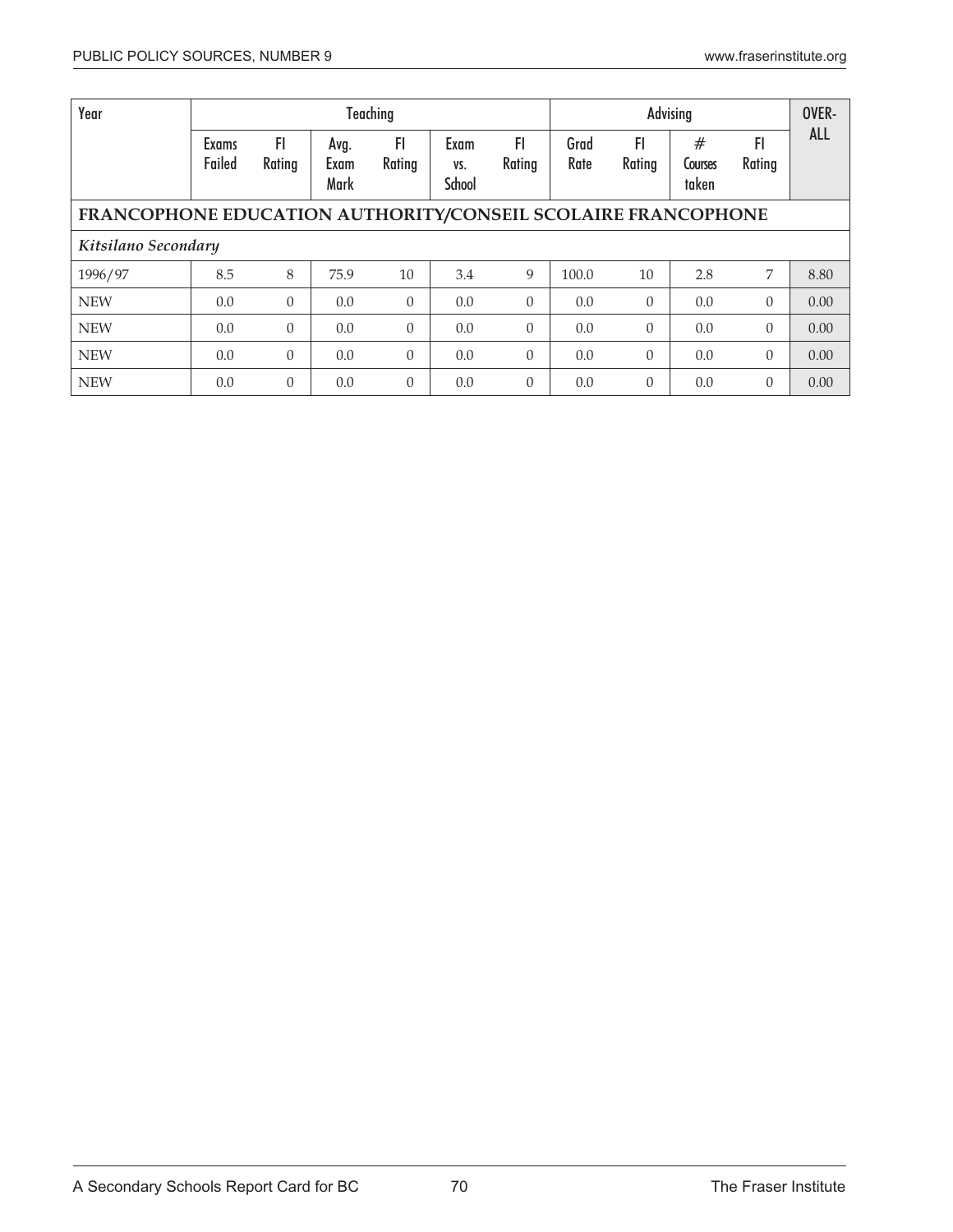| Year | Teaching | | | | | | Advising | | | | OVER-ALL |
|---|---|---|---|---|---|---|---|---|---|---|---|
| | Exams Failed | FI Rating | Avg. Exam Mark | FI Rating | Exam vs. School | FI Rating | Grad Rate | FI Rating | # Courses taken | FI Rating | |
| **FRANCOPHONE EDUCATION AUTHORITY/CONSEIL SCOLAIRE FRANCOPHONE** | | | | | | | | | | | |
| ***Kitsilano Secondary*** | | | | | | | | | | | |
| 1996/97 | 8.5 | 8 | 75.9 | 10 | 3.4 | 9 | 100.0 | 10 | 2.8 | 7 | 8.80 |
| NEW | 0.0 | 0 | 0.0 | 0 | 0.0 | 0 | 0.0 | 0 | 0.0 | 0 | 0.00 |
| NEW | 0.0 | 0 | 0.0 | 0 | 0.0 | 0 | 0.0 | 0 | 0.0 | 0 | 0.00 |
| NEW | 0.0 | 0 | 0.0 | 0 | 0.0 | 0 | 0.0 | 0 | 0.0 | 0 | 0.00 |
| NEW | 0.0 | 0 | 0.0 | 0 | 0.0 | 0 | 0.0 | 0 | 0.0 | 0 | 0.00 |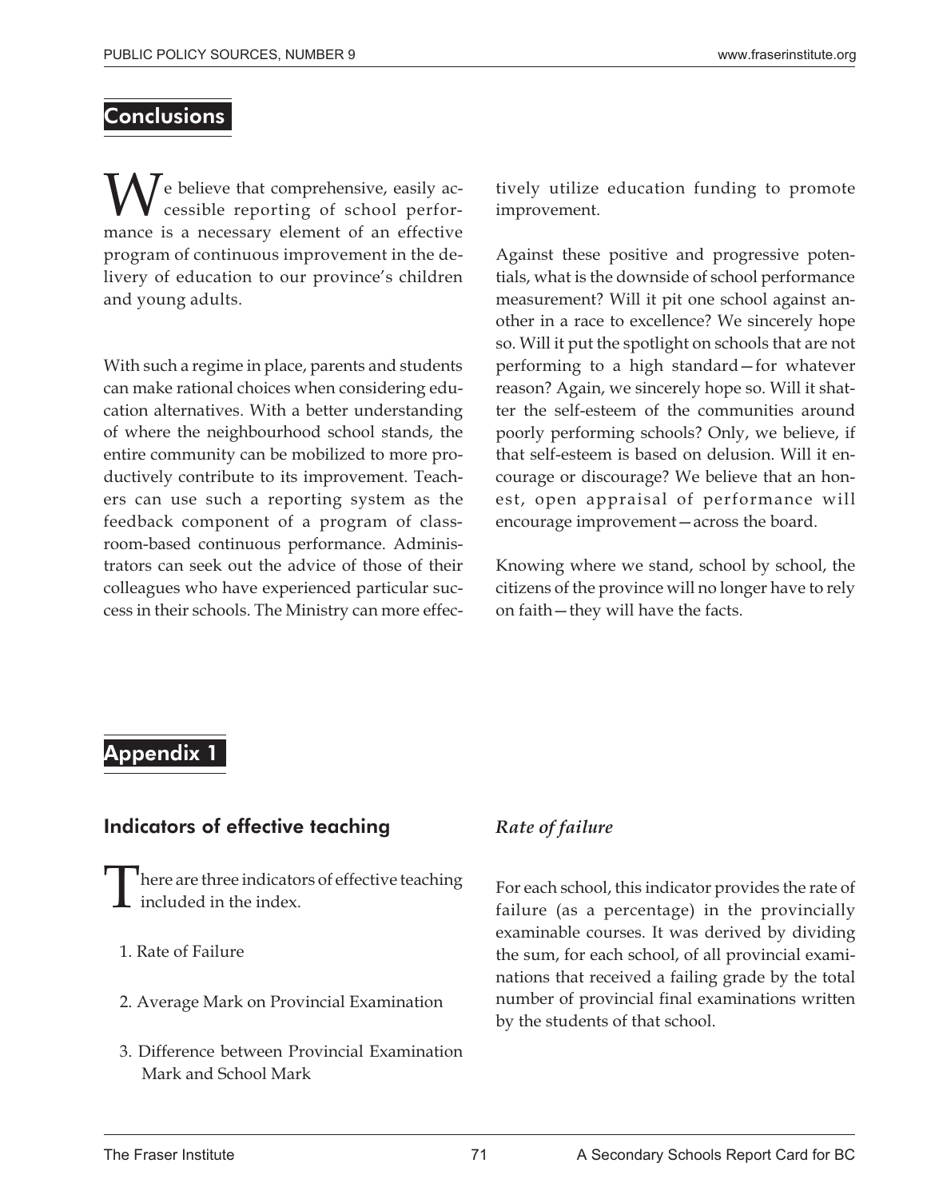## Conclusions

We believe that comprehensive, easily accessible reporting of school performance is a necessary element of an effective program of continuous improvement in the delivery of education to our province's children and young adults.

With such a regime in place, parents and students can make rational choices when considering education alternatives. With a better understanding of where the neighbourhood school stands, the entire community can be mobilized to more productively contribute to its improvement. Teachers can use such a reporting system as the feedback component of a program of classroom-based continuous performance. Administrators can seek out the advice of those of their colleagues who have experienced particular success in their schools. The Ministry can more effectively utilize education funding to promote improvement.

Against these positive and progressive potentials, what is the downside of school performance measurement? Will it pit one school against another in a race to excellence? We sincerely hope so. Will it put the spotlight on schools that are not performing to a high standard—for whatever reason? Again, we sincerely hope so. Will it shatter the self-esteem of the communities around poorly performing schools? Only, we believe, if that self-esteem is based on delusion. Will it encourage or discourage? We believe that an honest, open appraisal of performance will encourage improvement—across the board.

Knowing where we stand, school by school, the citizens of the province will no longer have to rely on faith—they will have the facts.

## Appendix 1

### Indicators of effective teaching

There are three indicators of effective teaching included in the index.

1. Rate of Failure
2. Average Mark on Provincial Examination
3. Difference between Provincial Examination Mark and School Mark

#### *Rate of failure*

For each school, this indicator provides the rate of failure (as a percentage) in the provincially examinable courses. It was derived by dividing the sum, for each school, of all provincial examinations that received a failing grade by the total number of provincial final examinations written by the students of that school.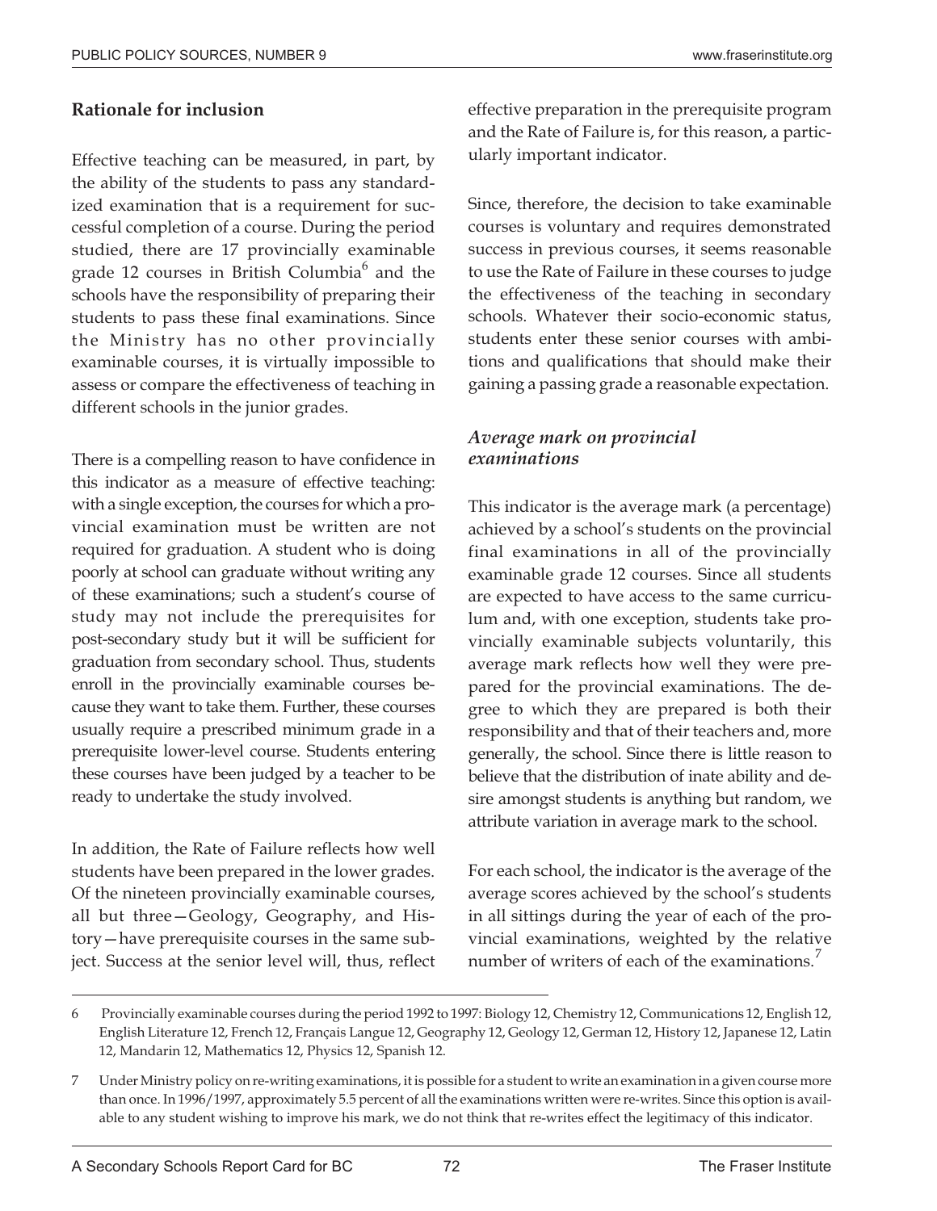**Rationale for inclusion**

Effective teaching can be measured, in part, by the ability of the students to pass any standardized examination that is a requirement for successful completion of a course. During the period studied, there are 17 provincially examinable grade 12 courses in British Columbia[6] and the schools have the responsibility of preparing their students to pass these final examinations. Since the Ministry has no other provincially examinable courses, it is virtually impossible to assess or compare the effectiveness of teaching in different schools in the junior grades.

There is a compelling reason to have confidence in this indicator as a measure of effective teaching: with a single exception, the courses for which a provincial examination must be written are not required for graduation. A student who is doing poorly at school can graduate without writing any of these examinations; such a student's course of study may not include the prerequisites for post-secondary study but it will be sufficient for graduation from secondary school. Thus, students enroll in the provincially examinable courses because they want to take them. Further, these courses usually require a prescribed minimum grade in a prerequisite lower-level course. Students entering these courses have been judged by a teacher to be ready to undertake the study involved.

In addition, the Rate of Failure reflects how well students have been prepared in the lower grades. Of the nineteen provincially examinable courses, all but three—Geology, Geography, and History—have prerequisite courses in the same subject. Success at the senior level will, thus, reflect effective preparation in the prerequisite program and the Rate of Failure is, for this reason, a particularly important indicator.

Since, therefore, the decision to take examinable courses is voluntary and requires demonstrated success in previous courses, it seems reasonable to use the Rate of Failure in these courses to judge the effectiveness of the teaching in secondary schools. Whatever their socio-economic status, students enter these senior courses with ambitions and qualifications that should make their gaining a passing grade a reasonable expectation.

### *Average mark on provincial examinations*

This indicator is the average mark (a percentage) achieved by a school's students on the provincial final examinations in all of the provincially examinable grade 12 courses. Since all students are expected to have access to the same curriculum and, with one exception, students take provincially examinable subjects voluntarily, this average mark reflects how well they were prepared for the provincial examinations. The degree to which they are prepared is both their responsibility and that of their teachers and, more generally, the school. Since there is little reason to believe that the distribution of inate ability and desire amongst students is anything but random, we attribute variation in average mark to the school.

For each school, the indicator is the average of the average scores achieved by the school's students in all sittings during the year of each of the provincial examinations, weighted by the relative number of writers of each of the examinations.[7]

---

6 Provincially examinable courses during the period 1992 to 1997: Biology 12, Chemistry 12, Communications 12, English 12, English Literature 12, French 12, Français Langue 12, Geography 12, Geology 12, German 12, History 12, Japanese 12, Latin 12, Mandarin 12, Mathematics 12, Physics 12, Spanish 12.

7 Under Ministry policy on re-writing examinations, it is possible for a student to write an examination in a given course more than once. In 1996/1997, approximately 5.5 percent of all the examinations written were re-writes. Since this option is available to any student wishing to improve his mark, we do not think that re-writes effect the legitimacy of this indicator.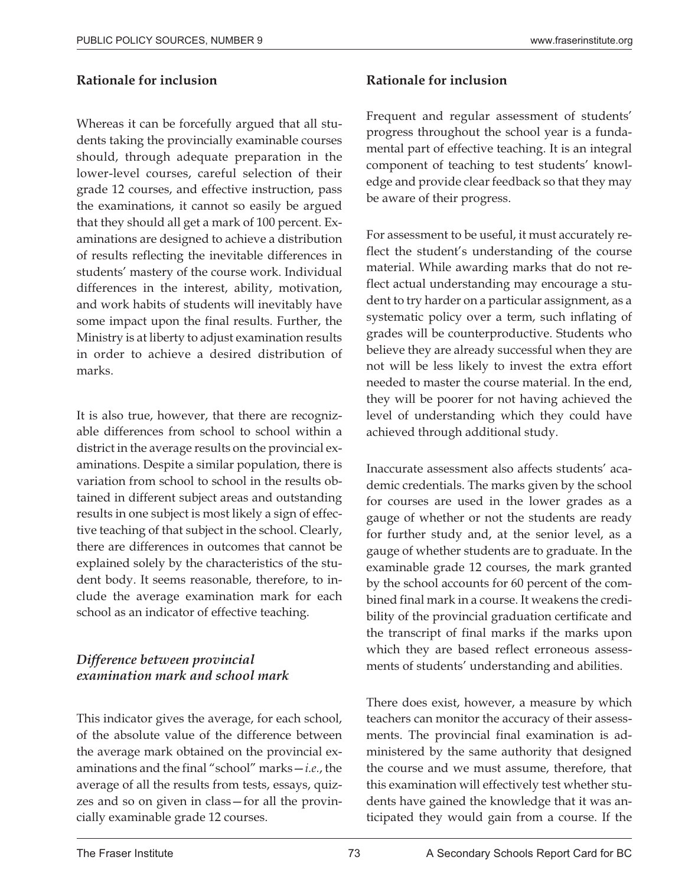## Rationale for inclusion

Whereas it can be forcefully argued that all students taking the provincially examinable courses should, through adequate preparation in the lower-level courses, careful selection of their grade 12 courses, and effective instruction, pass the examinations, it cannot so easily be argued that they should all get a mark of 100 percent. Examinations are designed to achieve a distribution of results reflecting the inevitable differences in students' mastery of the course work. Individual differences in the interest, ability, motivation, and work habits of students will inevitably have some impact upon the final results. Further, the Ministry is at liberty to adjust examination results in order to achieve a desired distribution of marks.

It is also true, however, that there are recognizable differences from school to school within a district in the average results on the provincial examinations. Despite a similar population, there is variation from school to school in the results obtained in different subject areas and outstanding results in one subject is most likely a sign of effective teaching of that subject in the school. Clearly, there are differences in outcomes that cannot be explained solely by the characteristics of the student body. It seems reasonable, therefore, to include the average examination mark for each school as an indicator of effective teaching.

### *Difference between provincial examination mark and school mark*

This indicator gives the average, for each school, of the absolute value of the difference between the average mark obtained on the provincial examinations and the final "school" marks—*i.e.*, the average of all the results from tests, essays, quizzes and so on given in class—for all the provincially examinable grade 12 courses.

## Rationale for inclusion

Frequent and regular assessment of students' progress throughout the school year is a fundamental part of effective teaching. It is an integral component of teaching to test students' knowledge and provide clear feedback so that they may be aware of their progress.

For assessment to be useful, it must accurately reflect the student's understanding of the course material. While awarding marks that do not reflect actual understanding may encourage a student to try harder on a particular assignment, as a systematic policy over a term, such inflating of grades will be counterproductive. Students who believe they are already successful when they are not will be less likely to invest the extra effort needed to master the course material. In the end, they will be poorer for not having achieved the level of understanding which they could have achieved through additional study.

Inaccurate assessment also affects students' academic credentials. The marks given by the school for courses are used in the lower grades as a gauge of whether or not the students are ready for further study and, at the senior level, as a gauge of whether students are to graduate. In the examinable grade 12 courses, the mark granted by the school accounts for 60 percent of the combined final mark in a course. It weakens the credibility of the provincial graduation certificate and the transcript of final marks if the marks upon which they are based reflect erroneous assessments of students' understanding and abilities.

There does exist, however, a measure by which teachers can monitor the accuracy of their assessments. The provincial final examination is administered by the same authority that designed the course and we must assume, therefore, that this examination will effectively test whether students have gained the knowledge that it was anticipated they would gain from a course. If the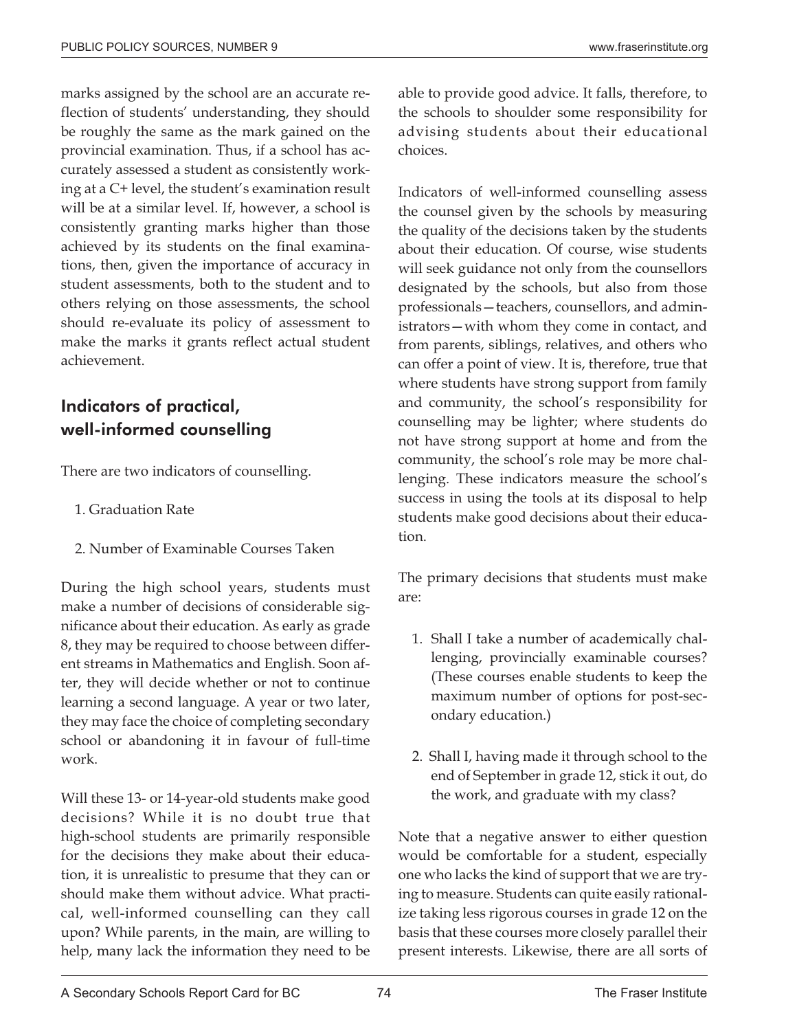marks assigned by the school are an accurate reflection of students' understanding, they should be roughly the same as the mark gained on the provincial examination. Thus, if a school has accurately assessed a student as consistently working at a C+ level, the student's examination result will be at a similar level. If, however, a school is consistently granting marks higher than those achieved by its students on the final examinations, then, given the importance of accuracy in student assessments, both to the student and to others relying on those assessments, the school should re-evaluate its policy of assessment to make the marks it grants reflect actual student achievement.

## Indicators of practical, well-informed counselling

There are two indicators of counselling.

1. Graduation Rate
2. Number of Examinable Courses Taken

During the high school years, students must make a number of decisions of considerable significance about their education. As early as grade 8, they may be required to choose between different streams in Mathematics and English. Soon after, they will decide whether or not to continue learning a second language. A year or two later, they may face the choice of completing secondary school or abandoning it in favour of full-time work.

Will these 13- or 14-year-old students make good decisions? While it is no doubt true that high-school students are primarily responsible for the decisions they make about their education, it is unrealistic to presume that they can or should make them without advice. What practical, well-informed counselling can they call upon? While parents, in the main, are willing to help, many lack the information they need to be able to provide good advice. It falls, therefore, to the schools to shoulder some responsibility for advising students about their educational choices.

Indicators of well-informed counselling assess the counsel given by the schools by measuring the quality of the decisions taken by the students about their education. Of course, wise students will seek guidance not only from the counsellors designated by the schools, but also from those professionals—teachers, counsellors, and administrators—with whom they come in contact, and from parents, siblings, relatives, and others who can offer a point of view. It is, therefore, true that where students have strong support from family and community, the school's responsibility for counselling may be lighter; where students do not have strong support at home and from the community, the school's role may be more challenging. These indicators measure the school's success in using the tools at its disposal to help students make good decisions about their education.

The primary decisions that students must make are:

1. Shall I take a number of academically challenging, provincially examinable courses? (These courses enable students to keep the maximum number of options for post-secondary education.)
2. Shall I, having made it through school to the end of September in grade 12, stick it out, do the work, and graduate with my class?

Note that a negative answer to either question would be comfortable for a student, especially one who lacks the kind of support that we are trying to measure. Students can quite easily rationalize taking less rigorous courses in grade 12 on the basis that these courses more closely parallel their present interests. Likewise, there are all sorts of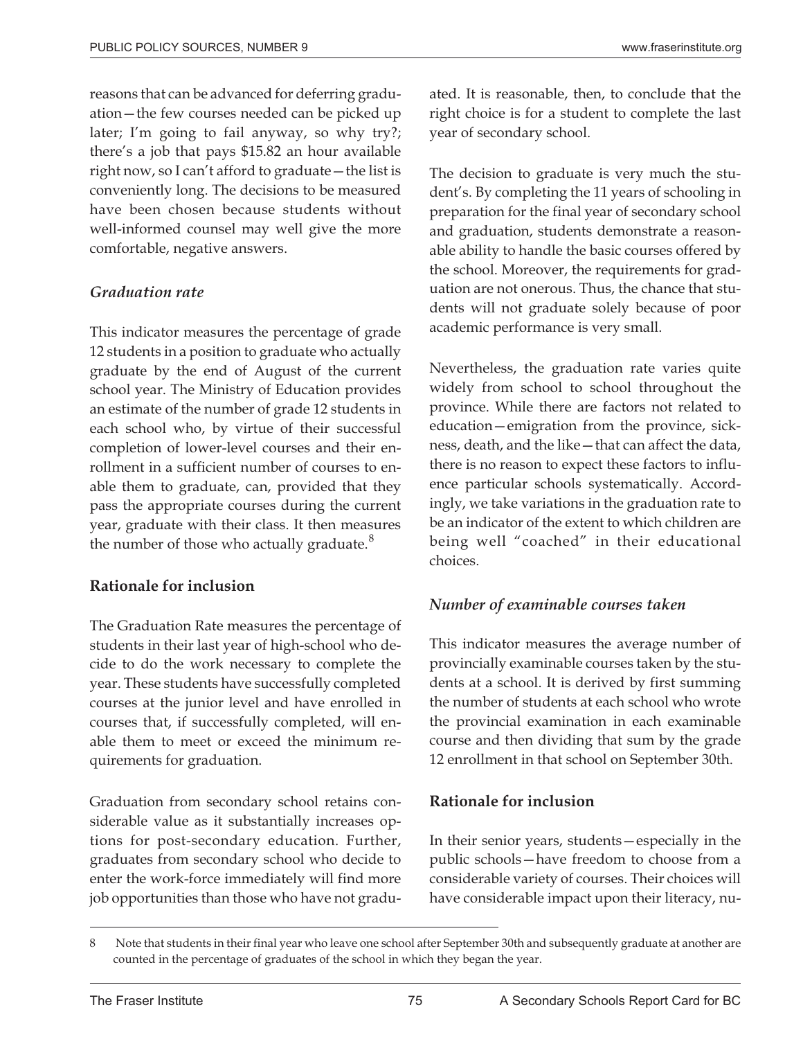reasons that can be advanced for deferring graduation—the few courses needed can be picked up later; I'm going to fail anyway, so why try?; there's a job that pays $15.82 an hour available right now, so I can't afford to graduate—the list is conveniently long. The decisions to be measured have been chosen because students without well-informed counsel may well give the more comfortable, negative answers.

### *Graduation rate*

This indicator measures the percentage of grade 12 students in a position to graduate who actually graduate by the end of August of the current school year. The Ministry of Education provides an estimate of the number of grade 12 students in each school who, by virtue of their successful completion of lower-level courses and their enrollment in a sufficient number of courses to enable them to graduate, can, provided that they pass the appropriate courses during the current year, graduate with their class. It then measures the number of those who actually graduate.[8]

#### **Rationale for inclusion**

The Graduation Rate measures the percentage of students in their last year of high-school who decide to do the work necessary to complete the year. These students have successfully completed courses at the junior level and have enrolled in courses that, if successfully completed, will enable them to meet or exceed the minimum requirements for graduation.

Graduation from secondary school retains considerable value as it substantially increases options for post-secondary education. Further, graduates from secondary school who decide to enter the work-force immediately will find more job opportunities than those who have not graduated. It is reasonable, then, to conclude that the right choice is for a student to complete the last year of secondary school.

The decision to graduate is very much the student's. By completing the 11 years of schooling in preparation for the final year of secondary school and graduation, students demonstrate a reasonable ability to handle the basic courses offered by the school. Moreover, the requirements for graduation are not onerous. Thus, the chance that students will not graduate solely because of poor academic performance is very small.

Nevertheless, the graduation rate varies quite widely from school to school throughout the province. While there are factors not related to education—emigration from the province, sickness, death, and the like—that can affect the data, there is no reason to expect these factors to influence particular schools systematically. Accordingly, we take variations in the graduation rate to be an indicator of the extent to which children are being well "coached" in their educational choices.

### *Number of examinable courses taken*

This indicator measures the average number of provincially examinable courses taken by the students at a school. It is derived by first summing the number of students at each school who wrote the provincial examination in each examinable course and then dividing that sum by the grade 12 enrollment in that school on September 30th.

#### **Rationale for inclusion**

In their senior years, students—especially in the public schools—have freedom to choose from a considerable variety of courses. Their choices will have considerable impact upon their literacy, nu-

---

8 Note that students in their final year who leave one school after September 30th and subsequently graduate at another are counted in the percentage of graduates of the school in which they began the year.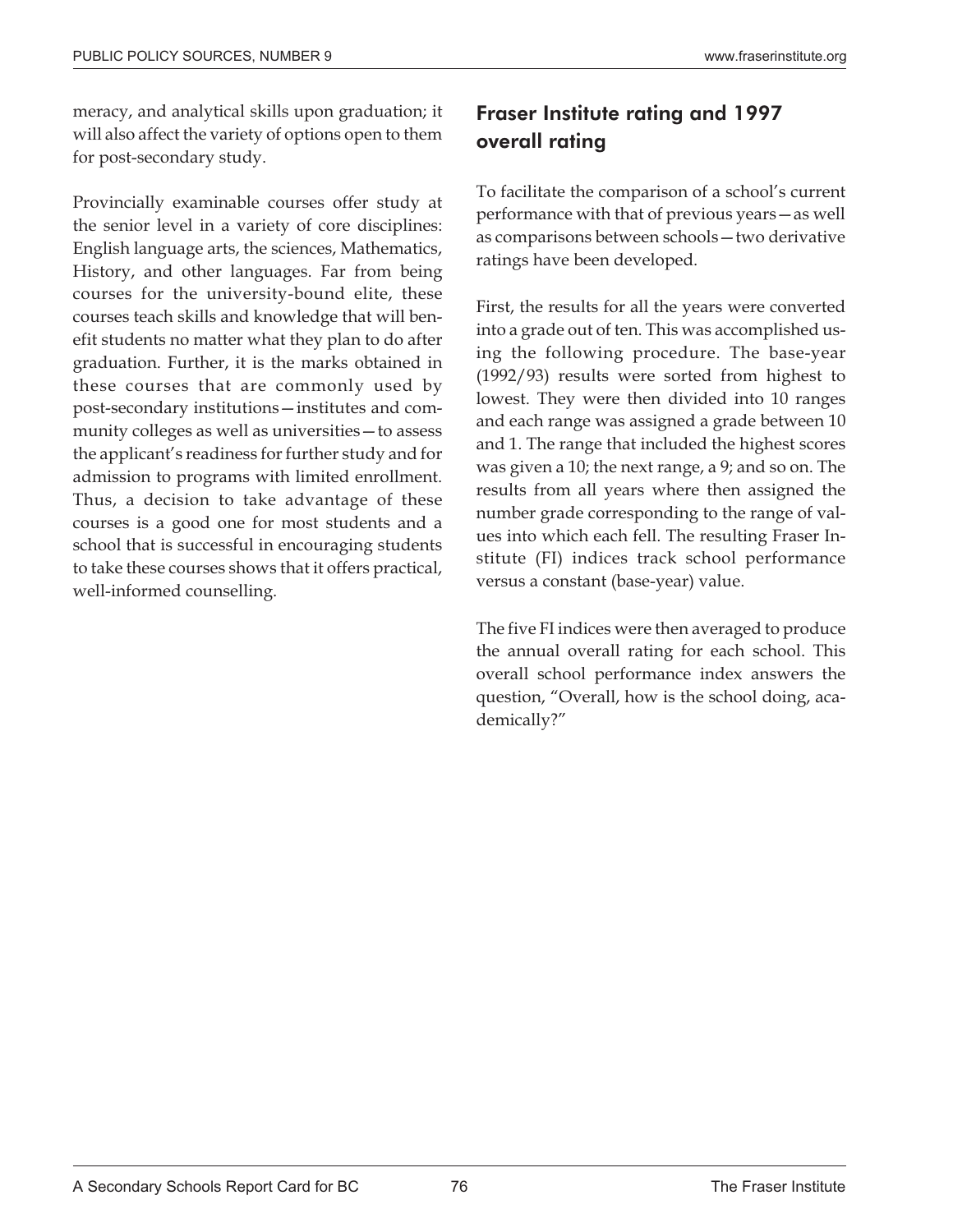meracy, and analytical skills upon graduation; it will also affect the variety of options open to them for post-secondary study.

Provincially examinable courses offer study at the senior level in a variety of core disciplines: English language arts, the sciences, Mathematics, History, and other languages. Far from being courses for the university-bound elite, these courses teach skills and knowledge that will benefit students no matter what they plan to do after graduation. Further, it is the marks obtained in these courses that are commonly used by post-secondary institutions—institutes and community colleges as well as universities—to assess the applicant's readiness for further study and for admission to programs with limited enrollment. Thus, a decision to take advantage of these courses is a good one for most students and a school that is successful in encouraging students to take these courses shows that it offers practical, well-informed counselling.

## Fraser Institute rating and 1997 overall rating

To facilitate the comparison of a school's current performance with that of previous years—as well as comparisons between schools—two derivative ratings have been developed.

First, the results for all the years were converted into a grade out of ten. This was accomplished using the following procedure. The base-year (1992/93) results were sorted from highest to lowest. They were then divided into 10 ranges and each range was assigned a grade between 10 and 1. The range that included the highest scores was given a 10; the next range, a 9; and so on. The results from all years where then assigned the number grade corresponding to the range of values into which each fell. The resulting Fraser Institute (FI) indices track school performance versus a constant (base-year) value.

The five FI indices were then averaged to produce the annual overall rating for each school. This overall school performance index answers the question, "Overall, how is the school doing, academically?"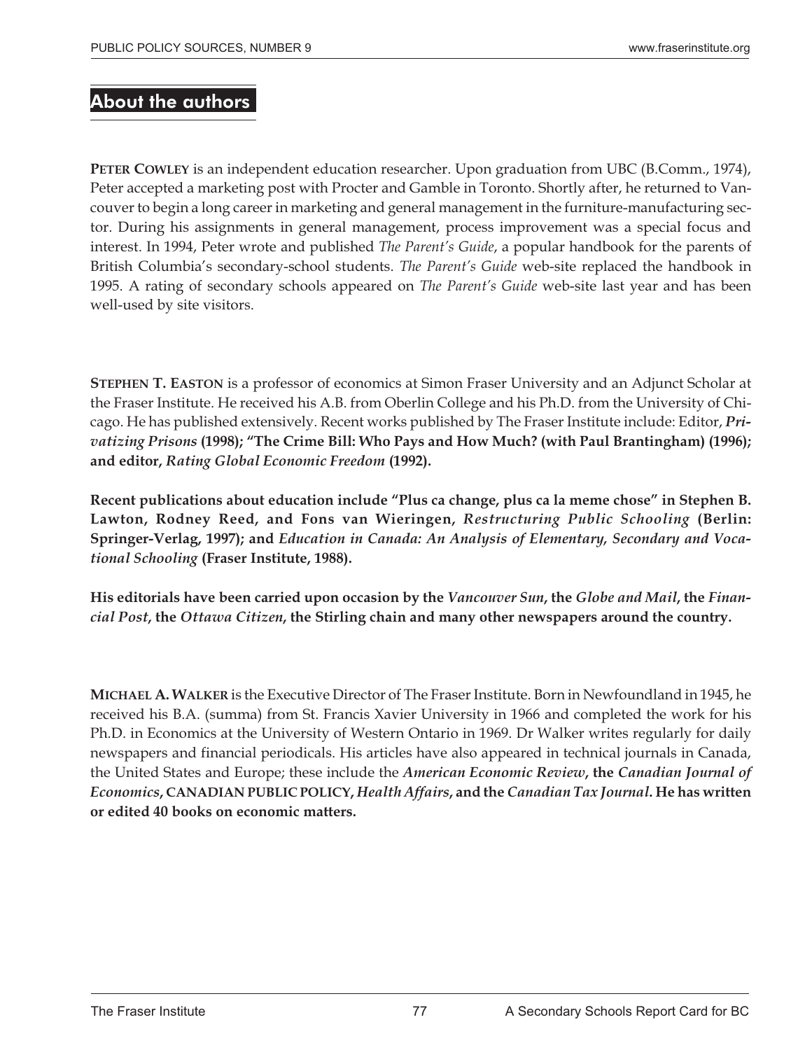## About the authors

**Peter Cowley** is an independent education researcher. Upon graduation from UBC (B.Comm., 1974), Peter accepted a marketing post with Procter and Gamble in Toronto. Shortly after, he returned to Vancouver to begin a long career in marketing and general management in the furniture-manufacturing sector. During his assignments in general management, process improvement was a special focus and interest. In 1994, Peter wrote and published *The Parent's Guide*, a popular handbook for the parents of British Columbia's secondary-school students. *The Parent's Guide* web-site replaced the handbook in 1995. A rating of secondary schools appeared on *The Parent's Guide* web-site last year and has been well-used by site visitors.

**Stephen T. Easton** is a professor of economics at Simon Fraser University and an Adjunct Scholar at the Fraser Institute. He received his A.B. from Oberlin College and his Ph.D. from the University of Chicago. He has published extensively. Recent works published by The Fraser Institute include: Editor, ***Privatizing Prisons* (1998); "The Crime Bill: Who Pays and How Much? (with Paul Brantingham) (1996); and editor, *Rating Global Economic Freedom* (1992).**

**Recent publications about education include "Plus ca change, plus ca la meme chose" in Stephen B. Lawton, Rodney Reed, and Fons van Wieringen, *Restructuring Public Schooling* (Berlin: Springer-Verlag, 1997); and *Education in Canada: An Analysis of Elementary, Secondary and Vocational Schooling* (Fraser Institute, 1988).**

**His editorials have been carried upon occasion by the *Vancouver Sun*, the *Globe and Mail*, the *Financial Post*, the *Ottawa Citizen*, the Stirling chain and many other newspapers around the country.**

**Michael A. Walker** is the Executive Director of The Fraser Institute. Born in Newfoundland in 1945, he received his B.A. (summa) from St. Francis Xavier University in 1966 and completed the work for his Ph.D. in Economics at the University of Western Ontario in 1969. Dr Walker writes regularly for daily newspapers and financial periodicals. His articles have also appeared in technical journals in Canada, the United States and Europe; these include the ***American Economic Review*, the *Canadian Journal of Economics*, CANADIAN PUBLIC POLICY, *Health Affairs*, and the *Canadian Tax Journal*. He has written or edited 40 books on economic matters.**